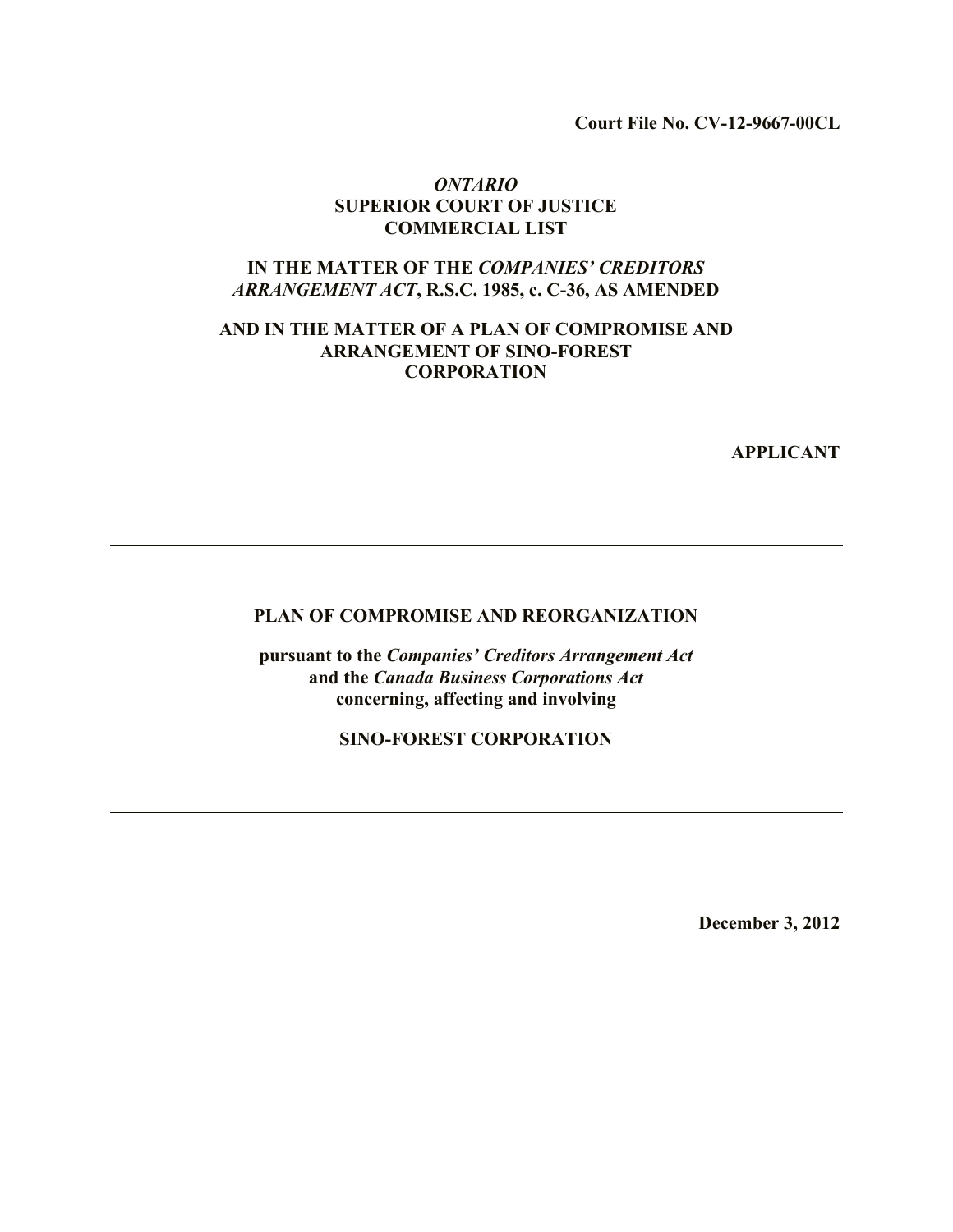**Court File No. CV-12-9667-00CL**

***ONTARIO***
**SUPERIOR COURT OF JUSTICE**
**COMMERCIAL LIST**

**IN THE MATTER OF THE *COMPANIES' CREDITORS ARRANGEMENT ACT*, R.S.C. 1985, c. C-36, AS AMENDED**

**AND IN THE MATTER OF A PLAN OF COMPROMISE AND ARRANGEMENT OF SINO-FOREST CORPORATION**

**APPLICANT**

---

# PLAN OF COMPROMISE AND REORGANIZATION

**pursuant to the *Companies' Creditors Arrangement Act* and the *Canada Business Corporations Act* concerning, affecting and involving**

**SINO-FOREST CORPORATION**

---

**December 3, 2012**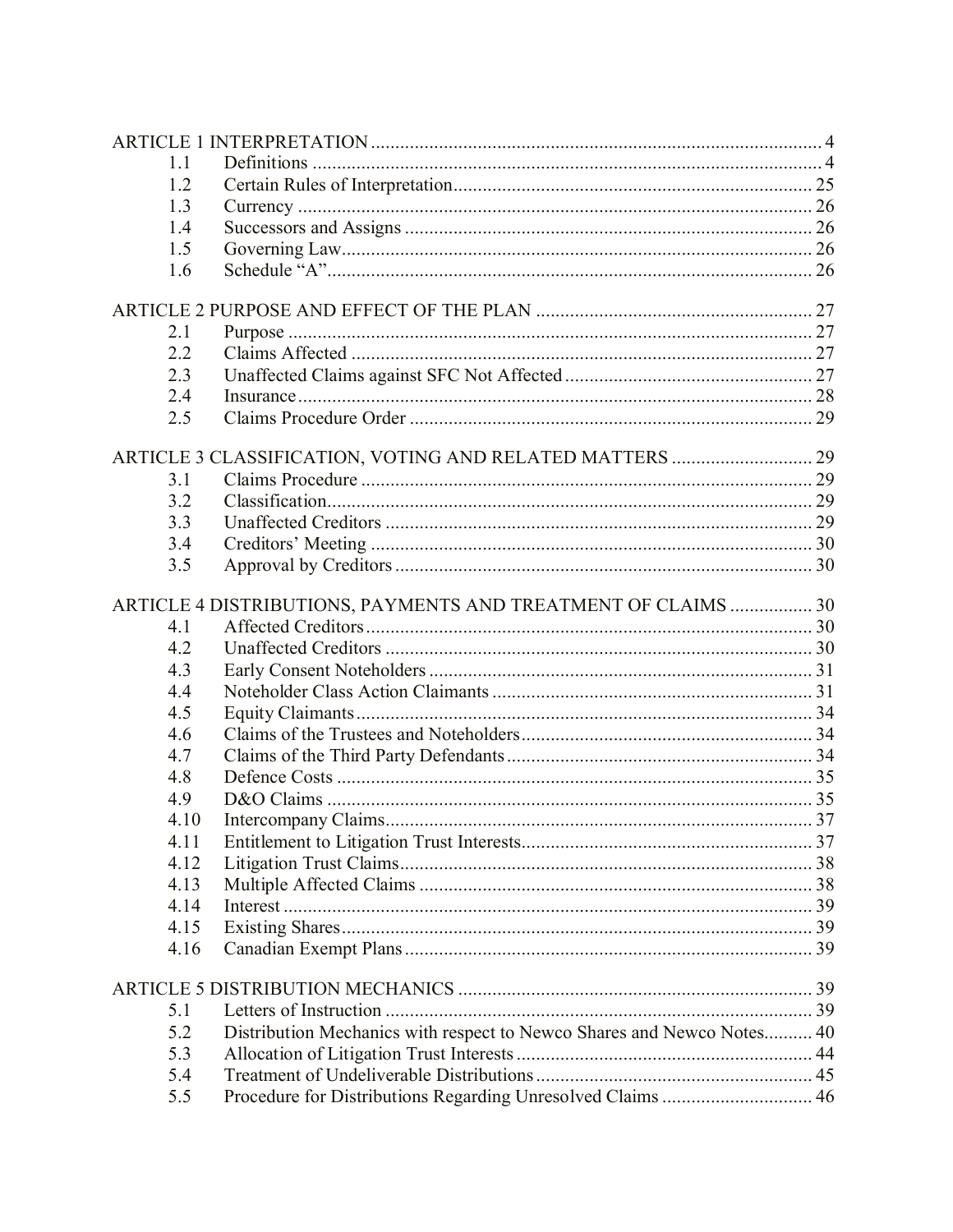| | | |
|---|---|---|
| ARTICLE 1 INTERPRETATION | | 4 |
| 1.1 | Definitions | 4 |
| 1.2 | Certain Rules of Interpretation | 25 |
| 1.3 | Currency | 26 |
| 1.4 | Successors and Assigns | 26 |
| 1.5 | Governing Law | 26 |
| 1.6 | Schedule "A" | 26 |
| ARTICLE 2 PURPOSE AND EFFECT OF THE PLAN | | 27 |
| 2.1 | Purpose | 27 |
| 2.2 | Claims Affected | 27 |
| 2.3 | Unaffected Claims against SFC Not Affected | 27 |
| 2.4 | Insurance | 28 |
| 2.5 | Claims Procedure Order | 29 |
| ARTICLE 3 CLASSIFICATION, VOTING AND RELATED MATTERS | | 29 |
| 3.1 | Claims Procedure | 29 |
| 3.2 | Classification | 29 |
| 3.3 | Unaffected Creditors | 29 |
| 3.4 | Creditors' Meeting | 30 |
| 3.5 | Approval by Creditors | 30 |
| ARTICLE 4 DISTRIBUTIONS, PAYMENTS AND TREATMENT OF CLAIMS | | 30 |
| 4.1 | Affected Creditors | 30 |
| 4.2 | Unaffected Creditors | 30 |
| 4.3 | Early Consent Noteholders | 31 |
| 4.4 | Noteholder Class Action Claimants | 31 |
| 4.5 | Equity Claimants | 34 |
| 4.6 | Claims of the Trustees and Noteholders | 34 |
| 4.7 | Claims of the Third Party Defendants | 34 |
| 4.8 | Defence Costs | 35 |
| 4.9 | D&O Claims | 35 |
| 4.10 | Intercompany Claims | 37 |
| 4.11 | Entitlement to Litigation Trust Interests | 37 |
| 4.12 | Litigation Trust Claims | 38 |
| 4.13 | Multiple Affected Claims | 38 |
| 4.14 | Interest | 39 |
| 4.15 | Existing Shares | 39 |
| 4.16 | Canadian Exempt Plans | 39 |
| ARTICLE 5 DISTRIBUTION MECHANICS | | 39 |
| 5.1 | Letters of Instruction | 39 |
| 5.2 | Distribution Mechanics with respect to Newco Shares and Newco Notes | 40 |
| 5.3 | Allocation of Litigation Trust Interests | 44 |
| 5.4 | Treatment of Undeliverable Distributions | 45 |
| 5.5 | Procedure for Distributions Regarding Unresolved Claims | 46 |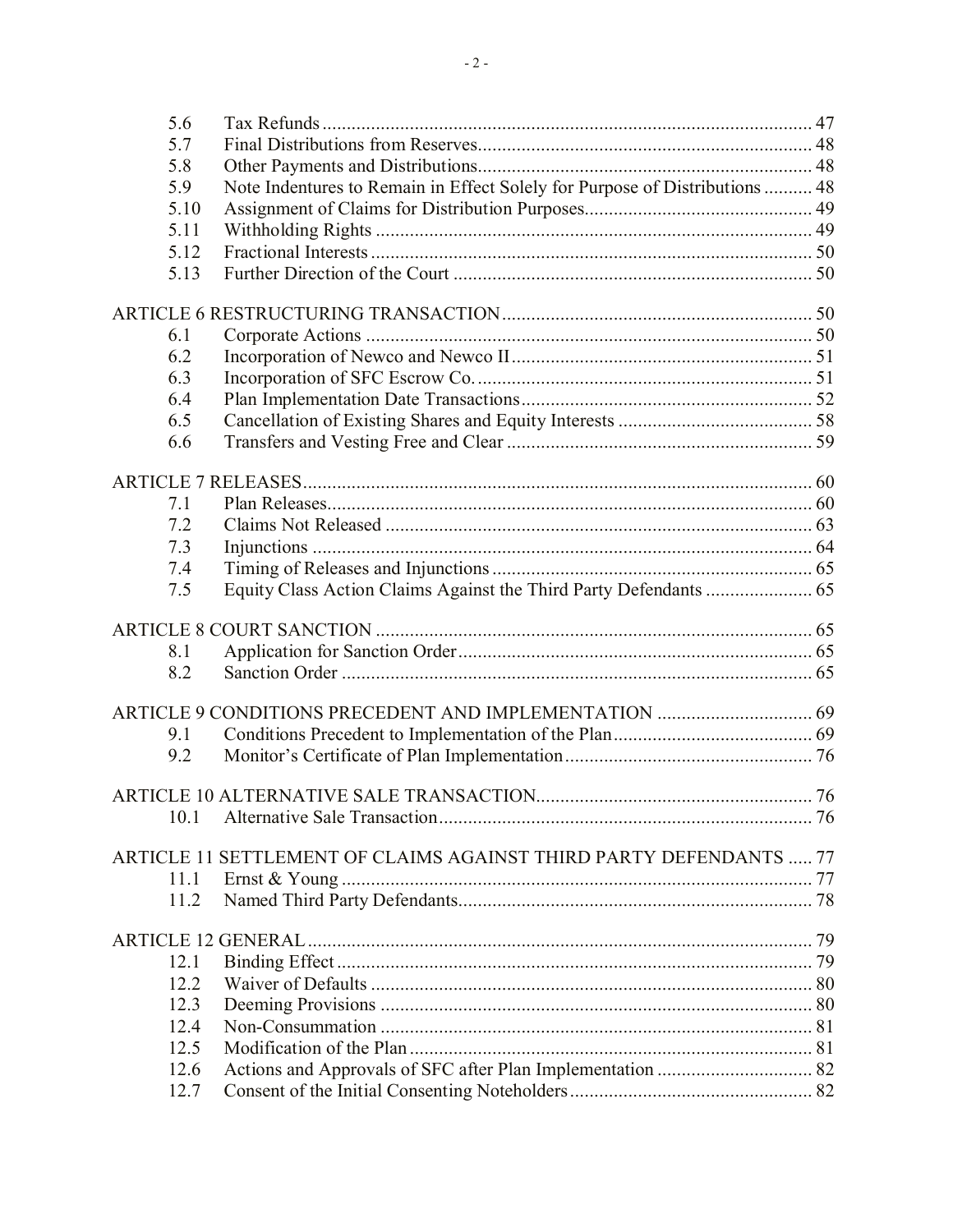| | | |
|---|---|---|
| 5.6 | Tax Refunds | 47 |
| 5.7 | Final Distributions from Reserves | 48 |
| 5.8 | Other Payments and Distributions | 48 |
| 5.9 | Note Indentures to Remain in Effect Solely for Purpose of Distributions | 48 |
| 5.10 | Assignment of Claims for Distribution Purposes | 49 |
| 5.11 | Withholding Rights | 49 |
| 5.12 | Fractional Interests | 50 |
| 5.13 | Further Direction of the Court | 50 |
| **ARTICLE 6 RESTRUCTURING TRANSACTION** | | 50 |
| 6.1 | Corporate Actions | 50 |
| 6.2 | Incorporation of Newco and Newco II | 51 |
| 6.3 | Incorporation of SFC Escrow Co. | 51 |
| 6.4 | Plan Implementation Date Transactions | 52 |
| 6.5 | Cancellation of Existing Shares and Equity Interests | 58 |
| 6.6 | Transfers and Vesting Free and Clear | 59 |
| **ARTICLE 7 RELEASES** | | 60 |
| 7.1 | Plan Releases | 60 |
| 7.2 | Claims Not Released | 63 |
| 7.3 | Injunctions | 64 |
| 7.4 | Timing of Releases and Injunctions | 65 |
| 7.5 | Equity Class Action Claims Against the Third Party Defendants | 65 |
| **ARTICLE 8 COURT SANCTION** | | 65 |
| 8.1 | Application for Sanction Order | 65 |
| 8.2 | Sanction Order | 65 |
| **ARTICLE 9 CONDITIONS PRECEDENT AND IMPLEMENTATION** | | 69 |
| 9.1 | Conditions Precedent to Implementation of the Plan | 69 |
| 9.2 | Monitor's Certificate of Plan Implementation | 76 |
| **ARTICLE 10 ALTERNATIVE SALE TRANSACTION** | | 76 |
| 10.1 | Alternative Sale Transaction | 76 |
| **ARTICLE 11 SETTLEMENT OF CLAIMS AGAINST THIRD PARTY DEFENDANTS** | | 77 |
| 11.1 | Ernst & Young | 77 |
| 11.2 | Named Third Party Defendants | 78 |
| **ARTICLE 12 GENERAL** | | 79 |
| 12.1 | Binding Effect | 79 |
| 12.2 | Waiver of Defaults | 80 |
| 12.3 | Deeming Provisions | 80 |
| 12.4 | Non-Consummation | 81 |
| 12.5 | Modification of the Plan | 81 |
| 12.6 | Actions and Approvals of SFC after Plan Implementation | 82 |
| 12.7 | Consent of the Initial Consenting Noteholders | 82 |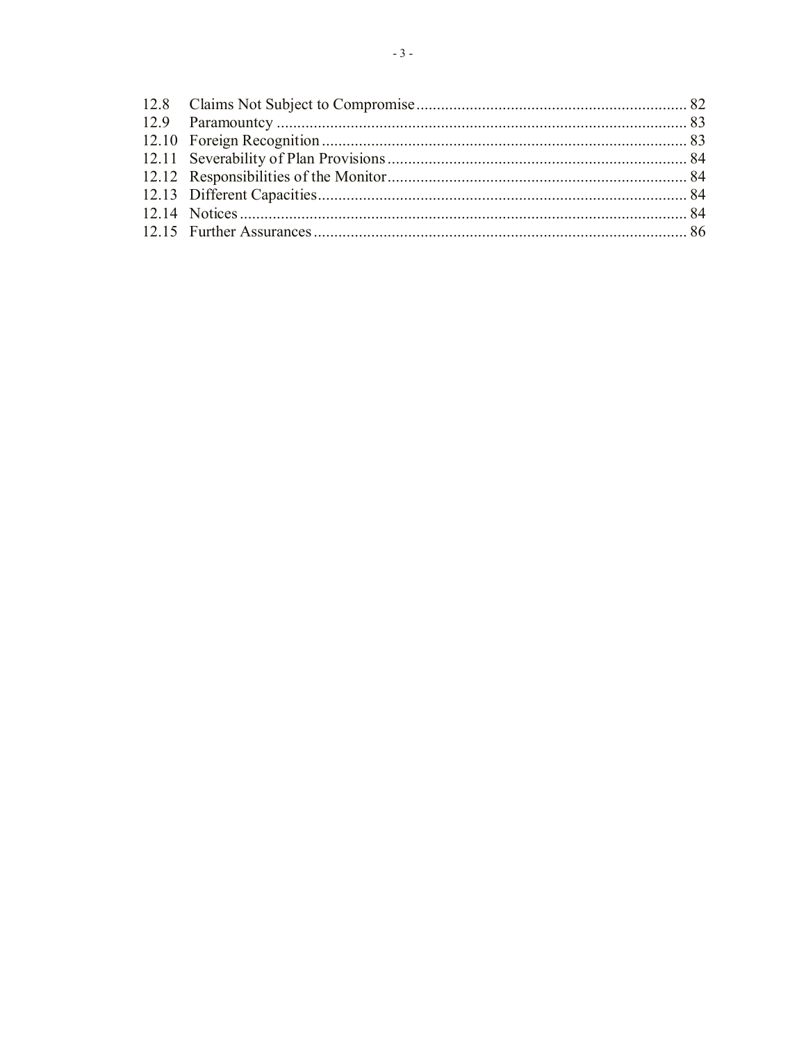| | | |
|---|---|---|
| 12.8 | Claims Not Subject to Compromise | 82 |
| 12.9 | Paramountcy | 83 |
| 12.10 | Foreign Recognition | 83 |
| 12.11 | Severability of Plan Provisions | 84 |
| 12.12 | Responsibilities of the Monitor | 84 |
| 12.13 | Different Capacities | 84 |
| 12.14 | Notices | 84 |
| 12.15 | Further Assurances | 86 |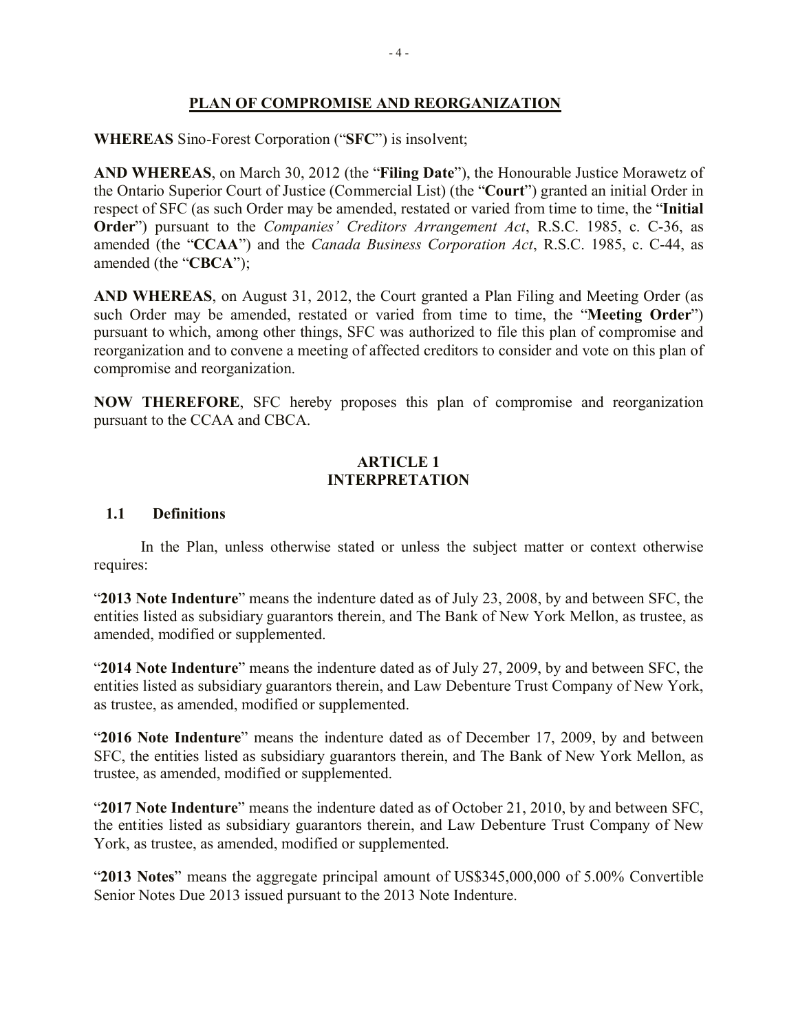## PLAN OF COMPROMISE AND REORGANIZATION

**WHEREAS** Sino-Forest Corporation ("**SFC**") is insolvent;

**AND WHEREAS**, on March 30, 2012 (the "**Filing Date**"), the Honourable Justice Morawetz of the Ontario Superior Court of Justice (Commercial List) (the "**Court**") granted an initial Order in respect of SFC (as such Order may be amended, restated or varied from time to time, the "**Initial Order**") pursuant to the *Companies' Creditors Arrangement Act*, R.S.C. 1985, c. C-36, as amended (the "**CCAA**") and the *Canada Business Corporation Act*, R.S.C. 1985, c. C-44, as amended (the "**CBCA**");

**AND WHEREAS**, on August 31, 2012, the Court granted a Plan Filing and Meeting Order (as such Order may be amended, restated or varied from time to time, the "**Meeting Order**") pursuant to which, among other things, SFC was authorized to file this plan of compromise and reorganization and to convene a meeting of affected creditors to consider and vote on this plan of compromise and reorganization.

**NOW THEREFORE**, SFC hereby proposes this plan of compromise and reorganization pursuant to the CCAA and CBCA.

## ARTICLE 1
## INTERPRETATION

### 1.1 Definitions

In the Plan, unless otherwise stated or unless the subject matter or context otherwise requires:

"**2013 Note Indenture**" means the indenture dated as of July 23, 2008, by and between SFC, the entities listed as subsidiary guarantors therein, and The Bank of New York Mellon, as trustee, as amended, modified or supplemented.

"**2014 Note Indenture**" means the indenture dated as of July 27, 2009, by and between SFC, the entities listed as subsidiary guarantors therein, and Law Debenture Trust Company of New York, as trustee, as amended, modified or supplemented.

"**2016 Note Indenture**" means the indenture dated as of December 17, 2009, by and between SFC, the entities listed as subsidiary guarantors therein, and The Bank of New York Mellon, as trustee, as amended, modified or supplemented.

"**2017 Note Indenture**" means the indenture dated as of October 21, 2010, by and between SFC, the entities listed as subsidiary guarantors therein, and Law Debenture Trust Company of New York, as trustee, as amended, modified or supplemented.

"**2013 Notes**" means the aggregate principal amount of US$345,000,000 of 5.00% Convertible Senior Notes Due 2013 issued pursuant to the 2013 Note Indenture.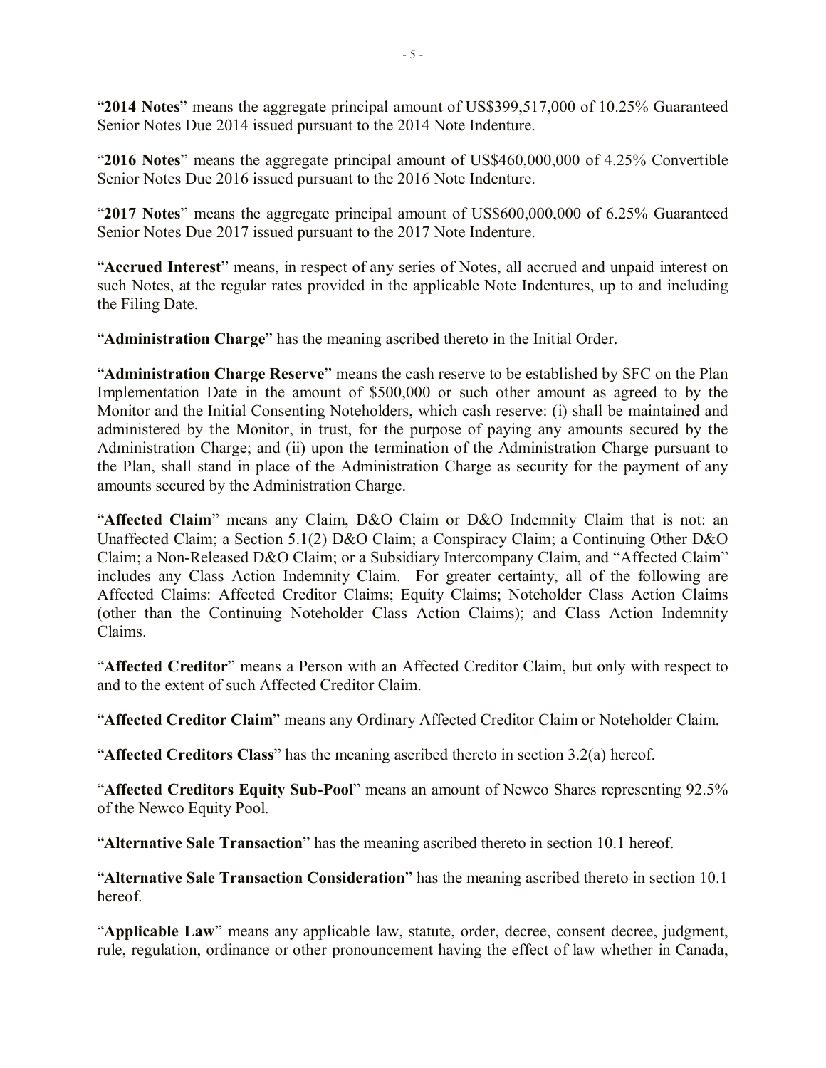"**2014 Notes**" means the aggregate principal amount of US$399,517,000 of 10.25% Guaranteed Senior Notes Due 2014 issued pursuant to the 2014 Note Indenture.

"**2016 Notes**" means the aggregate principal amount of US$460,000,000 of 4.25% Convertible Senior Notes Due 2016 issued pursuant to the 2016 Note Indenture.

"**2017 Notes**" means the aggregate principal amount of US$600,000,000 of 6.25% Guaranteed Senior Notes Due 2017 issued pursuant to the 2017 Note Indenture.

"**Accrued Interest**" means, in respect of any series of Notes, all accrued and unpaid interest on such Notes, at the regular rates provided in the applicable Note Indentures, up to and including the Filing Date.

"**Administration Charge**" has the meaning ascribed thereto in the Initial Order.

"**Administration Charge Reserve**" means the cash reserve to be established by SFC on the Plan Implementation Date in the amount of $500,000 or such other amount as agreed to by the Monitor and the Initial Consenting Noteholders, which cash reserve: (i) shall be maintained and administered by the Monitor, in trust, for the purpose of paying any amounts secured by the Administration Charge; and (ii) upon the termination of the Administration Charge pursuant to the Plan, shall stand in place of the Administration Charge as security for the payment of any amounts secured by the Administration Charge.

"**Affected Claim**" means any Claim, D&O Claim or D&O Indemnity Claim that is not: an Unaffected Claim; a Section 5.1(2) D&O Claim; a Conspiracy Claim; a Continuing Other D&O Claim; a Non-Released D&O Claim; or a Subsidiary Intercompany Claim, and "Affected Claim" includes any Class Action Indemnity Claim. For greater certainty, all of the following are Affected Claims: Affected Creditor Claims; Equity Claims; Noteholder Class Action Claims (other than the Continuing Noteholder Class Action Claims); and Class Action Indemnity Claims.

"**Affected Creditor**" means a Person with an Affected Creditor Claim, but only with respect to and to the extent of such Affected Creditor Claim.

"**Affected Creditor Claim**" means any Ordinary Affected Creditor Claim or Noteholder Claim.

"**Affected Creditors Class**" has the meaning ascribed thereto in section 3.2(a) hereof.

"**Affected Creditors Equity Sub-Pool**" means an amount of Newco Shares representing 92.5% of the Newco Equity Pool.

"**Alternative Sale Transaction**" has the meaning ascribed thereto in section 10.1 hereof.

"**Alternative Sale Transaction Consideration**" has the meaning ascribed thereto in section 10.1 hereof.

"**Applicable Law**" means any applicable law, statute, order, decree, consent decree, judgment, rule, regulation, ordinance or other pronouncement having the effect of law whether in Canada,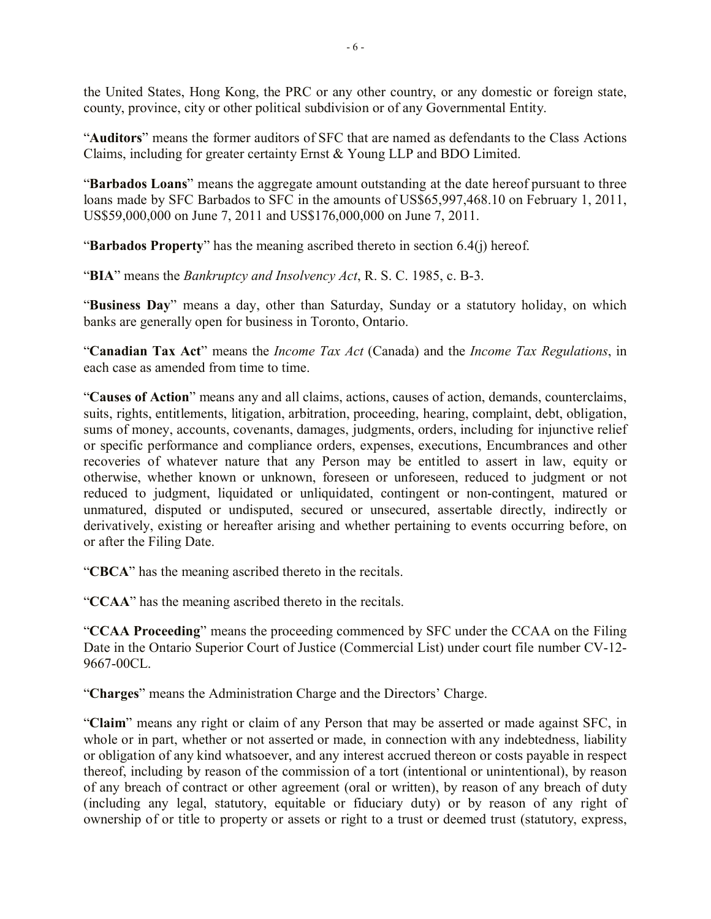the United States, Hong Kong, the PRC or any other country, or any domestic or foreign state, county, province, city or other political subdivision or of any Governmental Entity.

"**Auditors**" means the former auditors of SFC that are named as defendants to the Class Actions Claims, including for greater certainty Ernst & Young LLP and BDO Limited.

"**Barbados Loans**" means the aggregate amount outstanding at the date hereof pursuant to three loans made by SFC Barbados to SFC in the amounts of US$65,997,468.10 on February 1, 2011, US$59,000,000 on June 7, 2011 and US$176,000,000 on June 7, 2011.

"**Barbados Property**" has the meaning ascribed thereto in section 6.4(j) hereof.

"**BIA**" means the *Bankruptcy and Insolvency Act*, R. S. C. 1985, c. B-3.

"**Business Day**" means a day, other than Saturday, Sunday or a statutory holiday, on which banks are generally open for business in Toronto, Ontario.

"**Canadian Tax Act**" means the *Income Tax Act* (Canada) and the *Income Tax Regulations*, in each case as amended from time to time.

"**Causes of Action**" means any and all claims, actions, causes of action, demands, counterclaims, suits, rights, entitlements, litigation, arbitration, proceeding, hearing, complaint, debt, obligation, sums of money, accounts, covenants, damages, judgments, orders, including for injunctive relief or specific performance and compliance orders, expenses, executions, Encumbrances and other recoveries of whatever nature that any Person may be entitled to assert in law, equity or otherwise, whether known or unknown, foreseen or unforeseen, reduced to judgment or not reduced to judgment, liquidated or unliquidated, contingent or non-contingent, matured or unmatured, disputed or undisputed, secured or unsecured, assertable directly, indirectly or derivatively, existing or hereafter arising and whether pertaining to events occurring before, on or after the Filing Date.

"**CBCA**" has the meaning ascribed thereto in the recitals.

"**CCAA**" has the meaning ascribed thereto in the recitals.

"**CCAA Proceeding**" means the proceeding commenced by SFC under the CCAA on the Filing Date in the Ontario Superior Court of Justice (Commercial List) under court file number CV-12-9667-00CL.

"**Charges**" means the Administration Charge and the Directors' Charge.

"**Claim**" means any right or claim of any Person that may be asserted or made against SFC, in whole or in part, whether or not asserted or made, in connection with any indebtedness, liability or obligation of any kind whatsoever, and any interest accrued thereon or costs payable in respect thereof, including by reason of the commission of a tort (intentional or unintentional), by reason of any breach of contract or other agreement (oral or written), by reason of any breach of duty (including any legal, statutory, equitable or fiduciary duty) or by reason of any right of ownership of or title to property or assets or right to a trust or deemed trust (statutory, express,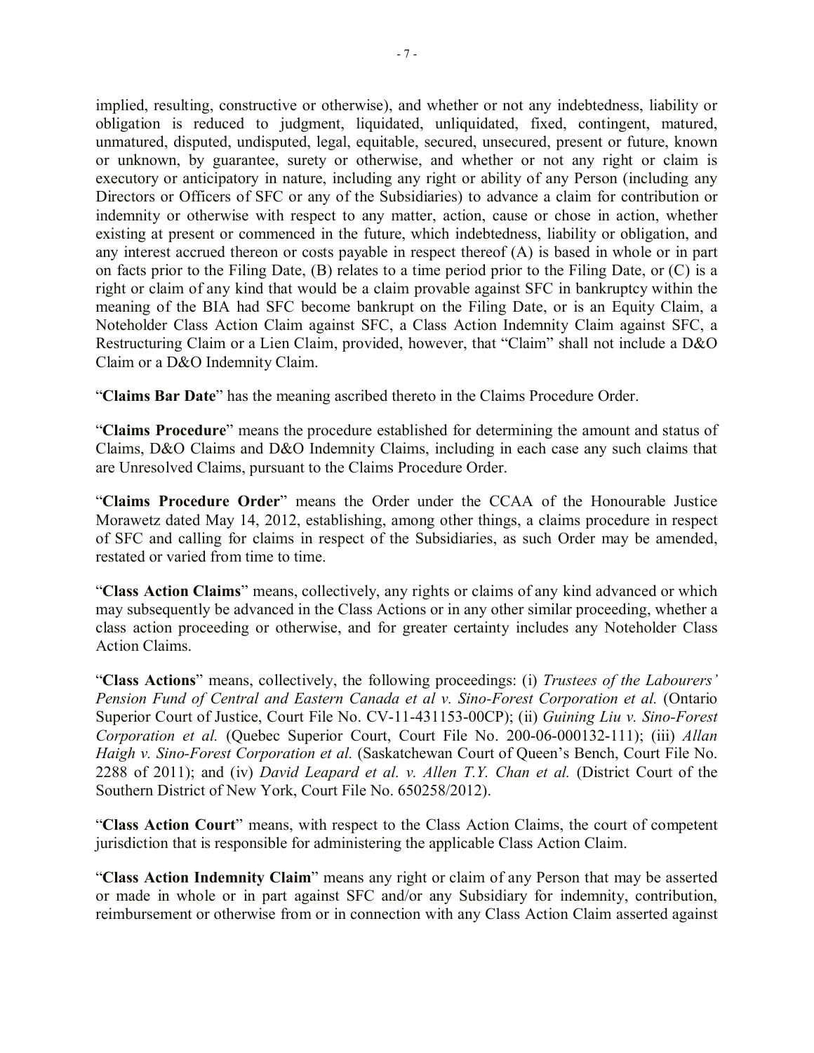implied, resulting, constructive or otherwise), and whether or not any indebtedness, liability or obligation is reduced to judgment, liquidated, unliquidated, fixed, contingent, matured, unmatured, disputed, undisputed, legal, equitable, secured, unsecured, present or future, known or unknown, by guarantee, surety or otherwise, and whether or not any right or claim is executory or anticipatory in nature, including any right or ability of any Person (including any Directors or Officers of SFC or any of the Subsidiaries) to advance a claim for contribution or indemnity or otherwise with respect to any matter, action, cause or chose in action, whether existing at present or commenced in the future, which indebtedness, liability or obligation, and any interest accrued thereon or costs payable in respect thereof (A) is based in whole or in part on facts prior to the Filing Date, (B) relates to a time period prior to the Filing Date, or (C) is a right or claim of any kind that would be a claim provable against SFC in bankruptcy within the meaning of the BIA had SFC become bankrupt on the Filing Date, or is an Equity Claim, a Noteholder Class Action Claim against SFC, a Class Action Indemnity Claim against SFC, a Restructuring Claim or a Lien Claim, provided, however, that "Claim" shall not include a D&O Claim or a D&O Indemnity Claim.

"**Claims Bar Date**" has the meaning ascribed thereto in the Claims Procedure Order.

"**Claims Procedure**" means the procedure established for determining the amount and status of Claims, D&O Claims and D&O Indemnity Claims, including in each case any such claims that are Unresolved Claims, pursuant to the Claims Procedure Order.

"**Claims Procedure Order**" means the Order under the CCAA of the Honourable Justice Morawetz dated May 14, 2012, establishing, among other things, a claims procedure in respect of SFC and calling for claims in respect of the Subsidiaries, as such Order may be amended, restated or varied from time to time.

"**Class Action Claims**" means, collectively, any rights or claims of any kind advanced or which may subsequently be advanced in the Class Actions or in any other similar proceeding, whether a class action proceeding or otherwise, and for greater certainty includes any Noteholder Class Action Claims.

"**Class Actions**" means, collectively, the following proceedings: (i) *Trustees of the Labourers' Pension Fund of Central and Eastern Canada et al v. Sino-Forest Corporation et al.* (Ontario Superior Court of Justice, Court File No. CV-11-431153-00CP); (ii) *Guining Liu v. Sino-Forest Corporation et al.* (Quebec Superior Court, Court File No. 200-06-000132-111); (iii) *Allan Haigh v. Sino-Forest Corporation et al.* (Saskatchewan Court of Queen's Bench, Court File No. 2288 of 2011); and (iv) *David Leapard et al. v. Allen T.Y. Chan et al.* (District Court of the Southern District of New York, Court File No. 650258/2012).

"**Class Action Court**" means, with respect to the Class Action Claims, the court of competent jurisdiction that is responsible for administering the applicable Class Action Claim.

"**Class Action Indemnity Claim**" means any right or claim of any Person that may be asserted or made in whole or in part against SFC and/or any Subsidiary for indemnity, contribution, reimbursement or otherwise from or in connection with any Class Action Claim asserted against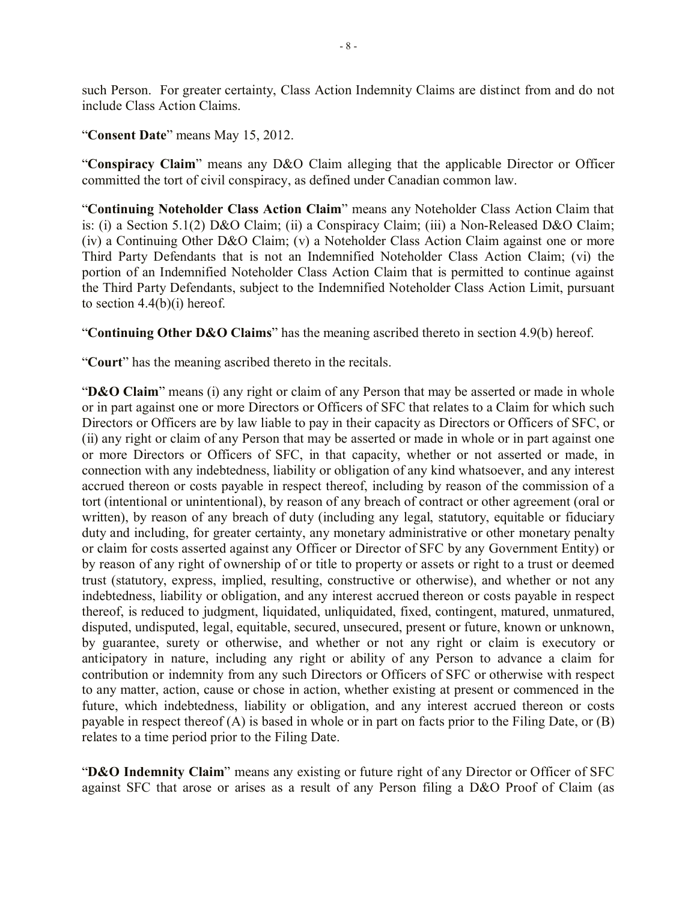such Person. For greater certainty, Class Action Indemnity Claims are distinct from and do not include Class Action Claims.

"**Consent Date**" means May 15, 2012.

"**Conspiracy Claim**" means any D&O Claim alleging that the applicable Director or Officer committed the tort of civil conspiracy, as defined under Canadian common law.

"**Continuing Noteholder Class Action Claim**" means any Noteholder Class Action Claim that is: (i) a Section 5.1(2) D&O Claim; (ii) a Conspiracy Claim; (iii) a Non-Released D&O Claim; (iv) a Continuing Other D&O Claim; (v) a Noteholder Class Action Claim against one or more Third Party Defendants that is not an Indemnified Noteholder Class Action Claim; (vi) the portion of an Indemnified Noteholder Class Action Claim that is permitted to continue against the Third Party Defendants, subject to the Indemnified Noteholder Class Action Limit, pursuant to section 4.4(b)(i) hereof.

"**Continuing Other D&O Claims**" has the meaning ascribed thereto in section 4.9(b) hereof.

"**Court**" has the meaning ascribed thereto in the recitals.

"**D&O Claim**" means (i) any right or claim of any Person that may be asserted or made in whole or in part against one or more Directors or Officers of SFC that relates to a Claim for which such Directors or Officers are by law liable to pay in their capacity as Directors or Officers of SFC, or (ii) any right or claim of any Person that may be asserted or made in whole or in part against one or more Directors or Officers of SFC, in that capacity, whether or not asserted or made, in connection with any indebtedness, liability or obligation of any kind whatsoever, and any interest accrued thereon or costs payable in respect thereof, including by reason of the commission of a tort (intentional or unintentional), by reason of any breach of contract or other agreement (oral or written), by reason of any breach of duty (including any legal, statutory, equitable or fiduciary duty and including, for greater certainty, any monetary administrative or other monetary penalty or claim for costs asserted against any Officer or Director of SFC by any Government Entity) or by reason of any right of ownership of or title to property or assets or right to a trust or deemed trust (statutory, express, implied, resulting, constructive or otherwise), and whether or not any indebtedness, liability or obligation, and any interest accrued thereon or costs payable in respect thereof, is reduced to judgment, liquidated, unliquidated, fixed, contingent, matured, unmatured, disputed, undisputed, legal, equitable, secured, unsecured, present or future, known or unknown, by guarantee, surety or otherwise, and whether or not any right or claim is executory or anticipatory in nature, including any right or ability of any Person to advance a claim for contribution or indemnity from any such Directors or Officers of SFC or otherwise with respect to any matter, action, cause or chose in action, whether existing at present or commenced in the future, which indebtedness, liability or obligation, and any interest accrued thereon or costs payable in respect thereof (A) is based in whole or in part on facts prior to the Filing Date, or (B) relates to a time period prior to the Filing Date.

"**D&O Indemnity Claim**" means any existing or future right of any Director or Officer of SFC against SFC that arose or arises as a result of any Person filing a D&O Proof of Claim (as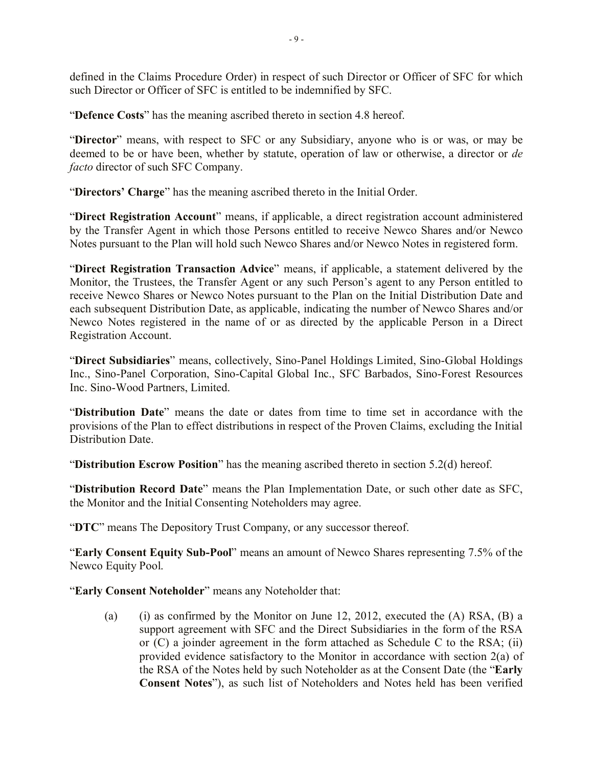defined in the Claims Procedure Order) in respect of such Director or Officer of SFC for which such Director or Officer of SFC is entitled to be indemnified by SFC.

"**Defence Costs**" has the meaning ascribed thereto in section 4.8 hereof.

"**Director**" means, with respect to SFC or any Subsidiary, anyone who is or was, or may be deemed to be or have been, whether by statute, operation of law or otherwise, a director or *de facto* director of such SFC Company.

"**Directors' Charge**" has the meaning ascribed thereto in the Initial Order.

"**Direct Registration Account**" means, if applicable, a direct registration account administered by the Transfer Agent in which those Persons entitled to receive Newco Shares and/or Newco Notes pursuant to the Plan will hold such Newco Shares and/or Newco Notes in registered form.

"**Direct Registration Transaction Advice**" means, if applicable, a statement delivered by the Monitor, the Trustees, the Transfer Agent or any such Person's agent to any Person entitled to receive Newco Shares or Newco Notes pursuant to the Plan on the Initial Distribution Date and each subsequent Distribution Date, as applicable, indicating the number of Newco Shares and/or Newco Notes registered in the name of or as directed by the applicable Person in a Direct Registration Account.

"**Direct Subsidiaries**" means, collectively, Sino-Panel Holdings Limited, Sino-Global Holdings Inc., Sino-Panel Corporation, Sino-Capital Global Inc., SFC Barbados, Sino-Forest Resources Inc. Sino-Wood Partners, Limited.

"**Distribution Date**" means the date or dates from time to time set in accordance with the provisions of the Plan to effect distributions in respect of the Proven Claims, excluding the Initial Distribution Date.

"**Distribution Escrow Position**" has the meaning ascribed thereto in section 5.2(d) hereof.

"**Distribution Record Date**" means the Plan Implementation Date, or such other date as SFC, the Monitor and the Initial Consenting Noteholders may agree.

"**DTC**" means The Depository Trust Company, or any successor thereof.

"**Early Consent Equity Sub-Pool**" means an amount of Newco Shares representing 7.5% of the Newco Equity Pool.

"**Early Consent Noteholder**" means any Noteholder that:

(a) (i) as confirmed by the Monitor on June 12, 2012, executed the (A) RSA, (B) a support agreement with SFC and the Direct Subsidiaries in the form of the RSA or (C) a joinder agreement in the form attached as Schedule C to the RSA; (ii) provided evidence satisfactory to the Monitor in accordance with section 2(a) of the RSA of the Notes held by such Noteholder as at the Consent Date (the "**Early Consent Notes**"), as such list of Noteholders and Notes held has been verified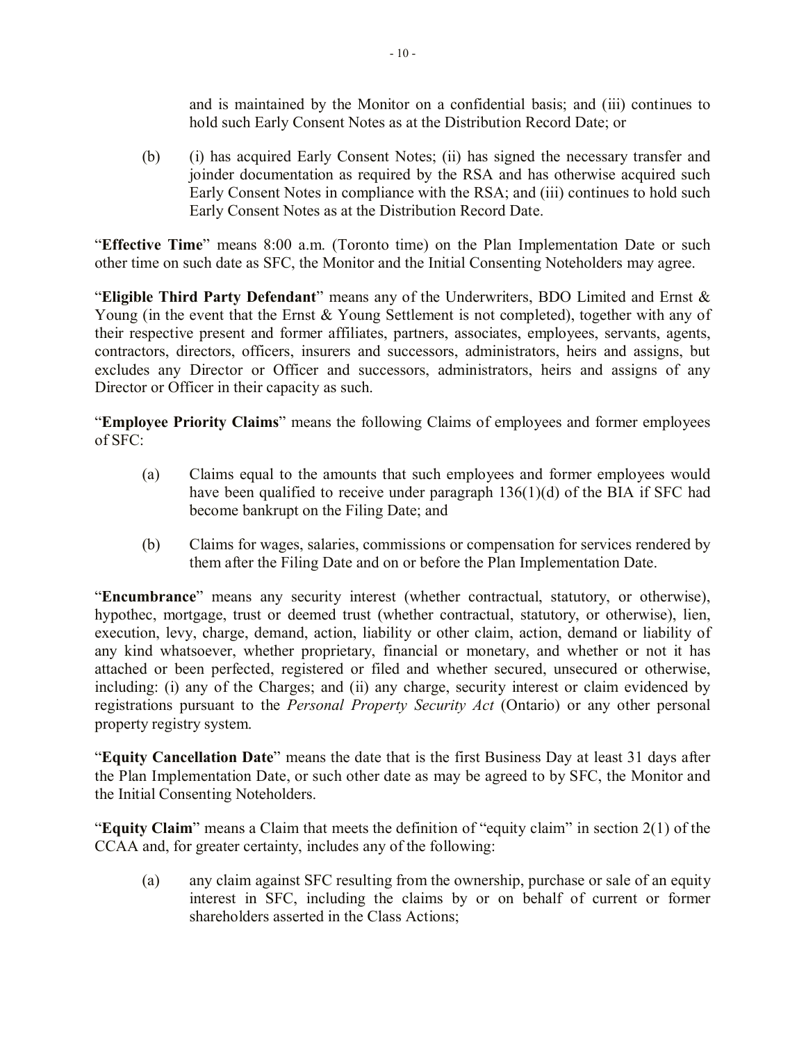and is maintained by the Monitor on a confidential basis; and (iii) continues to hold such Early Consent Notes as at the Distribution Record Date; or

(b) (i) has acquired Early Consent Notes; (ii) has signed the necessary transfer and joinder documentation as required by the RSA and has otherwise acquired such Early Consent Notes in compliance with the RSA; and (iii) continues to hold such Early Consent Notes as at the Distribution Record Date.

"**Effective Time**" means 8:00 a.m. (Toronto time) on the Plan Implementation Date or such other time on such date as SFC, the Monitor and the Initial Consenting Noteholders may agree.

"**Eligible Third Party Defendant**" means any of the Underwriters, BDO Limited and Ernst & Young (in the event that the Ernst & Young Settlement is not completed), together with any of their respective present and former affiliates, partners, associates, employees, servants, agents, contractors, directors, officers, insurers and successors, administrators, heirs and assigns, but excludes any Director or Officer and successors, administrators, heirs and assigns of any Director or Officer in their capacity as such.

"**Employee Priority Claims**" means the following Claims of employees and former employees of SFC:

(a) Claims equal to the amounts that such employees and former employees would have been qualified to receive under paragraph 136(1)(d) of the BIA if SFC had become bankrupt on the Filing Date; and

(b) Claims for wages, salaries, commissions or compensation for services rendered by them after the Filing Date and on or before the Plan Implementation Date.

"**Encumbrance**" means any security interest (whether contractual, statutory, or otherwise), hypothec, mortgage, trust or deemed trust (whether contractual, statutory, or otherwise), lien, execution, levy, charge, demand, action, liability or other claim, action, demand or liability of any kind whatsoever, whether proprietary, financial or monetary, and whether or not it has attached or been perfected, registered or filed and whether secured, unsecured or otherwise, including: (i) any of the Charges; and (ii) any charge, security interest or claim evidenced by registrations pursuant to the *Personal Property Security Act* (Ontario) or any other personal property registry system.

"**Equity Cancellation Date**" means the date that is the first Business Day at least 31 days after the Plan Implementation Date, or such other date as may be agreed to by SFC, the Monitor and the Initial Consenting Noteholders.

"**Equity Claim**" means a Claim that meets the definition of "equity claim" in section 2(1) of the CCAA and, for greater certainty, includes any of the following:

(a) any claim against SFC resulting from the ownership, purchase or sale of an equity interest in SFC, including the claims by or on behalf of current or former shareholders asserted in the Class Actions;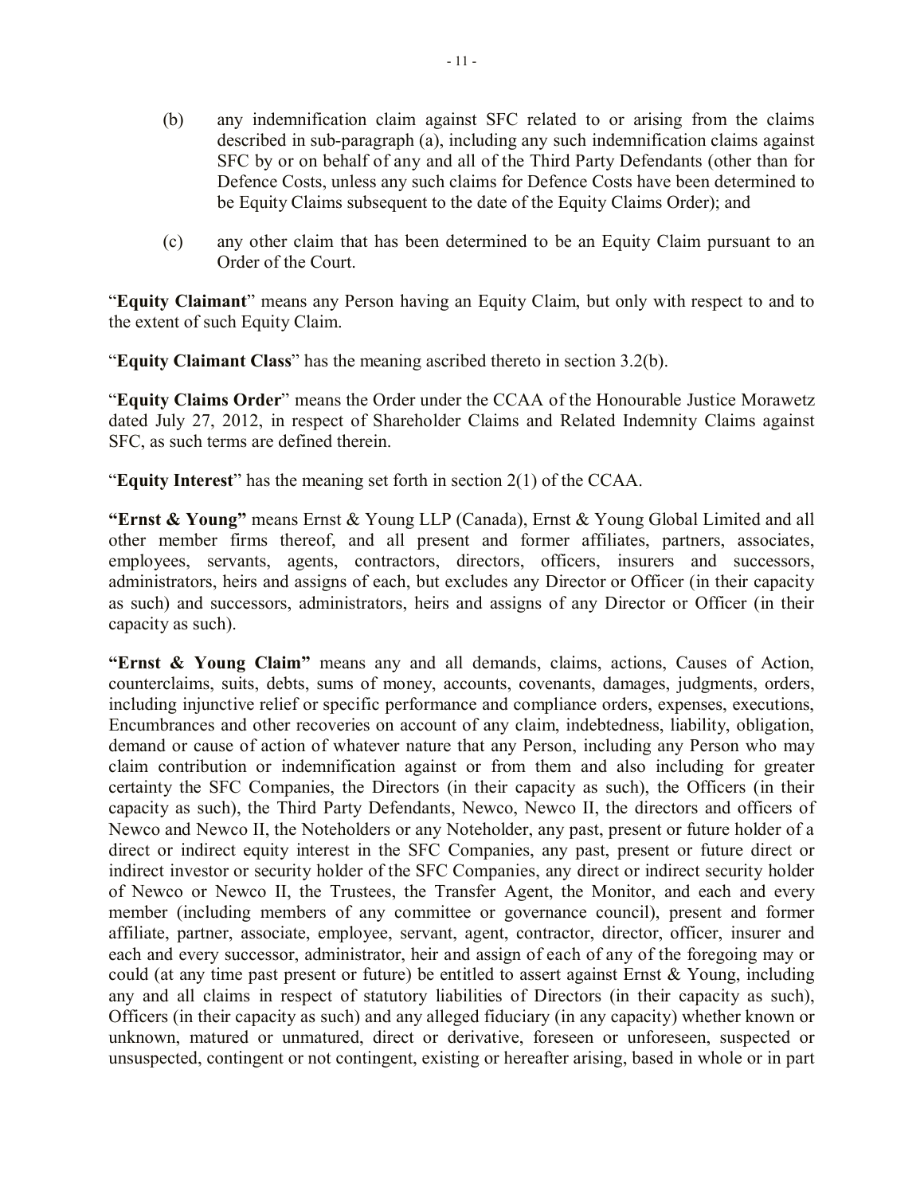(b) any indemnification claim against SFC related to or arising from the claims described in sub-paragraph (a), including any such indemnification claims against SFC by or on behalf of any and all of the Third Party Defendants (other than for Defence Costs, unless any such claims for Defence Costs have been determined to be Equity Claims subsequent to the date of the Equity Claims Order); and

(c) any other claim that has been determined to be an Equity Claim pursuant to an Order of the Court.

"**Equity Claimant**" means any Person having an Equity Claim, but only with respect to and to the extent of such Equity Claim.

"**Equity Claimant Class**" has the meaning ascribed thereto in section 3.2(b).

"**Equity Claims Order**" means the Order under the CCAA of the Honourable Justice Morawetz dated July 27, 2012, in respect of Shareholder Claims and Related Indemnity Claims against SFC, as such terms are defined therein.

"**Equity Interest**" has the meaning set forth in section 2(1) of the CCAA.

**"Ernst & Young"** means Ernst & Young LLP (Canada), Ernst & Young Global Limited and all other member firms thereof, and all present and former affiliates, partners, associates, employees, servants, agents, contractors, directors, officers, insurers and successors, administrators, heirs and assigns of each, but excludes any Director or Officer (in their capacity as such) and successors, administrators, heirs and assigns of any Director or Officer (in their capacity as such).

**"Ernst & Young Claim"** means any and all demands, claims, actions, Causes of Action, counterclaims, suits, debts, sums of money, accounts, covenants, damages, judgments, orders, including injunctive relief or specific performance and compliance orders, expenses, executions, Encumbrances and other recoveries on account of any claim, indebtedness, liability, obligation, demand or cause of action of whatever nature that any Person, including any Person who may claim contribution or indemnification against or from them and also including for greater certainty the SFC Companies, the Directors (in their capacity as such), the Officers (in their capacity as such), the Third Party Defendants, Newco, Newco II, the directors and officers of Newco and Newco II, the Noteholders or any Noteholder, any past, present or future holder of a direct or indirect equity interest in the SFC Companies, any past, present or future direct or indirect investor or security holder of the SFC Companies, any direct or indirect security holder of Newco or Newco II, the Trustees, the Transfer Agent, the Monitor, and each and every member (including members of any committee or governance council), present and former affiliate, partner, associate, employee, servant, agent, contractor, director, officer, insurer and each and every successor, administrator, heir and assign of each of any of the foregoing may or could (at any time past present or future) be entitled to assert against Ernst & Young, including any and all claims in respect of statutory liabilities of Directors (in their capacity as such), Officers (in their capacity as such) and any alleged fiduciary (in any capacity) whether known or unknown, matured or unmatured, direct or derivative, foreseen or unforeseen, suspected or unsuspected, contingent or not contingent, existing or hereafter arising, based in whole or in part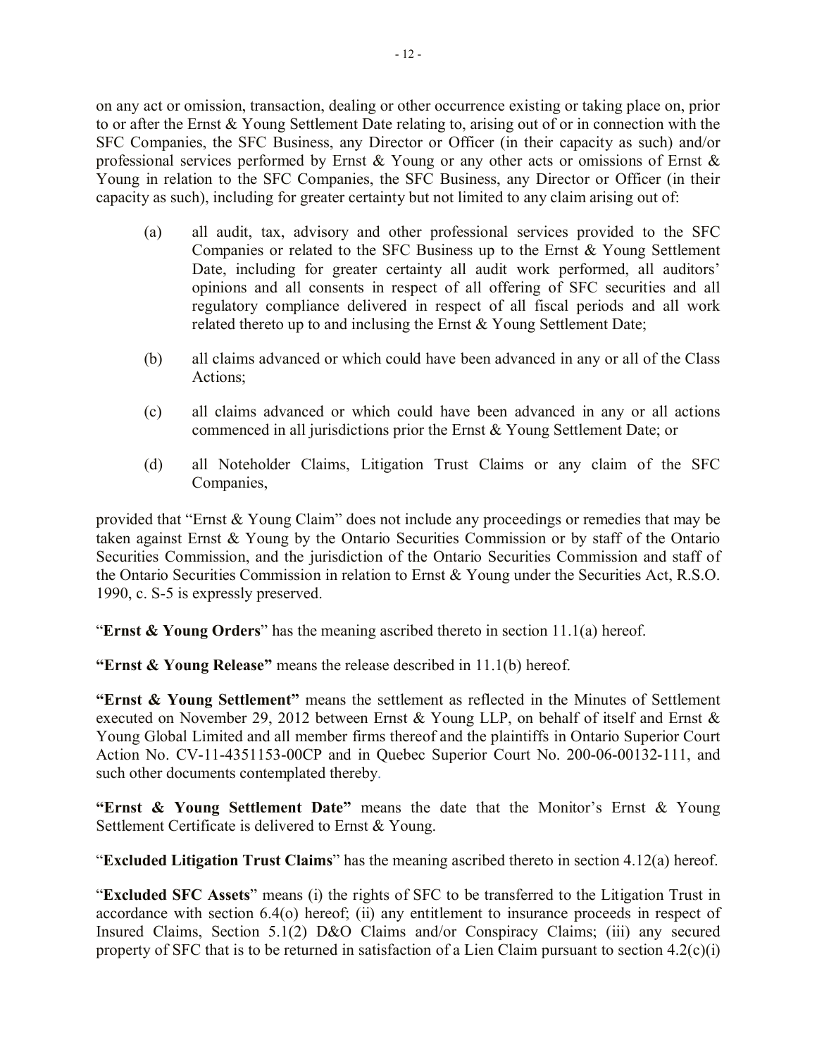on any act or omission, transaction, dealing or other occurrence existing or taking place on, prior to or after the Ernst & Young Settlement Date relating to, arising out of or in connection with the SFC Companies, the SFC Business, any Director or Officer (in their capacity as such) and/or professional services performed by Ernst & Young or any other acts or omissions of Ernst & Young in relation to the SFC Companies, the SFC Business, any Director or Officer (in their capacity as such), including for greater certainty but not limited to any claim arising out of:

(a) all audit, tax, advisory and other professional services provided to the SFC Companies or related to the SFC Business up to the Ernst & Young Settlement Date, including for greater certainty all audit work performed, all auditors' opinions and all consents in respect of all offering of SFC securities and all regulatory compliance delivered in respect of all fiscal periods and all work related thereto up to and inclusing the Ernst & Young Settlement Date;

(b) all claims advanced or which could have been advanced in any or all of the Class Actions;

(c) all claims advanced or which could have been advanced in any or all actions commenced in all jurisdictions prior the Ernst & Young Settlement Date; or

(d) all Noteholder Claims, Litigation Trust Claims or any claim of the SFC Companies,

provided that "Ernst & Young Claim" does not include any proceedings or remedies that may be taken against Ernst & Young by the Ontario Securities Commission or by staff of the Ontario Securities Commission, and the jurisdiction of the Ontario Securities Commission and staff of the Ontario Securities Commission in relation to Ernst & Young under the Securities Act, R.S.O. 1990, c. S-5 is expressly preserved.

"**Ernst & Young Orders**" has the meaning ascribed thereto in section 11.1(a) hereof.

**"Ernst & Young Release"** means the release described in 11.1(b) hereof.

**"Ernst & Young Settlement"** means the settlement as reflected in the Minutes of Settlement executed on November 29, 2012 between Ernst & Young LLP, on behalf of itself and Ernst & Young Global Limited and all member firms thereof and the plaintiffs in Ontario Superior Court Action No. CV-11-4351153-00CP and in Quebec Superior Court No. 200-06-00132-111, and such other documents contemplated thereby.

**"Ernst & Young Settlement Date"** means the date that the Monitor's Ernst & Young Settlement Certificate is delivered to Ernst & Young.

"**Excluded Litigation Trust Claims**" has the meaning ascribed thereto in section 4.12(a) hereof.

"**Excluded SFC Assets**" means (i) the rights of SFC to be transferred to the Litigation Trust in accordance with section 6.4(o) hereof; (ii) any entitlement to insurance proceeds in respect of Insured Claims, Section 5.1(2) D&O Claims and/or Conspiracy Claims; (iii) any secured property of SFC that is to be returned in satisfaction of a Lien Claim pursuant to section 4.2(c)(i)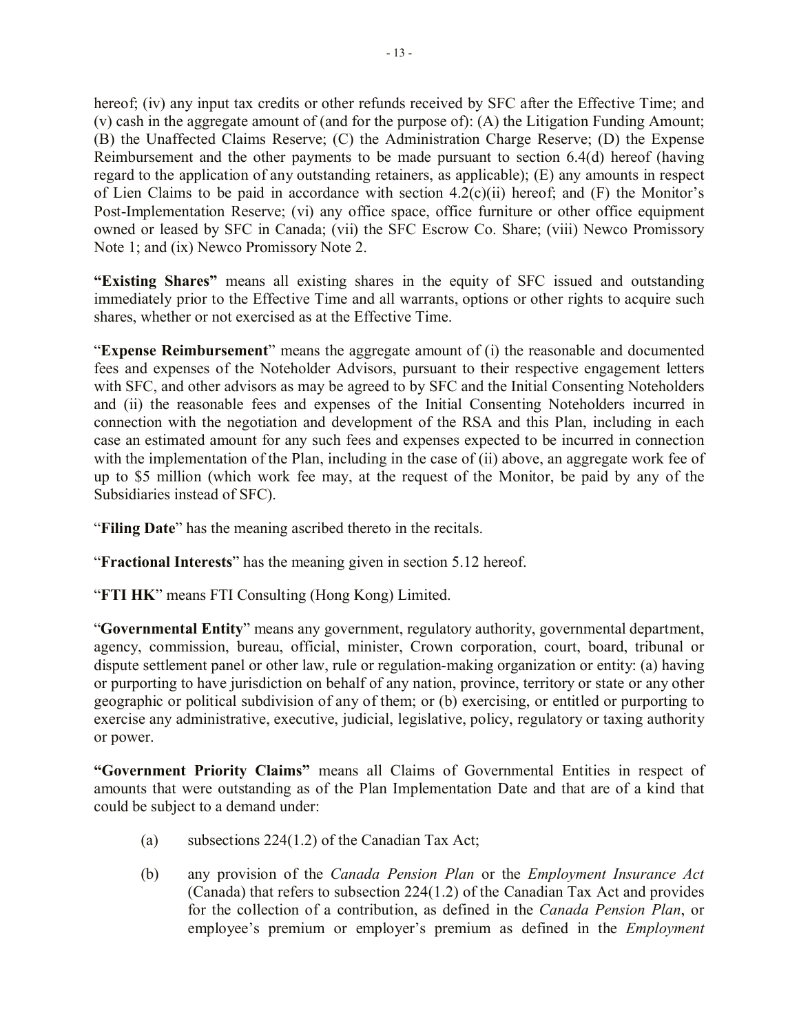hereof; (iv) any input tax credits or other refunds received by SFC after the Effective Time; and (v) cash in the aggregate amount of (and for the purpose of): (A) the Litigation Funding Amount; (B) the Unaffected Claims Reserve; (C) the Administration Charge Reserve; (D) the Expense Reimbursement and the other payments to be made pursuant to section 6.4(d) hereof (having regard to the application of any outstanding retainers, as applicable); (E) any amounts in respect of Lien Claims to be paid in accordance with section 4.2(c)(ii) hereof; and (F) the Monitor's Post-Implementation Reserve; (vi) any office space, office furniture or other office equipment owned or leased by SFC in Canada; (vii) the SFC Escrow Co. Share; (viii) Newco Promissory Note 1; and (ix) Newco Promissory Note 2.

**"Existing Shares"** means all existing shares in the equity of SFC issued and outstanding immediately prior to the Effective Time and all warrants, options or other rights to acquire such shares, whether or not exercised as at the Effective Time.

"**Expense Reimbursement**" means the aggregate amount of (i) the reasonable and documented fees and expenses of the Noteholder Advisors, pursuant to their respective engagement letters with SFC, and other advisors as may be agreed to by SFC and the Initial Consenting Noteholders and (ii) the reasonable fees and expenses of the Initial Consenting Noteholders incurred in connection with the negotiation and development of the RSA and this Plan, including in each case an estimated amount for any such fees and expenses expected to be incurred in connection with the implementation of the Plan, including in the case of (ii) above, an aggregate work fee of up to $5 million (which work fee may, at the request of the Monitor, be paid by any of the Subsidiaries instead of SFC).

"**Filing Date**" has the meaning ascribed thereto in the recitals.

"**Fractional Interests**" has the meaning given in section 5.12 hereof.

"**FTI HK**" means FTI Consulting (Hong Kong) Limited.

"**Governmental Entity**" means any government, regulatory authority, governmental department, agency, commission, bureau, official, minister, Crown corporation, court, board, tribunal or dispute settlement panel or other law, rule or regulation-making organization or entity: (a) having or purporting to have jurisdiction on behalf of any nation, province, territory or state or any other geographic or political subdivision of any of them; or (b) exercising, or entitled or purporting to exercise any administrative, executive, judicial, legislative, policy, regulatory or taxing authority or power.

**"Government Priority Claims"** means all Claims of Governmental Entities in respect of amounts that were outstanding as of the Plan Implementation Date and that are of a kind that could be subject to a demand under:

(a) subsections 224(1.2) of the Canadian Tax Act;

(b) any provision of the *Canada Pension Plan* or the *Employment Insurance Act* (Canada) that refers to subsection 224(1.2) of the Canadian Tax Act and provides for the collection of a contribution, as defined in the *Canada Pension Plan*, or employee's premium or employer's premium as defined in the *Employment*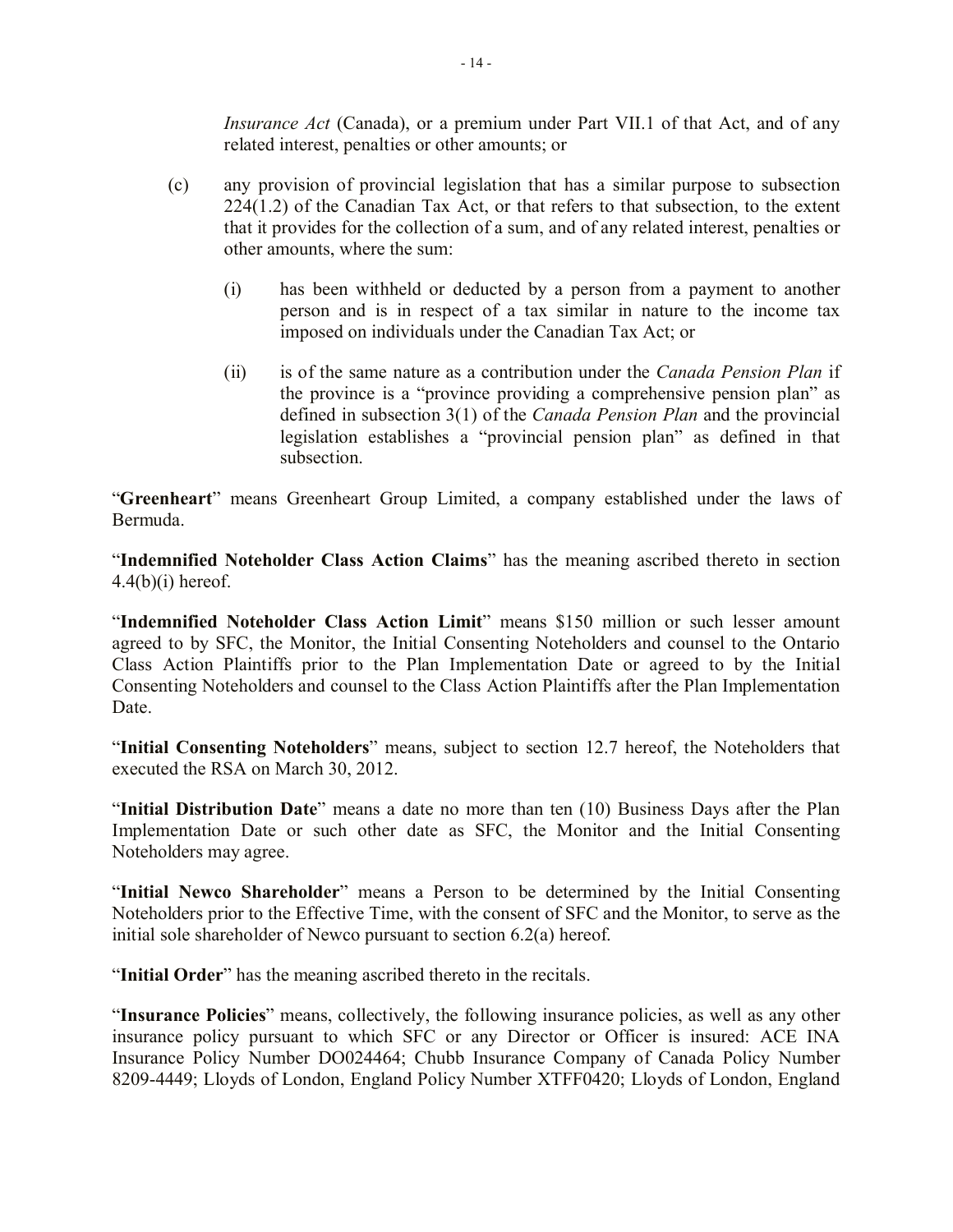*Insurance Act* (Canada), or a premium under Part VII.1 of that Act, and of any related interest, penalties or other amounts; or

(c) any provision of provincial legislation that has a similar purpose to subsection 224(1.2) of the Canadian Tax Act, or that refers to that subsection, to the extent that it provides for the collection of a sum, and of any related interest, penalties or other amounts, where the sum:

(i) has been withheld or deducted by a person from a payment to another person and is in respect of a tax similar in nature to the income tax imposed on individuals under the Canadian Tax Act; or

(ii) is of the same nature as a contribution under the *Canada Pension Plan* if the province is a "province providing a comprehensive pension plan" as defined in subsection 3(1) of the *Canada Pension Plan* and the provincial legislation establishes a "provincial pension plan" as defined in that subsection.

"**Greenheart**" means Greenheart Group Limited, a company established under the laws of Bermuda.

"**Indemnified Noteholder Class Action Claims**" has the meaning ascribed thereto in section 4.4(b)(i) hereof.

"**Indemnified Noteholder Class Action Limit**" means $150 million or such lesser amount agreed to by SFC, the Monitor, the Initial Consenting Noteholders and counsel to the Ontario Class Action Plaintiffs prior to the Plan Implementation Date or agreed to by the Initial Consenting Noteholders and counsel to the Class Action Plaintiffs after the Plan Implementation Date.

"**Initial Consenting Noteholders**" means, subject to section 12.7 hereof, the Noteholders that executed the RSA on March 30, 2012.

"**Initial Distribution Date**" means a date no more than ten (10) Business Days after the Plan Implementation Date or such other date as SFC, the Monitor and the Initial Consenting Noteholders may agree.

"**Initial Newco Shareholder**" means a Person to be determined by the Initial Consenting Noteholders prior to the Effective Time, with the consent of SFC and the Monitor, to serve as the initial sole shareholder of Newco pursuant to section 6.2(a) hereof.

"**Initial Order**" has the meaning ascribed thereto in the recitals.

"**Insurance Policies**" means, collectively, the following insurance policies, as well as any other insurance policy pursuant to which SFC or any Director or Officer is insured: ACE INA Insurance Policy Number DO024464; Chubb Insurance Company of Canada Policy Number 8209-4449; Lloyds of London, England Policy Number XTFF0420; Lloyds of London, England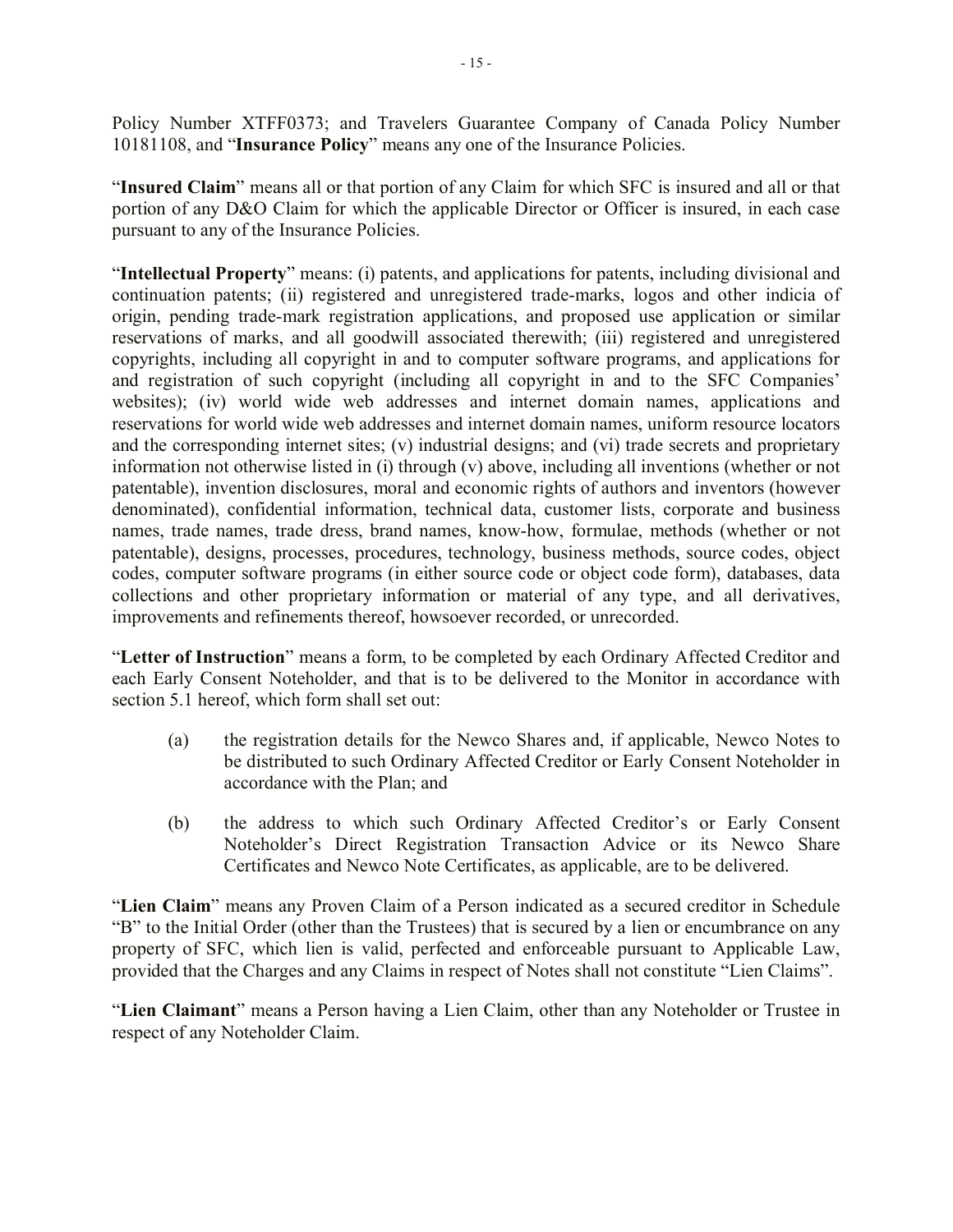Policy Number XTFF0373; and Travelers Guarantee Company of Canada Policy Number 10181108, and "**Insurance Policy**" means any one of the Insurance Policies.

"**Insured Claim**" means all or that portion of any Claim for which SFC is insured and all or that portion of any D&O Claim for which the applicable Director or Officer is insured, in each case pursuant to any of the Insurance Policies.

"**Intellectual Property**" means: (i) patents, and applications for patents, including divisional and continuation patents; (ii) registered and unregistered trade-marks, logos and other indicia of origin, pending trade-mark registration applications, and proposed use application or similar reservations of marks, and all goodwill associated therewith; (iii) registered and unregistered copyrights, including all copyright in and to computer software programs, and applications for and registration of such copyright (including all copyright in and to the SFC Companies' websites); (iv) world wide web addresses and internet domain names, applications and reservations for world wide web addresses and internet domain names, uniform resource locators and the corresponding internet sites; (v) industrial designs; and (vi) trade secrets and proprietary information not otherwise listed in (i) through (v) above, including all inventions (whether or not patentable), invention disclosures, moral and economic rights of authors and inventors (however denominated), confidential information, technical data, customer lists, corporate and business names, trade names, trade dress, brand names, know-how, formulae, methods (whether or not patentable), designs, processes, procedures, technology, business methods, source codes, object codes, computer software programs (in either source code or object code form), databases, data collections and other proprietary information or material of any type, and all derivatives, improvements and refinements thereof, howsoever recorded, or unrecorded.

"**Letter of Instruction**" means a form, to be completed by each Ordinary Affected Creditor and each Early Consent Noteholder, and that is to be delivered to the Monitor in accordance with section 5.1 hereof, which form shall set out:

(a) the registration details for the Newco Shares and, if applicable, Newco Notes to be distributed to such Ordinary Affected Creditor or Early Consent Noteholder in accordance with the Plan; and

(b) the address to which such Ordinary Affected Creditor's or Early Consent Noteholder's Direct Registration Transaction Advice or its Newco Share Certificates and Newco Note Certificates, as applicable, are to be delivered.

"**Lien Claim**" means any Proven Claim of a Person indicated as a secured creditor in Schedule "B" to the Initial Order (other than the Trustees) that is secured by a lien or encumbrance on any property of SFC, which lien is valid, perfected and enforceable pursuant to Applicable Law, provided that the Charges and any Claims in respect of Notes shall not constitute "Lien Claims".

"**Lien Claimant**" means a Person having a Lien Claim, other than any Noteholder or Trustee in respect of any Noteholder Claim.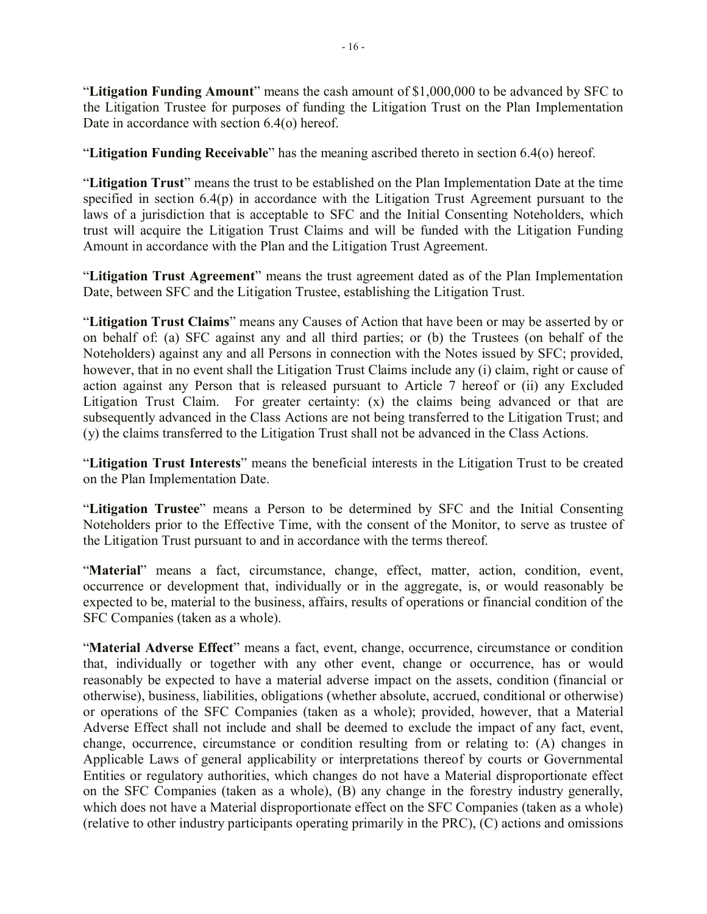"**Litigation Funding Amount**" means the cash amount of $1,000,000 to be advanced by SFC to the Litigation Trustee for purposes of funding the Litigation Trust on the Plan Implementation Date in accordance with section 6.4(o) hereof.

"**Litigation Funding Receivable**" has the meaning ascribed thereto in section 6.4(o) hereof.

"**Litigation Trust**" means the trust to be established on the Plan Implementation Date at the time specified in section 6.4(p) in accordance with the Litigation Trust Agreement pursuant to the laws of a jurisdiction that is acceptable to SFC and the Initial Consenting Noteholders, which trust will acquire the Litigation Trust Claims and will be funded with the Litigation Funding Amount in accordance with the Plan and the Litigation Trust Agreement.

"**Litigation Trust Agreement**" means the trust agreement dated as of the Plan Implementation Date, between SFC and the Litigation Trustee, establishing the Litigation Trust.

"**Litigation Trust Claims**" means any Causes of Action that have been or may be asserted by or on behalf of: (a) SFC against any and all third parties; or (b) the Trustees (on behalf of the Noteholders) against any and all Persons in connection with the Notes issued by SFC; provided, however, that in no event shall the Litigation Trust Claims include any (i) claim, right or cause of action against any Person that is released pursuant to Article 7 hereof or (ii) any Excluded Litigation Trust Claim. For greater certainty: (x) the claims being advanced or that are subsequently advanced in the Class Actions are not being transferred to the Litigation Trust; and (y) the claims transferred to the Litigation Trust shall not be advanced in the Class Actions.

"**Litigation Trust Interests**" means the beneficial interests in the Litigation Trust to be created on the Plan Implementation Date.

"**Litigation Trustee**" means a Person to be determined by SFC and the Initial Consenting Noteholders prior to the Effective Time, with the consent of the Monitor, to serve as trustee of the Litigation Trust pursuant to and in accordance with the terms thereof.

"**Material**" means a fact, circumstance, change, effect, matter, action, condition, event, occurrence or development that, individually or in the aggregate, is, or would reasonably be expected to be, material to the business, affairs, results of operations or financial condition of the SFC Companies (taken as a whole).

"**Material Adverse Effect**" means a fact, event, change, occurrence, circumstance or condition that, individually or together with any other event, change or occurrence, has or would reasonably be expected to have a material adverse impact on the assets, condition (financial or otherwise), business, liabilities, obligations (whether absolute, accrued, conditional or otherwise) or operations of the SFC Companies (taken as a whole); provided, however, that a Material Adverse Effect shall not include and shall be deemed to exclude the impact of any fact, event, change, occurrence, circumstance or condition resulting from or relating to: (A) changes in Applicable Laws of general applicability or interpretations thereof by courts or Governmental Entities or regulatory authorities, which changes do not have a Material disproportionate effect on the SFC Companies (taken as a whole), (B) any change in the forestry industry generally, which does not have a Material disproportionate effect on the SFC Companies (taken as a whole) (relative to other industry participants operating primarily in the PRC), (C) actions and omissions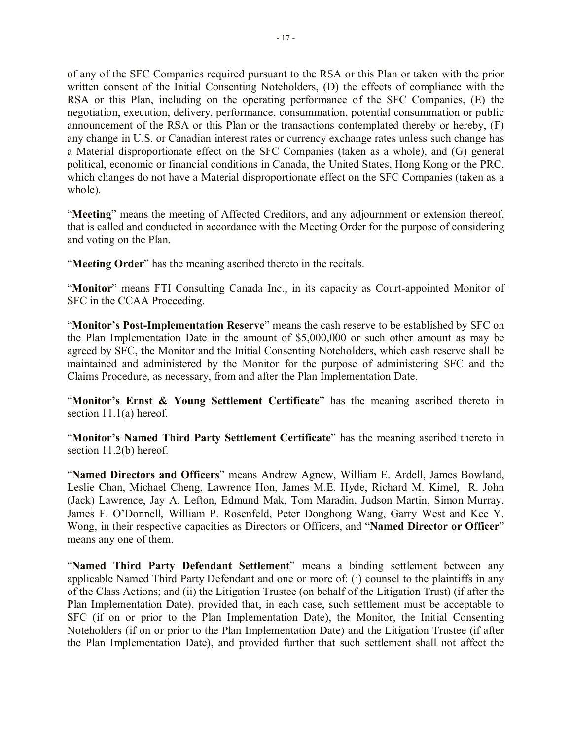of any of the SFC Companies required pursuant to the RSA or this Plan or taken with the prior written consent of the Initial Consenting Noteholders, (D) the effects of compliance with the RSA or this Plan, including on the operating performance of the SFC Companies, (E) the negotiation, execution, delivery, performance, consummation, potential consummation or public announcement of the RSA or this Plan or the transactions contemplated thereby or hereby, (F) any change in U.S. or Canadian interest rates or currency exchange rates unless such change has a Material disproportionate effect on the SFC Companies (taken as a whole), and (G) general political, economic or financial conditions in Canada, the United States, Hong Kong or the PRC, which changes do not have a Material disproportionate effect on the SFC Companies (taken as a whole).

"**Meeting**" means the meeting of Affected Creditors, and any adjournment or extension thereof, that is called and conducted in accordance with the Meeting Order for the purpose of considering and voting on the Plan.

"**Meeting Order**" has the meaning ascribed thereto in the recitals.

"**Monitor**" means FTI Consulting Canada Inc., in its capacity as Court-appointed Monitor of SFC in the CCAA Proceeding.

"**Monitor's Post-Implementation Reserve**" means the cash reserve to be established by SFC on the Plan Implementation Date in the amount of $5,000,000 or such other amount as may be agreed by SFC, the Monitor and the Initial Consenting Noteholders, which cash reserve shall be maintained and administered by the Monitor for the purpose of administering SFC and the Claims Procedure, as necessary, from and after the Plan Implementation Date.

"**Monitor's Ernst & Young Settlement Certificate**" has the meaning ascribed thereto in section 11.1(a) hereof.

"**Monitor's Named Third Party Settlement Certificate**" has the meaning ascribed thereto in section 11.2(b) hereof.

"**Named Directors and Officers**" means Andrew Agnew, William E. Ardell, James Bowland, Leslie Chan, Michael Cheng, Lawrence Hon, James M.E. Hyde, Richard M. Kimel, R. John (Jack) Lawrence, Jay A. Lefton, Edmund Mak, Tom Maradin, Judson Martin, Simon Murray, James F. O'Donnell, William P. Rosenfeld, Peter Donghong Wang, Garry West and Kee Y. Wong, in their respective capacities as Directors or Officers, and "**Named Director or Officer**" means any one of them.

"**Named Third Party Defendant Settlement**" means a binding settlement between any applicable Named Third Party Defendant and one or more of: (i) counsel to the plaintiffs in any of the Class Actions; and (ii) the Litigation Trustee (on behalf of the Litigation Trust) (if after the Plan Implementation Date), provided that, in each case, such settlement must be acceptable to SFC (if on or prior to the Plan Implementation Date), the Monitor, the Initial Consenting Noteholders (if on or prior to the Plan Implementation Date) and the Litigation Trustee (if after the Plan Implementation Date), and provided further that such settlement shall not affect the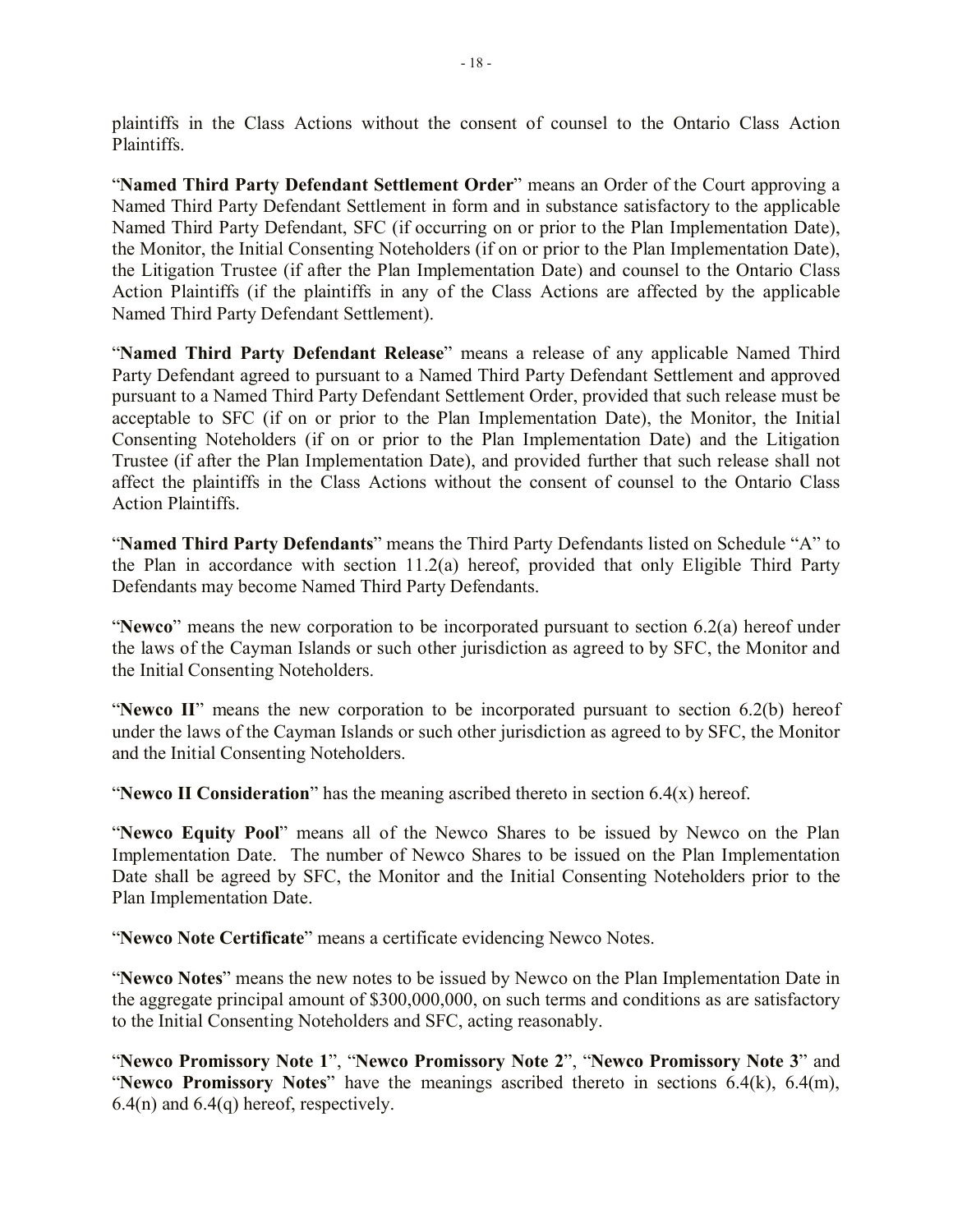plaintiffs in the Class Actions without the consent of counsel to the Ontario Class Action Plaintiffs.

"**Named Third Party Defendant Settlement Order**" means an Order of the Court approving a Named Third Party Defendant Settlement in form and in substance satisfactory to the applicable Named Third Party Defendant, SFC (if occurring on or prior to the Plan Implementation Date), the Monitor, the Initial Consenting Noteholders (if on or prior to the Plan Implementation Date), the Litigation Trustee (if after the Plan Implementation Date) and counsel to the Ontario Class Action Plaintiffs (if the plaintiffs in any of the Class Actions are affected by the applicable Named Third Party Defendant Settlement).

"**Named Third Party Defendant Release**" means a release of any applicable Named Third Party Defendant agreed to pursuant to a Named Third Party Defendant Settlement and approved pursuant to a Named Third Party Defendant Settlement Order, provided that such release must be acceptable to SFC (if on or prior to the Plan Implementation Date), the Monitor, the Initial Consenting Noteholders (if on or prior to the Plan Implementation Date) and the Litigation Trustee (if after the Plan Implementation Date), and provided further that such release shall not affect the plaintiffs in the Class Actions without the consent of counsel to the Ontario Class Action Plaintiffs.

"**Named Third Party Defendants**" means the Third Party Defendants listed on Schedule "A" to the Plan in accordance with section 11.2(a) hereof, provided that only Eligible Third Party Defendants may become Named Third Party Defendants.

"**Newco**" means the new corporation to be incorporated pursuant to section 6.2(a) hereof under the laws of the Cayman Islands or such other jurisdiction as agreed to by SFC, the Monitor and the Initial Consenting Noteholders.

"**Newco II**" means the new corporation to be incorporated pursuant to section 6.2(b) hereof under the laws of the Cayman Islands or such other jurisdiction as agreed to by SFC, the Monitor and the Initial Consenting Noteholders.

"**Newco II Consideration**" has the meaning ascribed thereto in section 6.4(x) hereof.

"**Newco Equity Pool**" means all of the Newco Shares to be issued by Newco on the Plan Implementation Date. The number of Newco Shares to be issued on the Plan Implementation Date shall be agreed by SFC, the Monitor and the Initial Consenting Noteholders prior to the Plan Implementation Date.

"**Newco Note Certificate**" means a certificate evidencing Newco Notes.

"**Newco Notes**" means the new notes to be issued by Newco on the Plan Implementation Date in the aggregate principal amount of $300,000,000, on such terms and conditions as are satisfactory to the Initial Consenting Noteholders and SFC, acting reasonably.

"**Newco Promissory Note 1**", "**Newco Promissory Note 2**", "**Newco Promissory Note 3**" and "**Newco Promissory Notes**" have the meanings ascribed thereto in sections 6.4(k), 6.4(m), 6.4(n) and 6.4(q) hereof, respectively.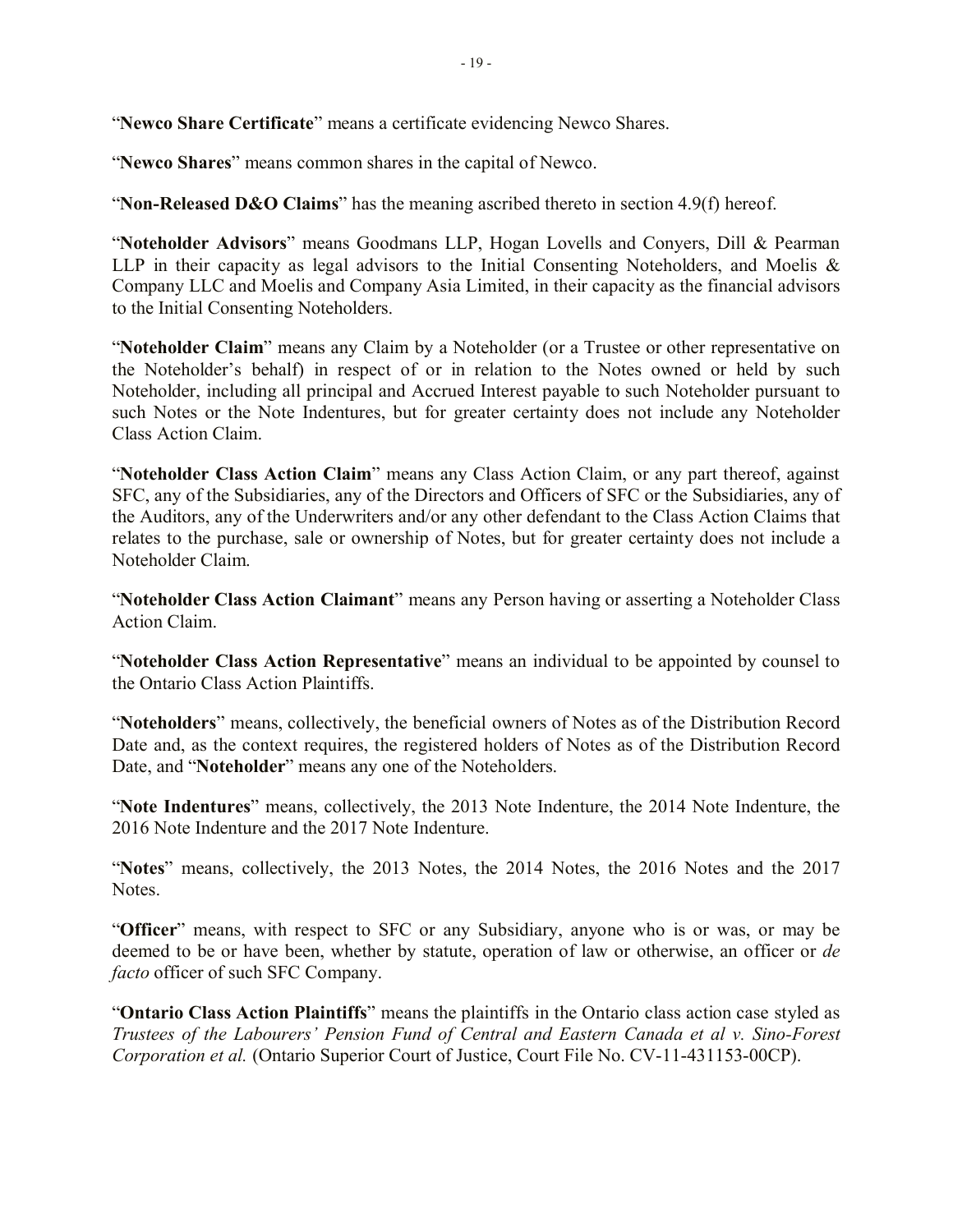"**Newco Share Certificate**" means a certificate evidencing Newco Shares.

"**Newco Shares**" means common shares in the capital of Newco.

"**Non-Released D&O Claims**" has the meaning ascribed thereto in section 4.9(f) hereof.

"**Noteholder Advisors**" means Goodmans LLP, Hogan Lovells and Conyers, Dill & Pearman LLP in their capacity as legal advisors to the Initial Consenting Noteholders, and Moelis & Company LLC and Moelis and Company Asia Limited, in their capacity as the financial advisors to the Initial Consenting Noteholders.

"**Noteholder Claim**" means any Claim by a Noteholder (or a Trustee or other representative on the Noteholder's behalf) in respect of or in relation to the Notes owned or held by such Noteholder, including all principal and Accrued Interest payable to such Noteholder pursuant to such Notes or the Note Indentures, but for greater certainty does not include any Noteholder Class Action Claim.

"**Noteholder Class Action Claim**" means any Class Action Claim, or any part thereof, against SFC, any of the Subsidiaries, any of the Directors and Officers of SFC or the Subsidiaries, any of the Auditors, any of the Underwriters and/or any other defendant to the Class Action Claims that relates to the purchase, sale or ownership of Notes, but for greater certainty does not include a Noteholder Claim.

"**Noteholder Class Action Claimant**" means any Person having or asserting a Noteholder Class Action Claim.

"**Noteholder Class Action Representative**" means an individual to be appointed by counsel to the Ontario Class Action Plaintiffs.

"**Noteholders**" means, collectively, the beneficial owners of Notes as of the Distribution Record Date and, as the context requires, the registered holders of Notes as of the Distribution Record Date, and "**Noteholder**" means any one of the Noteholders.

"**Note Indentures**" means, collectively, the 2013 Note Indenture, the 2014 Note Indenture, the 2016 Note Indenture and the 2017 Note Indenture.

"**Notes**" means, collectively, the 2013 Notes, the 2014 Notes, the 2016 Notes and the 2017 Notes.

"**Officer**" means, with respect to SFC or any Subsidiary, anyone who is or was, or may be deemed to be or have been, whether by statute, operation of law or otherwise, an officer or *de facto* officer of such SFC Company.

"**Ontario Class Action Plaintiffs**" means the plaintiffs in the Ontario class action case styled as *Trustees of the Labourers' Pension Fund of Central and Eastern Canada et al v. Sino-Forest Corporation et al.* (Ontario Superior Court of Justice, Court File No. CV-11-431153-00CP).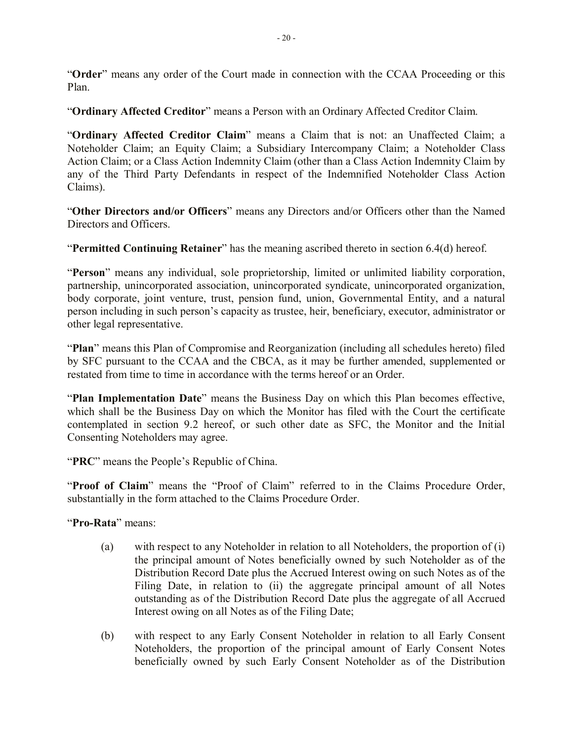"**Order**" means any order of the Court made in connection with the CCAA Proceeding or this Plan.

"**Ordinary Affected Creditor**" means a Person with an Ordinary Affected Creditor Claim.

"**Ordinary Affected Creditor Claim**" means a Claim that is not: an Unaffected Claim; a Noteholder Claim; an Equity Claim; a Subsidiary Intercompany Claim; a Noteholder Class Action Claim; or a Class Action Indemnity Claim (other than a Class Action Indemnity Claim by any of the Third Party Defendants in respect of the Indemnified Noteholder Class Action Claims).

"**Other Directors and/or Officers**" means any Directors and/or Officers other than the Named Directors and Officers.

"**Permitted Continuing Retainer**" has the meaning ascribed thereto in section 6.4(d) hereof.

"**Person**" means any individual, sole proprietorship, limited or unlimited liability corporation, partnership, unincorporated association, unincorporated syndicate, unincorporated organization, body corporate, joint venture, trust, pension fund, union, Governmental Entity, and a natural person including in such person's capacity as trustee, heir, beneficiary, executor, administrator or other legal representative.

"**Plan**" means this Plan of Compromise and Reorganization (including all schedules hereto) filed by SFC pursuant to the CCAA and the CBCA, as it may be further amended, supplemented or restated from time to time in accordance with the terms hereof or an Order.

"**Plan Implementation Date**" means the Business Day on which this Plan becomes effective, which shall be the Business Day on which the Monitor has filed with the Court the certificate contemplated in section 9.2 hereof, or such other date as SFC, the Monitor and the Initial Consenting Noteholders may agree.

"**PRC**" means the People's Republic of China.

"**Proof of Claim**" means the "Proof of Claim" referred to in the Claims Procedure Order, substantially in the form attached to the Claims Procedure Order.

"**Pro-Rata**" means:

(a) with respect to any Noteholder in relation to all Noteholders, the proportion of (i) the principal amount of Notes beneficially owned by such Noteholder as of the Distribution Record Date plus the Accrued Interest owing on such Notes as of the Filing Date, in relation to (ii) the aggregate principal amount of all Notes outstanding as of the Distribution Record Date plus the aggregate of all Accrued Interest owing on all Notes as of the Filing Date;

(b) with respect to any Early Consent Noteholder in relation to all Early Consent Noteholders, the proportion of the principal amount of Early Consent Notes beneficially owned by such Early Consent Noteholder as of the Distribution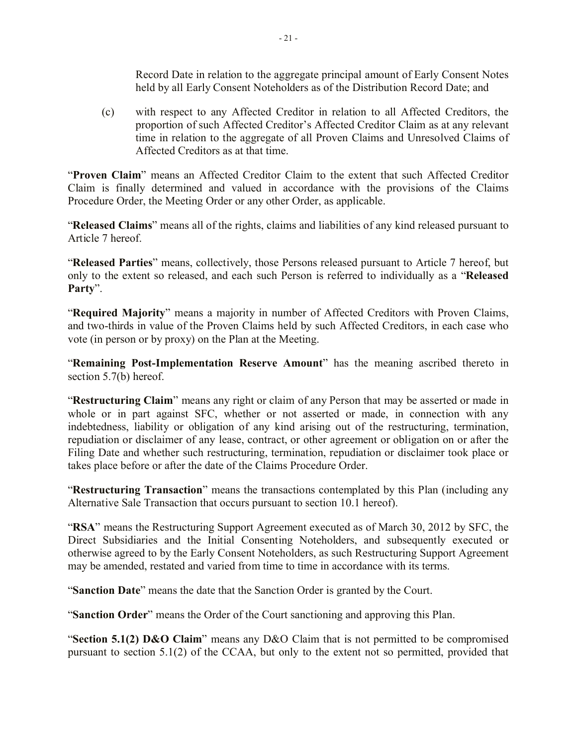Record Date in relation to the aggregate principal amount of Early Consent Notes held by all Early Consent Noteholders as of the Distribution Record Date; and

(c) with respect to any Affected Creditor in relation to all Affected Creditors, the proportion of such Affected Creditor's Affected Creditor Claim as at any relevant time in relation to the aggregate of all Proven Claims and Unresolved Claims of Affected Creditors as at that time.

"**Proven Claim**" means an Affected Creditor Claim to the extent that such Affected Creditor Claim is finally determined and valued in accordance with the provisions of the Claims Procedure Order, the Meeting Order or any other Order, as applicable.

"**Released Claims**" means all of the rights, claims and liabilities of any kind released pursuant to Article 7 hereof.

"**Released Parties**" means, collectively, those Persons released pursuant to Article 7 hereof, but only to the extent so released, and each such Person is referred to individually as a "**Released Party**".

"**Required Majority**" means a majority in number of Affected Creditors with Proven Claims, and two-thirds in value of the Proven Claims held by such Affected Creditors, in each case who vote (in person or by proxy) on the Plan at the Meeting.

"**Remaining Post-Implementation Reserve Amount**" has the meaning ascribed thereto in section 5.7(b) hereof.

"**Restructuring Claim**" means any right or claim of any Person that may be asserted or made in whole or in part against SFC, whether or not asserted or made, in connection with any indebtedness, liability or obligation of any kind arising out of the restructuring, termination, repudiation or disclaimer of any lease, contract, or other agreement or obligation on or after the Filing Date and whether such restructuring, termination, repudiation or disclaimer took place or takes place before or after the date of the Claims Procedure Order.

"**Restructuring Transaction**" means the transactions contemplated by this Plan (including any Alternative Sale Transaction that occurs pursuant to section 10.1 hereof).

"**RSA**" means the Restructuring Support Agreement executed as of March 30, 2012 by SFC, the Direct Subsidiaries and the Initial Consenting Noteholders, and subsequently executed or otherwise agreed to by the Early Consent Noteholders, as such Restructuring Support Agreement may be amended, restated and varied from time to time in accordance with its terms.

"**Sanction Date**" means the date that the Sanction Order is granted by the Court.

"**Sanction Order**" means the Order of the Court sanctioning and approving this Plan.

"**Section 5.1(2) D&O Claim**" means any D&O Claim that is not permitted to be compromised pursuant to section 5.1(2) of the CCAA, but only to the extent not so permitted, provided that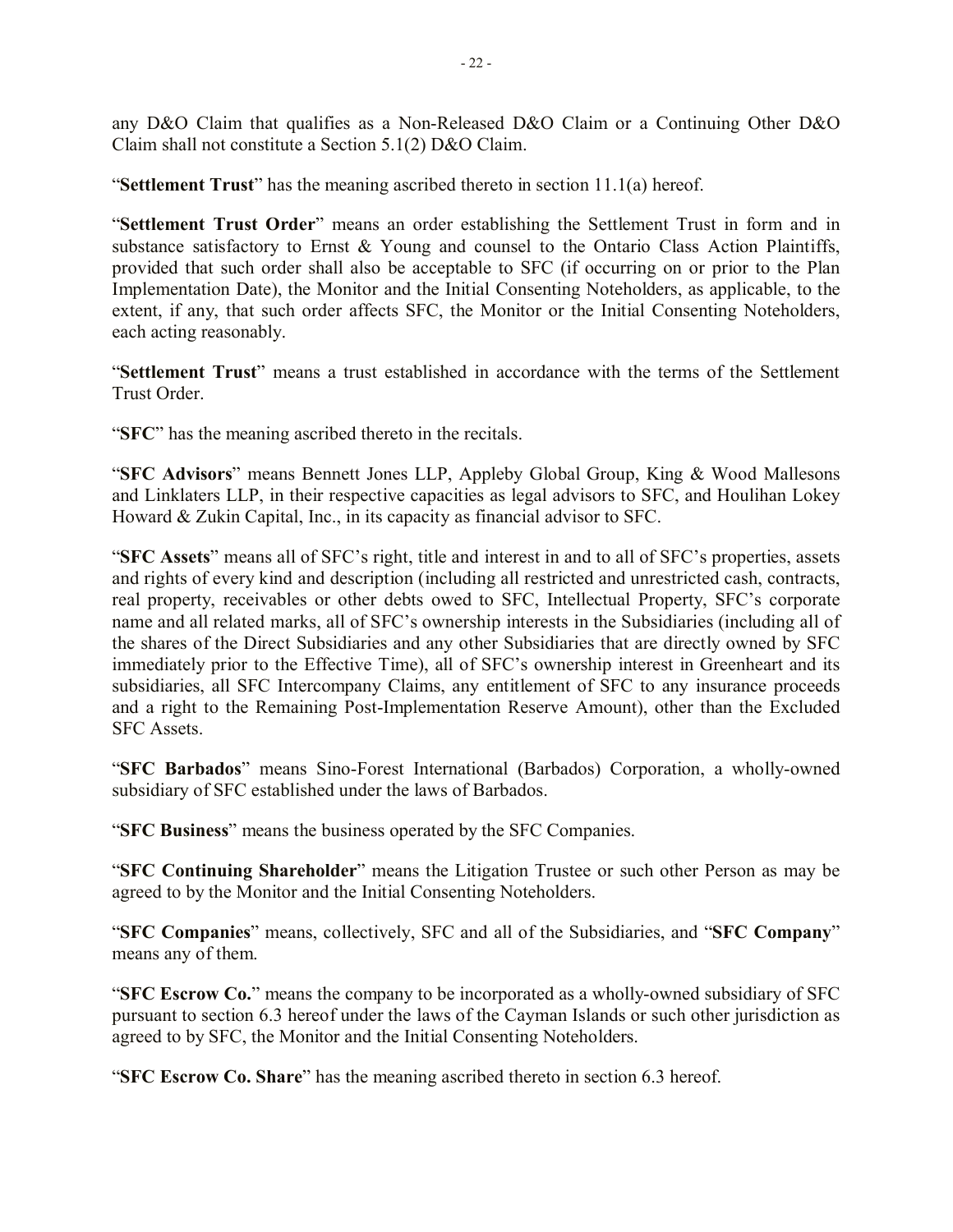any D&O Claim that qualifies as a Non-Released D&O Claim or a Continuing Other D&O Claim shall not constitute a Section 5.1(2) D&O Claim.

"**Settlement Trust**" has the meaning ascribed thereto in section 11.1(a) hereof.

"**Settlement Trust Order**" means an order establishing the Settlement Trust in form and in substance satisfactory to Ernst & Young and counsel to the Ontario Class Action Plaintiffs, provided that such order shall also be acceptable to SFC (if occurring on or prior to the Plan Implementation Date), the Monitor and the Initial Consenting Noteholders, as applicable, to the extent, if any, that such order affects SFC, the Monitor or the Initial Consenting Noteholders, each acting reasonably.

"**Settlement Trust**" means a trust established in accordance with the terms of the Settlement Trust Order.

"**SFC**" has the meaning ascribed thereto in the recitals.

"**SFC Advisors**" means Bennett Jones LLP, Appleby Global Group, King & Wood Mallesons and Linklaters LLP, in their respective capacities as legal advisors to SFC, and Houlihan Lokey Howard & Zukin Capital, Inc., in its capacity as financial advisor to SFC.

"**SFC Assets**" means all of SFC's right, title and interest in and to all of SFC's properties, assets and rights of every kind and description (including all restricted and unrestricted cash, contracts, real property, receivables or other debts owed to SFC, Intellectual Property, SFC's corporate name and all related marks, all of SFC's ownership interests in the Subsidiaries (including all of the shares of the Direct Subsidiaries and any other Subsidiaries that are directly owned by SFC immediately prior to the Effective Time), all of SFC's ownership interest in Greenheart and its subsidiaries, all SFC Intercompany Claims, any entitlement of SFC to any insurance proceeds and a right to the Remaining Post-Implementation Reserve Amount), other than the Excluded SFC Assets.

"**SFC Barbados**" means Sino-Forest International (Barbados) Corporation, a wholly-owned subsidiary of SFC established under the laws of Barbados.

"**SFC Business**" means the business operated by the SFC Companies.

"**SFC Continuing Shareholder**" means the Litigation Trustee or such other Person as may be agreed to by the Monitor and the Initial Consenting Noteholders.

"**SFC Companies**" means, collectively, SFC and all of the Subsidiaries, and "**SFC Company**" means any of them.

"**SFC Escrow Co.**" means the company to be incorporated as a wholly-owned subsidiary of SFC pursuant to section 6.3 hereof under the laws of the Cayman Islands or such other jurisdiction as agreed to by SFC, the Monitor and the Initial Consenting Noteholders.

"**SFC Escrow Co. Share**" has the meaning ascribed thereto in section 6.3 hereof.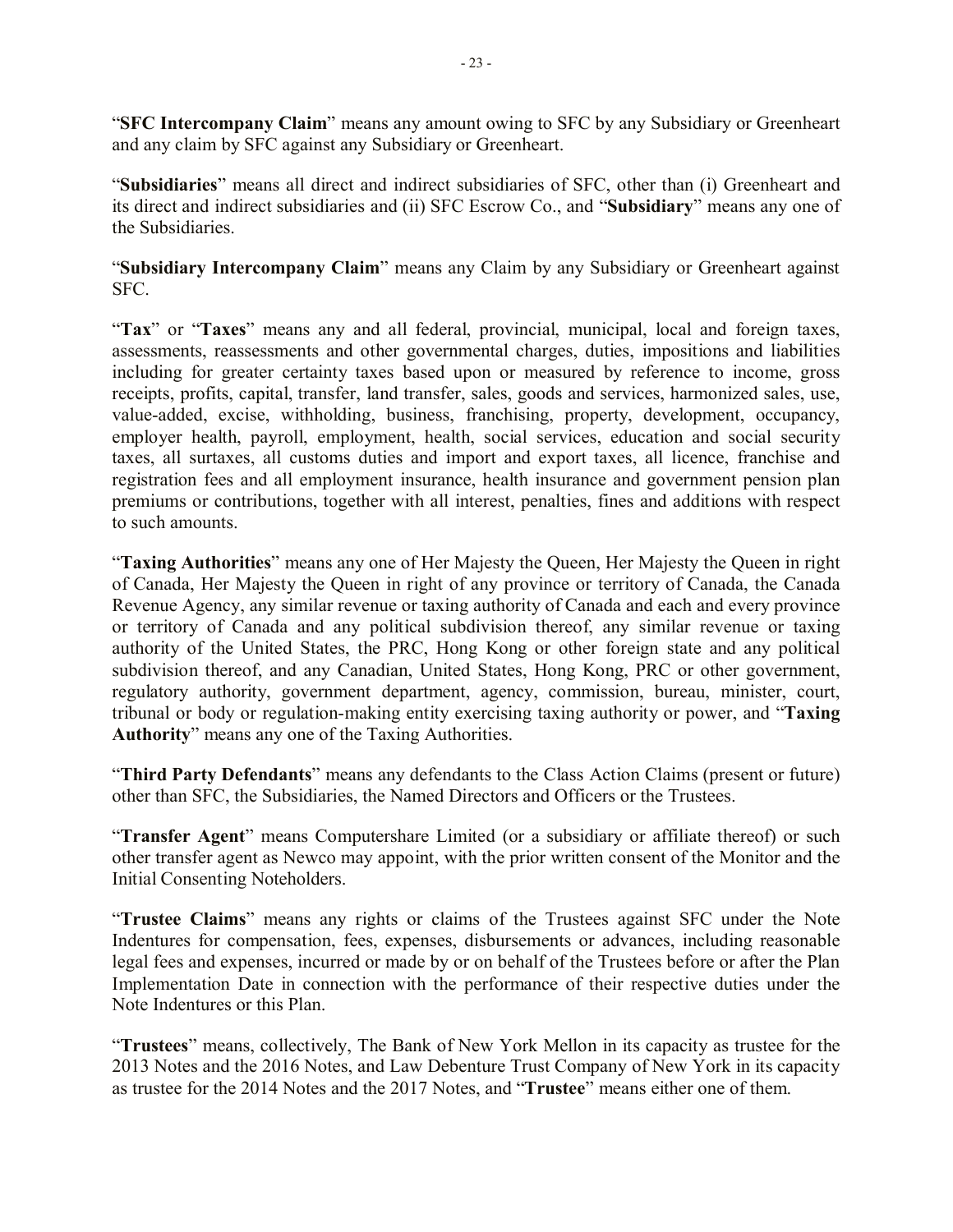"**SFC Intercompany Claim**" means any amount owing to SFC by any Subsidiary or Greenheart and any claim by SFC against any Subsidiary or Greenheart.

"**Subsidiaries**" means all direct and indirect subsidiaries of SFC, other than (i) Greenheart and its direct and indirect subsidiaries and (ii) SFC Escrow Co., and "**Subsidiary**" means any one of the Subsidiaries.

"**Subsidiary Intercompany Claim**" means any Claim by any Subsidiary or Greenheart against SFC.

"**Tax**" or "**Taxes**" means any and all federal, provincial, municipal, local and foreign taxes, assessments, reassessments and other governmental charges, duties, impositions and liabilities including for greater certainty taxes based upon or measured by reference to income, gross receipts, profits, capital, transfer, land transfer, sales, goods and services, harmonized sales, use, value-added, excise, withholding, business, franchising, property, development, occupancy, employer health, payroll, employment, health, social services, education and social security taxes, all surtaxes, all customs duties and import and export taxes, all licence, franchise and registration fees and all employment insurance, health insurance and government pension plan premiums or contributions, together with all interest, penalties, fines and additions with respect to such amounts.

"**Taxing Authorities**" means any one of Her Majesty the Queen, Her Majesty the Queen in right of Canada, Her Majesty the Queen in right of any province or territory of Canada, the Canada Revenue Agency, any similar revenue or taxing authority of Canada and each and every province or territory of Canada and any political subdivision thereof, any similar revenue or taxing authority of the United States, the PRC, Hong Kong or other foreign state and any political subdivision thereof, and any Canadian, United States, Hong Kong, PRC or other government, regulatory authority, government department, agency, commission, bureau, minister, court, tribunal or body or regulation-making entity exercising taxing authority or power, and "**Taxing Authority**" means any one of the Taxing Authorities.

"**Third Party Defendants**" means any defendants to the Class Action Claims (present or future) other than SFC, the Subsidiaries, the Named Directors and Officers or the Trustees.

"**Transfer Agent**" means Computershare Limited (or a subsidiary or affiliate thereof) or such other transfer agent as Newco may appoint, with the prior written consent of the Monitor and the Initial Consenting Noteholders.

"**Trustee Claims**" means any rights or claims of the Trustees against SFC under the Note Indentures for compensation, fees, expenses, disbursements or advances, including reasonable legal fees and expenses, incurred or made by or on behalf of the Trustees before or after the Plan Implementation Date in connection with the performance of their respective duties under the Note Indentures or this Plan.

"**Trustees**" means, collectively, The Bank of New York Mellon in its capacity as trustee for the 2013 Notes and the 2016 Notes, and Law Debenture Trust Company of New York in its capacity as trustee for the 2014 Notes and the 2017 Notes, and "**Trustee**" means either one of them.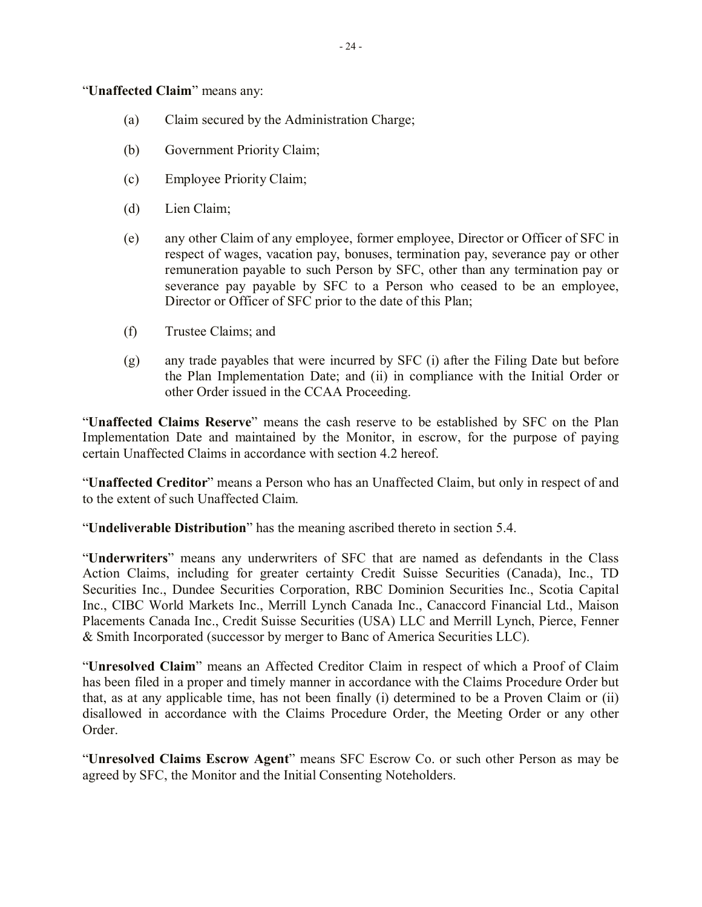"**Unaffected Claim**" means any:

(a) Claim secured by the Administration Charge;

(b) Government Priority Claim;

(c) Employee Priority Claim;

(d) Lien Claim;

(e) any other Claim of any employee, former employee, Director or Officer of SFC in respect of wages, vacation pay, bonuses, termination pay, severance pay or other remuneration payable to such Person by SFC, other than any termination pay or severance pay payable by SFC to a Person who ceased to be an employee, Director or Officer of SFC prior to the date of this Plan;

(f) Trustee Claims; and

(g) any trade payables that were incurred by SFC (i) after the Filing Date but before the Plan Implementation Date; and (ii) in compliance with the Initial Order or other Order issued in the CCAA Proceeding.

"**Unaffected Claims Reserve**" means the cash reserve to be established by SFC on the Plan Implementation Date and maintained by the Monitor, in escrow, for the purpose of paying certain Unaffected Claims in accordance with section 4.2 hereof.

"**Unaffected Creditor**" means a Person who has an Unaffected Claim, but only in respect of and to the extent of such Unaffected Claim.

"**Undeliverable Distribution**" has the meaning ascribed thereto in section 5.4.

"**Underwriters**" means any underwriters of SFC that are named as defendants in the Class Action Claims, including for greater certainty Credit Suisse Securities (Canada), Inc., TD Securities Inc., Dundee Securities Corporation, RBC Dominion Securities Inc., Scotia Capital Inc., CIBC World Markets Inc., Merrill Lynch Canada Inc., Canaccord Financial Ltd., Maison Placements Canada Inc., Credit Suisse Securities (USA) LLC and Merrill Lynch, Pierce, Fenner & Smith Incorporated (successor by merger to Banc of America Securities LLC).

"**Unresolved Claim**" means an Affected Creditor Claim in respect of which a Proof of Claim has been filed in a proper and timely manner in accordance with the Claims Procedure Order but that, as at any applicable time, has not been finally (i) determined to be a Proven Claim or (ii) disallowed in accordance with the Claims Procedure Order, the Meeting Order or any other Order.

"**Unresolved Claims Escrow Agent**" means SFC Escrow Co. or such other Person as may be agreed by SFC, the Monitor and the Initial Consenting Noteholders.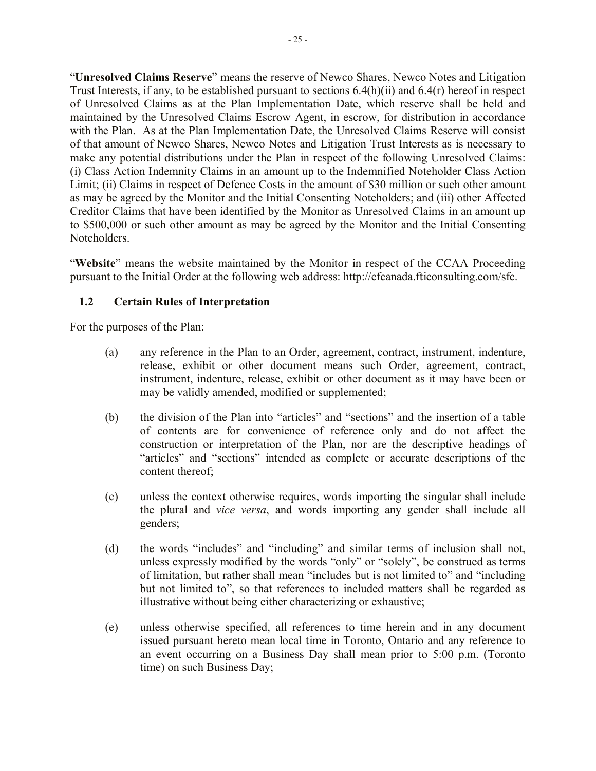"**Unresolved Claims Reserve**" means the reserve of Newco Shares, Newco Notes and Litigation Trust Interests, if any, to be established pursuant to sections 6.4(h)(ii) and 6.4(r) hereof in respect of Unresolved Claims as at the Plan Implementation Date, which reserve shall be held and maintained by the Unresolved Claims Escrow Agent, in escrow, for distribution in accordance with the Plan. As at the Plan Implementation Date, the Unresolved Claims Reserve will consist of that amount of Newco Shares, Newco Notes and Litigation Trust Interests as is necessary to make any potential distributions under the Plan in respect of the following Unresolved Claims: (i) Class Action Indemnity Claims in an amount up to the Indemnified Noteholder Class Action Limit; (ii) Claims in respect of Defence Costs in the amount of $30 million or such other amount as may be agreed by the Monitor and the Initial Consenting Noteholders; and (iii) other Affected Creditor Claims that have been identified by the Monitor as Unresolved Claims in an amount up to $500,000 or such other amount as may be agreed by the Monitor and the Initial Consenting Noteholders.

"**Website**" means the website maintained by the Monitor in respect of the CCAA Proceeding pursuant to the Initial Order at the following web address: http://cfcanada.fticonsulting.com/sfc.

### 1.2 Certain Rules of Interpretation

For the purposes of the Plan:

(a) any reference in the Plan to an Order, agreement, contract, instrument, indenture, release, exhibit or other document means such Order, agreement, contract, instrument, indenture, release, exhibit or other document as it may have been or may be validly amended, modified or supplemented;

(b) the division of the Plan into "articles" and "sections" and the insertion of a table of contents are for convenience of reference only and do not affect the construction or interpretation of the Plan, nor are the descriptive headings of "articles" and "sections" intended as complete or accurate descriptions of the content thereof;

(c) unless the context otherwise requires, words importing the singular shall include the plural and *vice versa*, and words importing any gender shall include all genders;

(d) the words "includes" and "including" and similar terms of inclusion shall not, unless expressly modified by the words "only" or "solely", be construed as terms of limitation, but rather shall mean "includes but is not limited to" and "including but not limited to", so that references to included matters shall be regarded as illustrative without being either characterizing or exhaustive;

(e) unless otherwise specified, all references to time herein and in any document issued pursuant hereto mean local time in Toronto, Ontario and any reference to an event occurring on a Business Day shall mean prior to 5:00 p.m. (Toronto time) on such Business Day;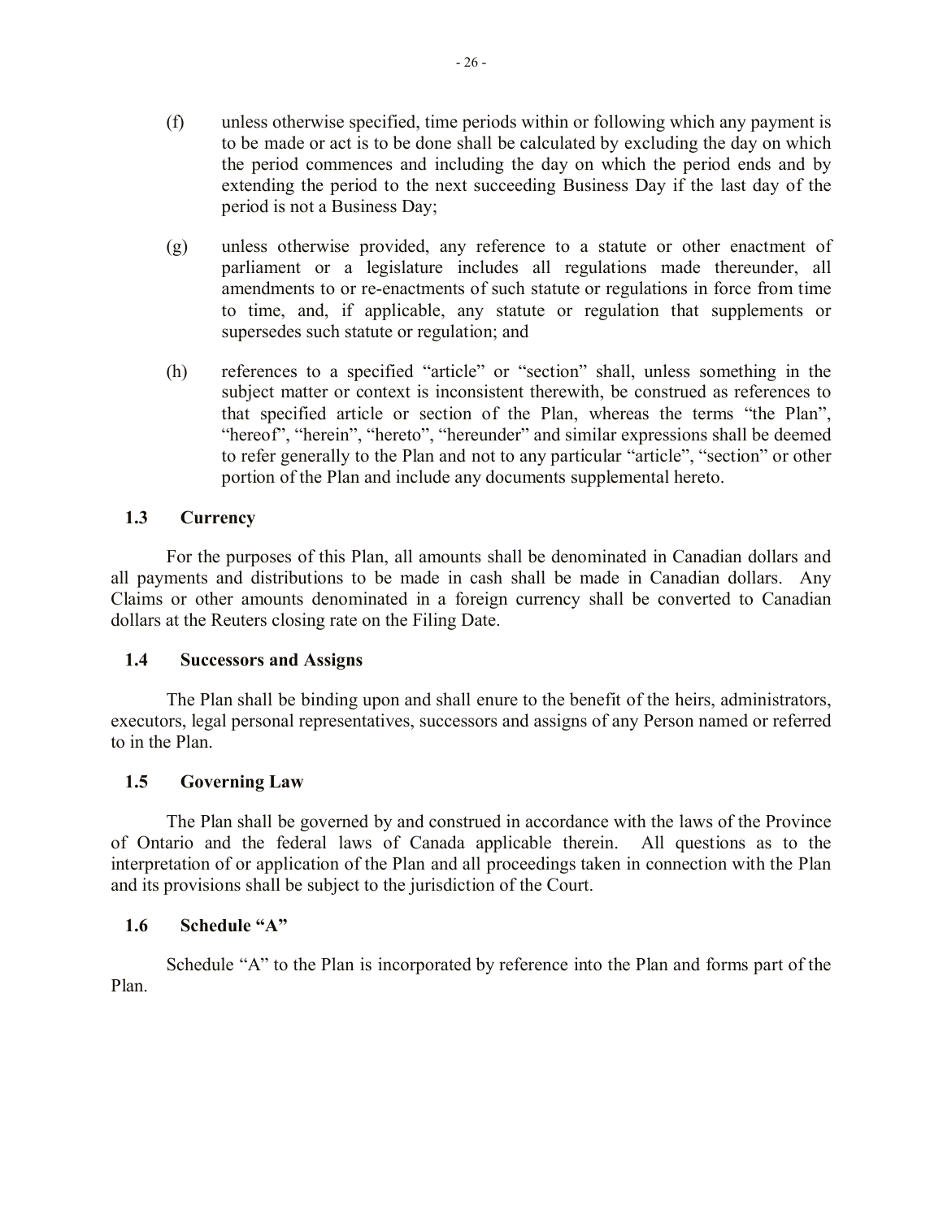(f) unless otherwise specified, time periods within or following which any payment is to be made or act is to be done shall be calculated by excluding the day on which the period commences and including the day on which the period ends and by extending the period to the next succeeding Business Day if the last day of the period is not a Business Day;

(g) unless otherwise provided, any reference to a statute or other enactment of parliament or a legislature includes all regulations made thereunder, all amendments to or re-enactments of such statute or regulations in force from time to time, and, if applicable, any statute or regulation that supplements or supersedes such statute or regulation; and

(h) references to a specified "article" or "section" shall, unless something in the subject matter or context is inconsistent therewith, be construed as references to that specified article or section of the Plan, whereas the terms "the Plan", "hereof", "herein", "hereto", "hereunder" and similar expressions shall be deemed to refer generally to the Plan and not to any particular "article", "section" or other portion of the Plan and include any documents supplemental hereto.

### 1.3 Currency

For the purposes of this Plan, all amounts shall be denominated in Canadian dollars and all payments and distributions to be made in cash shall be made in Canadian dollars. Any Claims or other amounts denominated in a foreign currency shall be converted to Canadian dollars at the Reuters closing rate on the Filing Date.

### 1.4 Successors and Assigns

The Plan shall be binding upon and shall enure to the benefit of the heirs, administrators, executors, legal personal representatives, successors and assigns of any Person named or referred to in the Plan.

### 1.5 Governing Law

The Plan shall be governed by and construed in accordance with the laws of the Province of Ontario and the federal laws of Canada applicable therein. All questions as to the interpretation of or application of the Plan and all proceedings taken in connection with the Plan and its provisions shall be subject to the jurisdiction of the Court.

### 1.6 Schedule "A"

Schedule "A" to the Plan is incorporated by reference into the Plan and forms part of the Plan.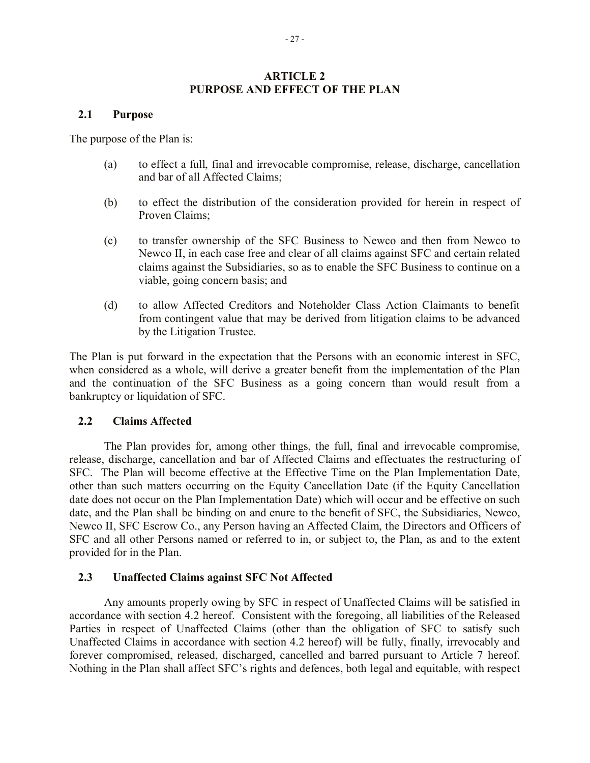# ARTICLE 2
# PURPOSE AND EFFECT OF THE PLAN

## 2.1 Purpose

The purpose of the Plan is:

(a) to effect a full, final and irrevocable compromise, release, discharge, cancellation and bar of all Affected Claims;

(b) to effect the distribution of the consideration provided for herein in respect of Proven Claims;

(c) to transfer ownership of the SFC Business to Newco and then from Newco to Newco II, in each case free and clear of all claims against SFC and certain related claims against the Subsidiaries, so as to enable the SFC Business to continue on a viable, going concern basis; and

(d) to allow Affected Creditors and Noteholder Class Action Claimants to benefit from contingent value that may be derived from litigation claims to be advanced by the Litigation Trustee.

The Plan is put forward in the expectation that the Persons with an economic interest in SFC, when considered as a whole, will derive a greater benefit from the implementation of the Plan and the continuation of the SFC Business as a going concern than would result from a bankruptcy or liquidation of SFC.

## 2.2 Claims Affected

The Plan provides for, among other things, the full, final and irrevocable compromise, release, discharge, cancellation and bar of Affected Claims and effectuates the restructuring of SFC. The Plan will become effective at the Effective Time on the Plan Implementation Date, other than such matters occurring on the Equity Cancellation Date (if the Equity Cancellation date does not occur on the Plan Implementation Date) which will occur and be effective on such date, and the Plan shall be binding on and enure to the benefit of SFC, the Subsidiaries, Newco, Newco II, SFC Escrow Co., any Person having an Affected Claim, the Directors and Officers of SFC and all other Persons named or referred to in, or subject to, the Plan, as and to the extent provided for in the Plan.

## 2.3 Unaffected Claims against SFC Not Affected

Any amounts properly owing by SFC in respect of Unaffected Claims will be satisfied in accordance with section 4.2 hereof. Consistent with the foregoing, all liabilities of the Released Parties in respect of Unaffected Claims (other than the obligation of SFC to satisfy such Unaffected Claims in accordance with section 4.2 hereof) will be fully, finally, irrevocably and forever compromised, released, discharged, cancelled and barred pursuant to Article 7 hereof. Nothing in the Plan shall affect SFC's rights and defences, both legal and equitable, with respect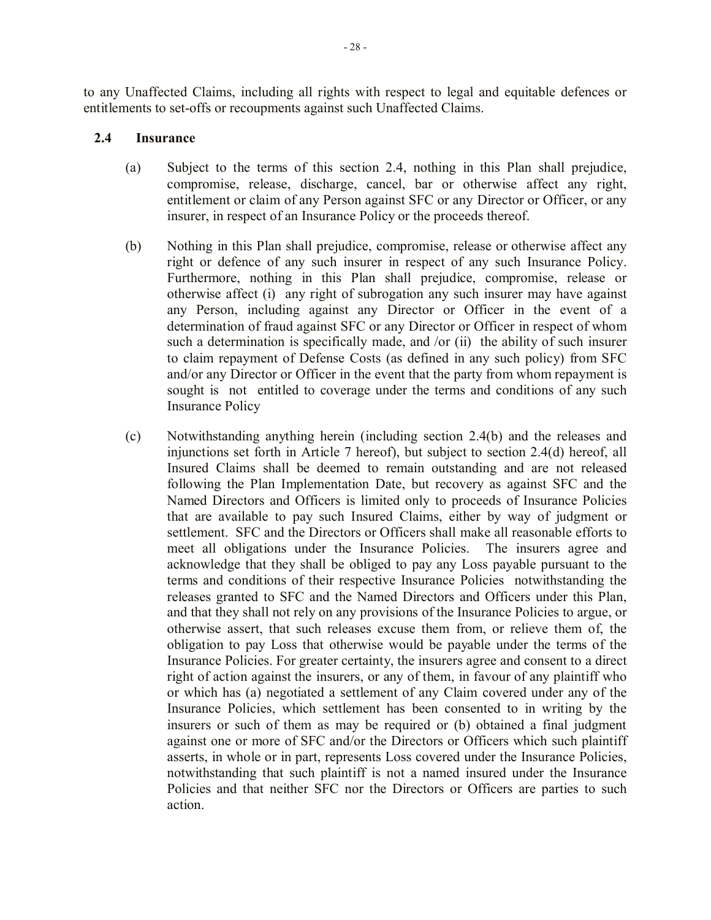to any Unaffected Claims, including all rights with respect to legal and equitable defences or entitlements to set-offs or recoupments against such Unaffected Claims.

## 2.4 Insurance

(a) Subject to the terms of this section 2.4, nothing in this Plan shall prejudice, compromise, release, discharge, cancel, bar or otherwise affect any right, entitlement or claim of any Person against SFC or any Director or Officer, or any insurer, in respect of an Insurance Policy or the proceeds thereof.

(b) Nothing in this Plan shall prejudice, compromise, release or otherwise affect any right or defence of any such insurer in respect of any such Insurance Policy. Furthermore, nothing in this Plan shall prejudice, compromise, release or otherwise affect (i) any right of subrogation any such insurer may have against any Person, including against any Director or Officer in the event of a determination of fraud against SFC or any Director or Officer in respect of whom such a determination is specifically made, and /or (ii) the ability of such insurer to claim repayment of Defense Costs (as defined in any such policy) from SFC and/or any Director or Officer in the event that the party from whom repayment is sought is not entitled to coverage under the terms and conditions of any such Insurance Policy

(c) Notwithstanding anything herein (including section 2.4(b) and the releases and injunctions set forth in Article 7 hereof), but subject to section 2.4(d) hereof, all Insured Claims shall be deemed to remain outstanding and are not released following the Plan Implementation Date, but recovery as against SFC and the Named Directors and Officers is limited only to proceeds of Insurance Policies that are available to pay such Insured Claims, either by way of judgment or settlement. SFC and the Directors or Officers shall make all reasonable efforts to meet all obligations under the Insurance Policies. The insurers agree and acknowledge that they shall be obliged to pay any Loss payable pursuant to the terms and conditions of their respective Insurance Policies notwithstanding the releases granted to SFC and the Named Directors and Officers under this Plan, and that they shall not rely on any provisions of the Insurance Policies to argue, or otherwise assert, that such releases excuse them from, or relieve them of, the obligation to pay Loss that otherwise would be payable under the terms of the Insurance Policies. For greater certainty, the insurers agree and consent to a direct right of action against the insurers, or any of them, in favour of any plaintiff who or which has (a) negotiated a settlement of any Claim covered under any of the Insurance Policies, which settlement has been consented to in writing by the insurers or such of them as may be required or (b) obtained a final judgment against one or more of SFC and/or the Directors or Officers which such plaintiff asserts, in whole or in part, represents Loss covered under the Insurance Policies, notwithstanding that such plaintiff is not a named insured under the Insurance Policies and that neither SFC nor the Directors or Officers are parties to such action.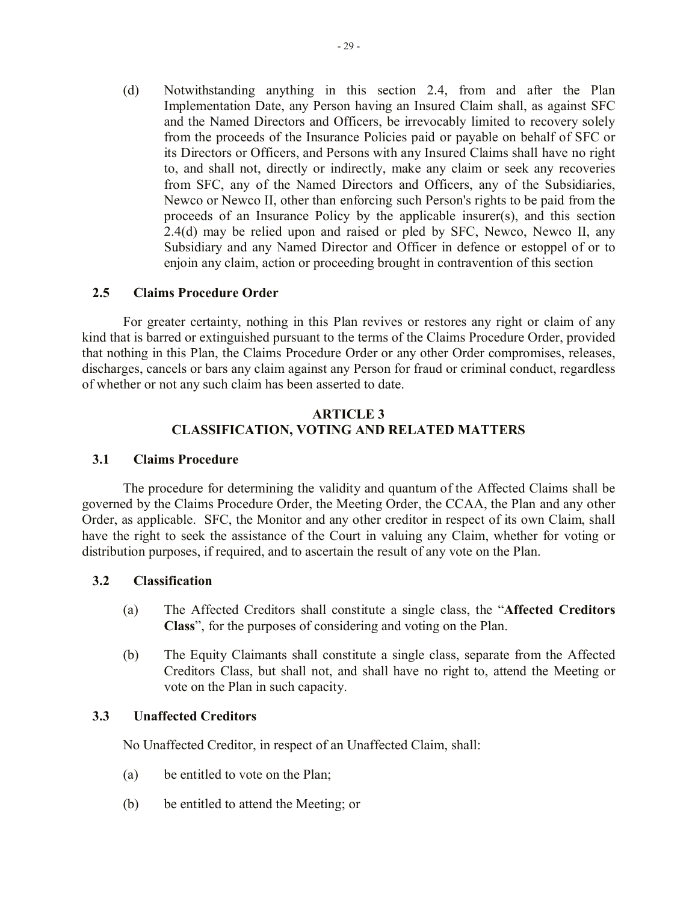(d) Notwithstanding anything in this section 2.4, from and after the Plan Implementation Date, any Person having an Insured Claim shall, as against SFC and the Named Directors and Officers, be irrevocably limited to recovery solely from the proceeds of the Insurance Policies paid or payable on behalf of SFC or its Directors or Officers, and Persons with any Insured Claims shall have no right to, and shall not, directly or indirectly, make any claim or seek any recoveries from SFC, any of the Named Directors and Officers, any of the Subsidiaries, Newco or Newco II, other than enforcing such Person's rights to be paid from the proceeds of an Insurance Policy by the applicable insurer(s), and this section 2.4(d) may be relied upon and raised or pled by SFC, Newco, Newco II, any Subsidiary and any Named Director and Officer in defence or estoppel of or to enjoin any claim, action or proceeding brought in contravention of this section

### 2.5 Claims Procedure Order

For greater certainty, nothing in this Plan revives or restores any right or claim of any kind that is barred or extinguished pursuant to the terms of the Claims Procedure Order, provided that nothing in this Plan, the Claims Procedure Order or any other Order compromises, releases, discharges, cancels or bars any claim against any Person for fraud or criminal conduct, regardless of whether or not any such claim has been asserted to date.

## ARTICLE 3
## CLASSIFICATION, VOTING AND RELATED MATTERS

### 3.1 Claims Procedure

The procedure for determining the validity and quantum of the Affected Claims shall be governed by the Claims Procedure Order, the Meeting Order, the CCAA, the Plan and any other Order, as applicable. SFC, the Monitor and any other creditor in respect of its own Claim, shall have the right to seek the assistance of the Court in valuing any Claim, whether for voting or distribution purposes, if required, and to ascertain the result of any vote on the Plan.

### 3.2 Classification

(a) The Affected Creditors shall constitute a single class, the "**Affected Creditors Class**", for the purposes of considering and voting on the Plan.

(b) The Equity Claimants shall constitute a single class, separate from the Affected Creditors Class, but shall not, and shall have no right to, attend the Meeting or vote on the Plan in such capacity.

### 3.3 Unaffected Creditors

No Unaffected Creditor, in respect of an Unaffected Claim, shall:

(a) be entitled to vote on the Plan;

(b) be entitled to attend the Meeting; or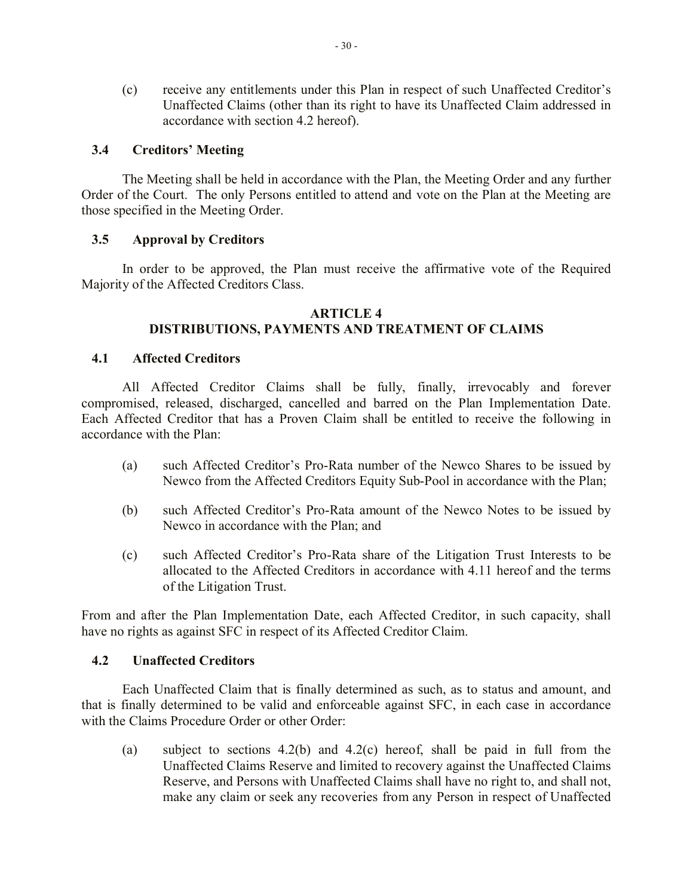(c) receive any entitlements under this Plan in respect of such Unaffected Creditor's Unaffected Claims (other than its right to have its Unaffected Claim addressed in accordance with section 4.2 hereof).

### 3.4 Creditors' Meeting

The Meeting shall be held in accordance with the Plan, the Meeting Order and any further Order of the Court. The only Persons entitled to attend and vote on the Plan at the Meeting are those specified in the Meeting Order.

### 3.5 Approval by Creditors

In order to be approved, the Plan must receive the affirmative vote of the Required Majority of the Affected Creditors Class.

## ARTICLE 4
## DISTRIBUTIONS, PAYMENTS AND TREATMENT OF CLAIMS

### 4.1 Affected Creditors

All Affected Creditor Claims shall be fully, finally, irrevocably and forever compromised, released, discharged, cancelled and barred on the Plan Implementation Date. Each Affected Creditor that has a Proven Claim shall be entitled to receive the following in accordance with the Plan:

(a) such Affected Creditor's Pro-Rata number of the Newco Shares to be issued by Newco from the Affected Creditors Equity Sub-Pool in accordance with the Plan;

(b) such Affected Creditor's Pro-Rata amount of the Newco Notes to be issued by Newco in accordance with the Plan; and

(c) such Affected Creditor's Pro-Rata share of the Litigation Trust Interests to be allocated to the Affected Creditors in accordance with 4.11 hereof and the terms of the Litigation Trust.

From and after the Plan Implementation Date, each Affected Creditor, in such capacity, shall have no rights as against SFC in respect of its Affected Creditor Claim.

### 4.2 Unaffected Creditors

Each Unaffected Claim that is finally determined as such, as to status and amount, and that is finally determined to be valid and enforceable against SFC, in each case in accordance with the Claims Procedure Order or other Order:

(a) subject to sections 4.2(b) and 4.2(c) hereof, shall be paid in full from the Unaffected Claims Reserve and limited to recovery against the Unaffected Claims Reserve, and Persons with Unaffected Claims shall have no right to, and shall not, make any claim or seek any recoveries from any Person in respect of Unaffected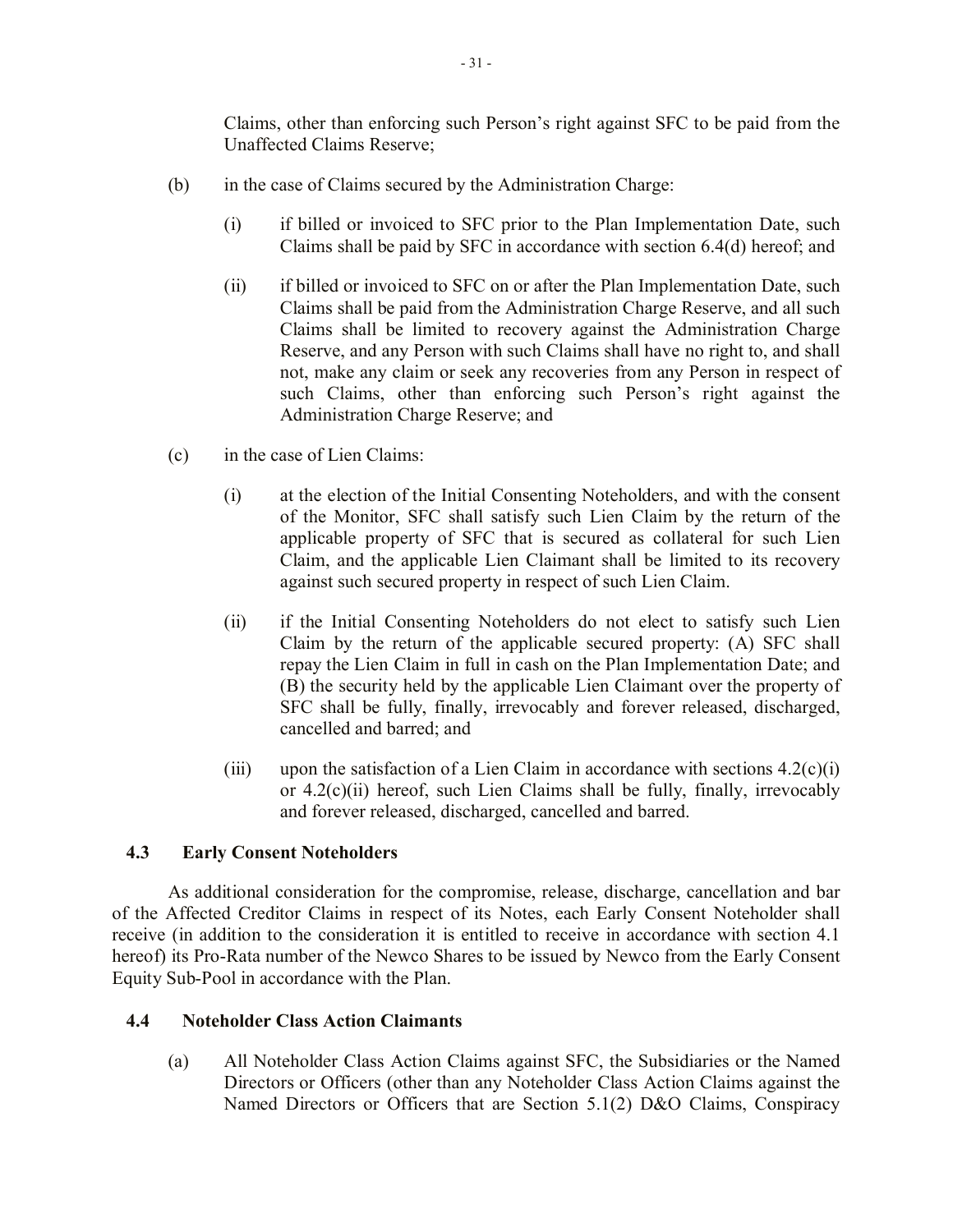Claims, other than enforcing such Person's right against SFC to be paid from the Unaffected Claims Reserve;

(b) in the case of Claims secured by the Administration Charge:

(i) if billed or invoiced to SFC prior to the Plan Implementation Date, such Claims shall be paid by SFC in accordance with section 6.4(d) hereof; and

(ii) if billed or invoiced to SFC on or after the Plan Implementation Date, such Claims shall be paid from the Administration Charge Reserve, and all such Claims shall be limited to recovery against the Administration Charge Reserve, and any Person with such Claims shall have no right to, and shall not, make any claim or seek any recoveries from any Person in respect of such Claims, other than enforcing such Person's right against the Administration Charge Reserve; and

(c) in the case of Lien Claims:

(i) at the election of the Initial Consenting Noteholders, and with the consent of the Monitor, SFC shall satisfy such Lien Claim by the return of the applicable property of SFC that is secured as collateral for such Lien Claim, and the applicable Lien Claimant shall be limited to its recovery against such secured property in respect of such Lien Claim.

(ii) if the Initial Consenting Noteholders do not elect to satisfy such Lien Claim by the return of the applicable secured property: (A) SFC shall repay the Lien Claim in full in cash on the Plan Implementation Date; and (B) the security held by the applicable Lien Claimant over the property of SFC shall be fully, finally, irrevocably and forever released, discharged, cancelled and barred; and

(iii) upon the satisfaction of a Lien Claim in accordance with sections 4.2(c)(i) or 4.2(c)(ii) hereof, such Lien Claims shall be fully, finally, irrevocably and forever released, discharged, cancelled and barred.

### 4.3 Early Consent Noteholders

As additional consideration for the compromise, release, discharge, cancellation and bar of the Affected Creditor Claims in respect of its Notes, each Early Consent Noteholder shall receive (in addition to the consideration it is entitled to receive in accordance with section 4.1 hereof) its Pro-Rata number of the Newco Shares to be issued by Newco from the Early Consent Equity Sub-Pool in accordance with the Plan.

### 4.4 Noteholder Class Action Claimants

(a) All Noteholder Class Action Claims against SFC, the Subsidiaries or the Named Directors or Officers (other than any Noteholder Class Action Claims against the Named Directors or Officers that are Section 5.1(2) D&O Claims, Conspiracy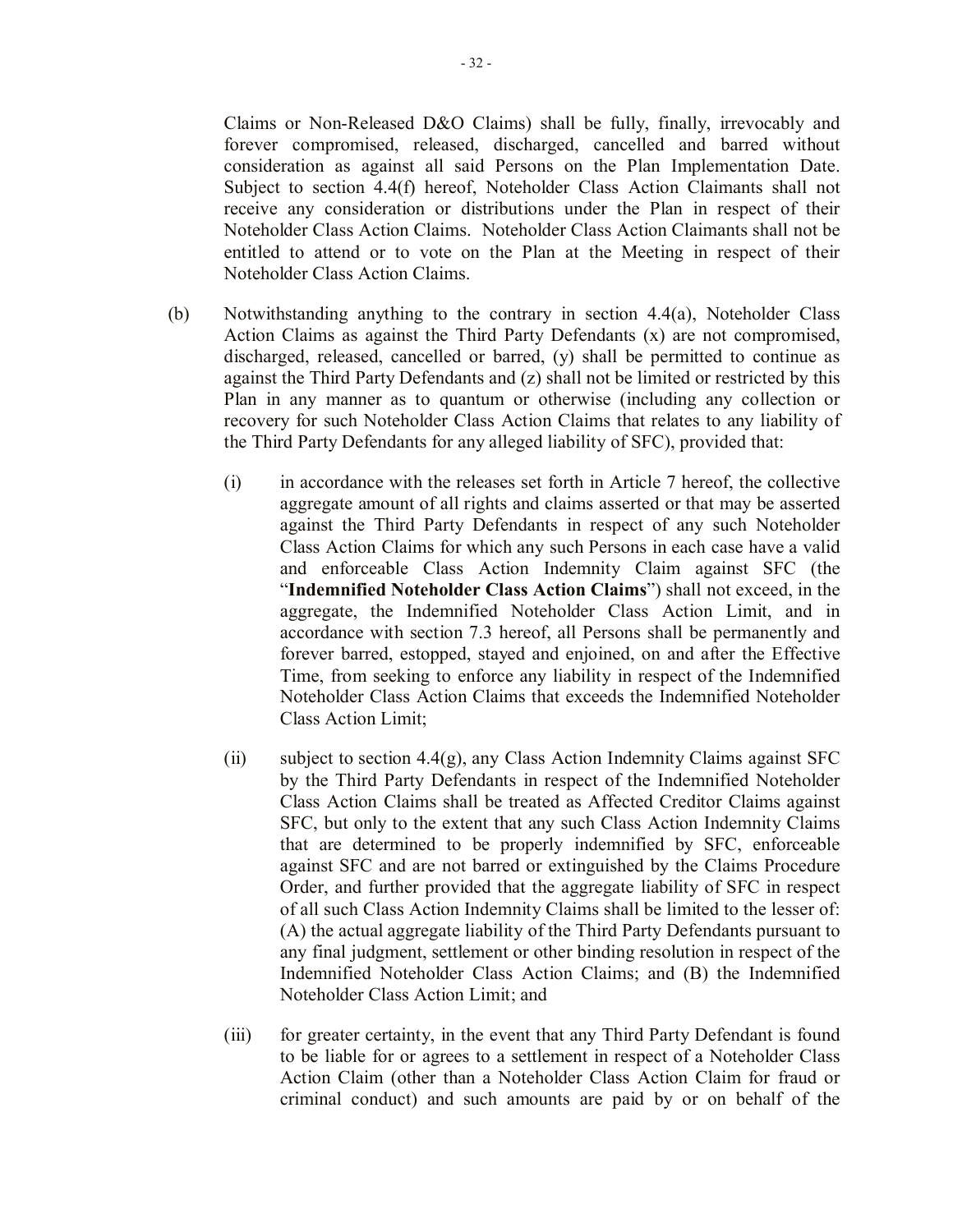Claims or Non-Released D&O Claims) shall be fully, finally, irrevocably and forever compromised, released, discharged, cancelled and barred without consideration as against all said Persons on the Plan Implementation Date. Subject to section 4.4(f) hereof, Noteholder Class Action Claimants shall not receive any consideration or distributions under the Plan in respect of their Noteholder Class Action Claims. Noteholder Class Action Claimants shall not be entitled to attend or to vote on the Plan at the Meeting in respect of their Noteholder Class Action Claims.

(b) Notwithstanding anything to the contrary in section 4.4(a), Noteholder Class Action Claims as against the Third Party Defendants (x) are not compromised, discharged, released, cancelled or barred, (y) shall be permitted to continue as against the Third Party Defendants and (z) shall not be limited or restricted by this Plan in any manner as to quantum or otherwise (including any collection or recovery for such Noteholder Class Action Claims that relates to any liability of the Third Party Defendants for any alleged liability of SFC), provided that:

(i) in accordance with the releases set forth in Article 7 hereof, the collective aggregate amount of all rights and claims asserted or that may be asserted against the Third Party Defendants in respect of any such Noteholder Class Action Claims for which any such Persons in each case have a valid and enforceable Class Action Indemnity Claim against SFC (the "**Indemnified Noteholder Class Action Claims**") shall not exceed, in the aggregate, the Indemnified Noteholder Class Action Limit, and in accordance with section 7.3 hereof, all Persons shall be permanently and forever barred, estopped, stayed and enjoined, on and after the Effective Time, from seeking to enforce any liability in respect of the Indemnified Noteholder Class Action Claims that exceeds the Indemnified Noteholder Class Action Limit;

(ii) subject to section 4.4(g), any Class Action Indemnity Claims against SFC by the Third Party Defendants in respect of the Indemnified Noteholder Class Action Claims shall be treated as Affected Creditor Claims against SFC, but only to the extent that any such Class Action Indemnity Claims that are determined to be properly indemnified by SFC, enforceable against SFC and are not barred or extinguished by the Claims Procedure Order, and further provided that the aggregate liability of SFC in respect of all such Class Action Indemnity Claims shall be limited to the lesser of: (A) the actual aggregate liability of the Third Party Defendants pursuant to any final judgment, settlement or other binding resolution in respect of the Indemnified Noteholder Class Action Claims; and (B) the Indemnified Noteholder Class Action Limit; and

(iii) for greater certainty, in the event that any Third Party Defendant is found to be liable for or agrees to a settlement in respect of a Noteholder Class Action Claim (other than a Noteholder Class Action Claim for fraud or criminal conduct) and such amounts are paid by or on behalf of the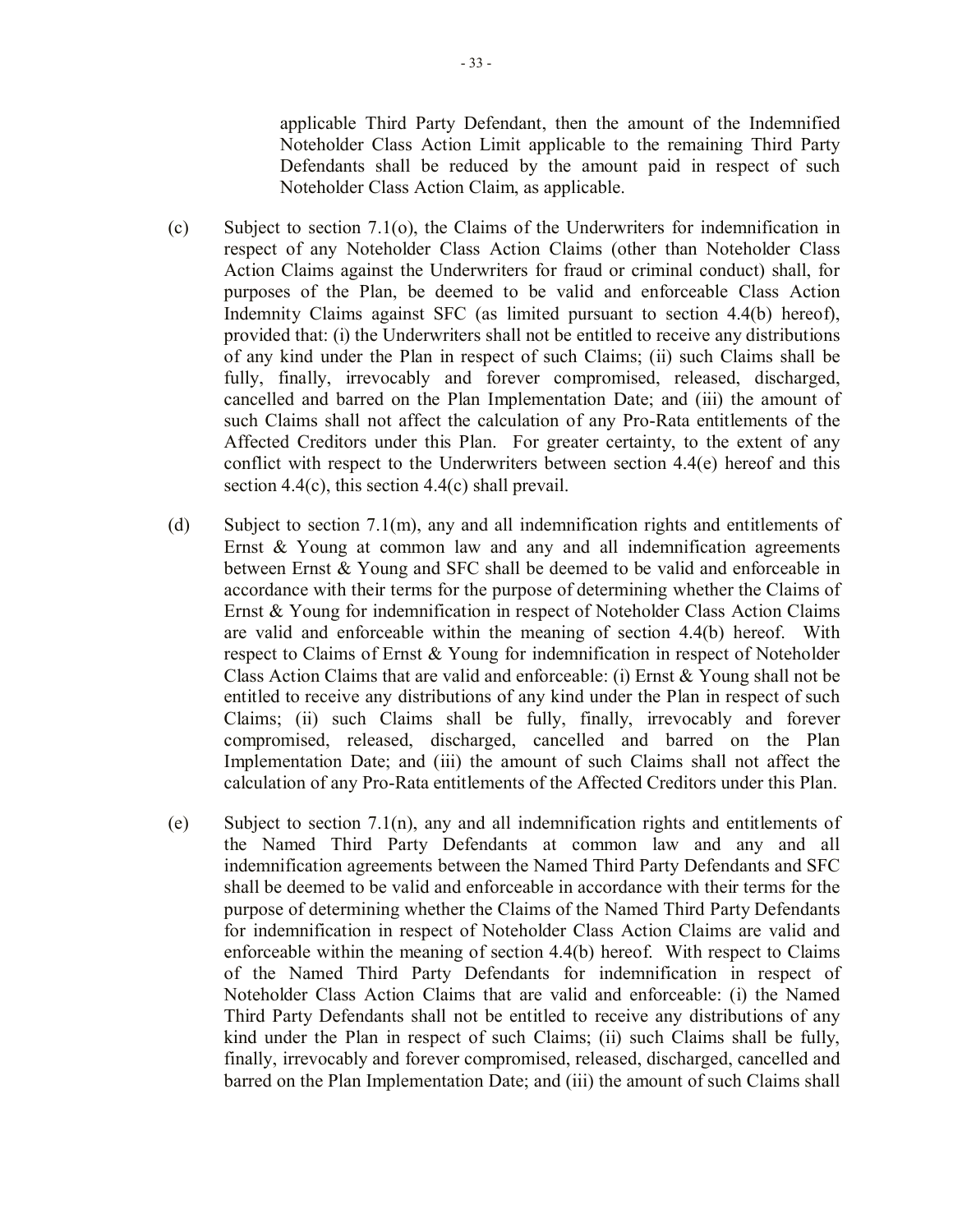applicable Third Party Defendant, then the amount of the Indemnified Noteholder Class Action Limit applicable to the remaining Third Party Defendants shall be reduced by the amount paid in respect of such Noteholder Class Action Claim, as applicable.

(c) Subject to section 7.1(o), the Claims of the Underwriters for indemnification in respect of any Noteholder Class Action Claims (other than Noteholder Class Action Claims against the Underwriters for fraud or criminal conduct) shall, for purposes of the Plan, be deemed to be valid and enforceable Class Action Indemnity Claims against SFC (as limited pursuant to section 4.4(b) hereof), provided that: (i) the Underwriters shall not be entitled to receive any distributions of any kind under the Plan in respect of such Claims; (ii) such Claims shall be fully, finally, irrevocably and forever compromised, released, discharged, cancelled and barred on the Plan Implementation Date; and (iii) the amount of such Claims shall not affect the calculation of any Pro-Rata entitlements of the Affected Creditors under this Plan. For greater certainty, to the extent of any conflict with respect to the Underwriters between section 4.4(e) hereof and this section 4.4(c), this section 4.4(c) shall prevail.

(d) Subject to section 7.1(m), any and all indemnification rights and entitlements of Ernst & Young at common law and any and all indemnification agreements between Ernst & Young and SFC shall be deemed to be valid and enforceable in accordance with their terms for the purpose of determining whether the Claims of Ernst & Young for indemnification in respect of Noteholder Class Action Claims are valid and enforceable within the meaning of section 4.4(b) hereof. With respect to Claims of Ernst & Young for indemnification in respect of Noteholder Class Action Claims that are valid and enforceable: (i) Ernst & Young shall not be entitled to receive any distributions of any kind under the Plan in respect of such Claims; (ii) such Claims shall be fully, finally, irrevocably and forever compromised, released, discharged, cancelled and barred on the Plan Implementation Date; and (iii) the amount of such Claims shall not affect the calculation of any Pro-Rata entitlements of the Affected Creditors under this Plan.

(e) Subject to section 7.1(n), any and all indemnification rights and entitlements of the Named Third Party Defendants at common law and any and all indemnification agreements between the Named Third Party Defendants and SFC shall be deemed to be valid and enforceable in accordance with their terms for the purpose of determining whether the Claims of the Named Third Party Defendants for indemnification in respect of Noteholder Class Action Claims are valid and enforceable within the meaning of section 4.4(b) hereof. With respect to Claims of the Named Third Party Defendants for indemnification in respect of Noteholder Class Action Claims that are valid and enforceable: (i) the Named Third Party Defendants shall not be entitled to receive any distributions of any kind under the Plan in respect of such Claims; (ii) such Claims shall be fully, finally, irrevocably and forever compromised, released, discharged, cancelled and barred on the Plan Implementation Date; and (iii) the amount of such Claims shall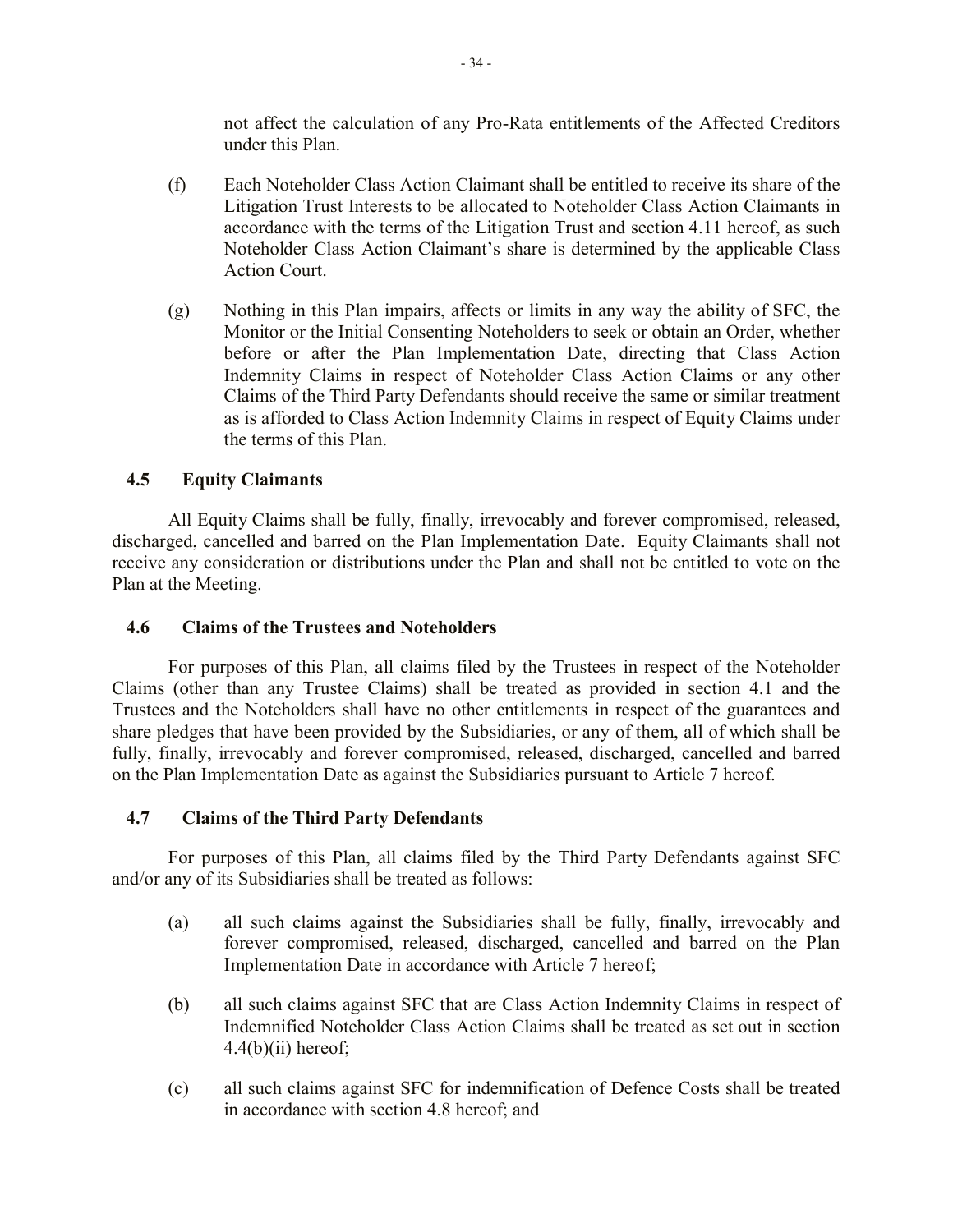not affect the calculation of any Pro-Rata entitlements of the Affected Creditors under this Plan.

(f) Each Noteholder Class Action Claimant shall be entitled to receive its share of the Litigation Trust Interests to be allocated to Noteholder Class Action Claimants in accordance with the terms of the Litigation Trust and section 4.11 hereof, as such Noteholder Class Action Claimant's share is determined by the applicable Class Action Court.

(g) Nothing in this Plan impairs, affects or limits in any way the ability of SFC, the Monitor or the Initial Consenting Noteholders to seek or obtain an Order, whether before or after the Plan Implementation Date, directing that Class Action Indemnity Claims in respect of Noteholder Class Action Claims or any other Claims of the Third Party Defendants should receive the same or similar treatment as is afforded to Class Action Indemnity Claims in respect of Equity Claims under the terms of this Plan.

### 4.5 Equity Claimants

All Equity Claims shall be fully, finally, irrevocably and forever compromised, released, discharged, cancelled and barred on the Plan Implementation Date. Equity Claimants shall not receive any consideration or distributions under the Plan and shall not be entitled to vote on the Plan at the Meeting.

### 4.6 Claims of the Trustees and Noteholders

For purposes of this Plan, all claims filed by the Trustees in respect of the Noteholder Claims (other than any Trustee Claims) shall be treated as provided in section 4.1 and the Trustees and the Noteholders shall have no other entitlements in respect of the guarantees and share pledges that have been provided by the Subsidiaries, or any of them, all of which shall be fully, finally, irrevocably and forever compromised, released, discharged, cancelled and barred on the Plan Implementation Date as against the Subsidiaries pursuant to Article 7 hereof.

### 4.7 Claims of the Third Party Defendants

For purposes of this Plan, all claims filed by the Third Party Defendants against SFC and/or any of its Subsidiaries shall be treated as follows:

(a) all such claims against the Subsidiaries shall be fully, finally, irrevocably and forever compromised, released, discharged, cancelled and barred on the Plan Implementation Date in accordance with Article 7 hereof;

(b) all such claims against SFC that are Class Action Indemnity Claims in respect of Indemnified Noteholder Class Action Claims shall be treated as set out in section 4.4(b)(ii) hereof;

(c) all such claims against SFC for indemnification of Defence Costs shall be treated in accordance with section 4.8 hereof; and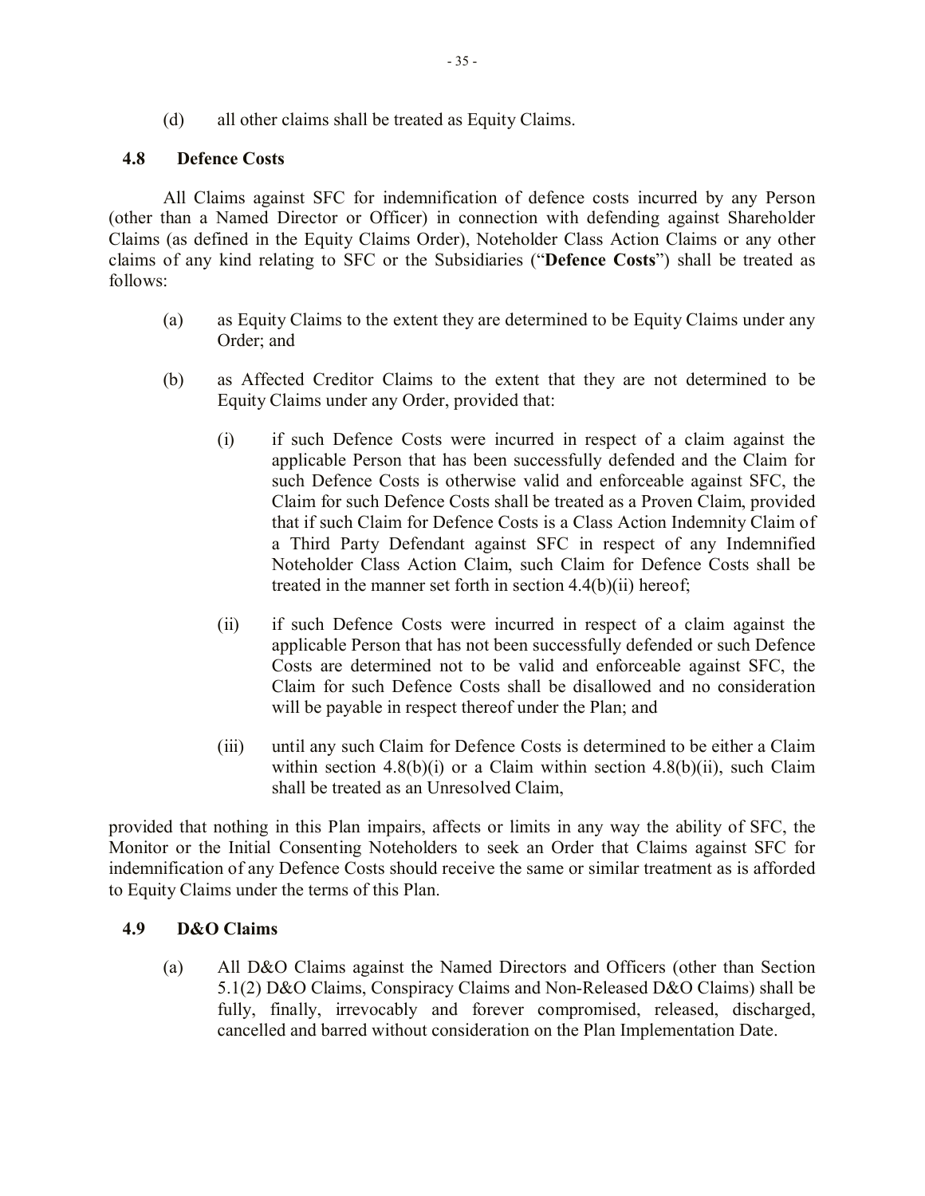(d) all other claims shall be treated as Equity Claims.

### 4.8 Defence Costs

All Claims against SFC for indemnification of defence costs incurred by any Person (other than a Named Director or Officer) in connection with defending against Shareholder Claims (as defined in the Equity Claims Order), Noteholder Class Action Claims or any other claims of any kind relating to SFC or the Subsidiaries ("**Defence Costs**") shall be treated as follows:

(a) as Equity Claims to the extent they are determined to be Equity Claims under any Order; and

(b) as Affected Creditor Claims to the extent that they are not determined to be Equity Claims under any Order, provided that:

   (i) if such Defence Costs were incurred in respect of a claim against the applicable Person that has been successfully defended and the Claim for such Defence Costs is otherwise valid and enforceable against SFC, the Claim for such Defence Costs shall be treated as a Proven Claim, provided that if such Claim for Defence Costs is a Class Action Indemnity Claim of a Third Party Defendant against SFC in respect of any Indemnified Noteholder Class Action Claim, such Claim for Defence Costs shall be treated in the manner set forth in section 4.4(b)(ii) hereof;

   (ii) if such Defence Costs were incurred in respect of a claim against the applicable Person that has not been successfully defended or such Defence Costs are determined not to be valid and enforceable against SFC, the Claim for such Defence Costs shall be disallowed and no consideration will be payable in respect thereof under the Plan; and

   (iii) until any such Claim for Defence Costs is determined to be either a Claim within section 4.8(b)(i) or a Claim within section 4.8(b)(ii), such Claim shall be treated as an Unresolved Claim,

provided that nothing in this Plan impairs, affects or limits in any way the ability of SFC, the Monitor or the Initial Consenting Noteholders to seek an Order that Claims against SFC for indemnification of any Defence Costs should receive the same or similar treatment as is afforded to Equity Claims under the terms of this Plan.

### 4.9 D&O Claims

(a) All D&O Claims against the Named Directors and Officers (other than Section 5.1(2) D&O Claims, Conspiracy Claims and Non-Released D&O Claims) shall be fully, finally, irrevocably and forever compromised, released, discharged, cancelled and barred without consideration on the Plan Implementation Date.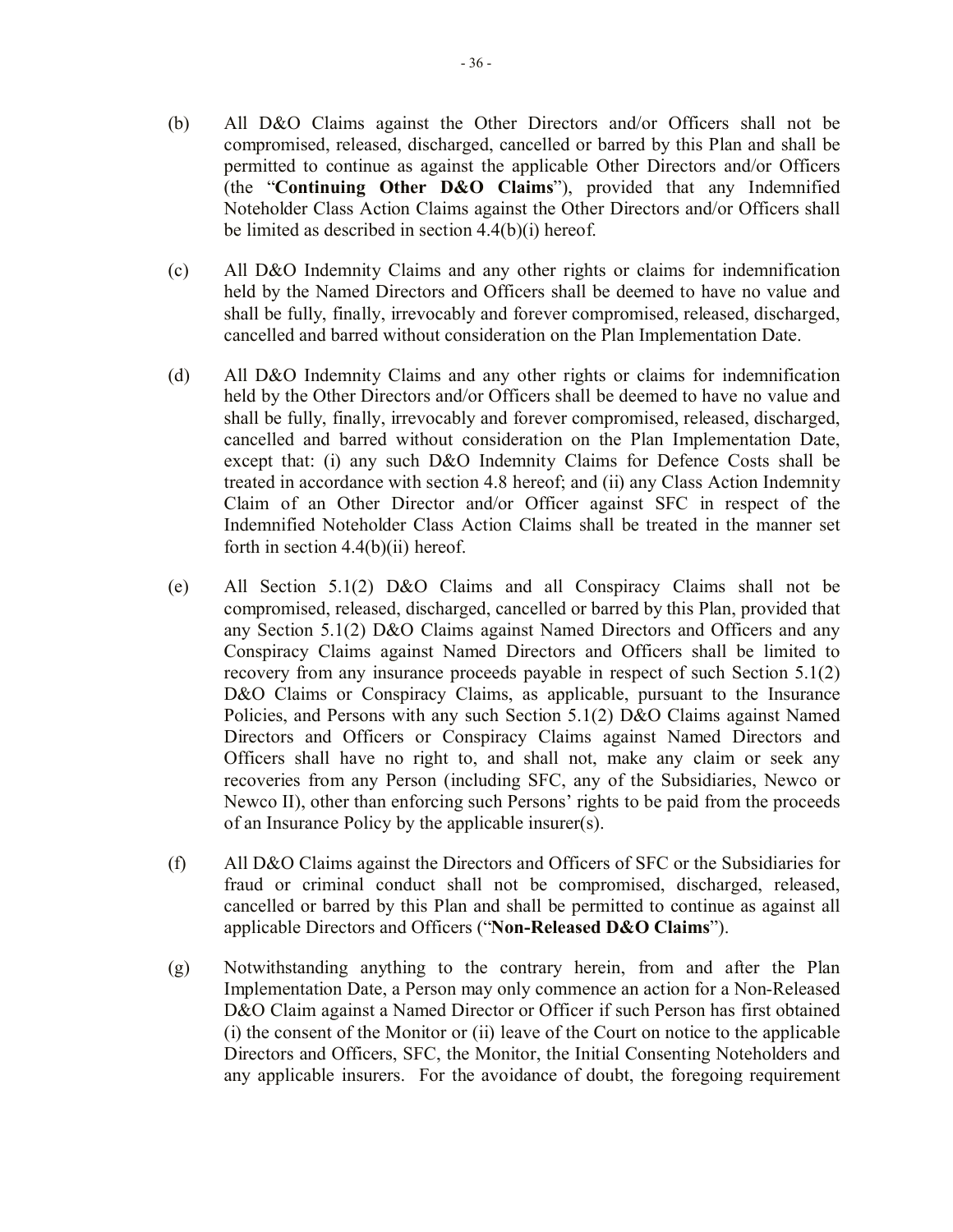(b) All D&O Claims against the Other Directors and/or Officers shall not be compromised, released, discharged, cancelled or barred by this Plan and shall be permitted to continue as against the applicable Other Directors and/or Officers (the "**Continuing Other D&O Claims**"), provided that any Indemnified Noteholder Class Action Claims against the Other Directors and/or Officers shall be limited as described in section 4.4(b)(i) hereof.

(c) All D&O Indemnity Claims and any other rights or claims for indemnification held by the Named Directors and Officers shall be deemed to have no value and shall be fully, finally, irrevocably and forever compromised, released, discharged, cancelled and barred without consideration on the Plan Implementation Date.

(d) All D&O Indemnity Claims and any other rights or claims for indemnification held by the Other Directors and/or Officers shall be deemed to have no value and shall be fully, finally, irrevocably and forever compromised, released, discharged, cancelled and barred without consideration on the Plan Implementation Date, except that: (i) any such D&O Indemnity Claims for Defence Costs shall be treated in accordance with section 4.8 hereof; and (ii) any Class Action Indemnity Claim of an Other Director and/or Officer against SFC in respect of the Indemnified Noteholder Class Action Claims shall be treated in the manner set forth in section 4.4(b)(ii) hereof.

(e) All Section 5.1(2) D&O Claims and all Conspiracy Claims shall not be compromised, released, discharged, cancelled or barred by this Plan, provided that any Section 5.1(2) D&O Claims against Named Directors and Officers and any Conspiracy Claims against Named Directors and Officers shall be limited to recovery from any insurance proceeds payable in respect of such Section 5.1(2) D&O Claims or Conspiracy Claims, as applicable, pursuant to the Insurance Policies, and Persons with any such Section 5.1(2) D&O Claims against Named Directors and Officers or Conspiracy Claims against Named Directors and Officers shall have no right to, and shall not, make any claim or seek any recoveries from any Person (including SFC, any of the Subsidiaries, Newco or Newco II), other than enforcing such Persons' rights to be paid from the proceeds of an Insurance Policy by the applicable insurer(s).

(f) All D&O Claims against the Directors and Officers of SFC or the Subsidiaries for fraud or criminal conduct shall not be compromised, discharged, released, cancelled or barred by this Plan and shall be permitted to continue as against all applicable Directors and Officers ("**Non-Released D&O Claims**").

(g) Notwithstanding anything to the contrary herein, from and after the Plan Implementation Date, a Person may only commence an action for a Non-Released D&O Claim against a Named Director or Officer if such Person has first obtained (i) the consent of the Monitor or (ii) leave of the Court on notice to the applicable Directors and Officers, SFC, the Monitor, the Initial Consenting Noteholders and any applicable insurers. For the avoidance of doubt, the foregoing requirement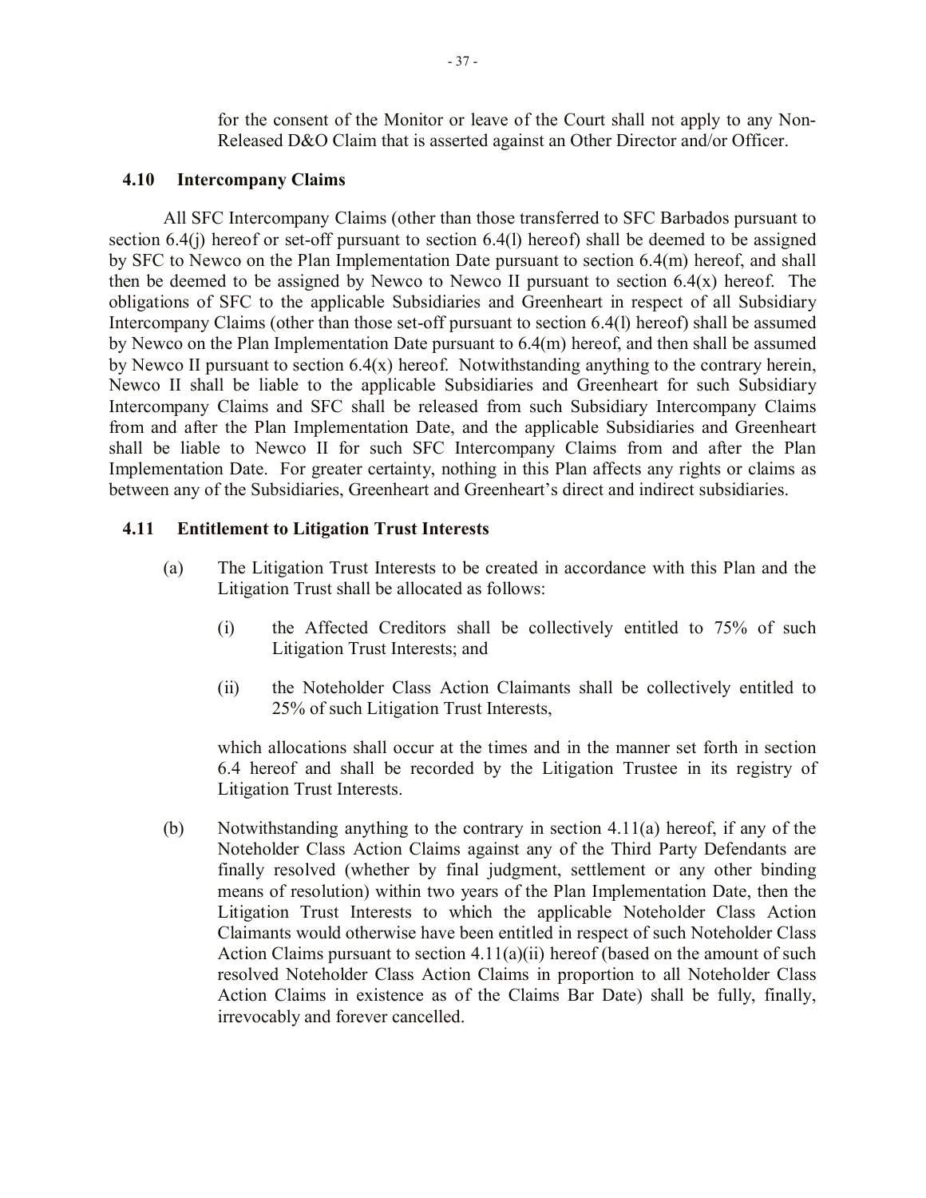for the consent of the Monitor or leave of the Court shall not apply to any Non-Released D&O Claim that is asserted against an Other Director and/or Officer.

### 4.10 Intercompany Claims

All SFC Intercompany Claims (other than those transferred to SFC Barbados pursuant to section 6.4(j) hereof or set-off pursuant to section 6.4(l) hereof) shall be deemed to be assigned by SFC to Newco on the Plan Implementation Date pursuant to section 6.4(m) hereof, and shall then be deemed to be assigned by Newco to Newco II pursuant to section 6.4(x) hereof. The obligations of SFC to the applicable Subsidiaries and Greenheart in respect of all Subsidiary Intercompany Claims (other than those set-off pursuant to section 6.4(l) hereof) shall be assumed by Newco on the Plan Implementation Date pursuant to 6.4(m) hereof, and then shall be assumed by Newco II pursuant to section 6.4(x) hereof. Notwithstanding anything to the contrary herein, Newco II shall be liable to the applicable Subsidiaries and Greenheart for such Subsidiary Intercompany Claims and SFC shall be released from such Subsidiary Intercompany Claims from and after the Plan Implementation Date, and the applicable Subsidiaries and Greenheart shall be liable to Newco II for such SFC Intercompany Claims from and after the Plan Implementation Date. For greater certainty, nothing in this Plan affects any rights or claims as between any of the Subsidiaries, Greenheart and Greenheart's direct and indirect subsidiaries.

### 4.11 Entitlement to Litigation Trust Interests

(a) The Litigation Trust Interests to be created in accordance with this Plan and the Litigation Trust shall be allocated as follows:

   (i) the Affected Creditors shall be collectively entitled to 75% of such Litigation Trust Interests; and

   (ii) the Noteholder Class Action Claimants shall be collectively entitled to 25% of such Litigation Trust Interests,

   which allocations shall occur at the times and in the manner set forth in section 6.4 hereof and shall be recorded by the Litigation Trustee in its registry of Litigation Trust Interests.

(b) Notwithstanding anything to the contrary in section 4.11(a) hereof, if any of the Noteholder Class Action Claims against any of the Third Party Defendants are finally resolved (whether by final judgment, settlement or any other binding means of resolution) within two years of the Plan Implementation Date, then the Litigation Trust Interests to which the applicable Noteholder Class Action Claimants would otherwise have been entitled in respect of such Noteholder Class Action Claims pursuant to section 4.11(a)(ii) hereof (based on the amount of such resolved Noteholder Class Action Claims in proportion to all Noteholder Class Action Claims in existence as of the Claims Bar Date) shall be fully, finally, irrevocably and forever cancelled.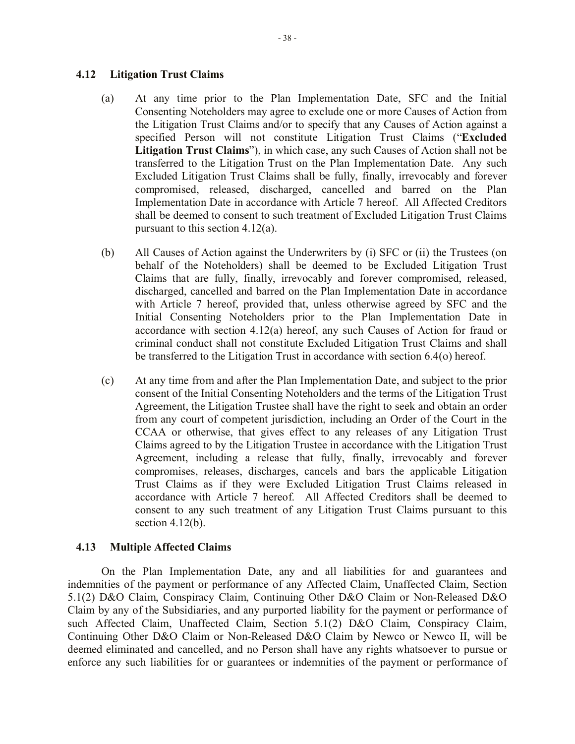### 4.12 Litigation Trust Claims

(a) At any time prior to the Plan Implementation Date, SFC and the Initial Consenting Noteholders may agree to exclude one or more Causes of Action from the Litigation Trust Claims and/or to specify that any Causes of Action against a specified Person will not constitute Litigation Trust Claims ("**Excluded Litigation Trust Claims**"), in which case, any such Causes of Action shall not be transferred to the Litigation Trust on the Plan Implementation Date. Any such Excluded Litigation Trust Claims shall be fully, finally, irrevocably and forever compromised, released, discharged, cancelled and barred on the Plan Implementation Date in accordance with Article 7 hereof. All Affected Creditors shall be deemed to consent to such treatment of Excluded Litigation Trust Claims pursuant to this section 4.12(a).

(b) All Causes of Action against the Underwriters by (i) SFC or (ii) the Trustees (on behalf of the Noteholders) shall be deemed to be Excluded Litigation Trust Claims that are fully, finally, irrevocably and forever compromised, released, discharged, cancelled and barred on the Plan Implementation Date in accordance with Article 7 hereof, provided that, unless otherwise agreed by SFC and the Initial Consenting Noteholders prior to the Plan Implementation Date in accordance with section 4.12(a) hereof, any such Causes of Action for fraud or criminal conduct shall not constitute Excluded Litigation Trust Claims and shall be transferred to the Litigation Trust in accordance with section 6.4(o) hereof.

(c) At any time from and after the Plan Implementation Date, and subject to the prior consent of the Initial Consenting Noteholders and the terms of the Litigation Trust Agreement, the Litigation Trustee shall have the right to seek and obtain an order from any court of competent jurisdiction, including an Order of the Court in the CCAA or otherwise, that gives effect to any releases of any Litigation Trust Claims agreed to by the Litigation Trustee in accordance with the Litigation Trust Agreement, including a release that fully, finally, irrevocably and forever compromises, releases, discharges, cancels and bars the applicable Litigation Trust Claims as if they were Excluded Litigation Trust Claims released in accordance with Article 7 hereof. All Affected Creditors shall be deemed to consent to any such treatment of any Litigation Trust Claims pursuant to this section 4.12(b).

### 4.13 Multiple Affected Claims

On the Plan Implementation Date, any and all liabilities for and guarantees and indemnities of the payment or performance of any Affected Claim, Unaffected Claim, Section 5.1(2) D&O Claim, Conspiracy Claim, Continuing Other D&O Claim or Non-Released D&O Claim by any of the Subsidiaries, and any purported liability for the payment or performance of such Affected Claim, Unaffected Claim, Section 5.1(2) D&O Claim, Conspiracy Claim, Continuing Other D&O Claim or Non-Released D&O Claim by Newco or Newco II, will be deemed eliminated and cancelled, and no Person shall have any rights whatsoever to pursue or enforce any such liabilities for or guarantees or indemnities of the payment or performance of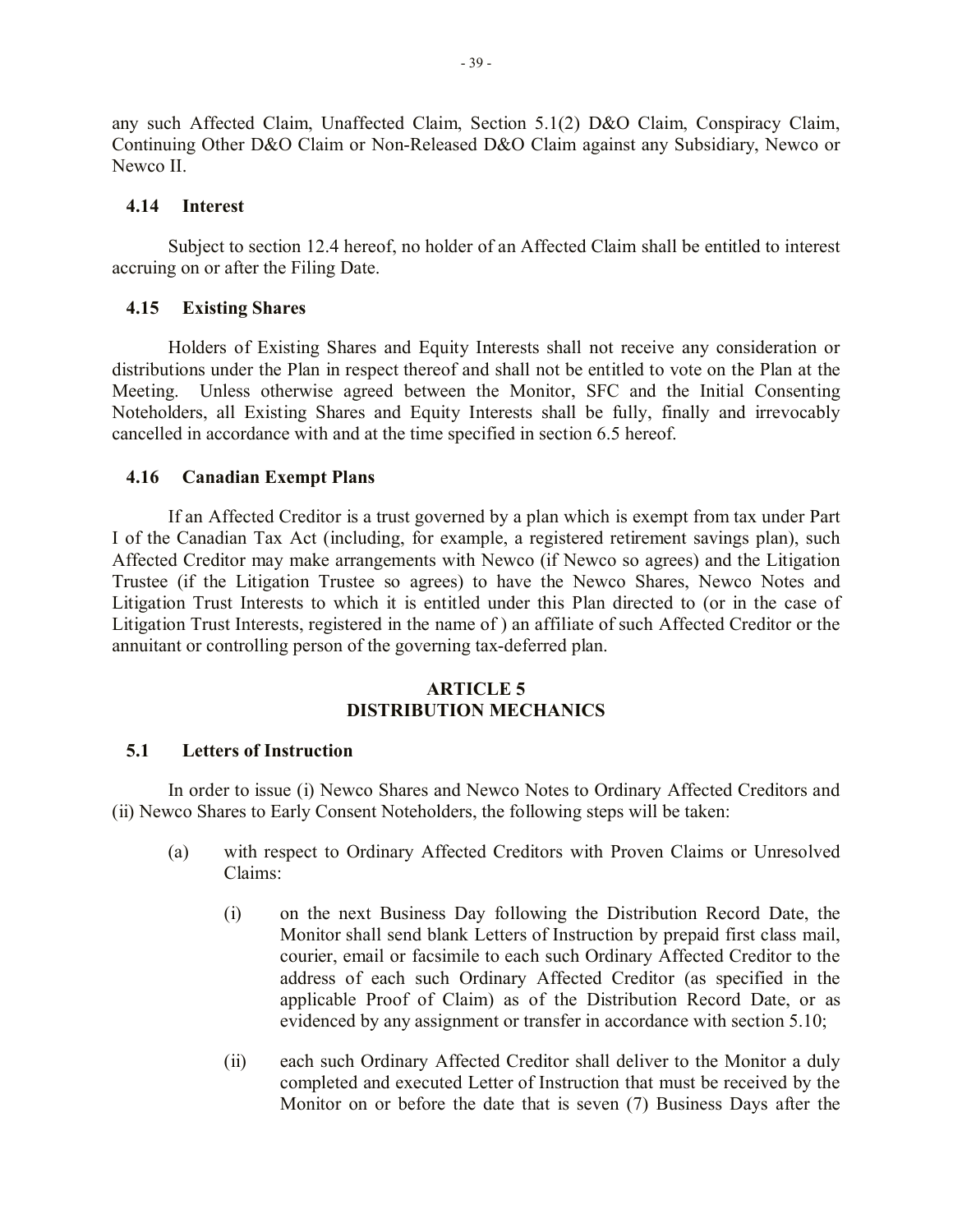any such Affected Claim, Unaffected Claim, Section 5.1(2) D&O Claim, Conspiracy Claim, Continuing Other D&O Claim or Non-Released D&O Claim against any Subsidiary, Newco or Newco II.

### 4.14 Interest

Subject to section 12.4 hereof, no holder of an Affected Claim shall be entitled to interest accruing on or after the Filing Date.

### 4.15 Existing Shares

Holders of Existing Shares and Equity Interests shall not receive any consideration or distributions under the Plan in respect thereof and shall not be entitled to vote on the Plan at the Meeting. Unless otherwise agreed between the Monitor, SFC and the Initial Consenting Noteholders, all Existing Shares and Equity Interests shall be fully, finally and irrevocably cancelled in accordance with and at the time specified in section 6.5 hereof.

### 4.16 Canadian Exempt Plans

If an Affected Creditor is a trust governed by a plan which is exempt from tax under Part I of the Canadian Tax Act (including, for example, a registered retirement savings plan), such Affected Creditor may make arrangements with Newco (if Newco so agrees) and the Litigation Trustee (if the Litigation Trustee so agrees) to have the Newco Shares, Newco Notes and Litigation Trust Interests to which it is entitled under this Plan directed to (or in the case of Litigation Trust Interests, registered in the name of ) an affiliate of such Affected Creditor or the annuitant or controlling person of the governing tax-deferred plan.

## ARTICLE 5
## DISTRIBUTION MECHANICS

### 5.1 Letters of Instruction

In order to issue (i) Newco Shares and Newco Notes to Ordinary Affected Creditors and (ii) Newco Shares to Early Consent Noteholders, the following steps will be taken:

(a) with respect to Ordinary Affected Creditors with Proven Claims or Unresolved Claims:

(i) on the next Business Day following the Distribution Record Date, the Monitor shall send blank Letters of Instruction by prepaid first class mail, courier, email or facsimile to each such Ordinary Affected Creditor to the address of each such Ordinary Affected Creditor (as specified in the applicable Proof of Claim) as of the Distribution Record Date, or as evidenced by any assignment or transfer in accordance with section 5.10;

(ii) each such Ordinary Affected Creditor shall deliver to the Monitor a duly completed and executed Letter of Instruction that must be received by the Monitor on or before the date that is seven (7) Business Days after the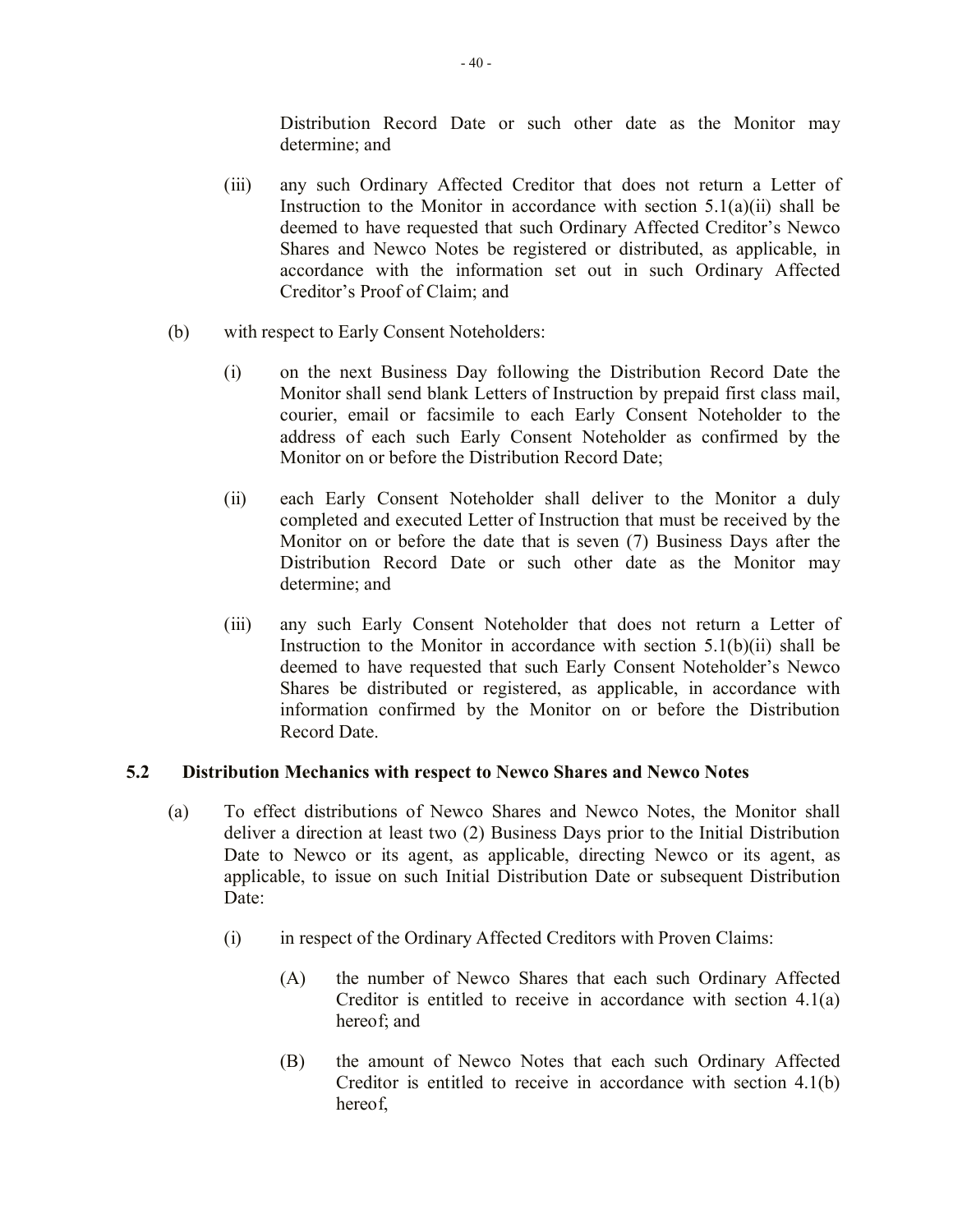Distribution Record Date or such other date as the Monitor may determine; and

(iii) any such Ordinary Affected Creditor that does not return a Letter of Instruction to the Monitor in accordance with section 5.1(a)(ii) shall be deemed to have requested that such Ordinary Affected Creditor's Newco Shares and Newco Notes be registered or distributed, as applicable, in accordance with the information set out in such Ordinary Affected Creditor's Proof of Claim; and

(b) with respect to Early Consent Noteholders:

(i) on the next Business Day following the Distribution Record Date the Monitor shall send blank Letters of Instruction by prepaid first class mail, courier, email or facsimile to each Early Consent Noteholder to the address of each such Early Consent Noteholder as confirmed by the Monitor on or before the Distribution Record Date;

(ii) each Early Consent Noteholder shall deliver to the Monitor a duly completed and executed Letter of Instruction that must be received by the Monitor on or before the date that is seven (7) Business Days after the Distribution Record Date or such other date as the Monitor may determine; and

(iii) any such Early Consent Noteholder that does not return a Letter of Instruction to the Monitor in accordance with section 5.1(b)(ii) shall be deemed to have requested that such Early Consent Noteholder's Newco Shares be distributed or registered, as applicable, in accordance with information confirmed by the Monitor on or before the Distribution Record Date.

### 5.2 Distribution Mechanics with respect to Newco Shares and Newco Notes

(a) To effect distributions of Newco Shares and Newco Notes, the Monitor shall deliver a direction at least two (2) Business Days prior to the Initial Distribution Date to Newco or its agent, as applicable, directing Newco or its agent, as applicable, to issue on such Initial Distribution Date or subsequent Distribution Date:

(i) in respect of the Ordinary Affected Creditors with Proven Claims:

(A) the number of Newco Shares that each such Ordinary Affected Creditor is entitled to receive in accordance with section 4.1(a) hereof; and

(B) the amount of Newco Notes that each such Ordinary Affected Creditor is entitled to receive in accordance with section 4.1(b) hereof,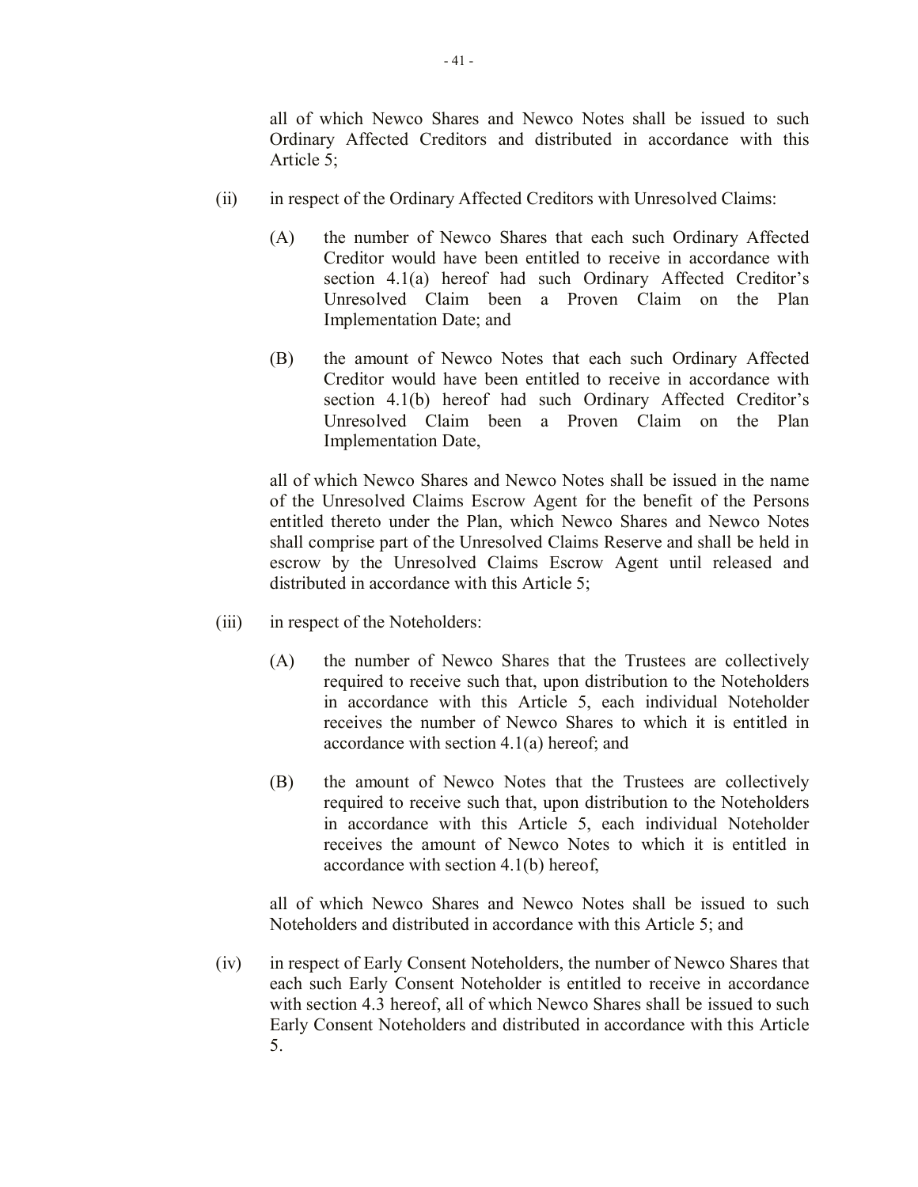all of which Newco Shares and Newco Notes shall be issued to such Ordinary Affected Creditors and distributed in accordance with this Article 5;

(ii) in respect of the Ordinary Affected Creditors with Unresolved Claims:

(A) the number of Newco Shares that each such Ordinary Affected Creditor would have been entitled to receive in accordance with section 4.1(a) hereof had such Ordinary Affected Creditor's Unresolved Claim been a Proven Claim on the Plan Implementation Date; and

(B) the amount of Newco Notes that each such Ordinary Affected Creditor would have been entitled to receive in accordance with section 4.1(b) hereof had such Ordinary Affected Creditor's Unresolved Claim been a Proven Claim on the Plan Implementation Date,

all of which Newco Shares and Newco Notes shall be issued in the name of the Unresolved Claims Escrow Agent for the benefit of the Persons entitled thereto under the Plan, which Newco Shares and Newco Notes shall comprise part of the Unresolved Claims Reserve and shall be held in escrow by the Unresolved Claims Escrow Agent until released and distributed in accordance with this Article 5;

(iii) in respect of the Noteholders:

(A) the number of Newco Shares that the Trustees are collectively required to receive such that, upon distribution to the Noteholders in accordance with this Article 5, each individual Noteholder receives the number of Newco Shares to which it is entitled in accordance with section 4.1(a) hereof; and

(B) the amount of Newco Notes that the Trustees are collectively required to receive such that, upon distribution to the Noteholders in accordance with this Article 5, each individual Noteholder receives the amount of Newco Notes to which it is entitled in accordance with section 4.1(b) hereof,

all of which Newco Shares and Newco Notes shall be issued to such Noteholders and distributed in accordance with this Article 5; and

(iv) in respect of Early Consent Noteholders, the number of Newco Shares that each such Early Consent Noteholder is entitled to receive in accordance with section 4.3 hereof, all of which Newco Shares shall be issued to such Early Consent Noteholders and distributed in accordance with this Article 5.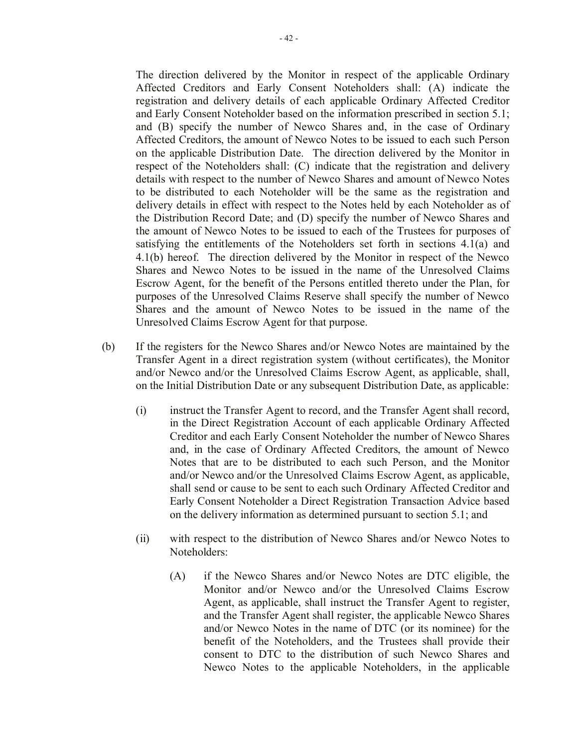The direction delivered by the Monitor in respect of the applicable Ordinary Affected Creditors and Early Consent Noteholders shall: (A) indicate the registration and delivery details of each applicable Ordinary Affected Creditor and Early Consent Noteholder based on the information prescribed in section 5.1; and (B) specify the number of Newco Shares and, in the case of Ordinary Affected Creditors, the amount of Newco Notes to be issued to each such Person on the applicable Distribution Date. The direction delivered by the Monitor in respect of the Noteholders shall: (C) indicate that the registration and delivery details with respect to the number of Newco Shares and amount of Newco Notes to be distributed to each Noteholder will be the same as the registration and delivery details in effect with respect to the Notes held by each Noteholder as of the Distribution Record Date; and (D) specify the number of Newco Shares and the amount of Newco Notes to be issued to each of the Trustees for purposes of satisfying the entitlements of the Noteholders set forth in sections 4.1(a) and 4.1(b) hereof. The direction delivered by the Monitor in respect of the Newco Shares and Newco Notes to be issued in the name of the Unresolved Claims Escrow Agent, for the benefit of the Persons entitled thereto under the Plan, for purposes of the Unresolved Claims Reserve shall specify the number of Newco Shares and the amount of Newco Notes to be issued in the name of the Unresolved Claims Escrow Agent for that purpose.

(b) If the registers for the Newco Shares and/or Newco Notes are maintained by the Transfer Agent in a direct registration system (without certificates), the Monitor and/or Newco and/or the Unresolved Claims Escrow Agent, as applicable, shall, on the Initial Distribution Date or any subsequent Distribution Date, as applicable:

   (i) instruct the Transfer Agent to record, and the Transfer Agent shall record, in the Direct Registration Account of each applicable Ordinary Affected Creditor and each Early Consent Noteholder the number of Newco Shares and, in the case of Ordinary Affected Creditors, the amount of Newco Notes that are to be distributed to each such Person, and the Monitor and/or Newco and/or the Unresolved Claims Escrow Agent, as applicable, shall send or cause to be sent to each such Ordinary Affected Creditor and Early Consent Noteholder a Direct Registration Transaction Advice based on the delivery information as determined pursuant to section 5.1; and

   (ii) with respect to the distribution of Newco Shares and/or Newco Notes to Noteholders:

      (A) if the Newco Shares and/or Newco Notes are DTC eligible, the Monitor and/or Newco and/or the Unresolved Claims Escrow Agent, as applicable, shall instruct the Transfer Agent to register, and the Transfer Agent shall register, the applicable Newco Shares and/or Newco Notes in the name of DTC (or its nominee) for the benefit of the Noteholders, and the Trustees shall provide their consent to DTC to the distribution of such Newco Shares and Newco Notes to the applicable Noteholders, in the applicable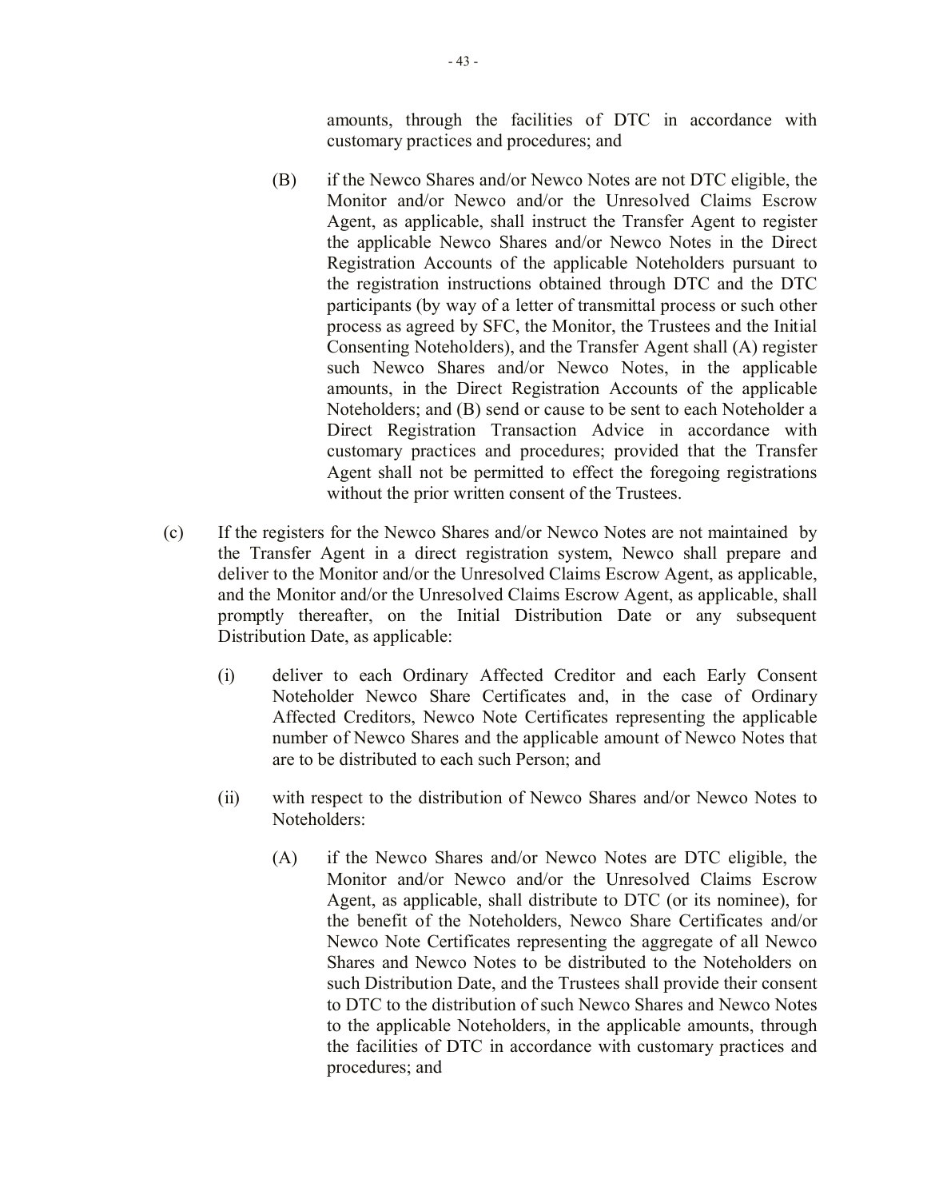amounts, through the facilities of DTC in accordance with customary practices and procedures; and

(B) if the Newco Shares and/or Newco Notes are not DTC eligible, the Monitor and/or Newco and/or the Unresolved Claims Escrow Agent, as applicable, shall instruct the Transfer Agent to register the applicable Newco Shares and/or Newco Notes in the Direct Registration Accounts of the applicable Noteholders pursuant to the registration instructions obtained through DTC and the DTC participants (by way of a letter of transmittal process or such other process as agreed by SFC, the Monitor, the Trustees and the Initial Consenting Noteholders), and the Transfer Agent shall (A) register such Newco Shares and/or Newco Notes, in the applicable amounts, in the Direct Registration Accounts of the applicable Noteholders; and (B) send or cause to be sent to each Noteholder a Direct Registration Transaction Advice in accordance with customary practices and procedures; provided that the Transfer Agent shall not be permitted to effect the foregoing registrations without the prior written consent of the Trustees.

(c) If the registers for the Newco Shares and/or Newco Notes are not maintained by the Transfer Agent in a direct registration system, Newco shall prepare and deliver to the Monitor and/or the Unresolved Claims Escrow Agent, as applicable, and the Monitor and/or the Unresolved Claims Escrow Agent, as applicable, shall promptly thereafter, on the Initial Distribution Date or any subsequent Distribution Date, as applicable:

(i) deliver to each Ordinary Affected Creditor and each Early Consent Noteholder Newco Share Certificates and, in the case of Ordinary Affected Creditors, Newco Note Certificates representing the applicable number of Newco Shares and the applicable amount of Newco Notes that are to be distributed to each such Person; and

(ii) with respect to the distribution of Newco Shares and/or Newco Notes to Noteholders:

(A) if the Newco Shares and/or Newco Notes are DTC eligible, the Monitor and/or Newco and/or the Unresolved Claims Escrow Agent, as applicable, shall distribute to DTC (or its nominee), for the benefit of the Noteholders, Newco Share Certificates and/or Newco Note Certificates representing the aggregate of all Newco Shares and Newco Notes to be distributed to the Noteholders on such Distribution Date, and the Trustees shall provide their consent to DTC to the distribution of such Newco Shares and Newco Notes to the applicable Noteholders, in the applicable amounts, through the facilities of DTC in accordance with customary practices and procedures; and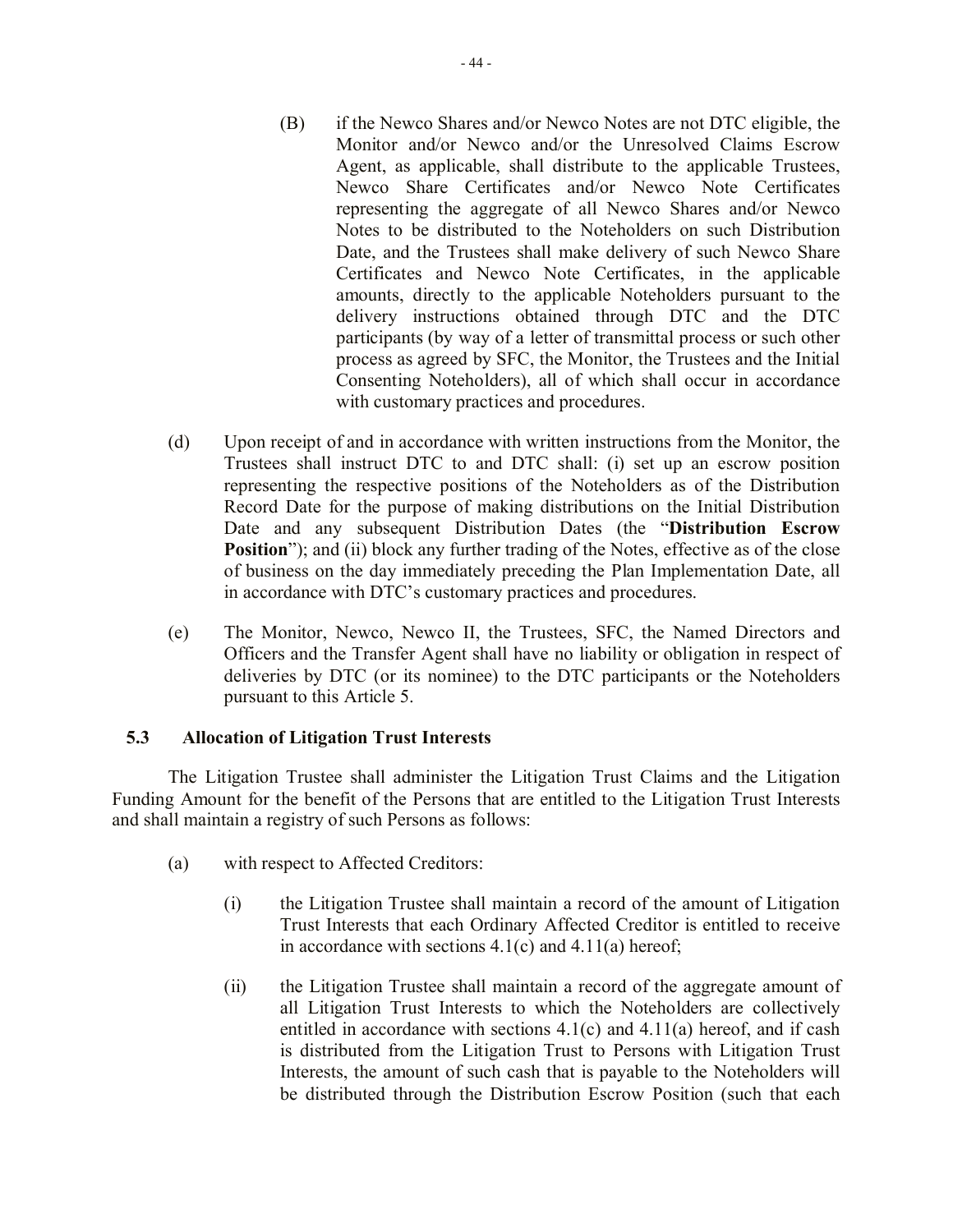(B) if the Newco Shares and/or Newco Notes are not DTC eligible, the Monitor and/or Newco and/or the Unresolved Claims Escrow Agent, as applicable, shall distribute to the applicable Trustees, Newco Share Certificates and/or Newco Note Certificates representing the aggregate of all Newco Shares and/or Newco Notes to be distributed to the Noteholders on such Distribution Date, and the Trustees shall make delivery of such Newco Share Certificates and Newco Note Certificates, in the applicable amounts, directly to the applicable Noteholders pursuant to the delivery instructions obtained through DTC and the DTC participants (by way of a letter of transmittal process or such other process as agreed by SFC, the Monitor, the Trustees and the Initial Consenting Noteholders), all of which shall occur in accordance with customary practices and procedures.

(d) Upon receipt of and in accordance with written instructions from the Monitor, the Trustees shall instruct DTC to and DTC shall: (i) set up an escrow position representing the respective positions of the Noteholders as of the Distribution Record Date for the purpose of making distributions on the Initial Distribution Date and any subsequent Distribution Dates (the "**Distribution Escrow Position**"); and (ii) block any further trading of the Notes, effective as of the close of business on the day immediately preceding the Plan Implementation Date, all in accordance with DTC's customary practices and procedures.

(e) The Monitor, Newco, Newco II, the Trustees, SFC, the Named Directors and Officers and the Transfer Agent shall have no liability or obligation in respect of deliveries by DTC (or its nominee) to the DTC participants or the Noteholders pursuant to this Article 5.

### 5.3 Allocation of Litigation Trust Interests

The Litigation Trustee shall administer the Litigation Trust Claims and the Litigation Funding Amount for the benefit of the Persons that are entitled to the Litigation Trust Interests and shall maintain a registry of such Persons as follows:

(a) with respect to Affected Creditors:

(i) the Litigation Trustee shall maintain a record of the amount of Litigation Trust Interests that each Ordinary Affected Creditor is entitled to receive in accordance with sections 4.1(c) and 4.11(a) hereof;

(ii) the Litigation Trustee shall maintain a record of the aggregate amount of all Litigation Trust Interests to which the Noteholders are collectively entitled in accordance with sections 4.1(c) and 4.11(a) hereof, and if cash is distributed from the Litigation Trust to Persons with Litigation Trust Interests, the amount of such cash that is payable to the Noteholders will be distributed through the Distribution Escrow Position (such that each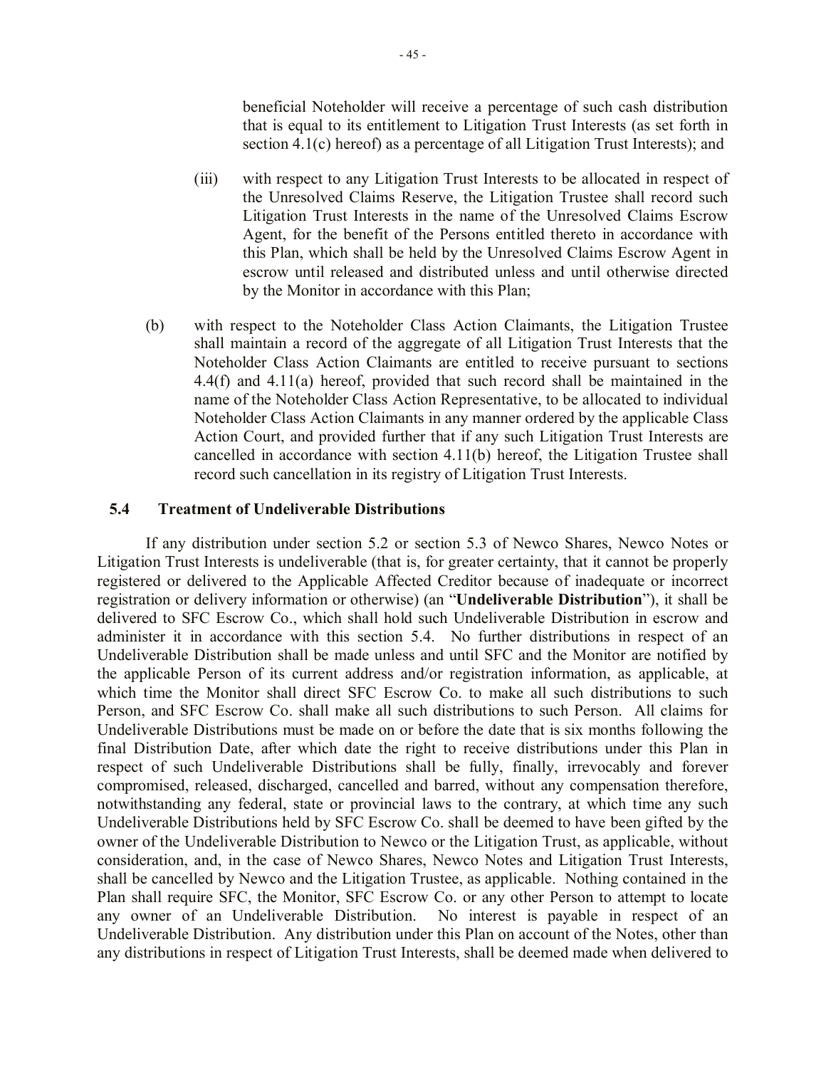beneficial Noteholder will receive a percentage of such cash distribution that is equal to its entitlement to Litigation Trust Interests (as set forth in section 4.1(c) hereof) as a percentage of all Litigation Trust Interests); and

(iii) with respect to any Litigation Trust Interests to be allocated in respect of the Unresolved Claims Reserve, the Litigation Trustee shall record such Litigation Trust Interests in the name of the Unresolved Claims Escrow Agent, for the benefit of the Persons entitled thereto in accordance with this Plan, which shall be held by the Unresolved Claims Escrow Agent in escrow until released and distributed unless and until otherwise directed by the Monitor in accordance with this Plan;

(b) with respect to the Noteholder Class Action Claimants, the Litigation Trustee shall maintain a record of the aggregate of all Litigation Trust Interests that the Noteholder Class Action Claimants are entitled to receive pursuant to sections 4.4(f) and 4.11(a) hereof, provided that such record shall be maintained in the name of the Noteholder Class Action Representative, to be allocated to individual Noteholder Class Action Claimants in any manner ordered by the applicable Class Action Court, and provided further that if any such Litigation Trust Interests are cancelled in accordance with section 4.11(b) hereof, the Litigation Trustee shall record such cancellation in its registry of Litigation Trust Interests.

### 5.4 Treatment of Undeliverable Distributions

If any distribution under section 5.2 or section 5.3 of Newco Shares, Newco Notes or Litigation Trust Interests is undeliverable (that is, for greater certainty, that it cannot be properly registered or delivered to the Applicable Affected Creditor because of inadequate or incorrect registration or delivery information or otherwise) (an "**Undeliverable Distribution**"), it shall be delivered to SFC Escrow Co., which shall hold such Undeliverable Distribution in escrow and administer it in accordance with this section 5.4. No further distributions in respect of an Undeliverable Distribution shall be made unless and until SFC and the Monitor are notified by the applicable Person of its current address and/or registration information, as applicable, at which time the Monitor shall direct SFC Escrow Co. to make all such distributions to such Person, and SFC Escrow Co. shall make all such distributions to such Person. All claims for Undeliverable Distributions must be made on or before the date that is six months following the final Distribution Date, after which date the right to receive distributions under this Plan in respect of such Undeliverable Distributions shall be fully, finally, irrevocably and forever compromised, released, discharged, cancelled and barred, without any compensation therefore, notwithstanding any federal, state or provincial laws to the contrary, at which time any such Undeliverable Distributions held by SFC Escrow Co. shall be deemed to have been gifted by the owner of the Undeliverable Distribution to Newco or the Litigation Trust, as applicable, without consideration, and, in the case of Newco Shares, Newco Notes and Litigation Trust Interests, shall be cancelled by Newco and the Litigation Trustee, as applicable. Nothing contained in the Plan shall require SFC, the Monitor, SFC Escrow Co. or any other Person to attempt to locate any owner of an Undeliverable Distribution. No interest is payable in respect of an Undeliverable Distribution. Any distribution under this Plan on account of the Notes, other than any distributions in respect of Litigation Trust Interests, shall be deemed made when delivered to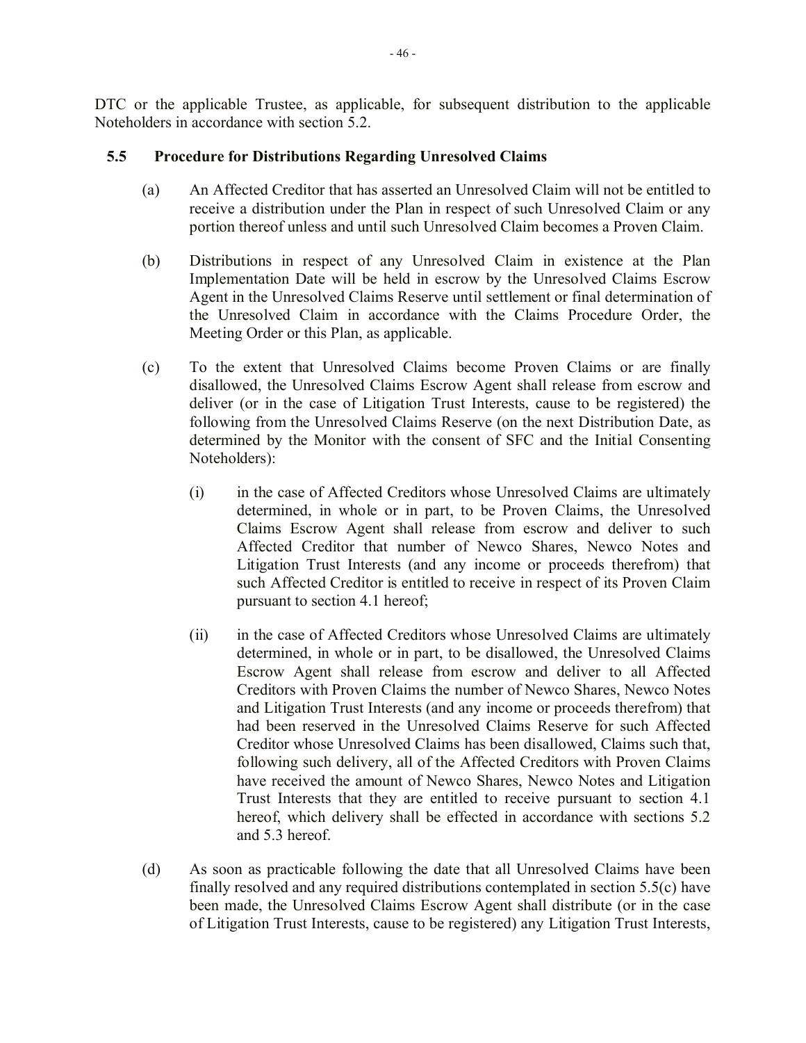DTC or the applicable Trustee, as applicable, for subsequent distribution to the applicable Noteholders in accordance with section 5.2.

### 5.5 Procedure for Distributions Regarding Unresolved Claims

(a) An Affected Creditor that has asserted an Unresolved Claim will not be entitled to receive a distribution under the Plan in respect of such Unresolved Claim or any portion thereof unless and until such Unresolved Claim becomes a Proven Claim.

(b) Distributions in respect of any Unresolved Claim in existence at the Plan Implementation Date will be held in escrow by the Unresolved Claims Escrow Agent in the Unresolved Claims Reserve until settlement or final determination of the Unresolved Claim in accordance with the Claims Procedure Order, the Meeting Order or this Plan, as applicable.

(c) To the extent that Unresolved Claims become Proven Claims or are finally disallowed, the Unresolved Claims Escrow Agent shall release from escrow and deliver (or in the case of Litigation Trust Interests, cause to be registered) the following from the Unresolved Claims Reserve (on the next Distribution Date, as determined by the Monitor with the consent of SFC and the Initial Consenting Noteholders):

   (i) in the case of Affected Creditors whose Unresolved Claims are ultimately determined, in whole or in part, to be Proven Claims, the Unresolved Claims Escrow Agent shall release from escrow and deliver to such Affected Creditor that number of Newco Shares, Newco Notes and Litigation Trust Interests (and any income or proceeds therefrom) that such Affected Creditor is entitled to receive in respect of its Proven Claim pursuant to section 4.1 hereof;

   (ii) in the case of Affected Creditors whose Unresolved Claims are ultimately determined, in whole or in part, to be disallowed, the Unresolved Claims Escrow Agent shall release from escrow and deliver to all Affected Creditors with Proven Claims the number of Newco Shares, Newco Notes and Litigation Trust Interests (and any income or proceeds therefrom) that had been reserved in the Unresolved Claims Reserve for such Affected Creditor whose Unresolved Claims has been disallowed, Claims such that, following such delivery, all of the Affected Creditors with Proven Claims have received the amount of Newco Shares, Newco Notes and Litigation Trust Interests that they are entitled to receive pursuant to section 4.1 hereof, which delivery shall be effected in accordance with sections 5.2 and 5.3 hereof.

(d) As soon as practicable following the date that all Unresolved Claims have been finally resolved and any required distributions contemplated in section 5.5(c) have been made, the Unresolved Claims Escrow Agent shall distribute (or in the case of Litigation Trust Interests, cause to be registered) any Litigation Trust Interests,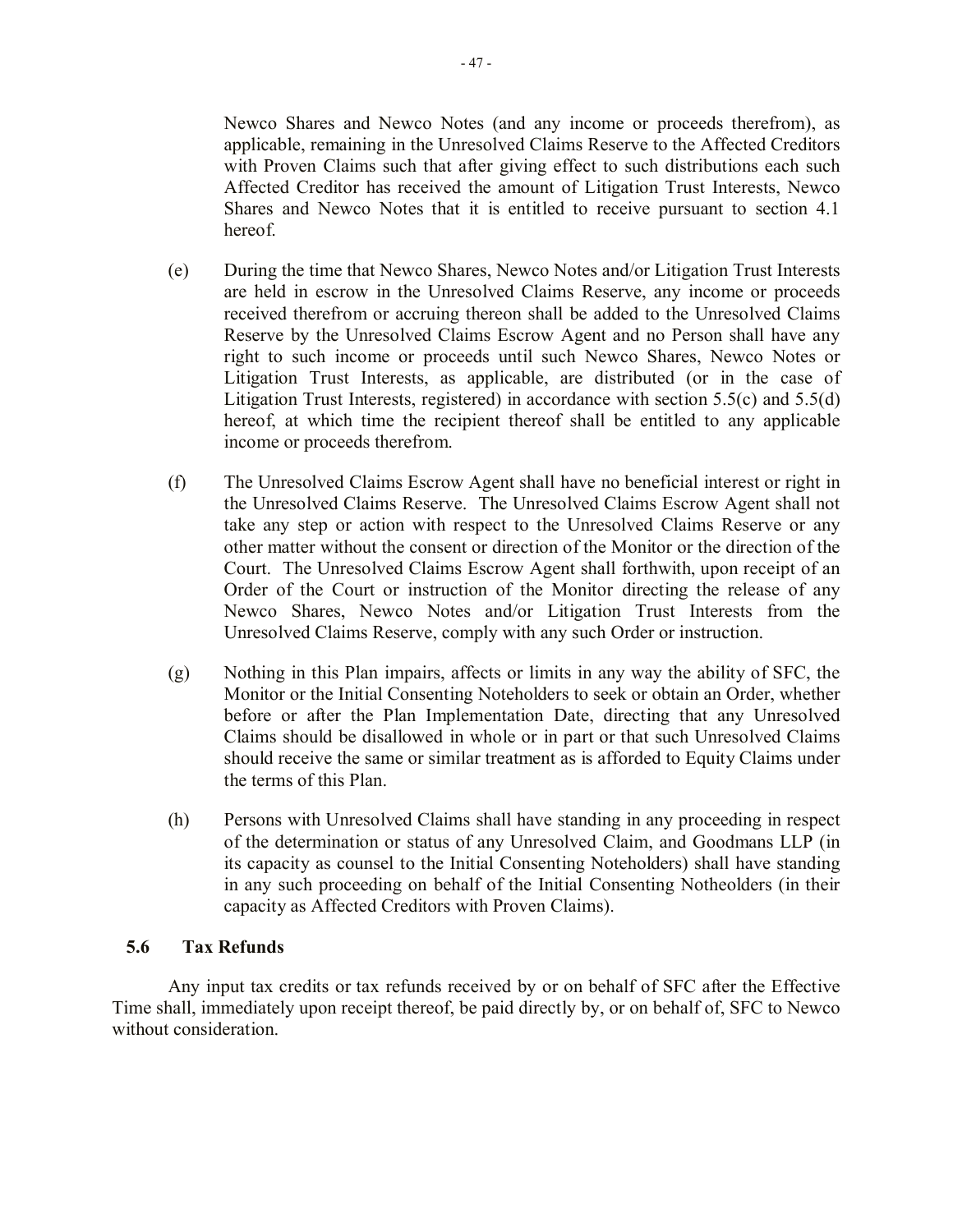Newco Shares and Newco Notes (and any income or proceeds therefrom), as applicable, remaining in the Unresolved Claims Reserve to the Affected Creditors with Proven Claims such that after giving effect to such distributions each such Affected Creditor has received the amount of Litigation Trust Interests, Newco Shares and Newco Notes that it is entitled to receive pursuant to section 4.1 hereof.

(e) During the time that Newco Shares, Newco Notes and/or Litigation Trust Interests are held in escrow in the Unresolved Claims Reserve, any income or proceeds received therefrom or accruing thereon shall be added to the Unresolved Claims Reserve by the Unresolved Claims Escrow Agent and no Person shall have any right to such income or proceeds until such Newco Shares, Newco Notes or Litigation Trust Interests, as applicable, are distributed (or in the case of Litigation Trust Interests, registered) in accordance with section 5.5(c) and 5.5(d) hereof, at which time the recipient thereof shall be entitled to any applicable income or proceeds therefrom.

(f) The Unresolved Claims Escrow Agent shall have no beneficial interest or right in the Unresolved Claims Reserve. The Unresolved Claims Escrow Agent shall not take any step or action with respect to the Unresolved Claims Reserve or any other matter without the consent or direction of the Monitor or the direction of the Court. The Unresolved Claims Escrow Agent shall forthwith, upon receipt of an Order of the Court or instruction of the Monitor directing the release of any Newco Shares, Newco Notes and/or Litigation Trust Interests from the Unresolved Claims Reserve, comply with any such Order or instruction.

(g) Nothing in this Plan impairs, affects or limits in any way the ability of SFC, the Monitor or the Initial Consenting Noteholders to seek or obtain an Order, whether before or after the Plan Implementation Date, directing that any Unresolved Claims should be disallowed in whole or in part or that such Unresolved Claims should receive the same or similar treatment as is afforded to Equity Claims under the terms of this Plan.

(h) Persons with Unresolved Claims shall have standing in any proceeding in respect of the determination or status of any Unresolved Claim, and Goodmans LLP (in its capacity as counsel to the Initial Consenting Noteholders) shall have standing in any such proceeding on behalf of the Initial Consenting Notheolders (in their capacity as Affected Creditors with Proven Claims).

## 5.6 Tax Refunds

Any input tax credits or tax refunds received by or on behalf of SFC after the Effective Time shall, immediately upon receipt thereof, be paid directly by, or on behalf of, SFC to Newco without consideration.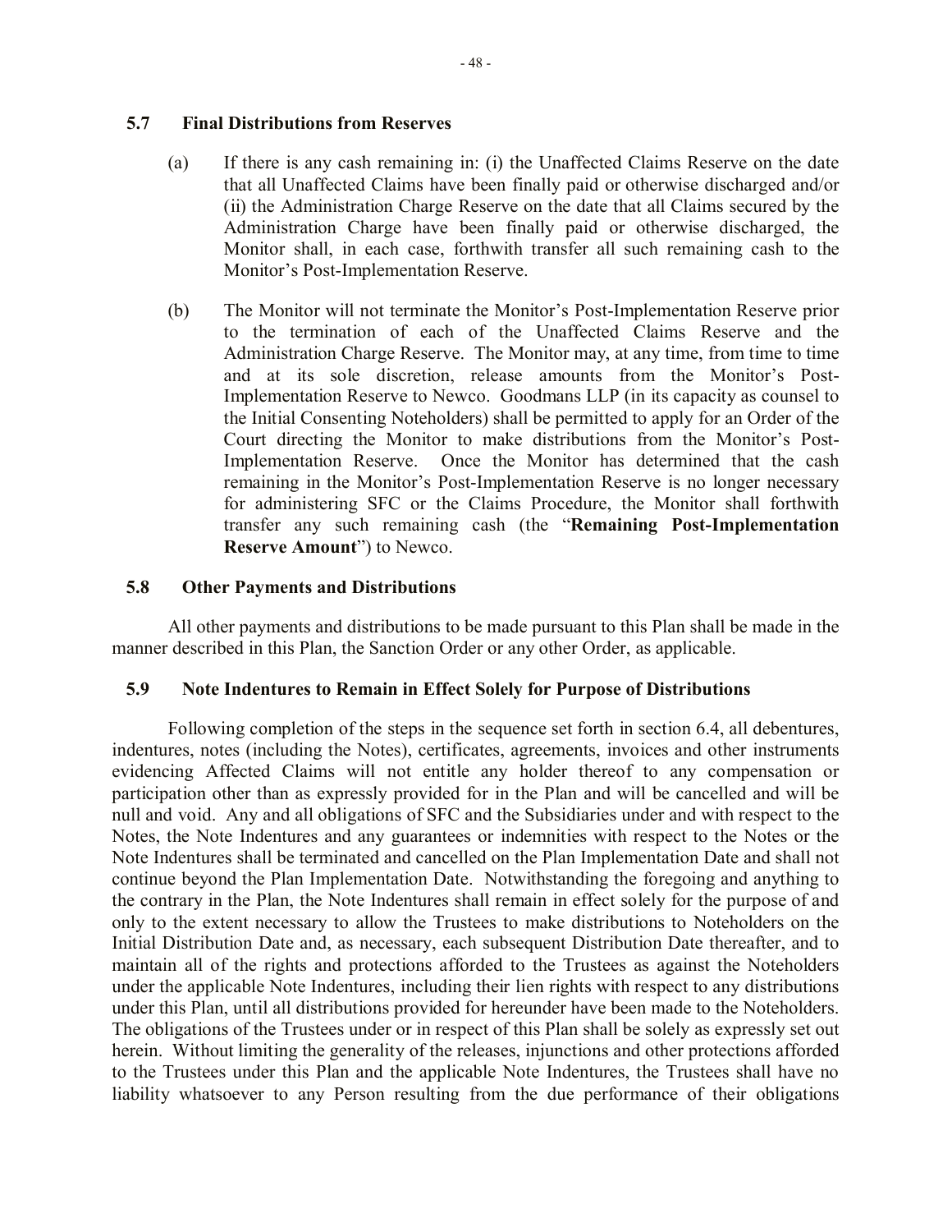### 5.7 Final Distributions from Reserves

(a) If there is any cash remaining in: (i) the Unaffected Claims Reserve on the date that all Unaffected Claims have been finally paid or otherwise discharged and/or (ii) the Administration Charge Reserve on the date that all Claims secured by the Administration Charge have been finally paid or otherwise discharged, the Monitor shall, in each case, forthwith transfer all such remaining cash to the Monitor's Post-Implementation Reserve.

(b) The Monitor will not terminate the Monitor's Post-Implementation Reserve prior to the termination of each of the Unaffected Claims Reserve and the Administration Charge Reserve. The Monitor may, at any time, from time to time and at its sole discretion, release amounts from the Monitor's Post-Implementation Reserve to Newco. Goodmans LLP (in its capacity as counsel to the Initial Consenting Noteholders) shall be permitted to apply for an Order of the Court directing the Monitor to make distributions from the Monitor's Post-Implementation Reserve. Once the Monitor has determined that the cash remaining in the Monitor's Post-Implementation Reserve is no longer necessary for administering SFC or the Claims Procedure, the Monitor shall forthwith transfer any such remaining cash (the "**Remaining Post-Implementation Reserve Amount**") to Newco.

### 5.8 Other Payments and Distributions

All other payments and distributions to be made pursuant to this Plan shall be made in the manner described in this Plan, the Sanction Order or any other Order, as applicable.

### 5.9 Note Indentures to Remain in Effect Solely for Purpose of Distributions

Following completion of the steps in the sequence set forth in section 6.4, all debentures, indentures, notes (including the Notes), certificates, agreements, invoices and other instruments evidencing Affected Claims will not entitle any holder thereof to any compensation or participation other than as expressly provided for in the Plan and will be cancelled and will be null and void. Any and all obligations of SFC and the Subsidiaries under and with respect to the Notes, the Note Indentures and any guarantees or indemnities with respect to the Notes or the Note Indentures shall be terminated and cancelled on the Plan Implementation Date and shall not continue beyond the Plan Implementation Date. Notwithstanding the foregoing and anything to the contrary in the Plan, the Note Indentures shall remain in effect solely for the purpose of and only to the extent necessary to allow the Trustees to make distributions to Noteholders on the Initial Distribution Date and, as necessary, each subsequent Distribution Date thereafter, and to maintain all of the rights and protections afforded to the Trustees as against the Noteholders under the applicable Note Indentures, including their lien rights with respect to any distributions under this Plan, until all distributions provided for hereunder have been made to the Noteholders. The obligations of the Trustees under or in respect of this Plan shall be solely as expressly set out herein. Without limiting the generality of the releases, injunctions and other protections afforded to the Trustees under this Plan and the applicable Note Indentures, the Trustees shall have no liability whatsoever to any Person resulting from the due performance of their obligations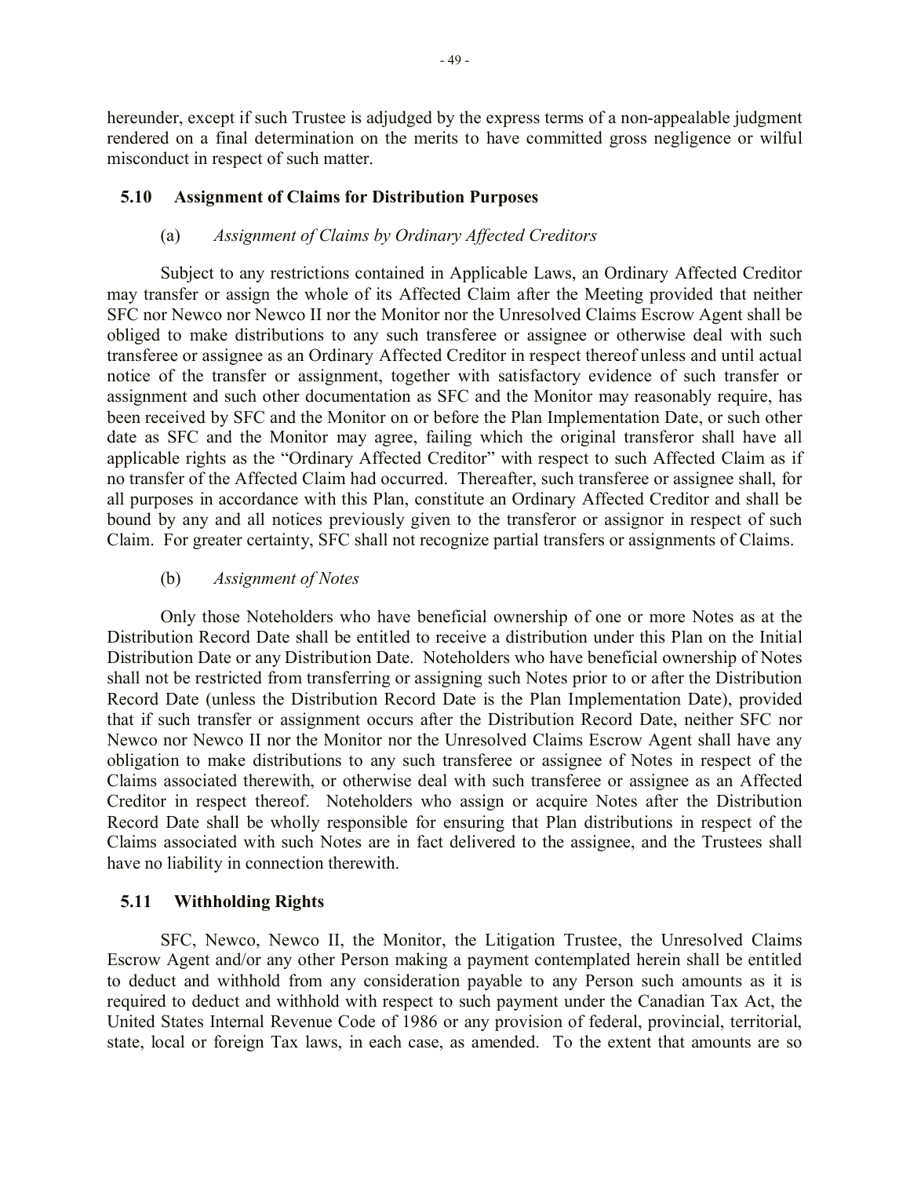hereunder, except if such Trustee is adjudged by the express terms of a non-appealable judgment rendered on a final determination on the merits to have committed gross negligence or wilful misconduct in respect of such matter.

### 5.10 Assignment of Claims for Distribution Purposes

(a) *Assignment of Claims by Ordinary Affected Creditors*

Subject to any restrictions contained in Applicable Laws, an Ordinary Affected Creditor may transfer or assign the whole of its Affected Claim after the Meeting provided that neither SFC nor Newco nor Newco II nor the Monitor nor the Unresolved Claims Escrow Agent shall be obliged to make distributions to any such transferee or assignee or otherwise deal with such transferee or assignee as an Ordinary Affected Creditor in respect thereof unless and until actual notice of the transfer or assignment, together with satisfactory evidence of such transfer or assignment and such other documentation as SFC and the Monitor may reasonably require, has been received by SFC and the Monitor on or before the Plan Implementation Date, or such other date as SFC and the Monitor may agree, failing which the original transferor shall have all applicable rights as the "Ordinary Affected Creditor" with respect to such Affected Claim as if no transfer of the Affected Claim had occurred. Thereafter, such transferee or assignee shall, for all purposes in accordance with this Plan, constitute an Ordinary Affected Creditor and shall be bound by any and all notices previously given to the transferor or assignor in respect of such Claim. For greater certainty, SFC shall not recognize partial transfers or assignments of Claims.

(b) *Assignment of Notes*

Only those Noteholders who have beneficial ownership of one or more Notes as at the Distribution Record Date shall be entitled to receive a distribution under this Plan on the Initial Distribution Date or any Distribution Date. Noteholders who have beneficial ownership of Notes shall not be restricted from transferring or assigning such Notes prior to or after the Distribution Record Date (unless the Distribution Record Date is the Plan Implementation Date), provided that if such transfer or assignment occurs after the Distribution Record Date, neither SFC nor Newco nor Newco II nor the Monitor nor the Unresolved Claims Escrow Agent shall have any obligation to make distributions to any such transferee or assignee of Notes in respect of the Claims associated therewith, or otherwise deal with such transferee or assignee as an Affected Creditor in respect thereof. Noteholders who assign or acquire Notes after the Distribution Record Date shall be wholly responsible for ensuring that Plan distributions in respect of the Claims associated with such Notes are in fact delivered to the assignee, and the Trustees shall have no liability in connection therewith.

### 5.11 Withholding Rights

SFC, Newco, Newco II, the Monitor, the Litigation Trustee, the Unresolved Claims Escrow Agent and/or any other Person making a payment contemplated herein shall be entitled to deduct and withhold from any consideration payable to any Person such amounts as it is required to deduct and withhold with respect to such payment under the Canadian Tax Act, the United States Internal Revenue Code of 1986 or any provision of federal, provincial, territorial, state, local or foreign Tax laws, in each case, as amended. To the extent that amounts are so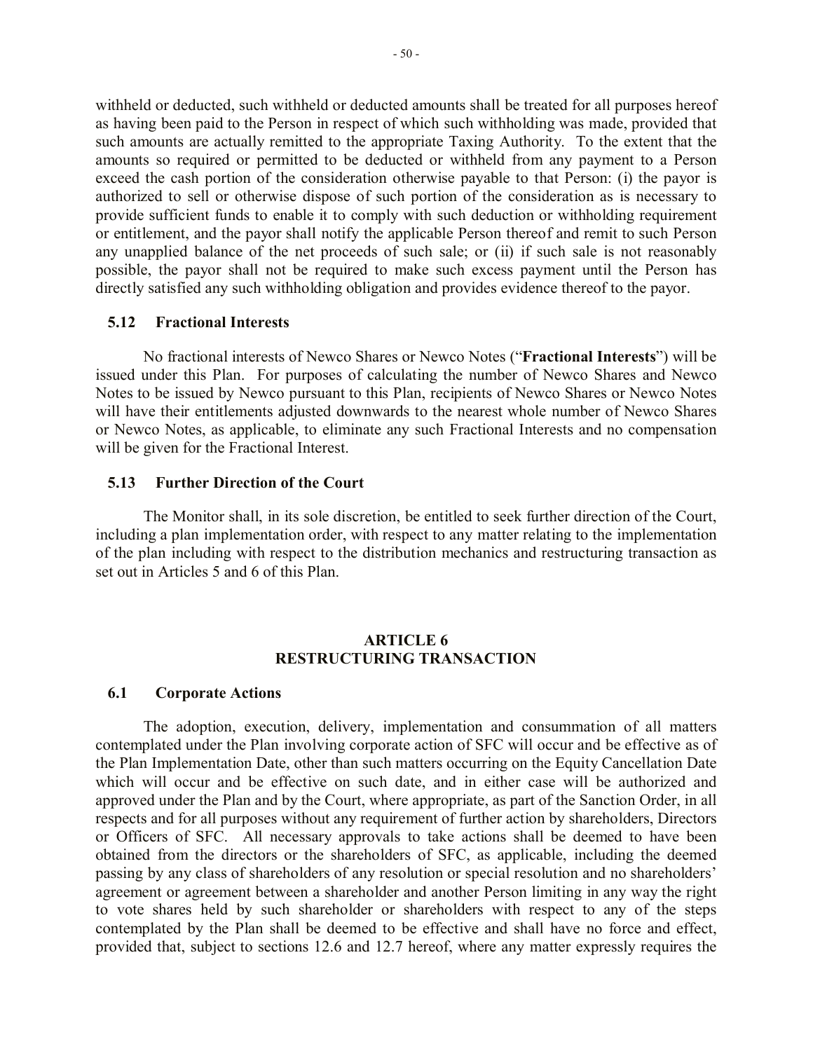withheld or deducted, such withheld or deducted amounts shall be treated for all purposes hereof as having been paid to the Person in respect of which such withholding was made, provided that such amounts are actually remitted to the appropriate Taxing Authority. To the extent that the amounts so required or permitted to be deducted or withheld from any payment to a Person exceed the cash portion of the consideration otherwise payable to that Person: (i) the payor is authorized to sell or otherwise dispose of such portion of the consideration as is necessary to provide sufficient funds to enable it to comply with such deduction or withholding requirement or entitlement, and the payor shall notify the applicable Person thereof and remit to such Person any unapplied balance of the net proceeds of such sale; or (ii) if such sale is not reasonably possible, the payor shall not be required to make such excess payment until the Person has directly satisfied any such withholding obligation and provides evidence thereof to the payor.

### 5.12 Fractional Interests

No fractional interests of Newco Shares or Newco Notes ("**Fractional Interests**") will be issued under this Plan. For purposes of calculating the number of Newco Shares and Newco Notes to be issued by Newco pursuant to this Plan, recipients of Newco Shares or Newco Notes will have their entitlements adjusted downwards to the nearest whole number of Newco Shares or Newco Notes, as applicable, to eliminate any such Fractional Interests and no compensation will be given for the Fractional Interest.

### 5.13 Further Direction of the Court

The Monitor shall, in its sole discretion, be entitled to seek further direction of the Court, including a plan implementation order, with respect to any matter relating to the implementation of the plan including with respect to the distribution mechanics and restructuring transaction as set out in Articles 5 and 6 of this Plan.

## ARTICLE 6
## RESTRUCTURING TRANSACTION

### 6.1 Corporate Actions

The adoption, execution, delivery, implementation and consummation of all matters contemplated under the Plan involving corporate action of SFC will occur and be effective as of the Plan Implementation Date, other than such matters occurring on the Equity Cancellation Date which will occur and be effective on such date, and in either case will be authorized and approved under the Plan and by the Court, where appropriate, as part of the Sanction Order, in all respects and for all purposes without any requirement of further action by shareholders, Directors or Officers of SFC. All necessary approvals to take actions shall be deemed to have been obtained from the directors or the shareholders of SFC, as applicable, including the deemed passing by any class of shareholders of any resolution or special resolution and no shareholders' agreement or agreement between a shareholder and another Person limiting in any way the right to vote shares held by such shareholder or shareholders with respect to any of the steps contemplated by the Plan shall be deemed to be effective and shall have no force and effect, provided that, subject to sections 12.6 and 12.7 hereof, where any matter expressly requires the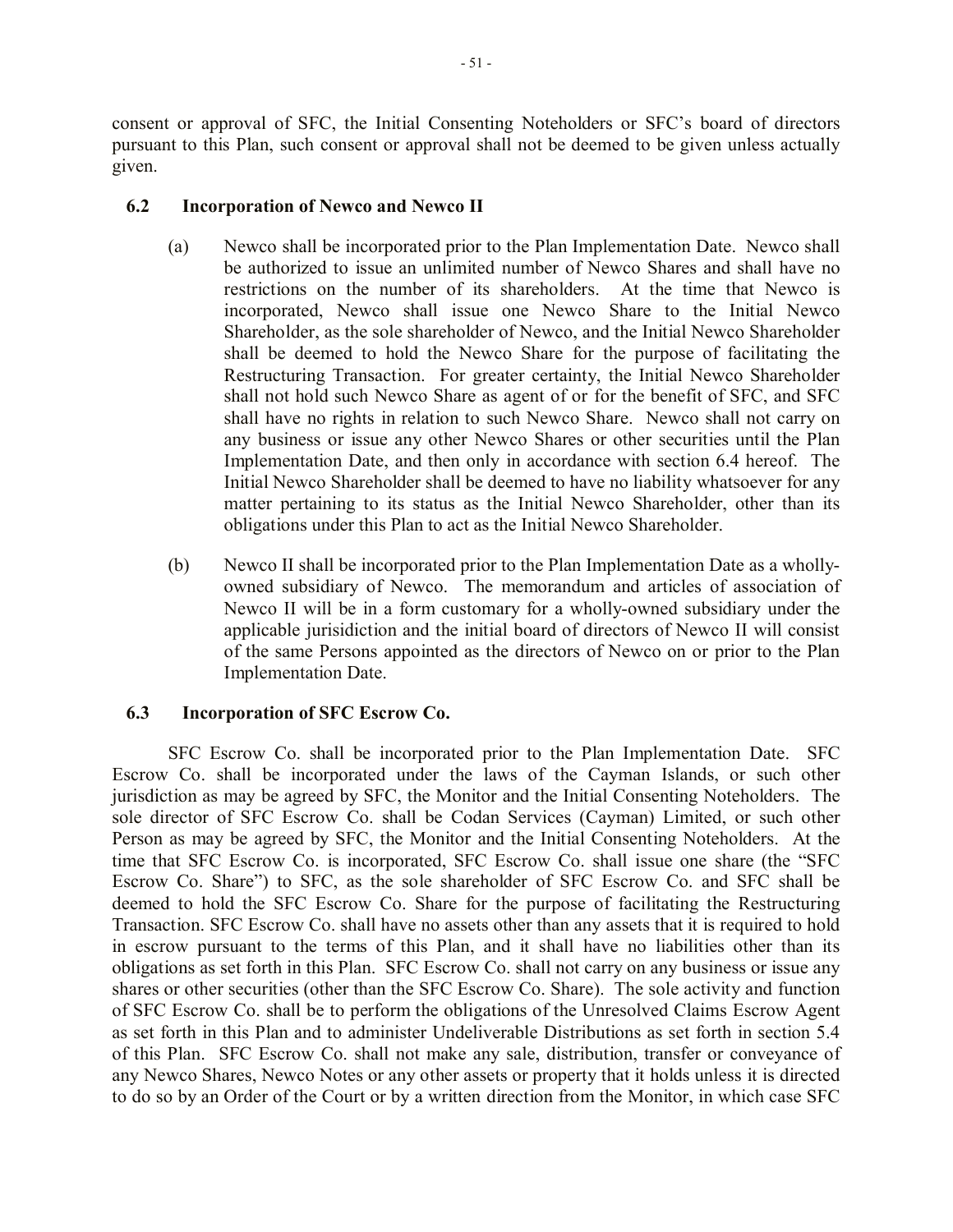consent or approval of SFC, the Initial Consenting Noteholders or SFC's board of directors pursuant to this Plan, such consent or approval shall not be deemed to be given unless actually given.

### 6.2 Incorporation of Newco and Newco II

(a) Newco shall be incorporated prior to the Plan Implementation Date. Newco shall be authorized to issue an unlimited number of Newco Shares and shall have no restrictions on the number of its shareholders. At the time that Newco is incorporated, Newco shall issue one Newco Share to the Initial Newco Shareholder, as the sole shareholder of Newco, and the Initial Newco Shareholder shall be deemed to hold the Newco Share for the purpose of facilitating the Restructuring Transaction. For greater certainty, the Initial Newco Shareholder shall not hold such Newco Share as agent of or for the benefit of SFC, and SFC shall have no rights in relation to such Newco Share. Newco shall not carry on any business or issue any other Newco Shares or other securities until the Plan Implementation Date, and then only in accordance with section 6.4 hereof. The Initial Newco Shareholder shall be deemed to have no liability whatsoever for any matter pertaining to its status as the Initial Newco Shareholder, other than its obligations under this Plan to act as the Initial Newco Shareholder.

(b) Newco II shall be incorporated prior to the Plan Implementation Date as a wholly-owned subsidiary of Newco. The memorandum and articles of association of Newco II will be in a form customary for a wholly-owned subsidiary under the applicable jurisidiction and the initial board of directors of Newco II will consist of the same Persons appointed as the directors of Newco on or prior to the Plan Implementation Date.

### 6.3 Incorporation of SFC Escrow Co.

SFC Escrow Co. shall be incorporated prior to the Plan Implementation Date. SFC Escrow Co. shall be incorporated under the laws of the Cayman Islands, or such other jurisdiction as may be agreed by SFC, the Monitor and the Initial Consenting Noteholders. The sole director of SFC Escrow Co. shall be Codan Services (Cayman) Limited, or such other Person as may be agreed by SFC, the Monitor and the Initial Consenting Noteholders. At the time that SFC Escrow Co. is incorporated, SFC Escrow Co. shall issue one share (the "SFC Escrow Co. Share") to SFC, as the sole shareholder of SFC Escrow Co. and SFC shall be deemed to hold the SFC Escrow Co. Share for the purpose of facilitating the Restructuring Transaction. SFC Escrow Co. shall have no assets other than any assets that it is required to hold in escrow pursuant to the terms of this Plan, and it shall have no liabilities other than its obligations as set forth in this Plan. SFC Escrow Co. shall not carry on any business or issue any shares or other securities (other than the SFC Escrow Co. Share). The sole activity and function of SFC Escrow Co. shall be to perform the obligations of the Unresolved Claims Escrow Agent as set forth in this Plan and to administer Undeliverable Distributions as set forth in section 5.4 of this Plan. SFC Escrow Co. shall not make any sale, distribution, transfer or conveyance of any Newco Shares, Newco Notes or any other assets or property that it holds unless it is directed to do so by an Order of the Court or by a written direction from the Monitor, in which case SFC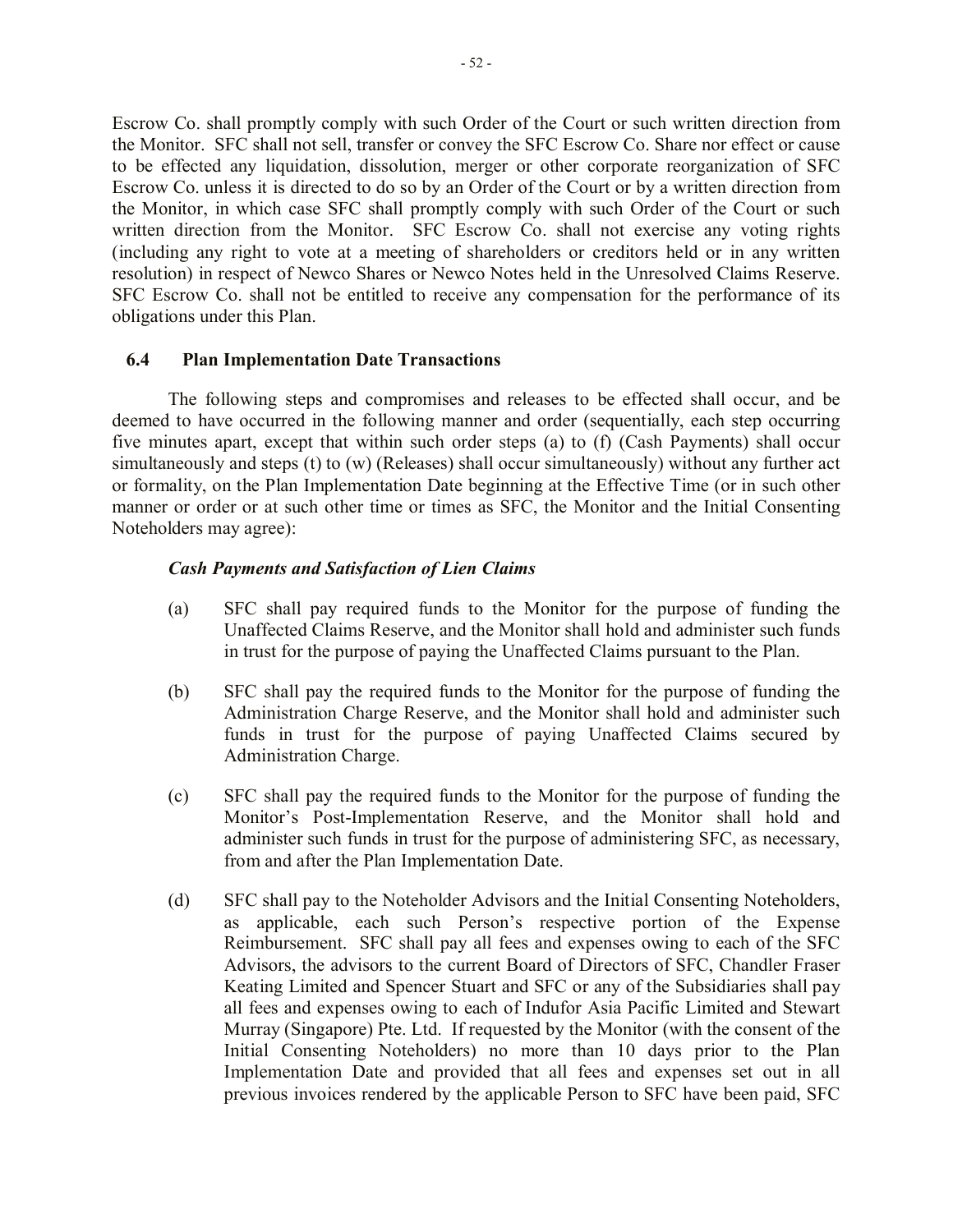Escrow Co. shall promptly comply with such Order of the Court or such written direction from the Monitor. SFC shall not sell, transfer or convey the SFC Escrow Co. Share nor effect or cause to be effected any liquidation, dissolution, merger or other corporate reorganization of SFC Escrow Co. unless it is directed to do so by an Order of the Court or by a written direction from the Monitor, in which case SFC shall promptly comply with such Order of the Court or such written direction from the Monitor. SFC Escrow Co. shall not exercise any voting rights (including any right to vote at a meeting of shareholders or creditors held or in any written resolution) in respect of Newco Shares or Newco Notes held in the Unresolved Claims Reserve. SFC Escrow Co. shall not be entitled to receive any compensation for the performance of its obligations under this Plan.

### 6.4 Plan Implementation Date Transactions

The following steps and compromises and releases to be effected shall occur, and be deemed to have occurred in the following manner and order (sequentially, each step occurring five minutes apart, except that within such order steps (a) to (f) (Cash Payments) shall occur simultaneously and steps (t) to (w) (Releases) shall occur simultaneously) without any further act or formality, on the Plan Implementation Date beginning at the Effective Time (or in such other manner or order or at such other time or times as SFC, the Monitor and the Initial Consenting Noteholders may agree):

***Cash Payments and Satisfaction of Lien Claims***

(a) SFC shall pay required funds to the Monitor for the purpose of funding the Unaffected Claims Reserve, and the Monitor shall hold and administer such funds in trust for the purpose of paying the Unaffected Claims pursuant to the Plan.

(b) SFC shall pay the required funds to the Monitor for the purpose of funding the Administration Charge Reserve, and the Monitor shall hold and administer such funds in trust for the purpose of paying Unaffected Claims secured by Administration Charge.

(c) SFC shall pay the required funds to the Monitor for the purpose of funding the Monitor's Post-Implementation Reserve, and the Monitor shall hold and administer such funds in trust for the purpose of administering SFC, as necessary, from and after the Plan Implementation Date.

(d) SFC shall pay to the Noteholder Advisors and the Initial Consenting Noteholders, as applicable, each such Person's respective portion of the Expense Reimbursement. SFC shall pay all fees and expenses owing to each of the SFC Advisors, the advisors to the current Board of Directors of SFC, Chandler Fraser Keating Limited and Spencer Stuart and SFC or any of the Subsidiaries shall pay all fees and expenses owing to each of Indufor Asia Pacific Limited and Stewart Murray (Singapore) Pte. Ltd. If requested by the Monitor (with the consent of the Initial Consenting Noteholders) no more than 10 days prior to the Plan Implementation Date and provided that all fees and expenses set out in all previous invoices rendered by the applicable Person to SFC have been paid, SFC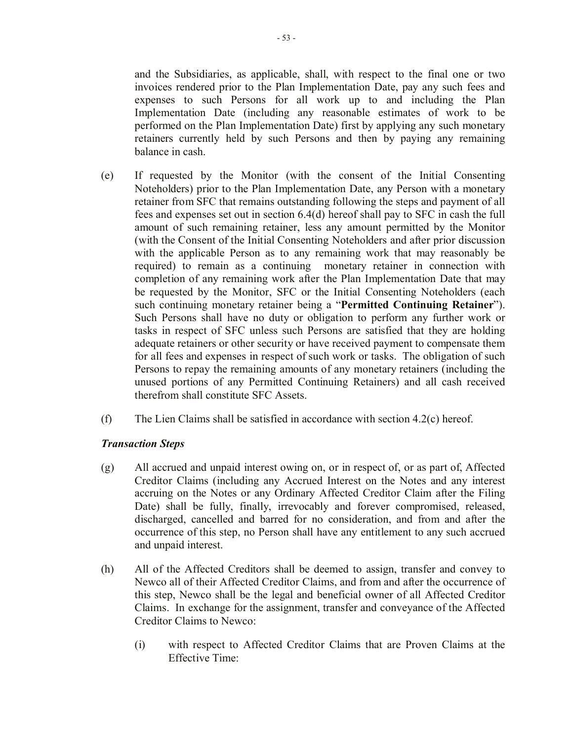and the Subsidiaries, as applicable, shall, with respect to the final one or two invoices rendered prior to the Plan Implementation Date, pay any such fees and expenses to such Persons for all work up to and including the Plan Implementation Date (including any reasonable estimates of work to be performed on the Plan Implementation Date) first by applying any such monetary retainers currently held by such Persons and then by paying any remaining balance in cash.

(e) If requested by the Monitor (with the consent of the Initial Consenting Noteholders) prior to the Plan Implementation Date, any Person with a monetary retainer from SFC that remains outstanding following the steps and payment of all fees and expenses set out in section 6.4(d) hereof shall pay to SFC in cash the full amount of such remaining retainer, less any amount permitted by the Monitor (with the Consent of the Initial Consenting Noteholders and after prior discussion with the applicable Person as to any remaining work that may reasonably be required) to remain as a continuing monetary retainer in connection with completion of any remaining work after the Plan Implementation Date that may be requested by the Monitor, SFC or the Initial Consenting Noteholders (each such continuing monetary retainer being a "**Permitted Continuing Retainer**"). Such Persons shall have no duty or obligation to perform any further work or tasks in respect of SFC unless such Persons are satisfied that they are holding adequate retainers or other security or have received payment to compensate them for all fees and expenses in respect of such work or tasks. The obligation of such Persons to repay the remaining amounts of any monetary retainers (including the unused portions of any Permitted Continuing Retainers) and all cash received therefrom shall constitute SFC Assets.

(f) The Lien Claims shall be satisfied in accordance with section 4.2(c) hereof.

***Transaction Steps***

(g) All accrued and unpaid interest owing on, or in respect of, or as part of, Affected Creditor Claims (including any Accrued Interest on the Notes and any interest accruing on the Notes or any Ordinary Affected Creditor Claim after the Filing Date) shall be fully, finally, irrevocably and forever compromised, released, discharged, cancelled and barred for no consideration, and from and after the occurrence of this step, no Person shall have any entitlement to any such accrued and unpaid interest.

(h) All of the Affected Creditors shall be deemed to assign, transfer and convey to Newco all of their Affected Creditor Claims, and from and after the occurrence of this step, Newco shall be the legal and beneficial owner of all Affected Creditor Claims. In exchange for the assignment, transfer and conveyance of the Affected Creditor Claims to Newco:

   (i) with respect to Affected Creditor Claims that are Proven Claims at the Effective Time: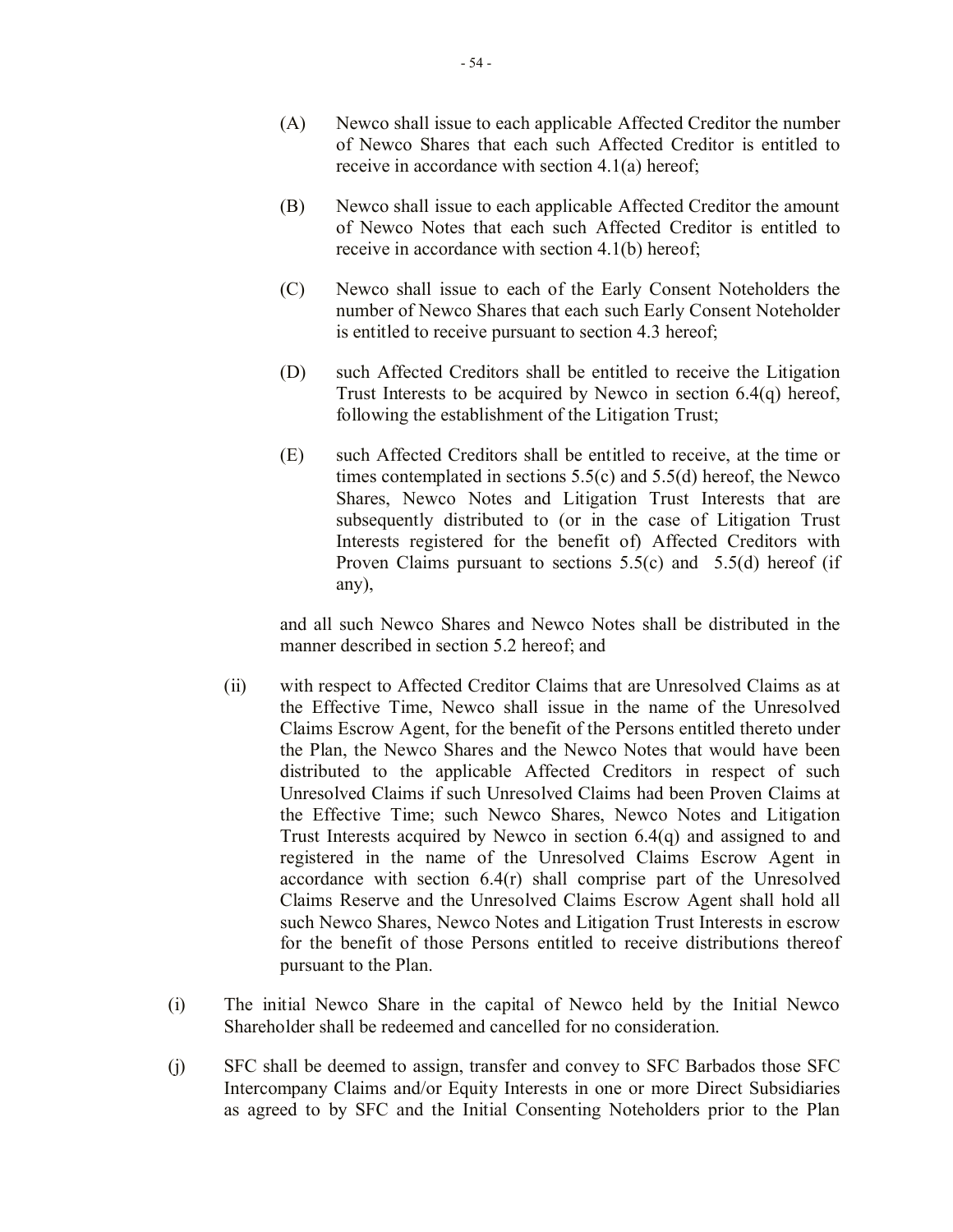(A) Newco shall issue to each applicable Affected Creditor the number of Newco Shares that each such Affected Creditor is entitled to receive in accordance with section 4.1(a) hereof;

(B) Newco shall issue to each applicable Affected Creditor the amount of Newco Notes that each such Affected Creditor is entitled to receive in accordance with section 4.1(b) hereof;

(C) Newco shall issue to each of the Early Consent Noteholders the number of Newco Shares that each such Early Consent Noteholder is entitled to receive pursuant to section 4.3 hereof;

(D) such Affected Creditors shall be entitled to receive the Litigation Trust Interests to be acquired by Newco in section 6.4(q) hereof, following the establishment of the Litigation Trust;

(E) such Affected Creditors shall be entitled to receive, at the time or times contemplated in sections 5.5(c) and 5.5(d) hereof, the Newco Shares, Newco Notes and Litigation Trust Interests that are subsequently distributed to (or in the case of Litigation Trust Interests registered for the benefit of) Affected Creditors with Proven Claims pursuant to sections 5.5(c) and 5.5(d) hereof (if any),

and all such Newco Shares and Newco Notes shall be distributed in the manner described in section 5.2 hereof; and

(ii) with respect to Affected Creditor Claims that are Unresolved Claims as at the Effective Time, Newco shall issue in the name of the Unresolved Claims Escrow Agent, for the benefit of the Persons entitled thereto under the Plan, the Newco Shares and the Newco Notes that would have been distributed to the applicable Affected Creditors in respect of such Unresolved Claims if such Unresolved Claims had been Proven Claims at the Effective Time; such Newco Shares, Newco Notes and Litigation Trust Interests acquired by Newco in section 6.4(q) and assigned to and registered in the name of the Unresolved Claims Escrow Agent in accordance with section 6.4(r) shall comprise part of the Unresolved Claims Reserve and the Unresolved Claims Escrow Agent shall hold all such Newco Shares, Newco Notes and Litigation Trust Interests in escrow for the benefit of those Persons entitled to receive distributions thereof pursuant to the Plan.

(i) The initial Newco Share in the capital of Newco held by the Initial Newco Shareholder shall be redeemed and cancelled for no consideration.

(j) SFC shall be deemed to assign, transfer and convey to SFC Barbados those SFC Intercompany Claims and/or Equity Interests in one or more Direct Subsidiaries as agreed to by SFC and the Initial Consenting Noteholders prior to the Plan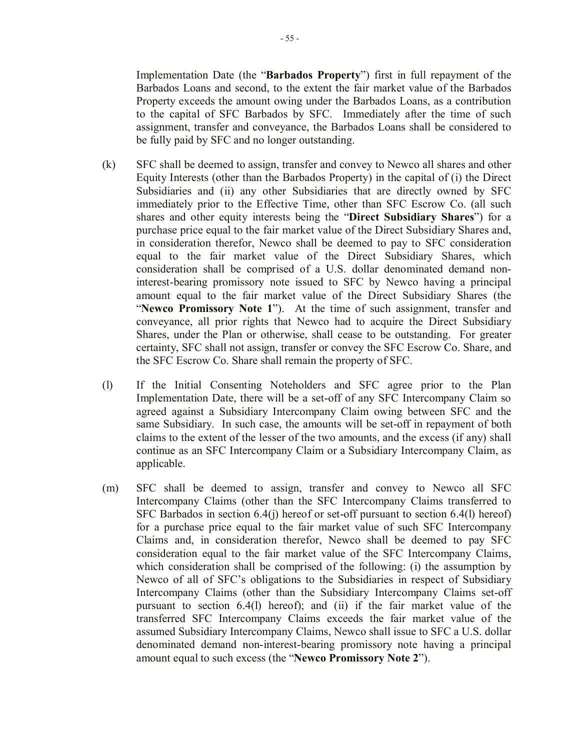Implementation Date (the "**Barbados Property**") first in full repayment of the Barbados Loans and second, to the extent the fair market value of the Barbados Property exceeds the amount owing under the Barbados Loans, as a contribution to the capital of SFC Barbados by SFC. Immediately after the time of such assignment, transfer and conveyance, the Barbados Loans shall be considered to be fully paid by SFC and no longer outstanding.

(k) SFC shall be deemed to assign, transfer and convey to Newco all shares and other Equity Interests (other than the Barbados Property) in the capital of (i) the Direct Subsidiaries and (ii) any other Subsidiaries that are directly owned by SFC immediately prior to the Effective Time, other than SFC Escrow Co. (all such shares and other equity interests being the "**Direct Subsidiary Shares**") for a purchase price equal to the fair market value of the Direct Subsidiary Shares and, in consideration therefor, Newco shall be deemed to pay to SFC consideration equal to the fair market value of the Direct Subsidiary Shares, which consideration shall be comprised of a U.S. dollar denominated demand non-interest-bearing promissory note issued to SFC by Newco having a principal amount equal to the fair market value of the Direct Subsidiary Shares (the "**Newco Promissory Note 1**"). At the time of such assignment, transfer and conveyance, all prior rights that Newco had to acquire the Direct Subsidiary Shares, under the Plan or otherwise, shall cease to be outstanding. For greater certainty, SFC shall not assign, transfer or convey the SFC Escrow Co. Share, and the SFC Escrow Co. Share shall remain the property of SFC.

(l) If the Initial Consenting Noteholders and SFC agree prior to the Plan Implementation Date, there will be a set-off of any SFC Intercompany Claim so agreed against a Subsidiary Intercompany Claim owing between SFC and the same Subsidiary. In such case, the amounts will be set-off in repayment of both claims to the extent of the lesser of the two amounts, and the excess (if any) shall continue as an SFC Intercompany Claim or a Subsidiary Intercompany Claim, as applicable.

(m) SFC shall be deemed to assign, transfer and convey to Newco all SFC Intercompany Claims (other than the SFC Intercompany Claims transferred to SFC Barbados in section 6.4(j) hereof or set-off pursuant to section 6.4(l) hereof) for a purchase price equal to the fair market value of such SFC Intercompany Claims and, in consideration therefor, Newco shall be deemed to pay SFC consideration equal to the fair market value of the SFC Intercompany Claims, which consideration shall be comprised of the following: (i) the assumption by Newco of all of SFC's obligations to the Subsidiaries in respect of Subsidiary Intercompany Claims (other than the Subsidiary Intercompany Claims set-off pursuant to section 6.4(l) hereof); and (ii) if the fair market value of the transferred SFC Intercompany Claims exceeds the fair market value of the assumed Subsidiary Intercompany Claims, Newco shall issue to SFC a U.S. dollar denominated demand non-interest-bearing promissory note having a principal amount equal to such excess (the "**Newco Promissory Note 2**").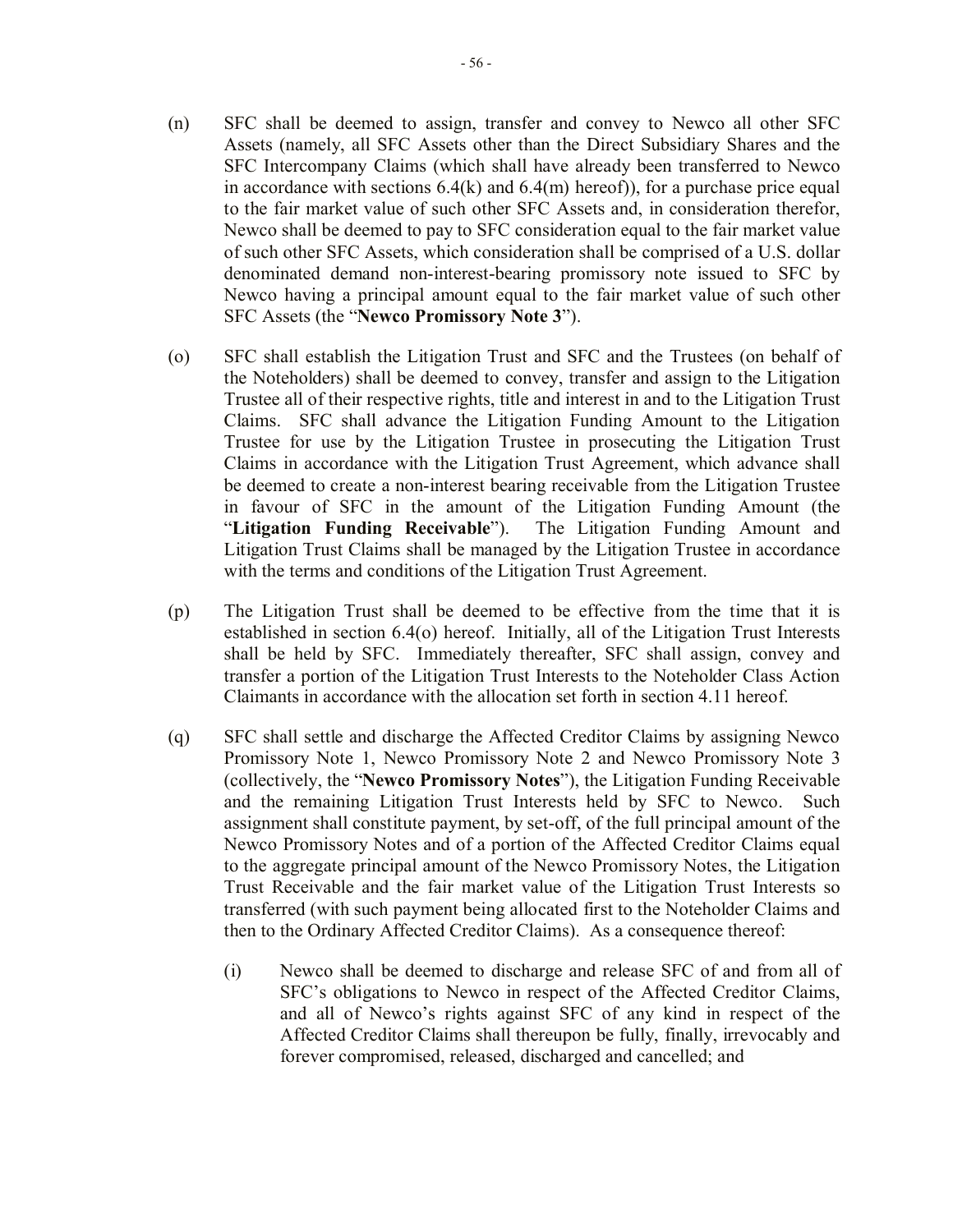(n) SFC shall be deemed to assign, transfer and convey to Newco all other SFC Assets (namely, all SFC Assets other than the Direct Subsidiary Shares and the SFC Intercompany Claims (which shall have already been transferred to Newco in accordance with sections 6.4(k) and 6.4(m) hereof)), for a purchase price equal to the fair market value of such other SFC Assets and, in consideration therefor, Newco shall be deemed to pay to SFC consideration equal to the fair market value of such other SFC Assets, which consideration shall be comprised of a U.S. dollar denominated demand non-interest-bearing promissory note issued to SFC by Newco having a principal amount equal to the fair market value of such other SFC Assets (the "**Newco Promissory Note 3**").

(o) SFC shall establish the Litigation Trust and SFC and the Trustees (on behalf of the Noteholders) shall be deemed to convey, transfer and assign to the Litigation Trustee all of their respective rights, title and interest in and to the Litigation Trust Claims. SFC shall advance the Litigation Funding Amount to the Litigation Trustee for use by the Litigation Trustee in prosecuting the Litigation Trust Claims in accordance with the Litigation Trust Agreement, which advance shall be deemed to create a non-interest bearing receivable from the Litigation Trustee in favour of SFC in the amount of the Litigation Funding Amount (the "**Litigation Funding Receivable**"). The Litigation Funding Amount and Litigation Trust Claims shall be managed by the Litigation Trustee in accordance with the terms and conditions of the Litigation Trust Agreement.

(p) The Litigation Trust shall be deemed to be effective from the time that it is established in section 6.4(o) hereof. Initially, all of the Litigation Trust Interests shall be held by SFC. Immediately thereafter, SFC shall assign, convey and transfer a portion of the Litigation Trust Interests to the Noteholder Class Action Claimants in accordance with the allocation set forth in section 4.11 hereof.

(q) SFC shall settle and discharge the Affected Creditor Claims by assigning Newco Promissory Note 1, Newco Promissory Note 2 and Newco Promissory Note 3 (collectively, the "**Newco Promissory Notes**"), the Litigation Funding Receivable and the remaining Litigation Trust Interests held by SFC to Newco. Such assignment shall constitute payment, by set-off, of the full principal amount of the Newco Promissory Notes and of a portion of the Affected Creditor Claims equal to the aggregate principal amount of the Newco Promissory Notes, the Litigation Trust Receivable and the fair market value of the Litigation Trust Interests so transferred (with such payment being allocated first to the Noteholder Claims and then to the Ordinary Affected Creditor Claims). As a consequence thereof:

   (i) Newco shall be deemed to discharge and release SFC of and from all of SFC's obligations to Newco in respect of the Affected Creditor Claims, and all of Newco's rights against SFC of any kind in respect of the Affected Creditor Claims shall thereupon be fully, finally, irrevocably and forever compromised, released, discharged and cancelled; and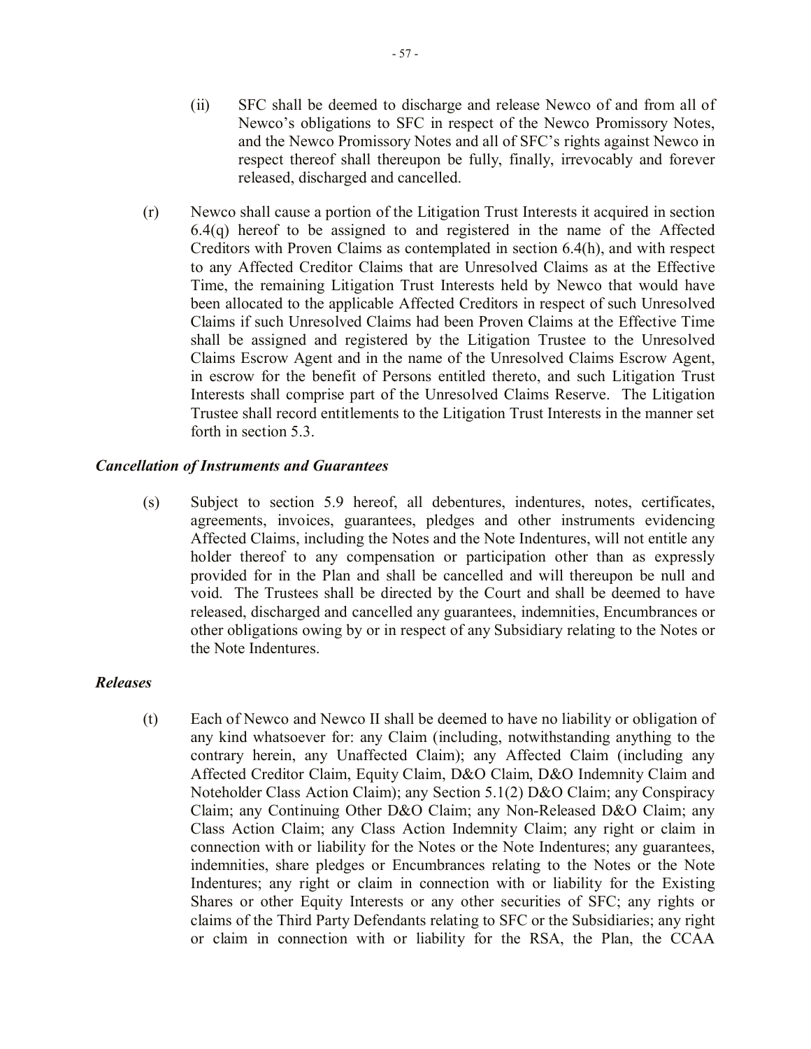(ii) SFC shall be deemed to discharge and release Newco of and from all of Newco's obligations to SFC in respect of the Newco Promissory Notes, and the Newco Promissory Notes and all of SFC's rights against Newco in respect thereof shall thereupon be fully, finally, irrevocably and forever released, discharged and cancelled.

(r) Newco shall cause a portion of the Litigation Trust Interests it acquired in section 6.4(q) hereof to be assigned to and registered in the name of the Affected Creditors with Proven Claims as contemplated in section 6.4(h), and with respect to any Affected Creditor Claims that are Unresolved Claims as at the Effective Time, the remaining Litigation Trust Interests held by Newco that would have been allocated to the applicable Affected Creditors in respect of such Unresolved Claims if such Unresolved Claims had been Proven Claims at the Effective Time shall be assigned and registered by the Litigation Trustee to the Unresolved Claims Escrow Agent and in the name of the Unresolved Claims Escrow Agent, in escrow for the benefit of Persons entitled thereto, and such Litigation Trust Interests shall comprise part of the Unresolved Claims Reserve. The Litigation Trustee shall record entitlements to the Litigation Trust Interests in the manner set forth in section 5.3.

***Cancellation of Instruments and Guarantees***

(s) Subject to section 5.9 hereof, all debentures, indentures, notes, certificates, agreements, invoices, guarantees, pledges and other instruments evidencing Affected Claims, including the Notes and the Note Indentures, will not entitle any holder thereof to any compensation or participation other than as expressly provided for in the Plan and shall be cancelled and will thereupon be null and void. The Trustees shall be directed by the Court and shall be deemed to have released, discharged and cancelled any guarantees, indemnities, Encumbrances or other obligations owing by or in respect of any Subsidiary relating to the Notes or the Note Indentures.

***Releases***

(t) Each of Newco and Newco II shall be deemed to have no liability or obligation of any kind whatsoever for: any Claim (including, notwithstanding anything to the contrary herein, any Unaffected Claim); any Affected Claim (including any Affected Creditor Claim, Equity Claim, D&O Claim, D&O Indemnity Claim and Noteholder Class Action Claim); any Section 5.1(2) D&O Claim; any Conspiracy Claim; any Continuing Other D&O Claim; any Non-Released D&O Claim; any Class Action Claim; any Class Action Indemnity Claim; any right or claim in connection with or liability for the Notes or the Note Indentures; any guarantees, indemnities, share pledges or Encumbrances relating to the Notes or the Note Indentures; any right or claim in connection with or liability for the Existing Shares or other Equity Interests or any other securities of SFC; any rights or claims of the Third Party Defendants relating to SFC or the Subsidiaries; any right or claim in connection with or liability for the RSA, the Plan, the CCAA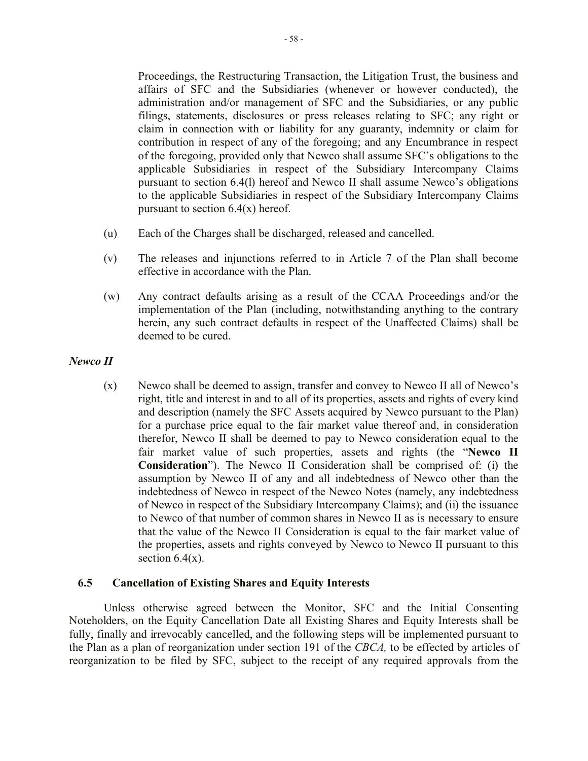Proceedings, the Restructuring Transaction, the Litigation Trust, the business and affairs of SFC and the Subsidiaries (whenever or however conducted), the administration and/or management of SFC and the Subsidiaries, or any public filings, statements, disclosures or press releases relating to SFC; any right or claim in connection with or liability for any guaranty, indemnity or claim for contribution in respect of any of the foregoing; and any Encumbrance in respect of the foregoing, provided only that Newco shall assume SFC's obligations to the applicable Subsidiaries in respect of the Subsidiary Intercompany Claims pursuant to section 6.4(l) hereof and Newco II shall assume Newco's obligations to the applicable Subsidiaries in respect of the Subsidiary Intercompany Claims pursuant to section 6.4(x) hereof.

(u) Each of the Charges shall be discharged, released and cancelled.

(v) The releases and injunctions referred to in Article 7 of the Plan shall become effective in accordance with the Plan.

(w) Any contract defaults arising as a result of the CCAA Proceedings and/or the implementation of the Plan (including, notwithstanding anything to the contrary herein, any such contract defaults in respect of the Unaffected Claims) shall be deemed to be cured.

***Newco II***

(x) Newco shall be deemed to assign, transfer and convey to Newco II all of Newco's right, title and interest in and to all of its properties, assets and rights of every kind and description (namely the SFC Assets acquired by Newco pursuant to the Plan) for a purchase price equal to the fair market value thereof and, in consideration therefor, Newco II shall be deemed to pay to Newco consideration equal to the fair market value of such properties, assets and rights (the "**Newco II Consideration**"). The Newco II Consideration shall be comprised of: (i) the assumption by Newco II of any and all indebtedness of Newco other than the indebtedness of Newco in respect of the Newco Notes (namely, any indebtedness of Newco in respect of the Subsidiary Intercompany Claims); and (ii) the issuance to Newco of that number of common shares in Newco II as is necessary to ensure that the value of the Newco II Consideration is equal to the fair market value of the properties, assets and rights conveyed by Newco to Newco II pursuant to this section 6.4(x).

## 6.5 Cancellation of Existing Shares and Equity Interests

Unless otherwise agreed between the Monitor, SFC and the Initial Consenting Noteholders, on the Equity Cancellation Date all Existing Shares and Equity Interests shall be fully, finally and irrevocably cancelled, and the following steps will be implemented pursuant to the Plan as a plan of reorganization under section 191 of the *CBCA,* to be effected by articles of reorganization to be filed by SFC, subject to the receipt of any required approvals from the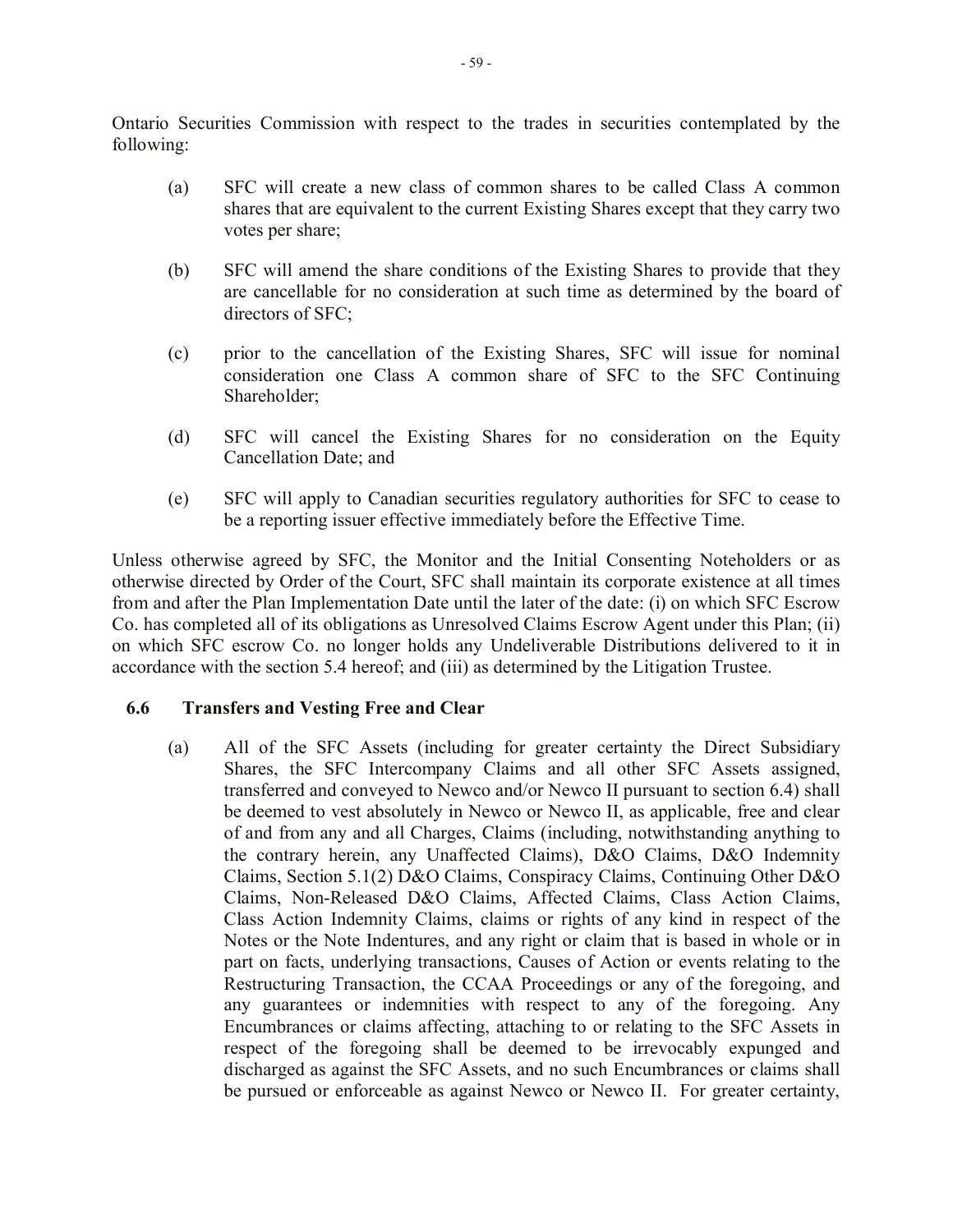Ontario Securities Commission with respect to the trades in securities contemplated by the following:

(a) SFC will create a new class of common shares to be called Class A common shares that are equivalent to the current Existing Shares except that they carry two votes per share;

(b) SFC will amend the share conditions of the Existing Shares to provide that they are cancellable for no consideration at such time as determined by the board of directors of SFC;

(c) prior to the cancellation of the Existing Shares, SFC will issue for nominal consideration one Class A common share of SFC to the SFC Continuing Shareholder;

(d) SFC will cancel the Existing Shares for no consideration on the Equity Cancellation Date; and

(e) SFC will apply to Canadian securities regulatory authorities for SFC to cease to be a reporting issuer effective immediately before the Effective Time.

Unless otherwise agreed by SFC, the Monitor and the Initial Consenting Noteholders or as otherwise directed by Order of the Court, SFC shall maintain its corporate existence at all times from and after the Plan Implementation Date until the later of the date: (i) on which SFC Escrow Co. has completed all of its obligations as Unresolved Claims Escrow Agent under this Plan; (ii) on which SFC escrow Co. no longer holds any Undeliverable Distributions delivered to it in accordance with the section 5.4 hereof; and (iii) as determined by the Litigation Trustee.

### 6.6 Transfers and Vesting Free and Clear

(a) All of the SFC Assets (including for greater certainty the Direct Subsidiary Shares, the SFC Intercompany Claims and all other SFC Assets assigned, transferred and conveyed to Newco and/or Newco II pursuant to section 6.4) shall be deemed to vest absolutely in Newco or Newco II, as applicable, free and clear of and from any and all Charges, Claims (including, notwithstanding anything to the contrary herein, any Unaffected Claims), D&O Claims, D&O Indemnity Claims, Section 5.1(2) D&O Claims, Conspiracy Claims, Continuing Other D&O Claims, Non-Released D&O Claims, Affected Claims, Class Action Claims, Class Action Indemnity Claims, claims or rights of any kind in respect of the Notes or the Note Indentures, and any right or claim that is based in whole or in part on facts, underlying transactions, Causes of Action or events relating to the Restructuring Transaction, the CCAA Proceedings or any of the foregoing, and any guarantees or indemnities with respect to any of the foregoing. Any Encumbrances or claims affecting, attaching to or relating to the SFC Assets in respect of the foregoing shall be deemed to be irrevocably expunged and discharged as against the SFC Assets, and no such Encumbrances or claims shall be pursued or enforceable as against Newco or Newco II. For greater certainty,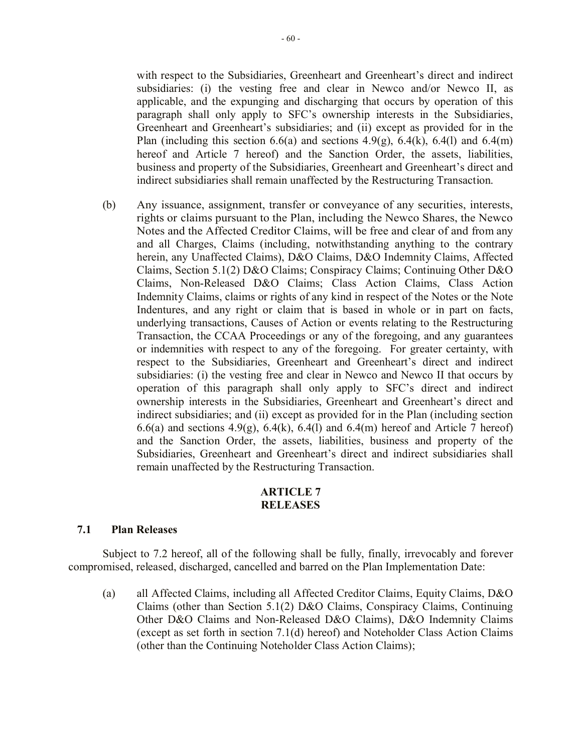with respect to the Subsidiaries, Greenheart and Greenheart's direct and indirect subsidiaries: (i) the vesting free and clear in Newco and/or Newco II, as applicable, and the expunging and discharging that occurs by operation of this paragraph shall only apply to SFC's ownership interests in the Subsidiaries, Greenheart and Greenheart's subsidiaries; and (ii) except as provided for in the Plan (including this section 6.6(a) and sections 4.9(g), 6.4(k), 6.4(l) and 6.4(m) hereof and Article 7 hereof) and the Sanction Order, the assets, liabilities, business and property of the Subsidiaries, Greenheart and Greenheart's direct and indirect subsidiaries shall remain unaffected by the Restructuring Transaction.

(b) Any issuance, assignment, transfer or conveyance of any securities, interests, rights or claims pursuant to the Plan, including the Newco Shares, the Newco Notes and the Affected Creditor Claims, will be free and clear of and from any and all Charges, Claims (including, notwithstanding anything to the contrary herein, any Unaffected Claims), D&O Claims, D&O Indemnity Claims, Affected Claims, Section 5.1(2) D&O Claims; Conspiracy Claims; Continuing Other D&O Claims, Non-Released D&O Claims; Class Action Claims, Class Action Indemnity Claims, claims or rights of any kind in respect of the Notes or the Note Indentures, and any right or claim that is based in whole or in part on facts, underlying transactions, Causes of Action or events relating to the Restructuring Transaction, the CCAA Proceedings or any of the foregoing, and any guarantees or indemnities with respect to any of the foregoing. For greater certainty, with respect to the Subsidiaries, Greenheart and Greenheart's direct and indirect subsidiaries: (i) the vesting free and clear in Newco and Newco II that occurs by operation of this paragraph shall only apply to SFC's direct and indirect ownership interests in the Subsidiaries, Greenheart and Greenheart's direct and indirect subsidiaries; and (ii) except as provided for in the Plan (including section 6.6(a) and sections 4.9(g), 6.4(k), 6.4(l) and 6.4(m) hereof and Article 7 hereof) and the Sanction Order, the assets, liabilities, business and property of the Subsidiaries, Greenheart and Greenheart's direct and indirect subsidiaries shall remain unaffected by the Restructuring Transaction.

## ARTICLE 7
## RELEASES

### 7.1 Plan Releases

Subject to 7.2 hereof, all of the following shall be fully, finally, irrevocably and forever compromised, released, discharged, cancelled and barred on the Plan Implementation Date:

(a) all Affected Claims, including all Affected Creditor Claims, Equity Claims, D&O Claims (other than Section 5.1(2) D&O Claims, Conspiracy Claims, Continuing Other D&O Claims and Non-Released D&O Claims), D&O Indemnity Claims (except as set forth in section 7.1(d) hereof) and Noteholder Class Action Claims (other than the Continuing Noteholder Class Action Claims);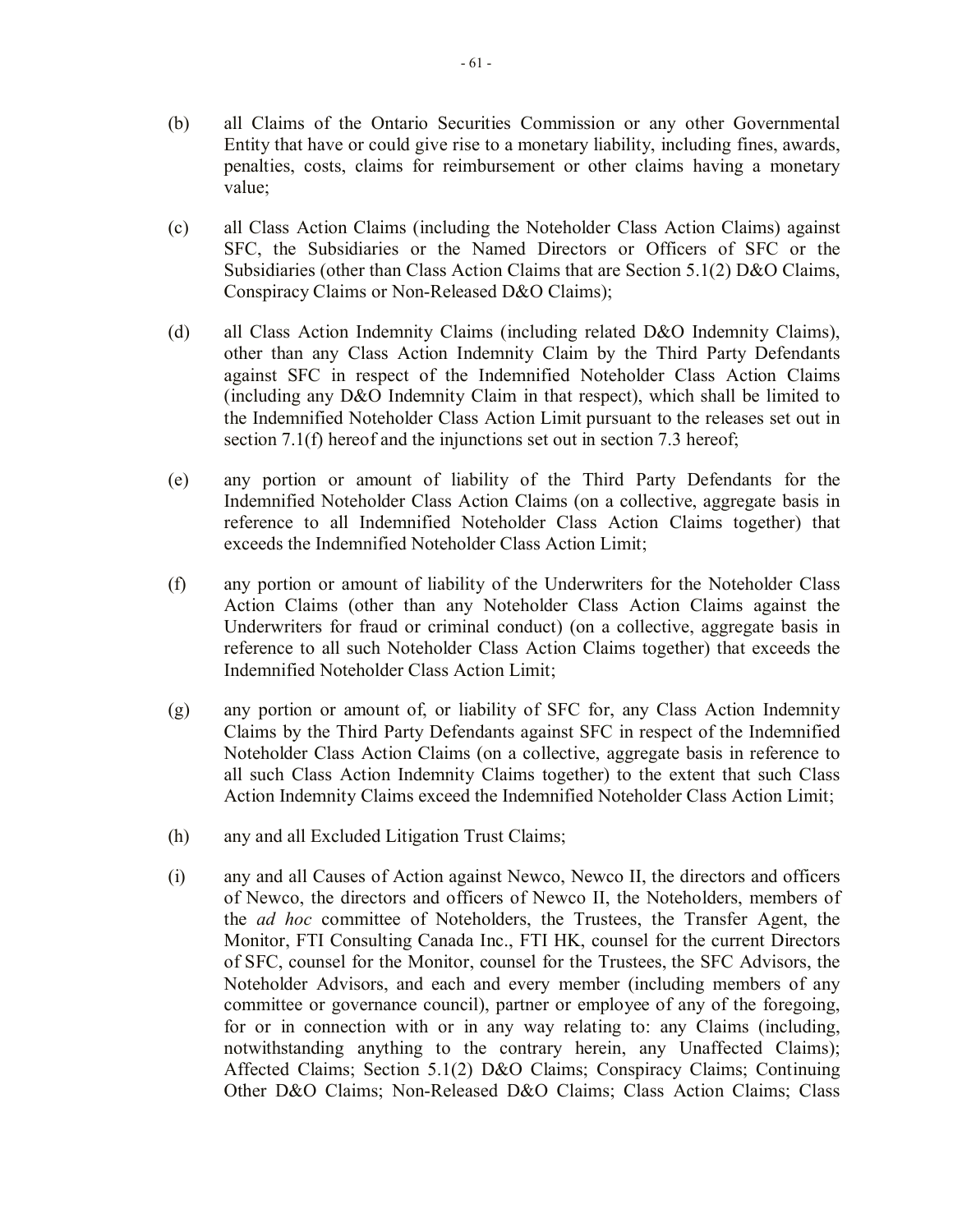(b) all Claims of the Ontario Securities Commission or any other Governmental Entity that have or could give rise to a monetary liability, including fines, awards, penalties, costs, claims for reimbursement or other claims having a monetary value;

(c) all Class Action Claims (including the Noteholder Class Action Claims) against SFC, the Subsidiaries or the Named Directors or Officers of SFC or the Subsidiaries (other than Class Action Claims that are Section 5.1(2) D&O Claims, Conspiracy Claims or Non-Released D&O Claims);

(d) all Class Action Indemnity Claims (including related D&O Indemnity Claims), other than any Class Action Indemnity Claim by the Third Party Defendants against SFC in respect of the Indemnified Noteholder Class Action Claims (including any D&O Indemnity Claim in that respect), which shall be limited to the Indemnified Noteholder Class Action Limit pursuant to the releases set out in section 7.1(f) hereof and the injunctions set out in section 7.3 hereof;

(e) any portion or amount of liability of the Third Party Defendants for the Indemnified Noteholder Class Action Claims (on a collective, aggregate basis in reference to all Indemnified Noteholder Class Action Claims together) that exceeds the Indemnified Noteholder Class Action Limit;

(f) any portion or amount of liability of the Underwriters for the Noteholder Class Action Claims (other than any Noteholder Class Action Claims against the Underwriters for fraud or criminal conduct) (on a collective, aggregate basis in reference to all such Noteholder Class Action Claims together) that exceeds the Indemnified Noteholder Class Action Limit;

(g) any portion or amount of, or liability of SFC for, any Class Action Indemnity Claims by the Third Party Defendants against SFC in respect of the Indemnified Noteholder Class Action Claims (on a collective, aggregate basis in reference to all such Class Action Indemnity Claims together) to the extent that such Class Action Indemnity Claims exceed the Indemnified Noteholder Class Action Limit;

(h) any and all Excluded Litigation Trust Claims;

(i) any and all Causes of Action against Newco, Newco II, the directors and officers of Newco, the directors and officers of Newco II, the Noteholders, members of the *ad hoc* committee of Noteholders, the Trustees, the Transfer Agent, the Monitor, FTI Consulting Canada Inc., FTI HK, counsel for the current Directors of SFC, counsel for the Monitor, counsel for the Trustees, the SFC Advisors, the Noteholder Advisors, and each and every member (including members of any committee or governance council), partner or employee of any of the foregoing, for or in connection with or in any way relating to: any Claims (including, notwithstanding anything to the contrary herein, any Unaffected Claims); Affected Claims; Section 5.1(2) D&O Claims; Conspiracy Claims; Continuing Other D&O Claims; Non-Released D&O Claims; Class Action Claims; Class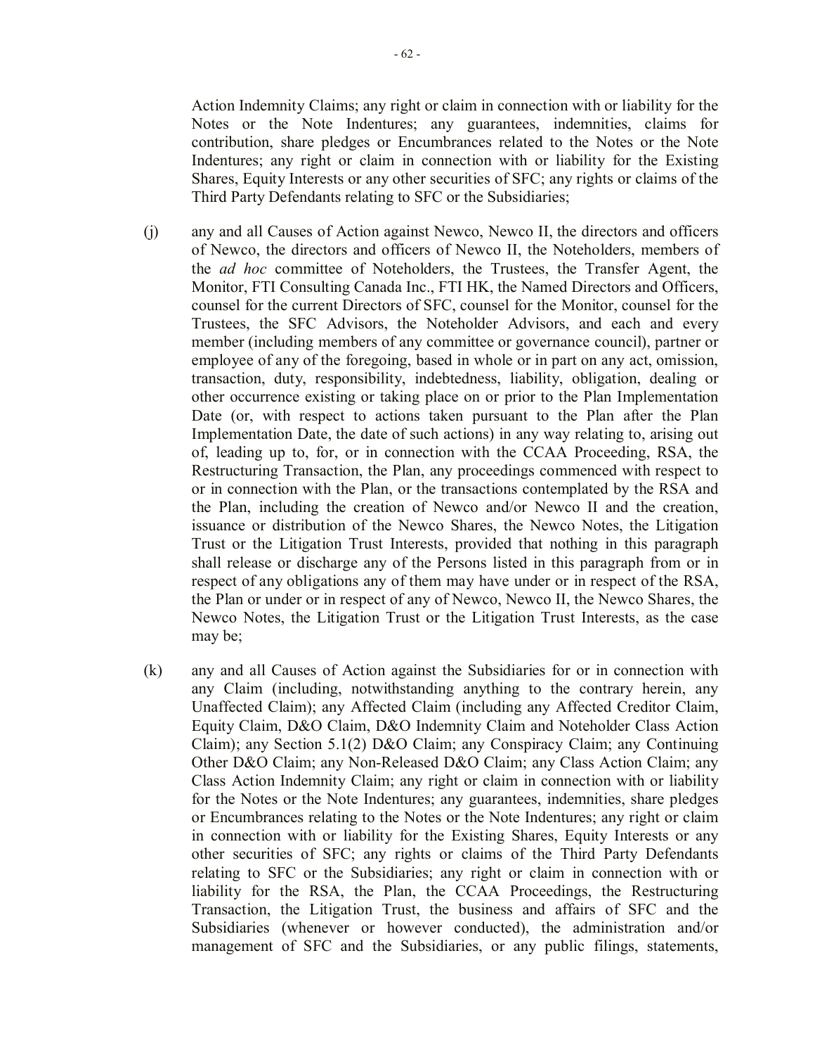Action Indemnity Claims; any right or claim in connection with or liability for the Notes or the Note Indentures; any guarantees, indemnities, claims for contribution, share pledges or Encumbrances related to the Notes or the Note Indentures; any right or claim in connection with or liability for the Existing Shares, Equity Interests or any other securities of SFC; any rights or claims of the Third Party Defendants relating to SFC or the Subsidiaries;

(j) any and all Causes of Action against Newco, Newco II, the directors and officers of Newco, the directors and officers of Newco II, the Noteholders, members of the *ad hoc* committee of Noteholders, the Trustees, the Transfer Agent, the Monitor, FTI Consulting Canada Inc., FTI HK, the Named Directors and Officers, counsel for the current Directors of SFC, counsel for the Monitor, counsel for the Trustees, the SFC Advisors, the Noteholder Advisors, and each and every member (including members of any committee or governance council), partner or employee of any of the foregoing, based in whole or in part on any act, omission, transaction, duty, responsibility, indebtedness, liability, obligation, dealing or other occurrence existing or taking place on or prior to the Plan Implementation Date (or, with respect to actions taken pursuant to the Plan after the Plan Implementation Date, the date of such actions) in any way relating to, arising out of, leading up to, for, or in connection with the CCAA Proceeding, RSA, the Restructuring Transaction, the Plan, any proceedings commenced with respect to or in connection with the Plan, or the transactions contemplated by the RSA and the Plan, including the creation of Newco and/or Newco II and the creation, issuance or distribution of the Newco Shares, the Newco Notes, the Litigation Trust or the Litigation Trust Interests, provided that nothing in this paragraph shall release or discharge any of the Persons listed in this paragraph from or in respect of any obligations any of them may have under or in respect of the RSA, the Plan or under or in respect of any of Newco, Newco II, the Newco Shares, the Newco Notes, the Litigation Trust or the Litigation Trust Interests, as the case may be;

(k) any and all Causes of Action against the Subsidiaries for or in connection with any Claim (including, notwithstanding anything to the contrary herein, any Unaffected Claim); any Affected Claim (including any Affected Creditor Claim, Equity Claim, D&O Claim, D&O Indemnity Claim and Noteholder Class Action Claim); any Section 5.1(2) D&O Claim; any Conspiracy Claim; any Continuing Other D&O Claim; any Non-Released D&O Claim; any Class Action Claim; any Class Action Indemnity Claim; any right or claim in connection with or liability for the Notes or the Note Indentures; any guarantees, indemnities, share pledges or Encumbrances relating to the Notes or the Note Indentures; any right or claim in connection with or liability for the Existing Shares, Equity Interests or any other securities of SFC; any rights or claims of the Third Party Defendants relating to SFC or the Subsidiaries; any right or claim in connection with or liability for the RSA, the Plan, the CCAA Proceedings, the Restructuring Transaction, the Litigation Trust, the business and affairs of SFC and the Subsidiaries (whenever or however conducted), the administration and/or management of SFC and the Subsidiaries, or any public filings, statements,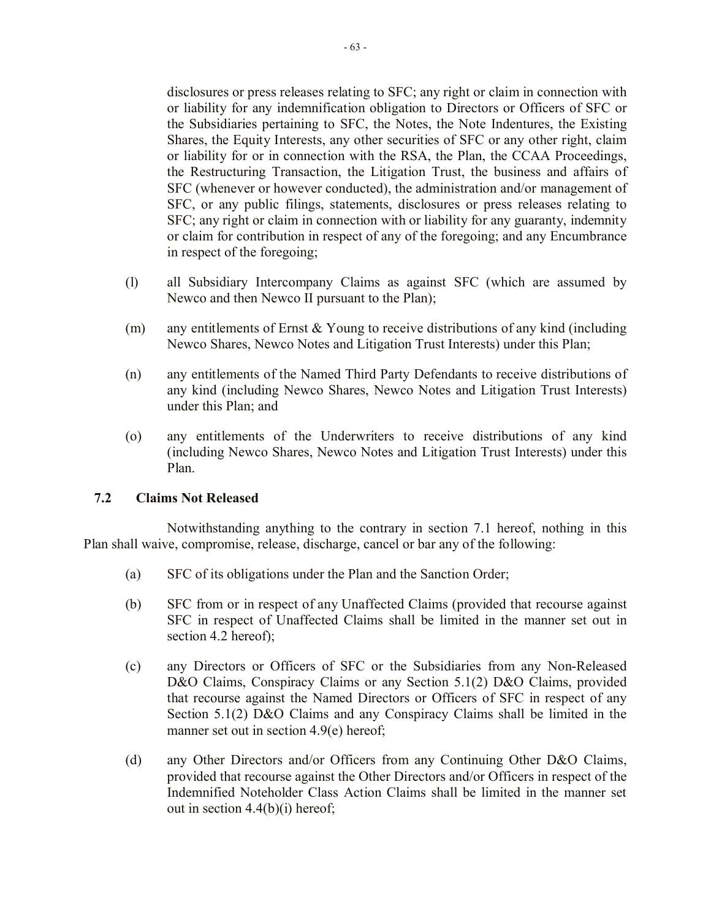disclosures or press releases relating to SFC; any right or claim in connection with or liability for any indemnification obligation to Directors or Officers of SFC or the Subsidiaries pertaining to SFC, the Notes, the Note Indentures, the Existing Shares, the Equity Interests, any other securities of SFC or any other right, claim or liability for or in connection with the RSA, the Plan, the CCAA Proceedings, the Restructuring Transaction, the Litigation Trust, the business and affairs of SFC (whenever or however conducted), the administration and/or management of SFC, or any public filings, statements, disclosures or press releases relating to SFC; any right or claim in connection with or liability for any guaranty, indemnity or claim for contribution in respect of any of the foregoing; and any Encumbrance in respect of the foregoing;

(l) all Subsidiary Intercompany Claims as against SFC (which are assumed by Newco and then Newco II pursuant to the Plan);

(m) any entitlements of Ernst & Young to receive distributions of any kind (including Newco Shares, Newco Notes and Litigation Trust Interests) under this Plan;

(n) any entitlements of the Named Third Party Defendants to receive distributions of any kind (including Newco Shares, Newco Notes and Litigation Trust Interests) under this Plan; and

(o) any entitlements of the Underwriters to receive distributions of any kind (including Newco Shares, Newco Notes and Litigation Trust Interests) under this Plan.

### 7.2 Claims Not Released

Notwithstanding anything to the contrary in section 7.1 hereof, nothing in this Plan shall waive, compromise, release, discharge, cancel or bar any of the following:

(a) SFC of its obligations under the Plan and the Sanction Order;

(b) SFC from or in respect of any Unaffected Claims (provided that recourse against SFC in respect of Unaffected Claims shall be limited in the manner set out in section 4.2 hereof);

(c) any Directors or Officers of SFC or the Subsidiaries from any Non-Released D&O Claims, Conspiracy Claims or any Section 5.1(2) D&O Claims, provided that recourse against the Named Directors or Officers of SFC in respect of any Section 5.1(2) D&O Claims and any Conspiracy Claims shall be limited in the manner set out in section 4.9(e) hereof;

(d) any Other Directors and/or Officers from any Continuing Other D&O Claims, provided that recourse against the Other Directors and/or Officers in respect of the Indemnified Noteholder Class Action Claims shall be limited in the manner set out in section 4.4(b)(i) hereof;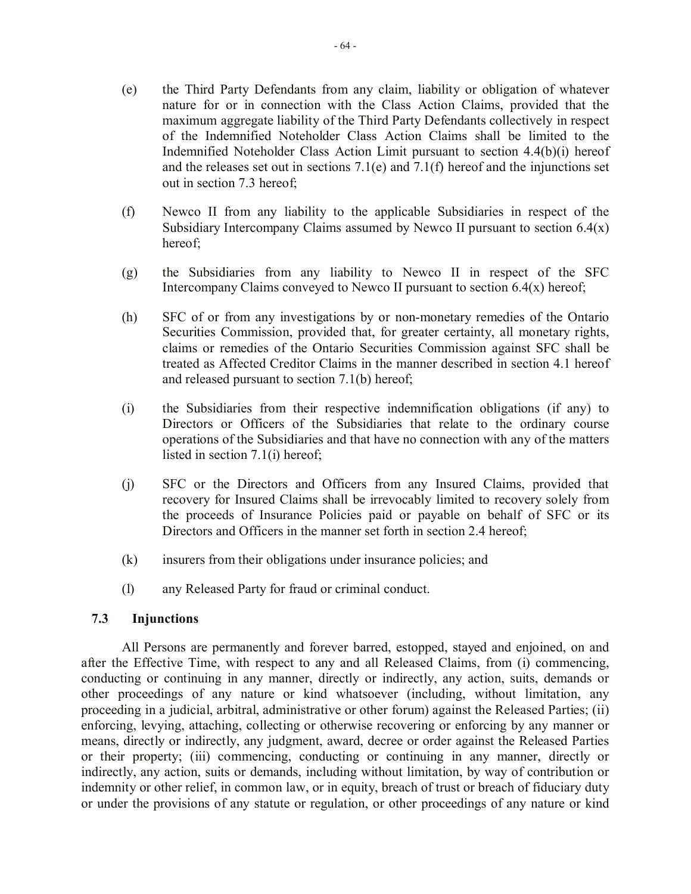(e) the Third Party Defendants from any claim, liability or obligation of whatever nature for or in connection with the Class Action Claims, provided that the maximum aggregate liability of the Third Party Defendants collectively in respect of the Indemnified Noteholder Class Action Claims shall be limited to the Indemnified Noteholder Class Action Limit pursuant to section 4.4(b)(i) hereof and the releases set out in sections 7.1(e) and 7.1(f) hereof and the injunctions set out in section 7.3 hereof;

(f) Newco II from any liability to the applicable Subsidiaries in respect of the Subsidiary Intercompany Claims assumed by Newco II pursuant to section 6.4(x) hereof;

(g) the Subsidiaries from any liability to Newco II in respect of the SFC Intercompany Claims conveyed to Newco II pursuant to section 6.4(x) hereof;

(h) SFC of or from any investigations by or non-monetary remedies of the Ontario Securities Commission, provided that, for greater certainty, all monetary rights, claims or remedies of the Ontario Securities Commission against SFC shall be treated as Affected Creditor Claims in the manner described in section 4.1 hereof and released pursuant to section 7.1(b) hereof;

(i) the Subsidiaries from their respective indemnification obligations (if any) to Directors or Officers of the Subsidiaries that relate to the ordinary course operations of the Subsidiaries and that have no connection with any of the matters listed in section 7.1(i) hereof;

(j) SFC or the Directors and Officers from any Insured Claims, provided that recovery for Insured Claims shall be irrevocably limited to recovery solely from the proceeds of Insurance Policies paid or payable on behalf of SFC or its Directors and Officers in the manner set forth in section 2.4 hereof;

(k) insurers from their obligations under insurance policies; and

(l) any Released Party for fraud or criminal conduct.

### 7.3 Injunctions

All Persons are permanently and forever barred, estopped, stayed and enjoined, on and after the Effective Time, with respect to any and all Released Claims, from (i) commencing, conducting or continuing in any manner, directly or indirectly, any action, suits, demands or other proceedings of any nature or kind whatsoever (including, without limitation, any proceeding in a judicial, arbitral, administrative or other forum) against the Released Parties; (ii) enforcing, levying, attaching, collecting or otherwise recovering or enforcing by any manner or means, directly or indirectly, any judgment, award, decree or order against the Released Parties or their property; (iii) commencing, conducting or continuing in any manner, directly or indirectly, any action, suits or demands, including without limitation, by way of contribution or indemnity or other relief, in common law, or in equity, breach of trust or breach of fiduciary duty or under the provisions of any statute or regulation, or other proceedings of any nature or kind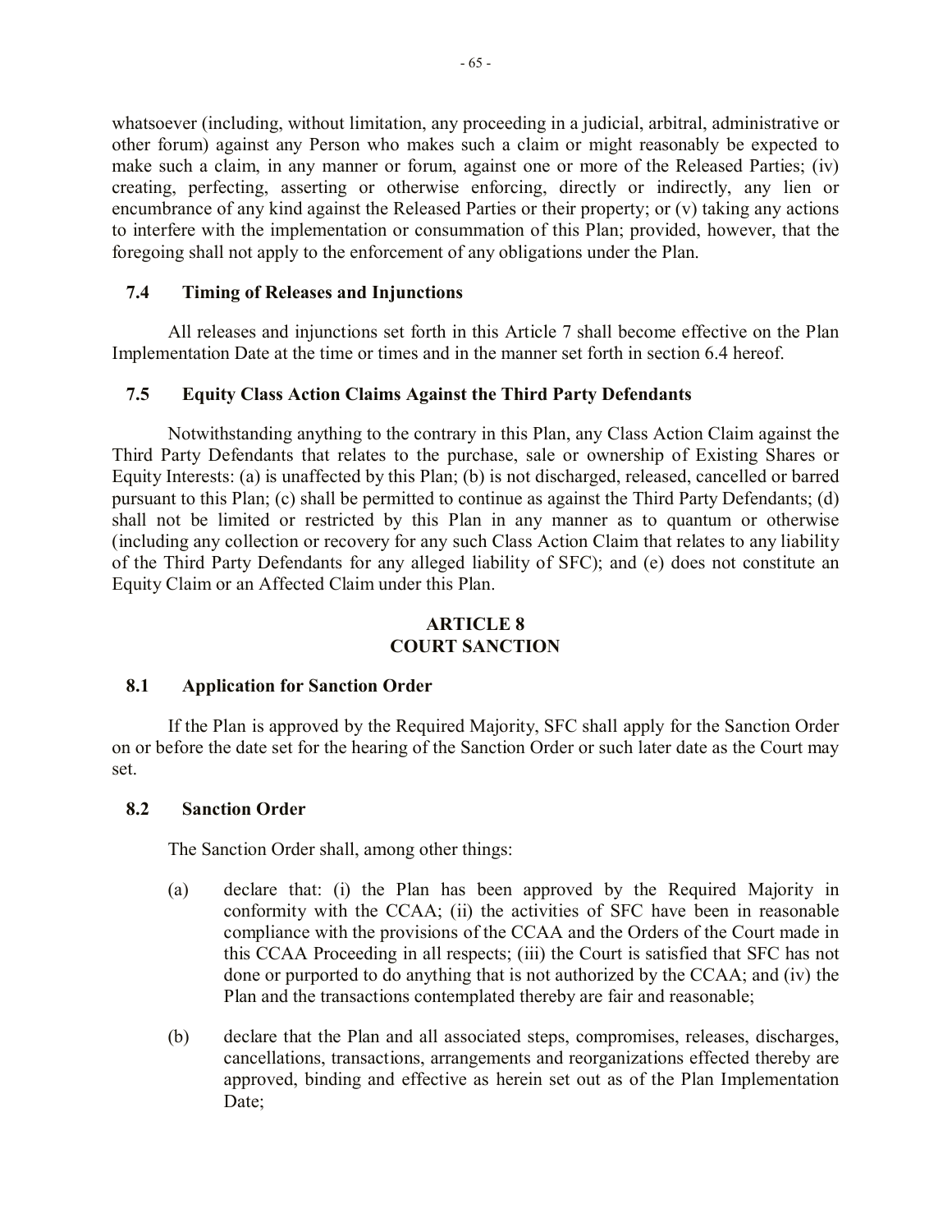whatsoever (including, without limitation, any proceeding in a judicial, arbitral, administrative or other forum) against any Person who makes such a claim or might reasonably be expected to make such a claim, in any manner or forum, against one or more of the Released Parties; (iv) creating, perfecting, asserting or otherwise enforcing, directly or indirectly, any lien or encumbrance of any kind against the Released Parties or their property; or (v) taking any actions to interfere with the implementation or consummation of this Plan; provided, however, that the foregoing shall not apply to the enforcement of any obligations under the Plan.

### 7.4 Timing of Releases and Injunctions

All releases and injunctions set forth in this Article 7 shall become effective on the Plan Implementation Date at the time or times and in the manner set forth in section 6.4 hereof.

### 7.5 Equity Class Action Claims Against the Third Party Defendants

Notwithstanding anything to the contrary in this Plan, any Class Action Claim against the Third Party Defendants that relates to the purchase, sale or ownership of Existing Shares or Equity Interests: (a) is unaffected by this Plan; (b) is not discharged, released, cancelled or barred pursuant to this Plan; (c) shall be permitted to continue as against the Third Party Defendants; (d) shall not be limited or restricted by this Plan in any manner as to quantum or otherwise (including any collection or recovery for any such Class Action Claim that relates to any liability of the Third Party Defendants for any alleged liability of SFC); and (e) does not constitute an Equity Claim or an Affected Claim under this Plan.

## ARTICLE 8
## COURT SANCTION

### 8.1 Application for Sanction Order

If the Plan is approved by the Required Majority, SFC shall apply for the Sanction Order on or before the date set for the hearing of the Sanction Order or such later date as the Court may set.

### 8.2 Sanction Order

The Sanction Order shall, among other things:

(a) declare that: (i) the Plan has been approved by the Required Majority in conformity with the CCAA; (ii) the activities of SFC have been in reasonable compliance with the provisions of the CCAA and the Orders of the Court made in this CCAA Proceeding in all respects; (iii) the Court is satisfied that SFC has not done or purported to do anything that is not authorized by the CCAA; and (iv) the Plan and the transactions contemplated thereby are fair and reasonable;

(b) declare that the Plan and all associated steps, compromises, releases, discharges, cancellations, transactions, arrangements and reorganizations effected thereby are approved, binding and effective as herein set out as of the Plan Implementation Date;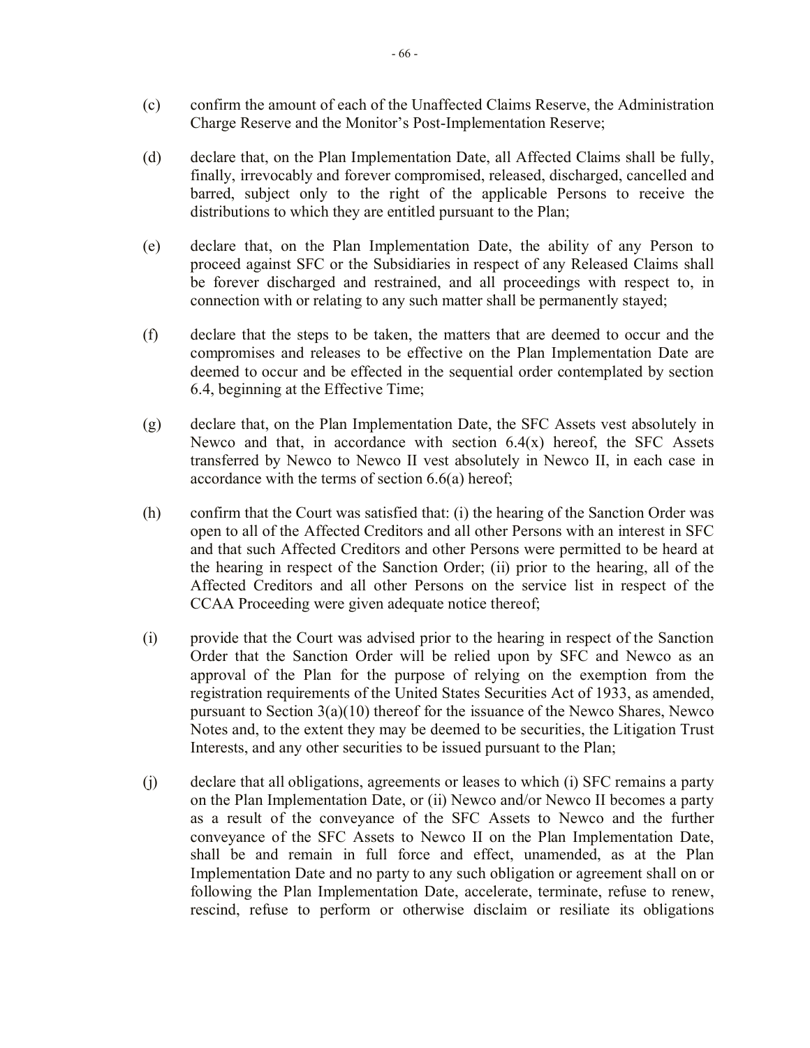(c) confirm the amount of each of the Unaffected Claims Reserve, the Administration Charge Reserve and the Monitor's Post-Implementation Reserve;

(d) declare that, on the Plan Implementation Date, all Affected Claims shall be fully, finally, irrevocably and forever compromised, released, discharged, cancelled and barred, subject only to the right of the applicable Persons to receive the distributions to which they are entitled pursuant to the Plan;

(e) declare that, on the Plan Implementation Date, the ability of any Person to proceed against SFC or the Subsidiaries in respect of any Released Claims shall be forever discharged and restrained, and all proceedings with respect to, in connection with or relating to any such matter shall be permanently stayed;

(f) declare that the steps to be taken, the matters that are deemed to occur and the compromises and releases to be effective on the Plan Implementation Date are deemed to occur and be effected in the sequential order contemplated by section 6.4, beginning at the Effective Time;

(g) declare that, on the Plan Implementation Date, the SFC Assets vest absolutely in Newco and that, in accordance with section 6.4(x) hereof, the SFC Assets transferred by Newco to Newco II vest absolutely in Newco II, in each case in accordance with the terms of section 6.6(a) hereof;

(h) confirm that the Court was satisfied that: (i) the hearing of the Sanction Order was open to all of the Affected Creditors and all other Persons with an interest in SFC and that such Affected Creditors and other Persons were permitted to be heard at the hearing in respect of the Sanction Order; (ii) prior to the hearing, all of the Affected Creditors and all other Persons on the service list in respect of the CCAA Proceeding were given adequate notice thereof;

(i) provide that the Court was advised prior to the hearing in respect of the Sanction Order that the Sanction Order will be relied upon by SFC and Newco as an approval of the Plan for the purpose of relying on the exemption from the registration requirements of the United States Securities Act of 1933, as amended, pursuant to Section 3(a)(10) thereof for the issuance of the Newco Shares, Newco Notes and, to the extent they may be deemed to be securities, the Litigation Trust Interests, and any other securities to be issued pursuant to the Plan;

(j) declare that all obligations, agreements or leases to which (i) SFC remains a party on the Plan Implementation Date, or (ii) Newco and/or Newco II becomes a party as a result of the conveyance of the SFC Assets to Newco and the further conveyance of the SFC Assets to Newco II on the Plan Implementation Date, shall be and remain in full force and effect, unamended, as at the Plan Implementation Date and no party to any such obligation or agreement shall on or following the Plan Implementation Date, accelerate, terminate, refuse to renew, rescind, refuse to perform or otherwise disclaim or resiliate its obligations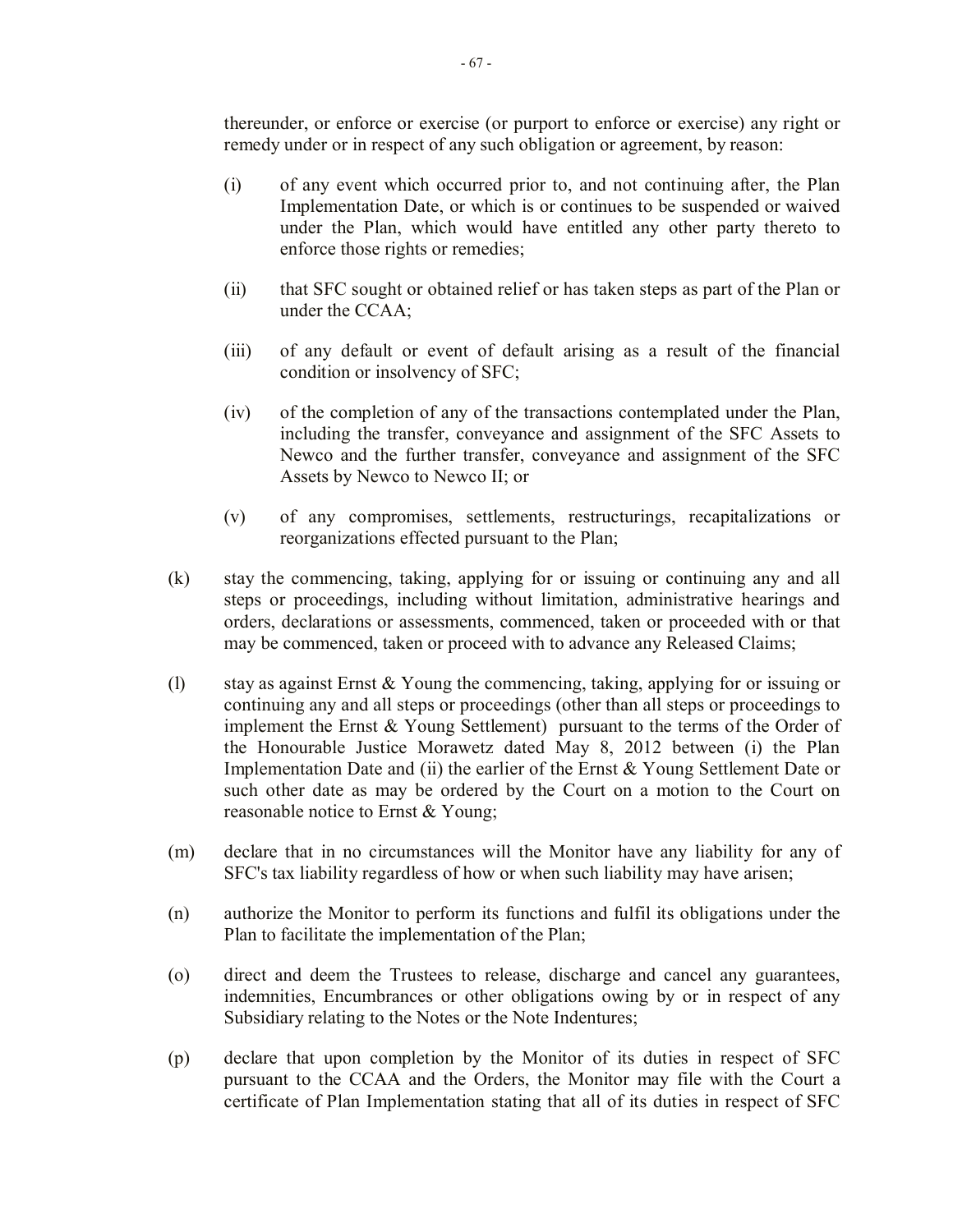thereunder, or enforce or exercise (or purport to enforce or exercise) any right or remedy under or in respect of any such obligation or agreement, by reason:

(i) of any event which occurred prior to, and not continuing after, the Plan Implementation Date, or which is or continues to be suspended or waived under the Plan, which would have entitled any other party thereto to enforce those rights or remedies;

(ii) that SFC sought or obtained relief or has taken steps as part of the Plan or under the CCAA;

(iii) of any default or event of default arising as a result of the financial condition or insolvency of SFC;

(iv) of the completion of any of the transactions contemplated under the Plan, including the transfer, conveyance and assignment of the SFC Assets to Newco and the further transfer, conveyance and assignment of the SFC Assets by Newco to Newco II; or

(v) of any compromises, settlements, restructurings, recapitalizations or reorganizations effected pursuant to the Plan;

(k) stay the commencing, taking, applying for or issuing or continuing any and all steps or proceedings, including without limitation, administrative hearings and orders, declarations or assessments, commenced, taken or proceeded with or that may be commenced, taken or proceed with to advance any Released Claims;

(l) stay as against Ernst & Young the commencing, taking, applying for or issuing or continuing any and all steps or proceedings (other than all steps or proceedings to implement the Ernst & Young Settlement) pursuant to the terms of the Order of the Honourable Justice Morawetz dated May 8, 2012 between (i) the Plan Implementation Date and (ii) the earlier of the Ernst & Young Settlement Date or such other date as may be ordered by the Court on a motion to the Court on reasonable notice to Ernst & Young;

(m) declare that in no circumstances will the Monitor have any liability for any of SFC's tax liability regardless of how or when such liability may have arisen;

(n) authorize the Monitor to perform its functions and fulfil its obligations under the Plan to facilitate the implementation of the Plan;

(o) direct and deem the Trustees to release, discharge and cancel any guarantees, indemnities, Encumbrances or other obligations owing by or in respect of any Subsidiary relating to the Notes or the Note Indentures;

(p) declare that upon completion by the Monitor of its duties in respect of SFC pursuant to the CCAA and the Orders, the Monitor may file with the Court a certificate of Plan Implementation stating that all of its duties in respect of SFC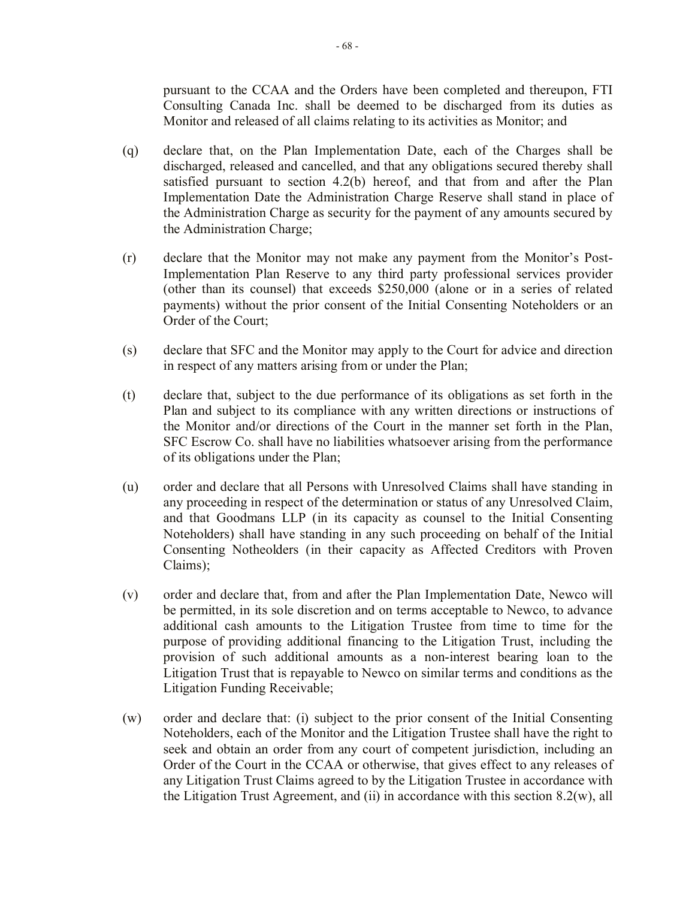pursuant to the CCAA and the Orders have been completed and thereupon, FTI Consulting Canada Inc. shall be deemed to be discharged from its duties as Monitor and released of all claims relating to its activities as Monitor; and

(q) declare that, on the Plan Implementation Date, each of the Charges shall be discharged, released and cancelled, and that any obligations secured thereby shall satisfied pursuant to section 4.2(b) hereof, and that from and after the Plan Implementation Date the Administration Charge Reserve shall stand in place of the Administration Charge as security for the payment of any amounts secured by the Administration Charge;

(r) declare that the Monitor may not make any payment from the Monitor's Post-Implementation Plan Reserve to any third party professional services provider (other than its counsel) that exceeds $250,000 (alone or in a series of related payments) without the prior consent of the Initial Consenting Noteholders or an Order of the Court;

(s) declare that SFC and the Monitor may apply to the Court for advice and direction in respect of any matters arising from or under the Plan;

(t) declare that, subject to the due performance of its obligations as set forth in the Plan and subject to its compliance with any written directions or instructions of the Monitor and/or directions of the Court in the manner set forth in the Plan, SFC Escrow Co. shall have no liabilities whatsoever arising from the performance of its obligations under the Plan;

(u) order and declare that all Persons with Unresolved Claims shall have standing in any proceeding in respect of the determination or status of any Unresolved Claim, and that Goodmans LLP (in its capacity as counsel to the Initial Consenting Noteholders) shall have standing in any such proceeding on behalf of the Initial Consenting Notheolders (in their capacity as Affected Creditors with Proven Claims);

(v) order and declare that, from and after the Plan Implementation Date, Newco will be permitted, in its sole discretion and on terms acceptable to Newco, to advance additional cash amounts to the Litigation Trustee from time to time for the purpose of providing additional financing to the Litigation Trust, including the provision of such additional amounts as a non-interest bearing loan to the Litigation Trust that is repayable to Newco on similar terms and conditions as the Litigation Funding Receivable;

(w) order and declare that: (i) subject to the prior consent of the Initial Consenting Noteholders, each of the Monitor and the Litigation Trustee shall have the right to seek and obtain an order from any court of competent jurisdiction, including an Order of the Court in the CCAA or otherwise, that gives effect to any releases of any Litigation Trust Claims agreed to by the Litigation Trustee in accordance with the Litigation Trust Agreement, and (ii) in accordance with this section 8.2(w), all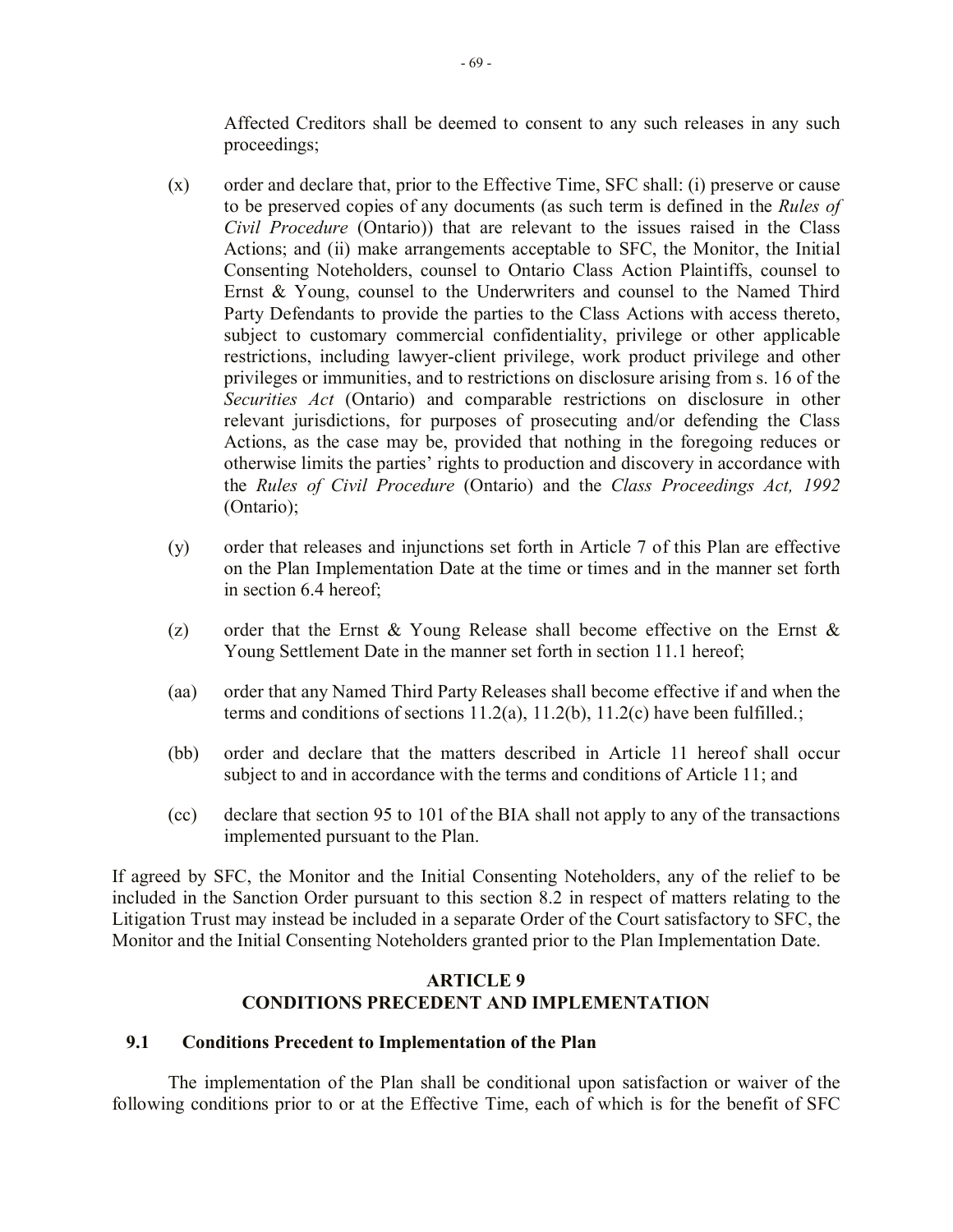Affected Creditors shall be deemed to consent to any such releases in any such proceedings;

(x) order and declare that, prior to the Effective Time, SFC shall: (i) preserve or cause to be preserved copies of any documents (as such term is defined in the *Rules of Civil Procedure* (Ontario)) that are relevant to the issues raised in the Class Actions; and (ii) make arrangements acceptable to SFC, the Monitor, the Initial Consenting Noteholders, counsel to Ontario Class Action Plaintiffs, counsel to Ernst & Young, counsel to the Underwriters and counsel to the Named Third Party Defendants to provide the parties to the Class Actions with access thereto, subject to customary commercial confidentiality, privilege or other applicable restrictions, including lawyer-client privilege, work product privilege and other privileges or immunities, and to restrictions on disclosure arising from s. 16 of the *Securities Act* (Ontario) and comparable restrictions on disclosure in other relevant jurisdictions, for purposes of prosecuting and/or defending the Class Actions, as the case may be, provided that nothing in the foregoing reduces or otherwise limits the parties' rights to production and discovery in accordance with the *Rules of Civil Procedure* (Ontario) and the *Class Proceedings Act, 1992* (Ontario);

(y) order that releases and injunctions set forth in Article 7 of this Plan are effective on the Plan Implementation Date at the time or times and in the manner set forth in section 6.4 hereof;

(z) order that the Ernst & Young Release shall become effective on the Ernst & Young Settlement Date in the manner set forth in section 11.1 hereof;

(aa) order that any Named Third Party Releases shall become effective if and when the terms and conditions of sections 11.2(a), 11.2(b), 11.2(c) have been fulfilled.;

(bb) order and declare that the matters described in Article 11 hereof shall occur subject to and in accordance with the terms and conditions of Article 11; and

(cc) declare that section 95 to 101 of the BIA shall not apply to any of the transactions implemented pursuant to the Plan.

If agreed by SFC, the Monitor and the Initial Consenting Noteholders, any of the relief to be included in the Sanction Order pursuant to this section 8.2 in respect of matters relating to the Litigation Trust may instead be included in a separate Order of the Court satisfactory to SFC, the Monitor and the Initial Consenting Noteholders granted prior to the Plan Implementation Date.

## ARTICLE 9
## CONDITIONS PRECEDENT AND IMPLEMENTATION

### 9.1 Conditions Precedent to Implementation of the Plan

The implementation of the Plan shall be conditional upon satisfaction or waiver of the following conditions prior to or at the Effective Time, each of which is for the benefit of SFC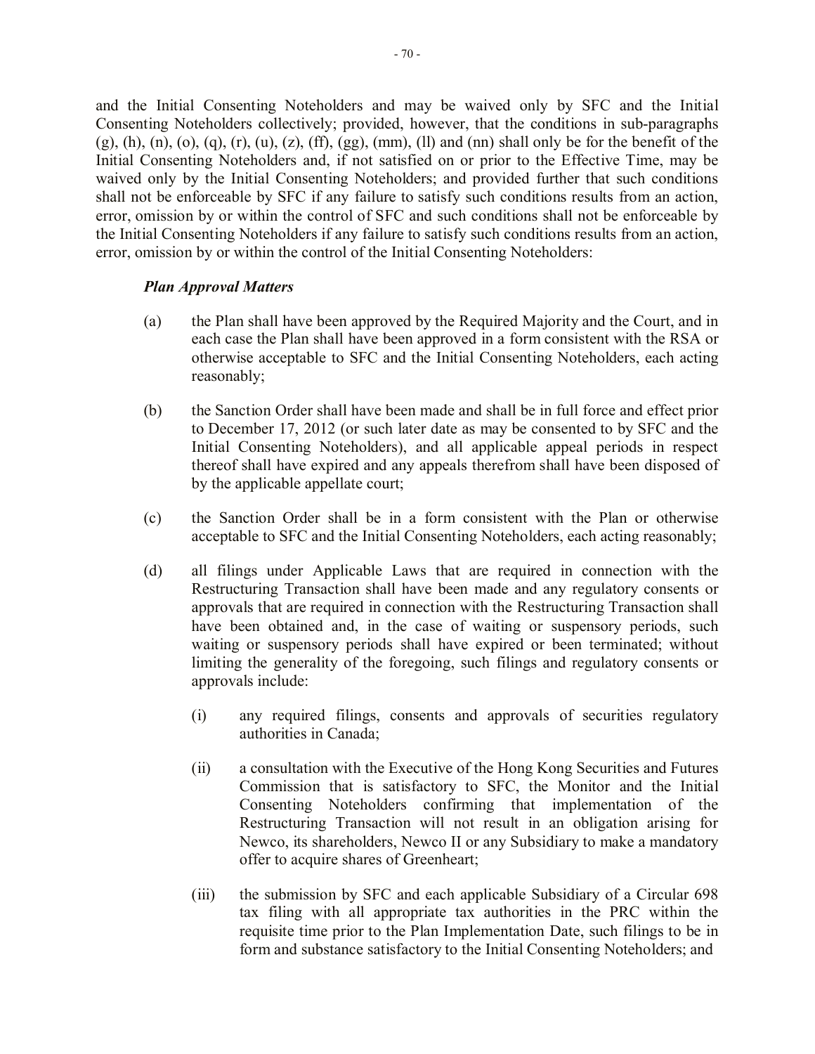and the Initial Consenting Noteholders and may be waived only by SFC and the Initial Consenting Noteholders collectively; provided, however, that the conditions in sub-paragraphs (g), (h), (n), (o), (q), (r), (u), (z), (ff), (gg), (mm), (ll) and (nn) shall only be for the benefit of the Initial Consenting Noteholders and, if not satisfied on or prior to the Effective Time, may be waived only by the Initial Consenting Noteholders; and provided further that such conditions shall not be enforceable by SFC if any failure to satisfy such conditions results from an action, error, omission by or within the control of SFC and such conditions shall not be enforceable by the Initial Consenting Noteholders if any failure to satisfy such conditions results from an action, error, omission by or within the control of the Initial Consenting Noteholders:

***Plan Approval Matters***

(a) the Plan shall have been approved by the Required Majority and the Court, and in each case the Plan shall have been approved in a form consistent with the RSA or otherwise acceptable to SFC and the Initial Consenting Noteholders, each acting reasonably;

(b) the Sanction Order shall have been made and shall be in full force and effect prior to December 17, 2012 (or such later date as may be consented to by SFC and the Initial Consenting Noteholders), and all applicable appeal periods in respect thereof shall have expired and any appeals therefrom shall have been disposed of by the applicable appellate court;

(c) the Sanction Order shall be in a form consistent with the Plan or otherwise acceptable to SFC and the Initial Consenting Noteholders, each acting reasonably;

(d) all filings under Applicable Laws that are required in connection with the Restructuring Transaction shall have been made and any regulatory consents or approvals that are required in connection with the Restructuring Transaction shall have been obtained and, in the case of waiting or suspensory periods, such waiting or suspensory periods shall have expired or been terminated; without limiting the generality of the foregoing, such filings and regulatory consents or approvals include:

   (i) any required filings, consents and approvals of securities regulatory authorities in Canada;

   (ii) a consultation with the Executive of the Hong Kong Securities and Futures Commission that is satisfactory to SFC, the Monitor and the Initial Consenting Noteholders confirming that implementation of the Restructuring Transaction will not result in an obligation arising for Newco, its shareholders, Newco II or any Subsidiary to make a mandatory offer to acquire shares of Greenheart;

   (iii) the submission by SFC and each applicable Subsidiary of a Circular 698 tax filing with all appropriate tax authorities in the PRC within the requisite time prior to the Plan Implementation Date, such filings to be in form and substance satisfactory to the Initial Consenting Noteholders; and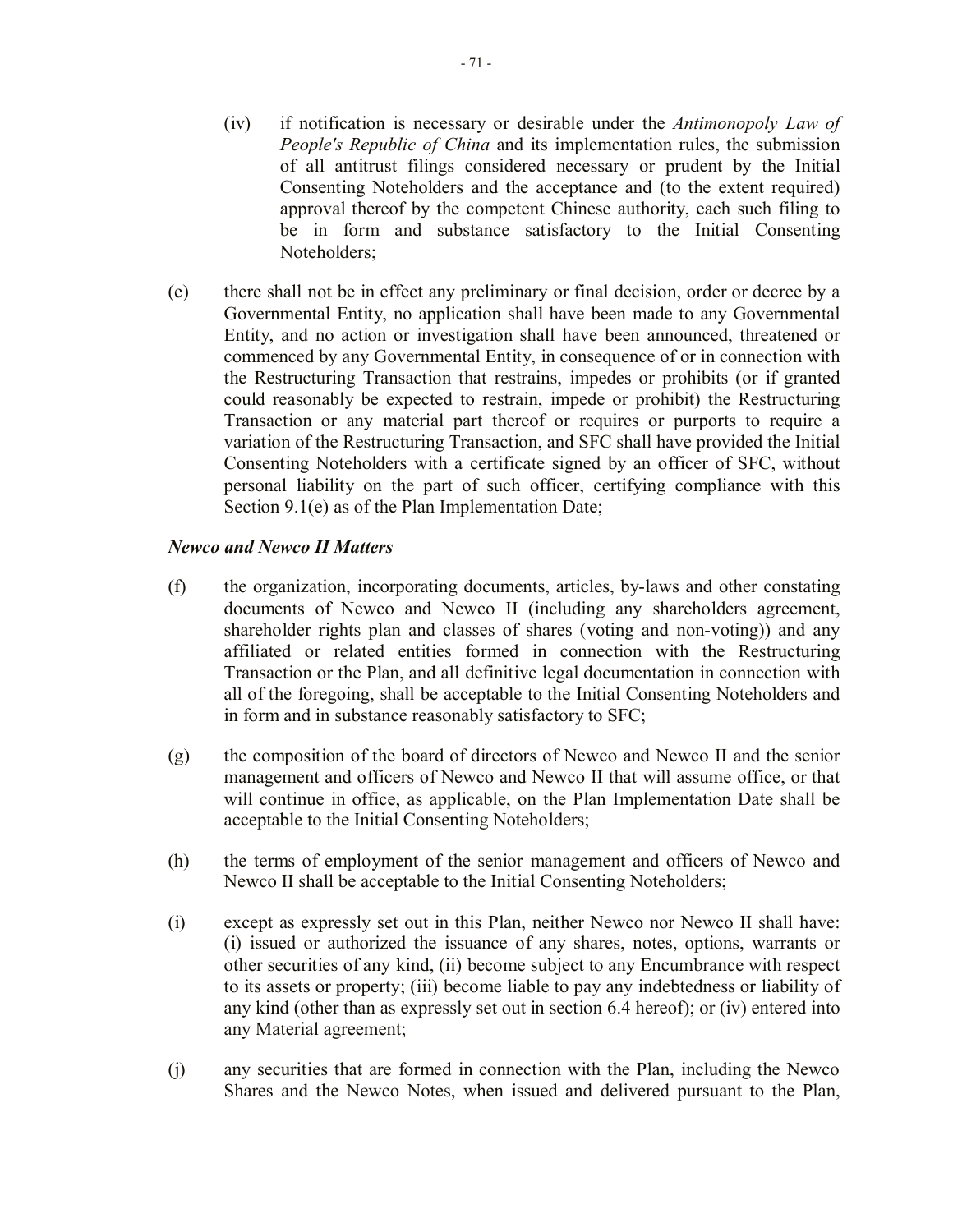(iv) if notification is necessary or desirable under the *Antimonopoly Law of People's Republic of China* and its implementation rules, the submission of all antitrust filings considered necessary or prudent by the Initial Consenting Noteholders and the acceptance and (to the extent required) approval thereof by the competent Chinese authority, each such filing to be in form and substance satisfactory to the Initial Consenting Noteholders;

(e) there shall not be in effect any preliminary or final decision, order or decree by a Governmental Entity, no application shall have been made to any Governmental Entity, and no action or investigation shall have been announced, threatened or commenced by any Governmental Entity, in consequence of or in connection with the Restructuring Transaction that restrains, impedes or prohibits (or if granted could reasonably be expected to restrain, impede or prohibit) the Restructuring Transaction or any material part thereof or requires or purports to require a variation of the Restructuring Transaction, and SFC shall have provided the Initial Consenting Noteholders with a certificate signed by an officer of SFC, without personal liability on the part of such officer, certifying compliance with this Section 9.1(e) as of the Plan Implementation Date;

***Newco and Newco II Matters***

(f) the organization, incorporating documents, articles, by-laws and other constating documents of Newco and Newco II (including any shareholders agreement, shareholder rights plan and classes of shares (voting and non-voting)) and any affiliated or related entities formed in connection with the Restructuring Transaction or the Plan, and all definitive legal documentation in connection with all of the foregoing, shall be acceptable to the Initial Consenting Noteholders and in form and in substance reasonably satisfactory to SFC;

(g) the composition of the board of directors of Newco and Newco II and the senior management and officers of Newco and Newco II that will assume office, or that will continue in office, as applicable, on the Plan Implementation Date shall be acceptable to the Initial Consenting Noteholders;

(h) the terms of employment of the senior management and officers of Newco and Newco II shall be acceptable to the Initial Consenting Noteholders;

(i) except as expressly set out in this Plan, neither Newco nor Newco II shall have: (i) issued or authorized the issuance of any shares, notes, options, warrants or other securities of any kind, (ii) become subject to any Encumbrance with respect to its assets or property; (iii) become liable to pay any indebtedness or liability of any kind (other than as expressly set out in section 6.4 hereof); or (iv) entered into any Material agreement;

(j) any securities that are formed in connection with the Plan, including the Newco Shares and the Newco Notes, when issued and delivered pursuant to the Plan,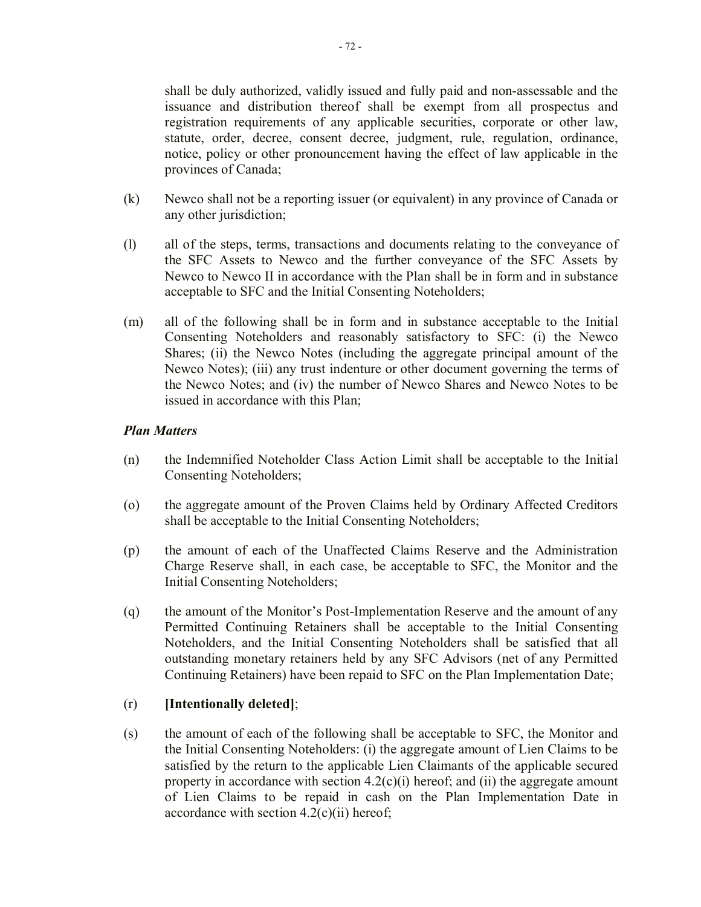shall be duly authorized, validly issued and fully paid and non-assessable and the issuance and distribution thereof shall be exempt from all prospectus and registration requirements of any applicable securities, corporate or other law, statute, order, decree, consent decree, judgment, rule, regulation, ordinance, notice, policy or other pronouncement having the effect of law applicable in the provinces of Canada;

(k) Newco shall not be a reporting issuer (or equivalent) in any province of Canada or any other jurisdiction;

(l) all of the steps, terms, transactions and documents relating to the conveyance of the SFC Assets to Newco and the further conveyance of the SFC Assets by Newco to Newco II in accordance with the Plan shall be in form and in substance acceptable to SFC and the Initial Consenting Noteholders;

(m) all of the following shall be in form and in substance acceptable to the Initial Consenting Noteholders and reasonably satisfactory to SFC: (i) the Newco Shares; (ii) the Newco Notes (including the aggregate principal amount of the Newco Notes); (iii) any trust indenture or other document governing the terms of the Newco Notes; and (iv) the number of Newco Shares and Newco Notes to be issued in accordance with this Plan;

***Plan Matters***

(n) the Indemnified Noteholder Class Action Limit shall be acceptable to the Initial Consenting Noteholders;

(o) the aggregate amount of the Proven Claims held by Ordinary Affected Creditors shall be acceptable to the Initial Consenting Noteholders;

(p) the amount of each of the Unaffected Claims Reserve and the Administration Charge Reserve shall, in each case, be acceptable to SFC, the Monitor and the Initial Consenting Noteholders;

(q) the amount of the Monitor's Post-Implementation Reserve and the amount of any Permitted Continuing Retainers shall be acceptable to the Initial Consenting Noteholders, and the Initial Consenting Noteholders shall be satisfied that all outstanding monetary retainers held by any SFC Advisors (net of any Permitted Continuing Retainers) have been repaid to SFC on the Plan Implementation Date;

(r) **[Intentionally deleted]**;

(s) the amount of each of the following shall be acceptable to SFC, the Monitor and the Initial Consenting Noteholders: (i) the aggregate amount of Lien Claims to be satisfied by the return to the applicable Lien Claimants of the applicable secured property in accordance with section 4.2(c)(i) hereof; and (ii) the aggregate amount of Lien Claims to be repaid in cash on the Plan Implementation Date in accordance with section 4.2(c)(ii) hereof;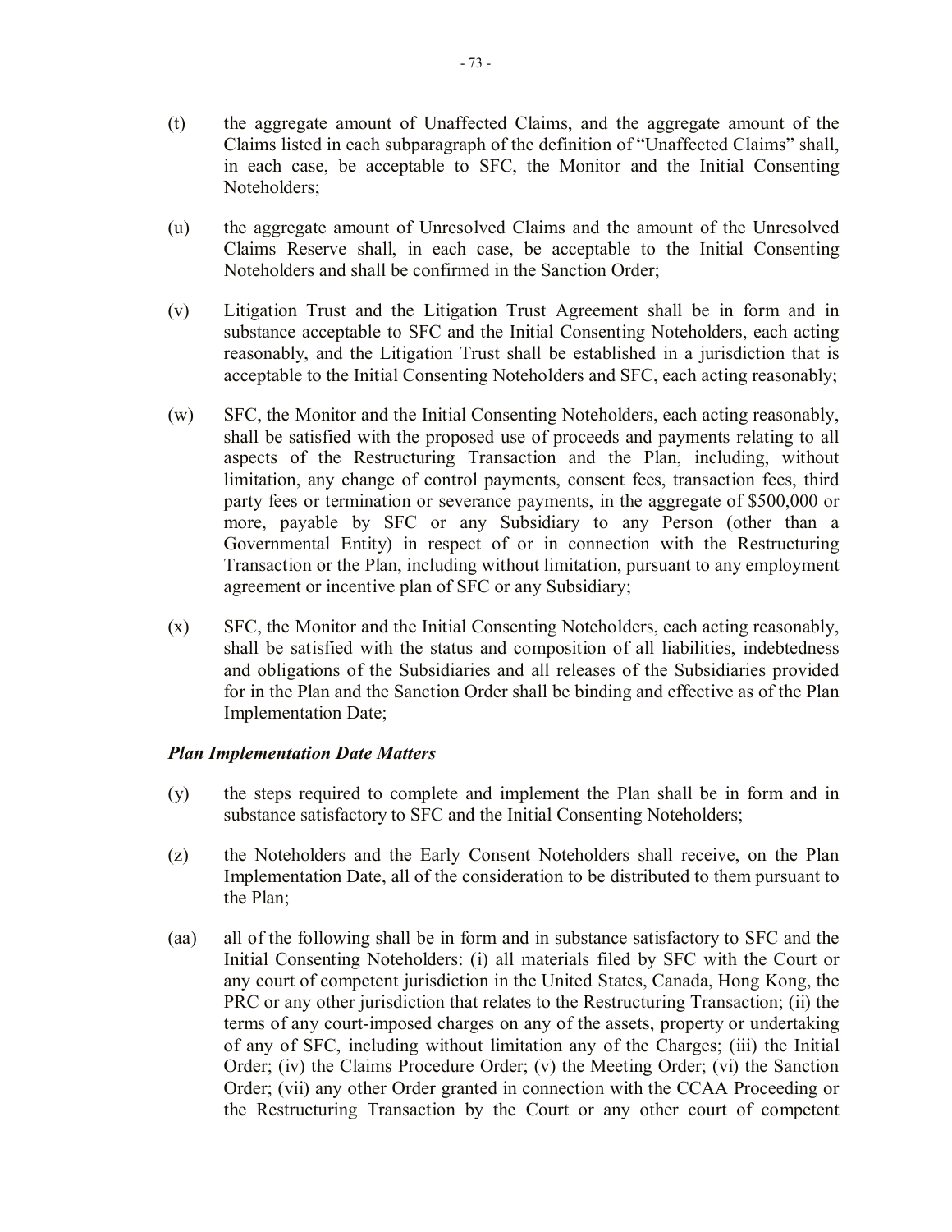(t) the aggregate amount of Unaffected Claims, and the aggregate amount of the Claims listed in each subparagraph of the definition of "Unaffected Claims" shall, in each case, be acceptable to SFC, the Monitor and the Initial Consenting Noteholders;

(u) the aggregate amount of Unresolved Claims and the amount of the Unresolved Claims Reserve shall, in each case, be acceptable to the Initial Consenting Noteholders and shall be confirmed in the Sanction Order;

(v) Litigation Trust and the Litigation Trust Agreement shall be in form and in substance acceptable to SFC and the Initial Consenting Noteholders, each acting reasonably, and the Litigation Trust shall be established in a jurisdiction that is acceptable to the Initial Consenting Noteholders and SFC, each acting reasonably;

(w) SFC, the Monitor and the Initial Consenting Noteholders, each acting reasonably, shall be satisfied with the proposed use of proceeds and payments relating to all aspects of the Restructuring Transaction and the Plan, including, without limitation, any change of control payments, consent fees, transaction fees, third party fees or termination or severance payments, in the aggregate of $500,000 or more, payable by SFC or any Subsidiary to any Person (other than a Governmental Entity) in respect of or in connection with the Restructuring Transaction or the Plan, including without limitation, pursuant to any employment agreement or incentive plan of SFC or any Subsidiary;

(x) SFC, the Monitor and the Initial Consenting Noteholders, each acting reasonably, shall be satisfied with the status and composition of all liabilities, indebtedness and obligations of the Subsidiaries and all releases of the Subsidiaries provided for in the Plan and the Sanction Order shall be binding and effective as of the Plan Implementation Date;

***Plan Implementation Date Matters***

(y) the steps required to complete and implement the Plan shall be in form and in substance satisfactory to SFC and the Initial Consenting Noteholders;

(z) the Noteholders and the Early Consent Noteholders shall receive, on the Plan Implementation Date, all of the consideration to be distributed to them pursuant to the Plan;

(aa) all of the following shall be in form and in substance satisfactory to SFC and the Initial Consenting Noteholders: (i) all materials filed by SFC with the Court or any court of competent jurisdiction in the United States, Canada, Hong Kong, the PRC or any other jurisdiction that relates to the Restructuring Transaction; (ii) the terms of any court-imposed charges on any of the assets, property or undertaking of any of SFC, including without limitation any of the Charges; (iii) the Initial Order; (iv) the Claims Procedure Order; (v) the Meeting Order; (vi) the Sanction Order; (vii) any other Order granted in connection with the CCAA Proceeding or the Restructuring Transaction by the Court or any other court of competent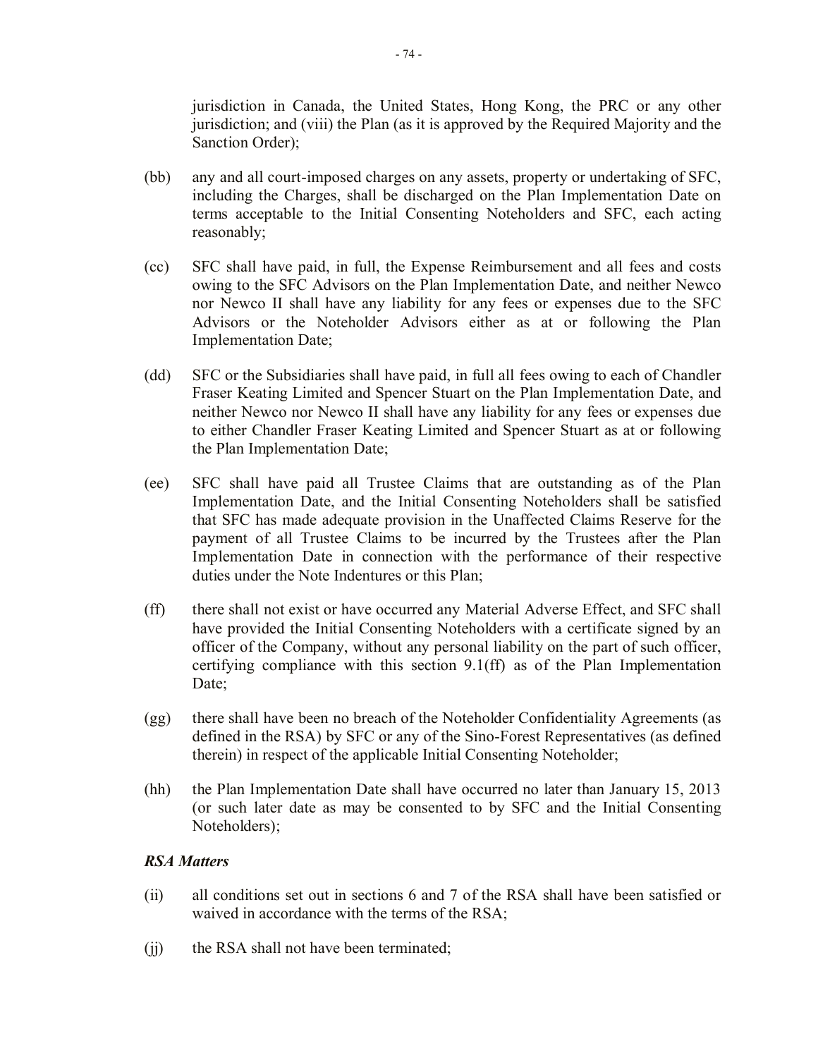jurisdiction in Canada, the United States, Hong Kong, the PRC or any other jurisdiction; and (viii) the Plan (as it is approved by the Required Majority and the Sanction Order);

(bb) any and all court-imposed charges on any assets, property or undertaking of SFC, including the Charges, shall be discharged on the Plan Implementation Date on terms acceptable to the Initial Consenting Noteholders and SFC, each acting reasonably;

(cc) SFC shall have paid, in full, the Expense Reimbursement and all fees and costs owing to the SFC Advisors on the Plan Implementation Date, and neither Newco nor Newco II shall have any liability for any fees or expenses due to the SFC Advisors or the Noteholder Advisors either as at or following the Plan Implementation Date;

(dd) SFC or the Subsidiaries shall have paid, in full all fees owing to each of Chandler Fraser Keating Limited and Spencer Stuart on the Plan Implementation Date, and neither Newco nor Newco II shall have any liability for any fees or expenses due to either Chandler Fraser Keating Limited and Spencer Stuart as at or following the Plan Implementation Date;

(ee) SFC shall have paid all Trustee Claims that are outstanding as of the Plan Implementation Date, and the Initial Consenting Noteholders shall be satisfied that SFC has made adequate provision in the Unaffected Claims Reserve for the payment of all Trustee Claims to be incurred by the Trustees after the Plan Implementation Date in connection with the performance of their respective duties under the Note Indentures or this Plan;

(ff) there shall not exist or have occurred any Material Adverse Effect, and SFC shall have provided the Initial Consenting Noteholders with a certificate signed by an officer of the Company, without any personal liability on the part of such officer, certifying compliance with this section 9.1(ff) as of the Plan Implementation Date;

(gg) there shall have been no breach of the Noteholder Confidentiality Agreements (as defined in the RSA) by SFC or any of the Sino-Forest Representatives (as defined therein) in respect of the applicable Initial Consenting Noteholder;

(hh) the Plan Implementation Date shall have occurred no later than January 15, 2013 (or such later date as may be consented to by SFC and the Initial Consenting Noteholders);

***RSA Matters***

(ii) all conditions set out in sections 6 and 7 of the RSA shall have been satisfied or waived in accordance with the terms of the RSA;

(jj) the RSA shall not have been terminated;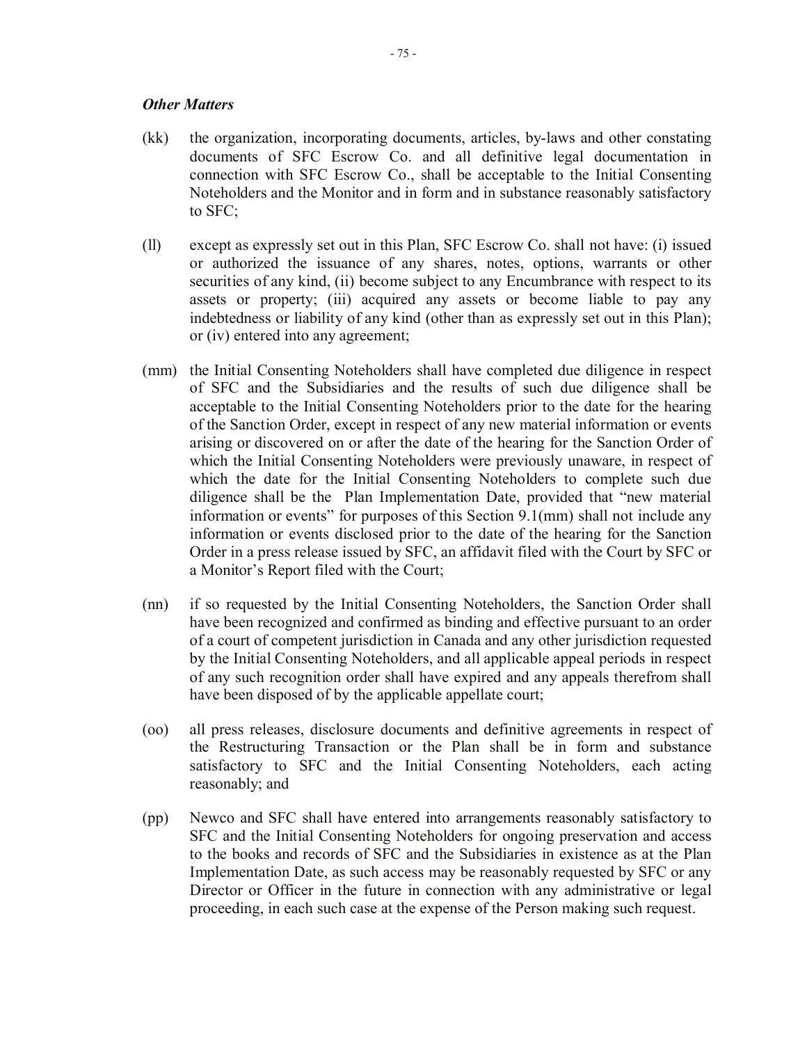***Other Matters***

(kk) the organization, incorporating documents, articles, by-laws and other constating documents of SFC Escrow Co. and all definitive legal documentation in connection with SFC Escrow Co., shall be acceptable to the Initial Consenting Noteholders and the Monitor and in form and in substance reasonably satisfactory to SFC;

(ll) except as expressly set out in this Plan, SFC Escrow Co. shall not have: (i) issued or authorized the issuance of any shares, notes, options, warrants or other securities of any kind, (ii) become subject to any Encumbrance with respect to its assets or property; (iii) acquired any assets or become liable to pay any indebtedness or liability of any kind (other than as expressly set out in this Plan); or (iv) entered into any agreement;

(mm) the Initial Consenting Noteholders shall have completed due diligence in respect of SFC and the Subsidiaries and the results of such due diligence shall be acceptable to the Initial Consenting Noteholders prior to the date for the hearing of the Sanction Order, except in respect of any new material information or events arising or discovered on or after the date of the hearing for the Sanction Order of which the Initial Consenting Noteholders were previously unaware, in respect of which the date for the Initial Consenting Noteholders to complete such due diligence shall be the Plan Implementation Date, provided that "new material information or events" for purposes of this Section 9.1(mm) shall not include any information or events disclosed prior to the date of the hearing for the Sanction Order in a press release issued by SFC, an affidavit filed with the Court by SFC or a Monitor's Report filed with the Court;

(nn) if so requested by the Initial Consenting Noteholders, the Sanction Order shall have been recognized and confirmed as binding and effective pursuant to an order of a court of competent jurisdiction in Canada and any other jurisdiction requested by the Initial Consenting Noteholders, and all applicable appeal periods in respect of any such recognition order shall have expired and any appeals therefrom shall have been disposed of by the applicable appellate court;

(oo) all press releases, disclosure documents and definitive agreements in respect of the Restructuring Transaction or the Plan shall be in form and substance satisfactory to SFC and the Initial Consenting Noteholders, each acting reasonably; and

(pp) Newco and SFC shall have entered into arrangements reasonably satisfactory to SFC and the Initial Consenting Noteholders for ongoing preservation and access to the books and records of SFC and the Subsidiaries in existence as at the Plan Implementation Date, as such access may be reasonably requested by SFC or any Director or Officer in the future in connection with any administrative or legal proceeding, in each such case at the expense of the Person making such request.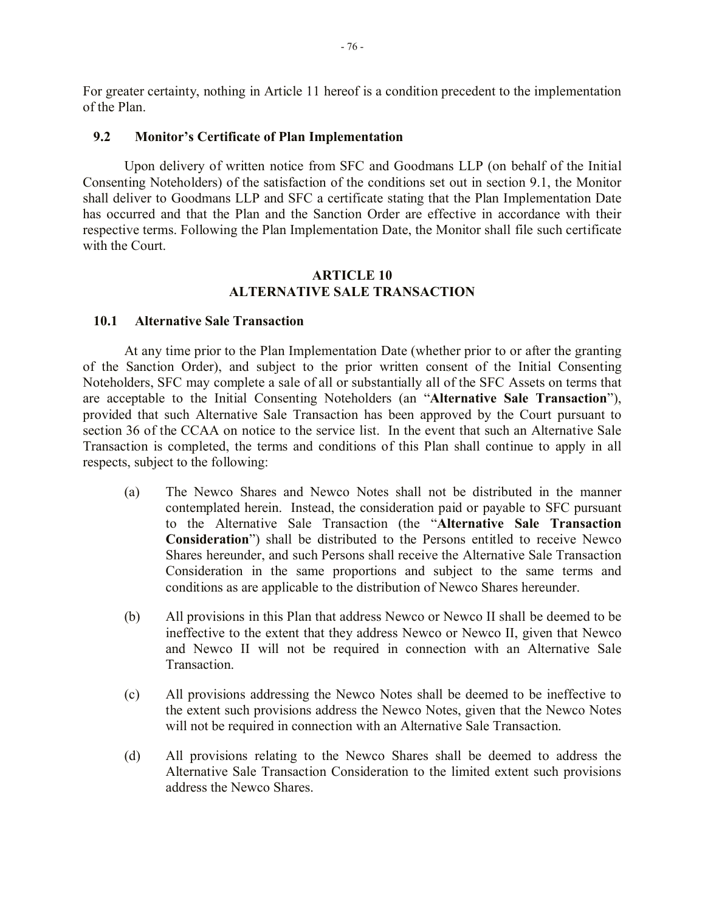For greater certainty, nothing in Article 11 hereof is a condition precedent to the implementation of the Plan.

### 9.2 Monitor's Certificate of Plan Implementation

Upon delivery of written notice from SFC and Goodmans LLP (on behalf of the Initial Consenting Noteholders) of the satisfaction of the conditions set out in section 9.1, the Monitor shall deliver to Goodmans LLP and SFC a certificate stating that the Plan Implementation Date has occurred and that the Plan and the Sanction Order are effective in accordance with their respective terms. Following the Plan Implementation Date, the Monitor shall file such certificate with the Court.

## ARTICLE 10
## ALTERNATIVE SALE TRANSACTION

### 10.1 Alternative Sale Transaction

At any time prior to the Plan Implementation Date (whether prior to or after the granting of the Sanction Order), and subject to the prior written consent of the Initial Consenting Noteholders, SFC may complete a sale of all or substantially all of the SFC Assets on terms that are acceptable to the Initial Consenting Noteholders (an "**Alternative Sale Transaction**"), provided that such Alternative Sale Transaction has been approved by the Court pursuant to section 36 of the CCAA on notice to the service list. In the event that such an Alternative Sale Transaction is completed, the terms and conditions of this Plan shall continue to apply in all respects, subject to the following:

(a) The Newco Shares and Newco Notes shall not be distributed in the manner contemplated herein. Instead, the consideration paid or payable to SFC pursuant to the Alternative Sale Transaction (the "**Alternative Sale Transaction Consideration**") shall be distributed to the Persons entitled to receive Newco Shares hereunder, and such Persons shall receive the Alternative Sale Transaction Consideration in the same proportions and subject to the same terms and conditions as are applicable to the distribution of Newco Shares hereunder.

(b) All provisions in this Plan that address Newco or Newco II shall be deemed to be ineffective to the extent that they address Newco or Newco II, given that Newco and Newco II will not be required in connection with an Alternative Sale Transaction.

(c) All provisions addressing the Newco Notes shall be deemed to be ineffective to the extent such provisions address the Newco Notes, given that the Newco Notes will not be required in connection with an Alternative Sale Transaction.

(d) All provisions relating to the Newco Shares shall be deemed to address the Alternative Sale Transaction Consideration to the limited extent such provisions address the Newco Shares.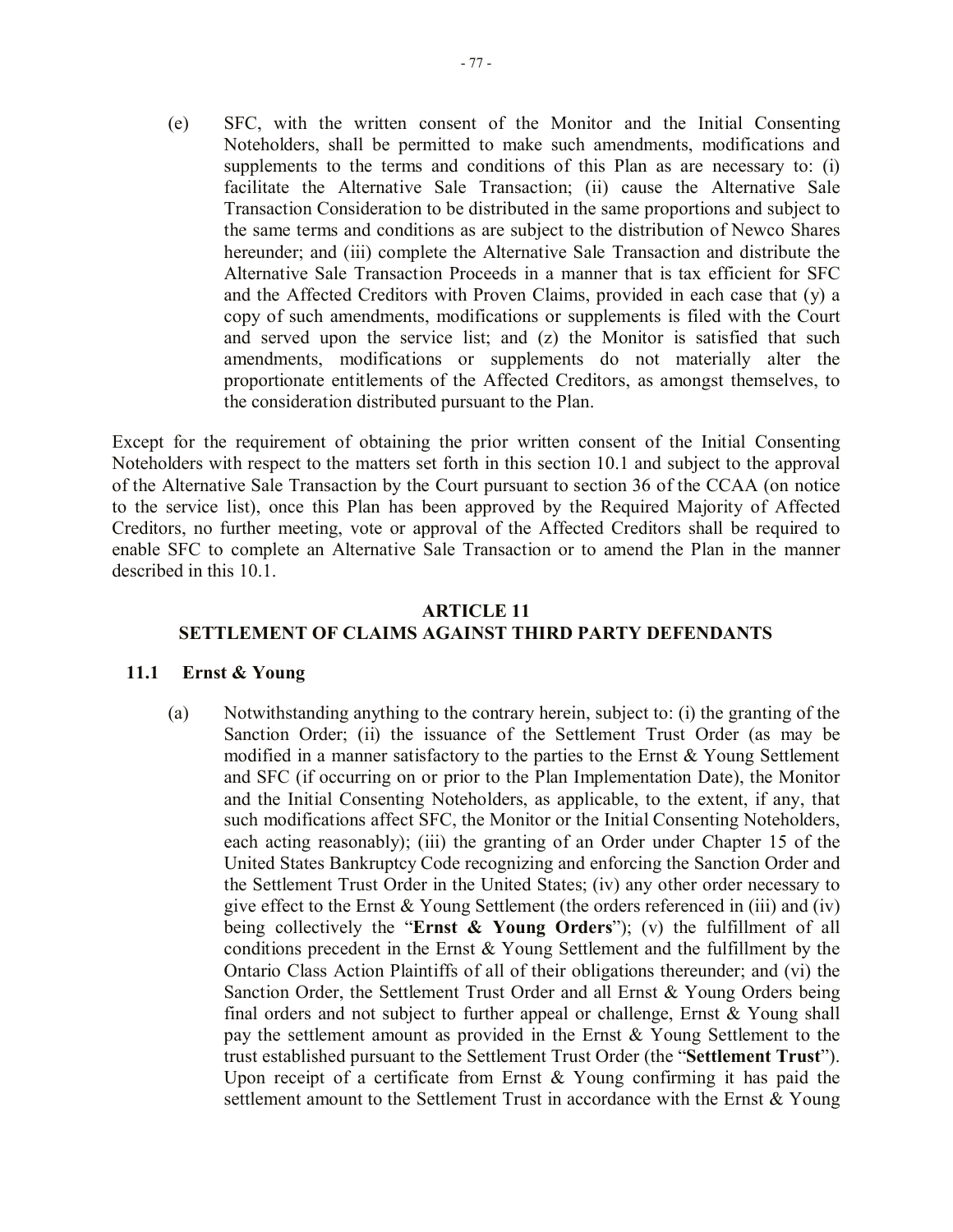(e) SFC, with the written consent of the Monitor and the Initial Consenting Noteholders, shall be permitted to make such amendments, modifications and supplements to the terms and conditions of this Plan as are necessary to: (i) facilitate the Alternative Sale Transaction; (ii) cause the Alternative Sale Transaction Consideration to be distributed in the same proportions and subject to the same terms and conditions as are subject to the distribution of Newco Shares hereunder; and (iii) complete the Alternative Sale Transaction and distribute the Alternative Sale Transaction Proceeds in a manner that is tax efficient for SFC and the Affected Creditors with Proven Claims, provided in each case that (y) a copy of such amendments, modifications or supplements is filed with the Court and served upon the service list; and (z) the Monitor is satisfied that such amendments, modifications or supplements do not materially alter the proportionate entitlements of the Affected Creditors, as amongst themselves, to the consideration distributed pursuant to the Plan.

Except for the requirement of obtaining the prior written consent of the Initial Consenting Noteholders with respect to the matters set forth in this section 10.1 and subject to the approval of the Alternative Sale Transaction by the Court pursuant to section 36 of the CCAA (on notice to the service list), once this Plan has been approved by the Required Majority of Affected Creditors, no further meeting, vote or approval of the Affected Creditors shall be required to enable SFC to complete an Alternative Sale Transaction or to amend the Plan in the manner described in this 10.1.

## ARTICLE 11
## SETTLEMENT OF CLAIMS AGAINST THIRD PARTY DEFENDANTS

### 11.1 Ernst & Young

(a) Notwithstanding anything to the contrary herein, subject to: (i) the granting of the Sanction Order; (ii) the issuance of the Settlement Trust Order (as may be modified in a manner satisfactory to the parties to the Ernst & Young Settlement and SFC (if occurring on or prior to the Plan Implementation Date), the Monitor and the Initial Consenting Noteholders, as applicable, to the extent, if any, that such modifications affect SFC, the Monitor or the Initial Consenting Noteholders, each acting reasonably); (iii) the granting of an Order under Chapter 15 of the United States Bankruptcy Code recognizing and enforcing the Sanction Order and the Settlement Trust Order in the United States; (iv) any other order necessary to give effect to the Ernst & Young Settlement (the orders referenced in (iii) and (iv) being collectively the "**Ernst & Young Orders**"); (v) the fulfillment of all conditions precedent in the Ernst & Young Settlement and the fulfillment by the Ontario Class Action Plaintiffs of all of their obligations thereunder; and (vi) the Sanction Order, the Settlement Trust Order and all Ernst & Young Orders being final orders and not subject to further appeal or challenge, Ernst & Young shall pay the settlement amount as provided in the Ernst & Young Settlement to the trust established pursuant to the Settlement Trust Order (the "**Settlement Trust**"). Upon receipt of a certificate from Ernst & Young confirming it has paid the settlement amount to the Settlement Trust in accordance with the Ernst & Young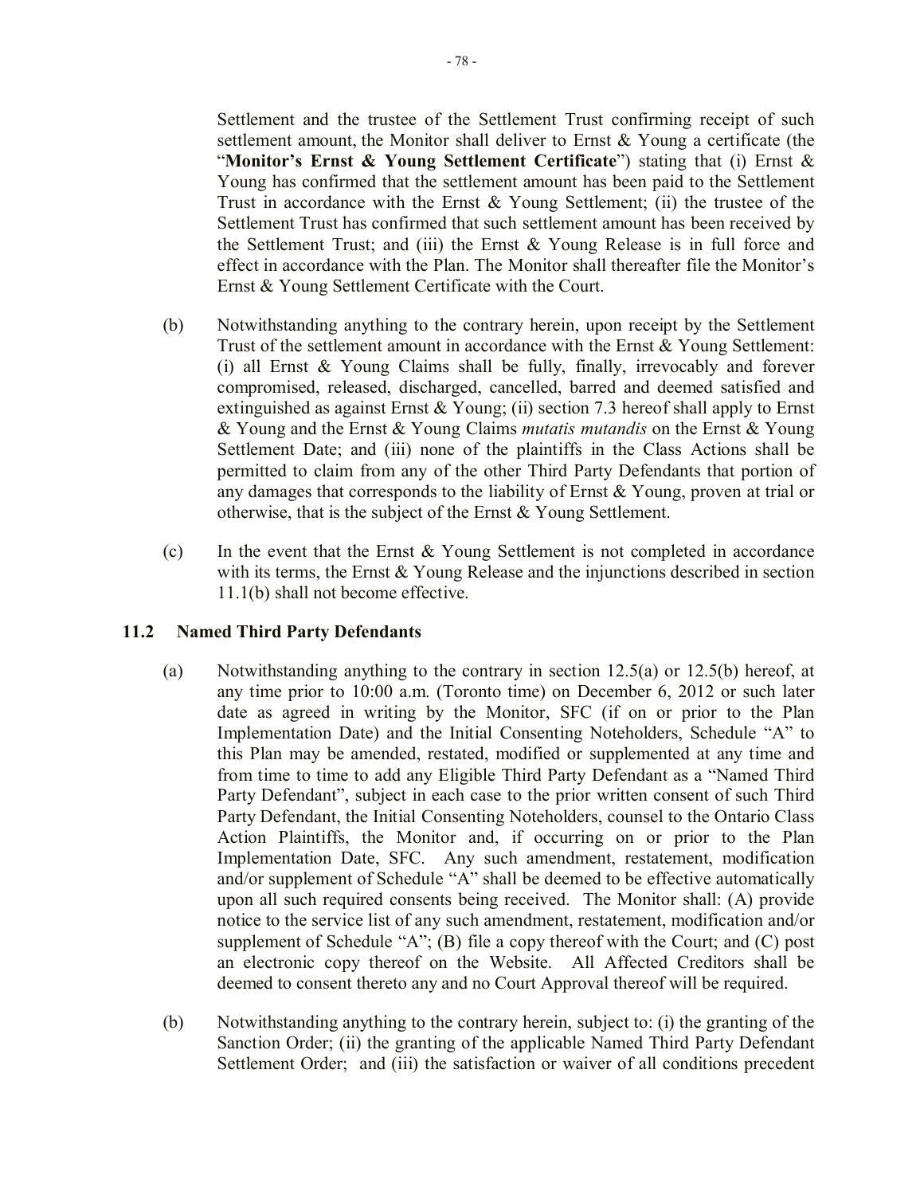Settlement and the trustee of the Settlement Trust confirming receipt of such settlement amount, the Monitor shall deliver to Ernst & Young a certificate (the "**Monitor's Ernst & Young Settlement Certificate**") stating that (i) Ernst & Young has confirmed that the settlement amount has been paid to the Settlement Trust in accordance with the Ernst & Young Settlement; (ii) the trustee of the Settlement Trust has confirmed that such settlement amount has been received by the Settlement Trust; and (iii) the Ernst & Young Release is in full force and effect in accordance with the Plan. The Monitor shall thereafter file the Monitor's Ernst & Young Settlement Certificate with the Court.

(b) Notwithstanding anything to the contrary herein, upon receipt by the Settlement Trust of the settlement amount in accordance with the Ernst & Young Settlement: (i) all Ernst & Young Claims shall be fully, finally, irrevocably and forever compromised, released, discharged, cancelled, barred and deemed satisfied and extinguished as against Ernst & Young; (ii) section 7.3 hereof shall apply to Ernst & Young and the Ernst & Young Claims *mutatis mutandis* on the Ernst & Young Settlement Date; and (iii) none of the plaintiffs in the Class Actions shall be permitted to claim from any of the other Third Party Defendants that portion of any damages that corresponds to the liability of Ernst & Young, proven at trial or otherwise, that is the subject of the Ernst & Young Settlement.

(c) In the event that the Ernst & Young Settlement is not completed in accordance with its terms, the Ernst & Young Release and the injunctions described in section 11.1(b) shall not become effective.

### 11.2 Named Third Party Defendants

(a) Notwithstanding anything to the contrary in section 12.5(a) or 12.5(b) hereof, at any time prior to 10:00 a.m. (Toronto time) on December 6, 2012 or such later date as agreed in writing by the Monitor, SFC (if on or prior to the Plan Implementation Date) and the Initial Consenting Noteholders, Schedule "A" to this Plan may be amended, restated, modified or supplemented at any time and from time to time to add any Eligible Third Party Defendant as a "Named Third Party Defendant", subject in each case to the prior written consent of such Third Party Defendant, the Initial Consenting Noteholders, counsel to the Ontario Class Action Plaintiffs, the Monitor and, if occurring on or prior to the Plan Implementation Date, SFC. Any such amendment, restatement, modification and/or supplement of Schedule "A" shall be deemed to be effective automatically upon all such required consents being received. The Monitor shall: (A) provide notice to the service list of any such amendment, restatement, modification and/or supplement of Schedule "A"; (B) file a copy thereof with the Court; and (C) post an electronic copy thereof on the Website. All Affected Creditors shall be deemed to consent thereto any and no Court Approval thereof will be required.

(b) Notwithstanding anything to the contrary herein, subject to: (i) the granting of the Sanction Order; (ii) the granting of the applicable Named Third Party Defendant Settlement Order; and (iii) the satisfaction or waiver of all conditions precedent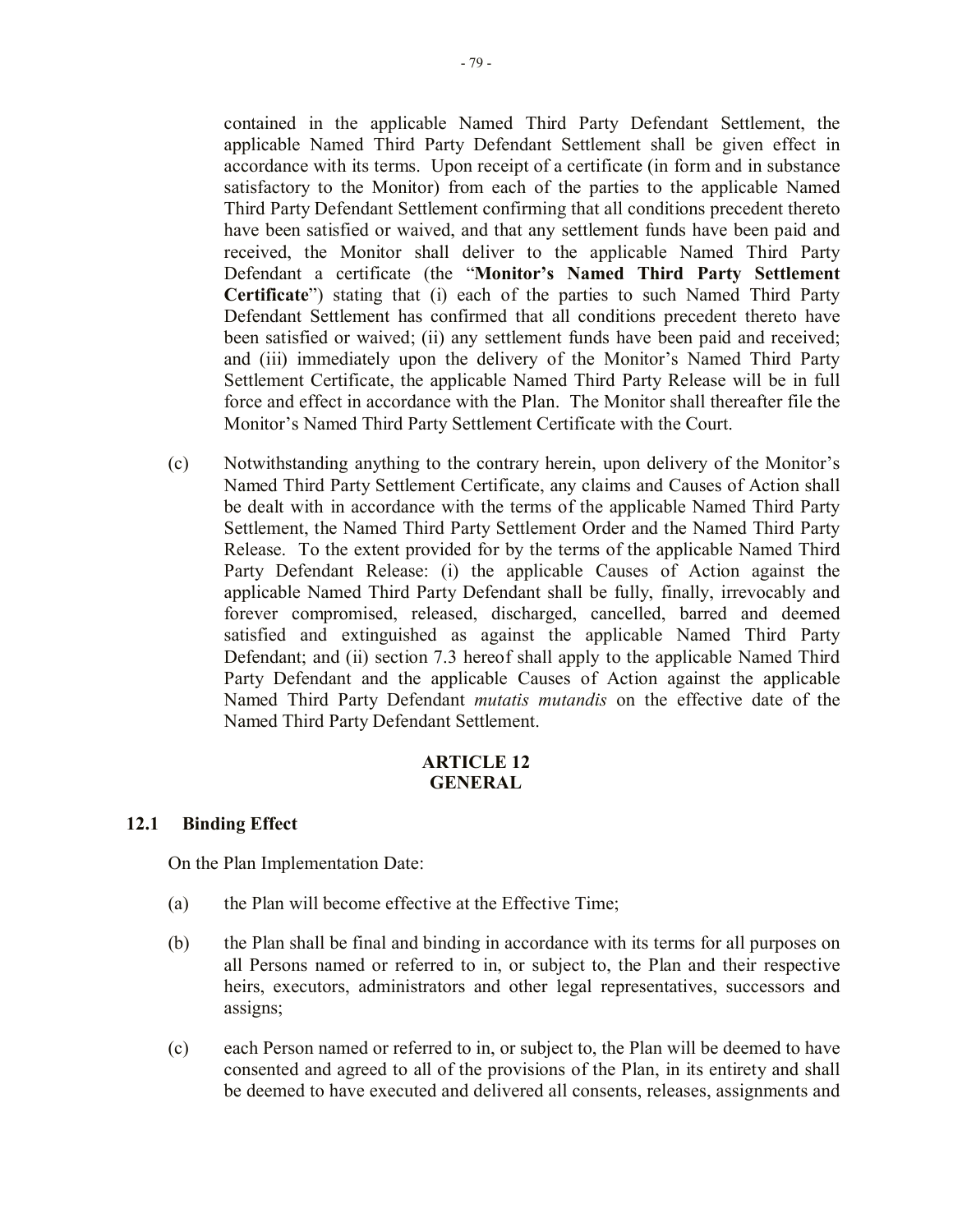contained in the applicable Named Third Party Defendant Settlement, the applicable Named Third Party Defendant Settlement shall be given effect in accordance with its terms. Upon receipt of a certificate (in form and in substance satisfactory to the Monitor) from each of the parties to the applicable Named Third Party Defendant Settlement confirming that all conditions precedent thereto have been satisfied or waived, and that any settlement funds have been paid and received, the Monitor shall deliver to the applicable Named Third Party Defendant a certificate (the "**Monitor's Named Third Party Settlement Certificate**") stating that (i) each of the parties to such Named Third Party Defendant Settlement has confirmed that all conditions precedent thereto have been satisfied or waived; (ii) any settlement funds have been paid and received; and (iii) immediately upon the delivery of the Monitor's Named Third Party Settlement Certificate, the applicable Named Third Party Release will be in full force and effect in accordance with the Plan. The Monitor shall thereafter file the Monitor's Named Third Party Settlement Certificate with the Court.

(c) Notwithstanding anything to the contrary herein, upon delivery of the Monitor's Named Third Party Settlement Certificate, any claims and Causes of Action shall be dealt with in accordance with the terms of the applicable Named Third Party Settlement, the Named Third Party Settlement Order and the Named Third Party Release. To the extent provided for by the terms of the applicable Named Third Party Defendant Release: (i) the applicable Causes of Action against the applicable Named Third Party Defendant shall be fully, finally, irrevocably and forever compromised, released, discharged, cancelled, barred and deemed satisfied and extinguished as against the applicable Named Third Party Defendant; and (ii) section 7.3 hereof shall apply to the applicable Named Third Party Defendant and the applicable Causes of Action against the applicable Named Third Party Defendant *mutatis mutandis* on the effective date of the Named Third Party Defendant Settlement.

## ARTICLE 12
## GENERAL

### 12.1 Binding Effect

On the Plan Implementation Date:

(a) the Plan will become effective at the Effective Time;

(b) the Plan shall be final and binding in accordance with its terms for all purposes on all Persons named or referred to in, or subject to, the Plan and their respective heirs, executors, administrators and other legal representatives, successors and assigns;

(c) each Person named or referred to in, or subject to, the Plan will be deemed to have consented and agreed to all of the provisions of the Plan, in its entirety and shall be deemed to have executed and delivered all consents, releases, assignments and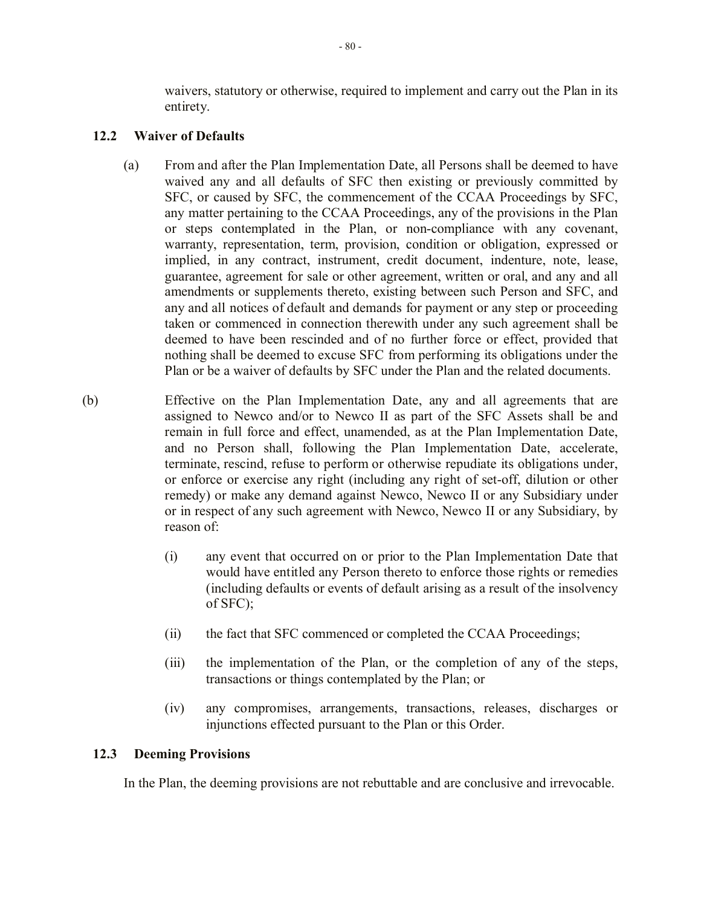waivers, statutory or otherwise, required to implement and carry out the Plan in its entirety.

### 12.2 Waiver of Defaults

(a) From and after the Plan Implementation Date, all Persons shall be deemed to have waived any and all defaults of SFC then existing or previously committed by SFC, or caused by SFC, the commencement of the CCAA Proceedings by SFC, any matter pertaining to the CCAA Proceedings, any of the provisions in the Plan or steps contemplated in the Plan, or non-compliance with any covenant, warranty, representation, term, provision, condition or obligation, expressed or implied, in any contract, instrument, credit document, indenture, note, lease, guarantee, agreement for sale or other agreement, written or oral, and any and all amendments or supplements thereto, existing between such Person and SFC, and any and all notices of default and demands for payment or any step or proceeding taken or commenced in connection therewith under any such agreement shall be deemed to have been rescinded and of no further force or effect, provided that nothing shall be deemed to excuse SFC from performing its obligations under the Plan or be a waiver of defaults by SFC under the Plan and the related documents.

(b) Effective on the Plan Implementation Date, any and all agreements that are assigned to Newco and/or to Newco II as part of the SFC Assets shall be and remain in full force and effect, unamended, as at the Plan Implementation Date, and no Person shall, following the Plan Implementation Date, accelerate, terminate, rescind, refuse to perform or otherwise repudiate its obligations under, or enforce or exercise any right (including any right of set-off, dilution or other remedy) or make any demand against Newco, Newco II or any Subsidiary under or in respect of any such agreement with Newco, Newco II or any Subsidiary, by reason of:

   (i) any event that occurred on or prior to the Plan Implementation Date that would have entitled any Person thereto to enforce those rights or remedies (including defaults or events of default arising as a result of the insolvency of SFC);

   (ii) the fact that SFC commenced or completed the CCAA Proceedings;

   (iii) the implementation of the Plan, or the completion of any of the steps, transactions or things contemplated by the Plan; or

   (iv) any compromises, arrangements, transactions, releases, discharges or injunctions effected pursuant to the Plan or this Order.

### 12.3 Deeming Provisions

In the Plan, the deeming provisions are not rebuttable and are conclusive and irrevocable.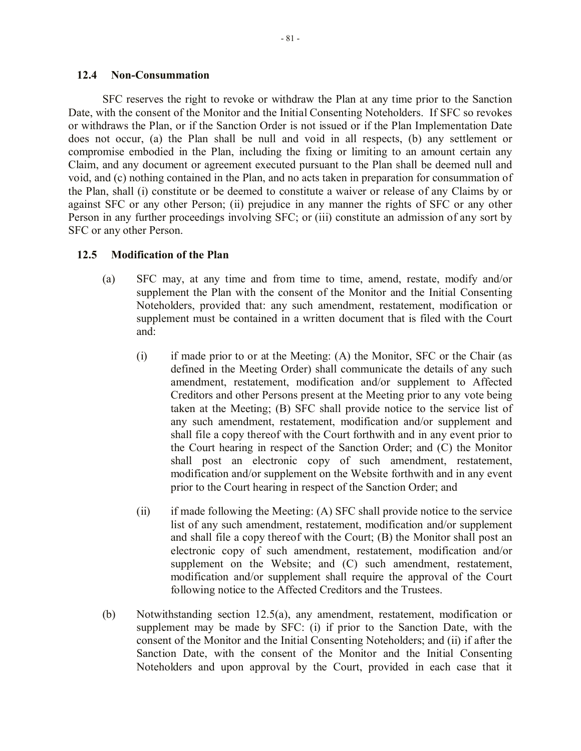### 12.4 Non-Consummation

SFC reserves the right to revoke or withdraw the Plan at any time prior to the Sanction Date, with the consent of the Monitor and the Initial Consenting Noteholders. If SFC so revokes or withdraws the Plan, or if the Sanction Order is not issued or if the Plan Implementation Date does not occur, (a) the Plan shall be null and void in all respects, (b) any settlement or compromise embodied in the Plan, including the fixing or limiting to an amount certain any Claim, and any document or agreement executed pursuant to the Plan shall be deemed null and void, and (c) nothing contained in the Plan, and no acts taken in preparation for consummation of the Plan, shall (i) constitute or be deemed to constitute a waiver or release of any Claims by or against SFC or any other Person; (ii) prejudice in any manner the rights of SFC or any other Person in any further proceedings involving SFC; or (iii) constitute an admission of any sort by SFC or any other Person.

### 12.5 Modification of the Plan

(a) SFC may, at any time and from time to time, amend, restate, modify and/or supplement the Plan with the consent of the Monitor and the Initial Consenting Noteholders, provided that: any such amendment, restatement, modification or supplement must be contained in a written document that is filed with the Court and:

(i) if made prior to or at the Meeting: (A) the Monitor, SFC or the Chair (as defined in the Meeting Order) shall communicate the details of any such amendment, restatement, modification and/or supplement to Affected Creditors and other Persons present at the Meeting prior to any vote being taken at the Meeting; (B) SFC shall provide notice to the service list of any such amendment, restatement, modification and/or supplement and shall file a copy thereof with the Court forthwith and in any event prior to the Court hearing in respect of the Sanction Order; and (C) the Monitor shall post an electronic copy of such amendment, restatement, modification and/or supplement on the Website forthwith and in any event prior to the Court hearing in respect of the Sanction Order; and

(ii) if made following the Meeting: (A) SFC shall provide notice to the service list of any such amendment, restatement, modification and/or supplement and shall file a copy thereof with the Court; (B) the Monitor shall post an electronic copy of such amendment, restatement, modification and/or supplement on the Website; and (C) such amendment, restatement, modification and/or supplement shall require the approval of the Court following notice to the Affected Creditors and the Trustees.

(b) Notwithstanding section 12.5(a), any amendment, restatement, modification or supplement may be made by SFC: (i) if prior to the Sanction Date, with the consent of the Monitor and the Initial Consenting Noteholders; and (ii) if after the Sanction Date, with the consent of the Monitor and the Initial Consenting Noteholders and upon approval by the Court, provided in each case that it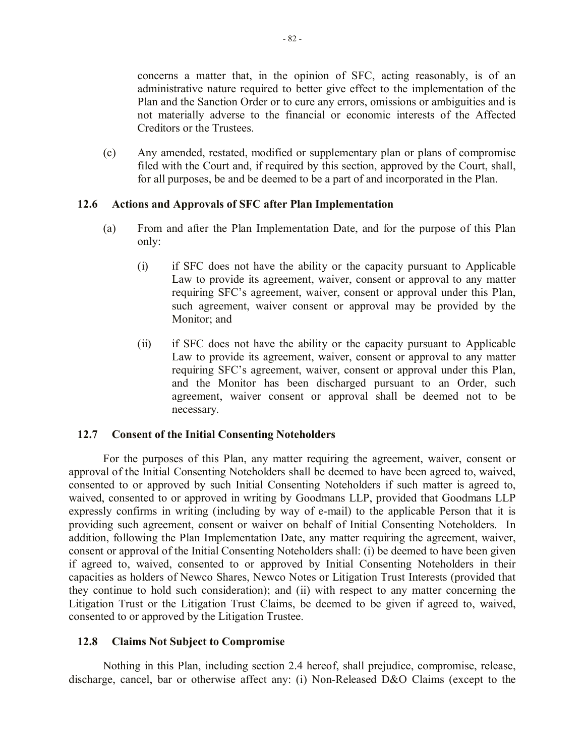concerns a matter that, in the opinion of SFC, acting reasonably, is of an administrative nature required to better give effect to the implementation of the Plan and the Sanction Order or to cure any errors, omissions or ambiguities and is not materially adverse to the financial or economic interests of the Affected Creditors or the Trustees.

(c) Any amended, restated, modified or supplementary plan or plans of compromise filed with the Court and, if required by this section, approved by the Court, shall, for all purposes, be and be deemed to be a part of and incorporated in the Plan.

### 12.6 Actions and Approvals of SFC after Plan Implementation

(a) From and after the Plan Implementation Date, and for the purpose of this Plan only:

(i) if SFC does not have the ability or the capacity pursuant to Applicable Law to provide its agreement, waiver, consent or approval to any matter requiring SFC's agreement, waiver, consent or approval under this Plan, such agreement, waiver consent or approval may be provided by the Monitor; and

(ii) if SFC does not have the ability or the capacity pursuant to Applicable Law to provide its agreement, waiver, consent or approval to any matter requiring SFC's agreement, waiver, consent or approval under this Plan, and the Monitor has been discharged pursuant to an Order, such agreement, waiver consent or approval shall be deemed not to be necessary.

### 12.7 Consent of the Initial Consenting Noteholders

For the purposes of this Plan, any matter requiring the agreement, waiver, consent or approval of the Initial Consenting Noteholders shall be deemed to have been agreed to, waived, consented to or approved by such Initial Consenting Noteholders if such matter is agreed to, waived, consented to or approved in writing by Goodmans LLP, provided that Goodmans LLP expressly confirms in writing (including by way of e-mail) to the applicable Person that it is providing such agreement, consent or waiver on behalf of Initial Consenting Noteholders. In addition, following the Plan Implementation Date, any matter requiring the agreement, waiver, consent or approval of the Initial Consenting Noteholders shall: (i) be deemed to have been given if agreed to, waived, consented to or approved by Initial Consenting Noteholders in their capacities as holders of Newco Shares, Newco Notes or Litigation Trust Interests (provided that they continue to hold such consideration); and (ii) with respect to any matter concerning the Litigation Trust or the Litigation Trust Claims, be deemed to be given if agreed to, waived, consented to or approved by the Litigation Trustee.

### 12.8 Claims Not Subject to Compromise

Nothing in this Plan, including section 2.4 hereof, shall prejudice, compromise, release, discharge, cancel, bar or otherwise affect any: (i) Non-Released D&O Claims (except to the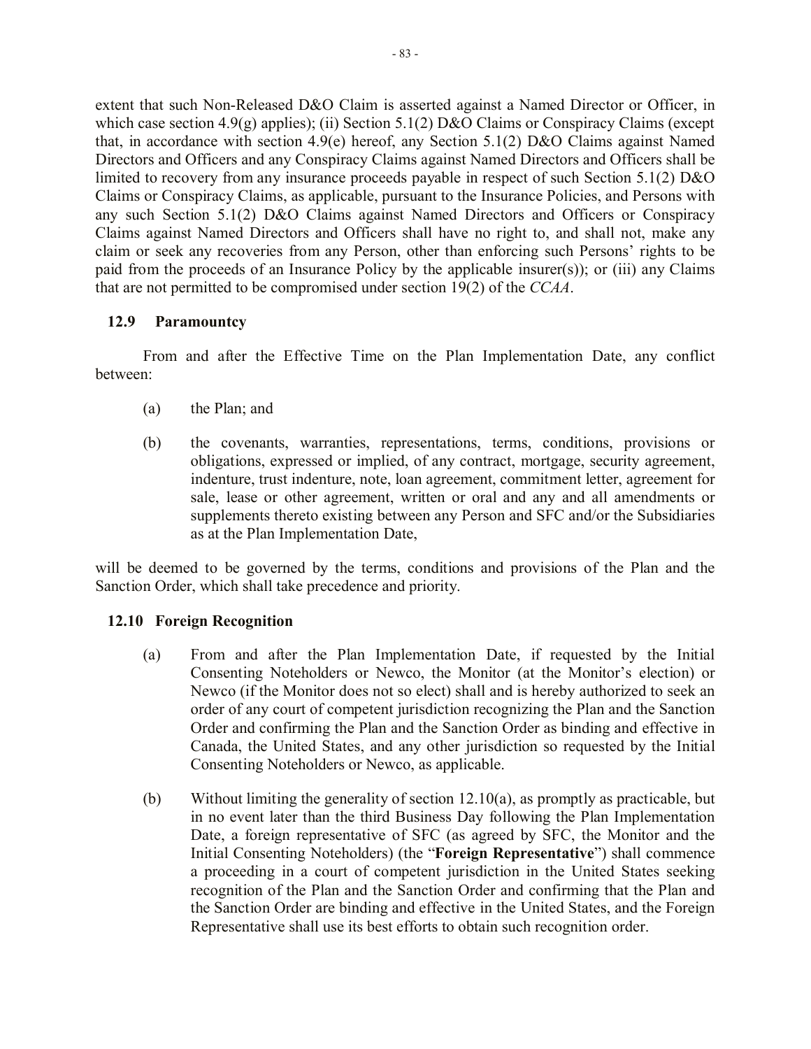extent that such Non-Released D&O Claim is asserted against a Named Director or Officer, in which case section 4.9(g) applies); (ii) Section 5.1(2) D&O Claims or Conspiracy Claims (except that, in accordance with section 4.9(e) hereof, any Section 5.1(2) D&O Claims against Named Directors and Officers and any Conspiracy Claims against Named Directors and Officers shall be limited to recovery from any insurance proceeds payable in respect of such Section 5.1(2) D&O Claims or Conspiracy Claims, as applicable, pursuant to the Insurance Policies, and Persons with any such Section 5.1(2) D&O Claims against Named Directors and Officers or Conspiracy Claims against Named Directors and Officers shall have no right to, and shall not, make any claim or seek any recoveries from any Person, other than enforcing such Persons' rights to be paid from the proceeds of an Insurance Policy by the applicable insurer(s)); or (iii) any Claims that are not permitted to be compromised under section 19(2) of the *CCAA*.

### 12.9 Paramountcy

From and after the Effective Time on the Plan Implementation Date, any conflict between:

(a) the Plan; and

(b) the covenants, warranties, representations, terms, conditions, provisions or obligations, expressed or implied, of any contract, mortgage, security agreement, indenture, trust indenture, note, loan agreement, commitment letter, agreement for sale, lease or other agreement, written or oral and any and all amendments or supplements thereto existing between any Person and SFC and/or the Subsidiaries as at the Plan Implementation Date,

will be deemed to be governed by the terms, conditions and provisions of the Plan and the Sanction Order, which shall take precedence and priority.

### 12.10 Foreign Recognition

(a) From and after the Plan Implementation Date, if requested by the Initial Consenting Noteholders or Newco, the Monitor (at the Monitor's election) or Newco (if the Monitor does not so elect) shall and is hereby authorized to seek an order of any court of competent jurisdiction recognizing the Plan and the Sanction Order and confirming the Plan and the Sanction Order as binding and effective in Canada, the United States, and any other jurisdiction so requested by the Initial Consenting Noteholders or Newco, as applicable.

(b) Without limiting the generality of section 12.10(a), as promptly as practicable, but in no event later than the third Business Day following the Plan Implementation Date, a foreign representative of SFC (as agreed by SFC, the Monitor and the Initial Consenting Noteholders) (the "**Foreign Representative**") shall commence a proceeding in a court of competent jurisdiction in the United States seeking recognition of the Plan and the Sanction Order and confirming that the Plan and the Sanction Order are binding and effective in the United States, and the Foreign Representative shall use its best efforts to obtain such recognition order.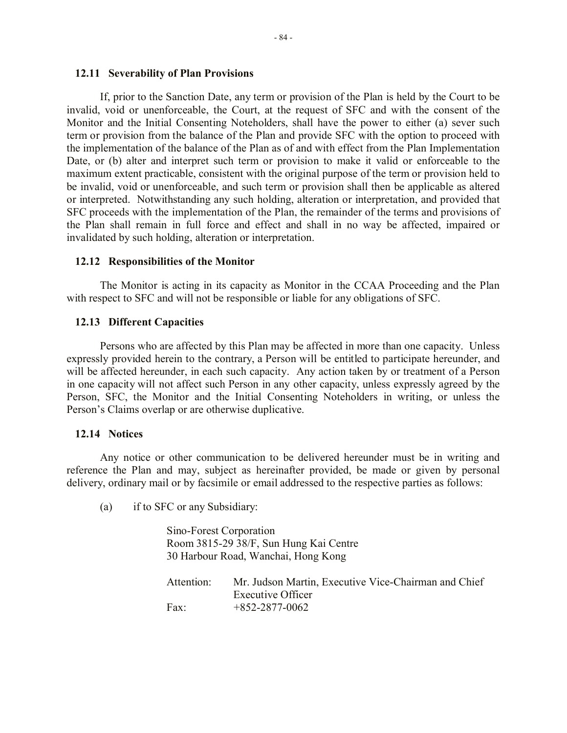### 12.11 Severability of Plan Provisions

If, prior to the Sanction Date, any term or provision of the Plan is held by the Court to be invalid, void or unenforceable, the Court, at the request of SFC and with the consent of the Monitor and the Initial Consenting Noteholders, shall have the power to either (a) sever such term or provision from the balance of the Plan and provide SFC with the option to proceed with the implementation of the balance of the Plan as of and with effect from the Plan Implementation Date, or (b) alter and interpret such term or provision to make it valid or enforceable to the maximum extent practicable, consistent with the original purpose of the term or provision held to be invalid, void or unenforceable, and such term or provision shall then be applicable as altered or interpreted. Notwithstanding any such holding, alteration or interpretation, and provided that SFC proceeds with the implementation of the Plan, the remainder of the terms and provisions of the Plan shall remain in full force and effect and shall in no way be affected, impaired or invalidated by such holding, alteration or interpretation.

### 12.12 Responsibilities of the Monitor

The Monitor is acting in its capacity as Monitor in the CCAA Proceeding and the Plan with respect to SFC and will not be responsible or liable for any obligations of SFC.

### 12.13 Different Capacities

Persons who are affected by this Plan may be affected in more than one capacity. Unless expressly provided herein to the contrary, a Person will be entitled to participate hereunder, and will be affected hereunder, in each such capacity. Any action taken by or treatment of a Person in one capacity will not affect such Person in any other capacity, unless expressly agreed by the Person, SFC, the Monitor and the Initial Consenting Noteholders in writing, or unless the Person's Claims overlap or are otherwise duplicative.

### 12.14 Notices

Any notice or other communication to be delivered hereunder must be in writing and reference the Plan and may, subject as hereinafter provided, be made or given by personal delivery, ordinary mail or by facsimile or email addressed to the respective parties as follows:

(a) if to SFC or any Subsidiary:

Sino-Forest Corporation
Room 3815-29 38/F, Sun Hung Kai Centre
30 Harbour Road, Wanchai, Hong Kong

Attention: Mr. Judson Martin, Executive Vice-Chairman and Chief Executive Officer
Fax: +852-2877-0062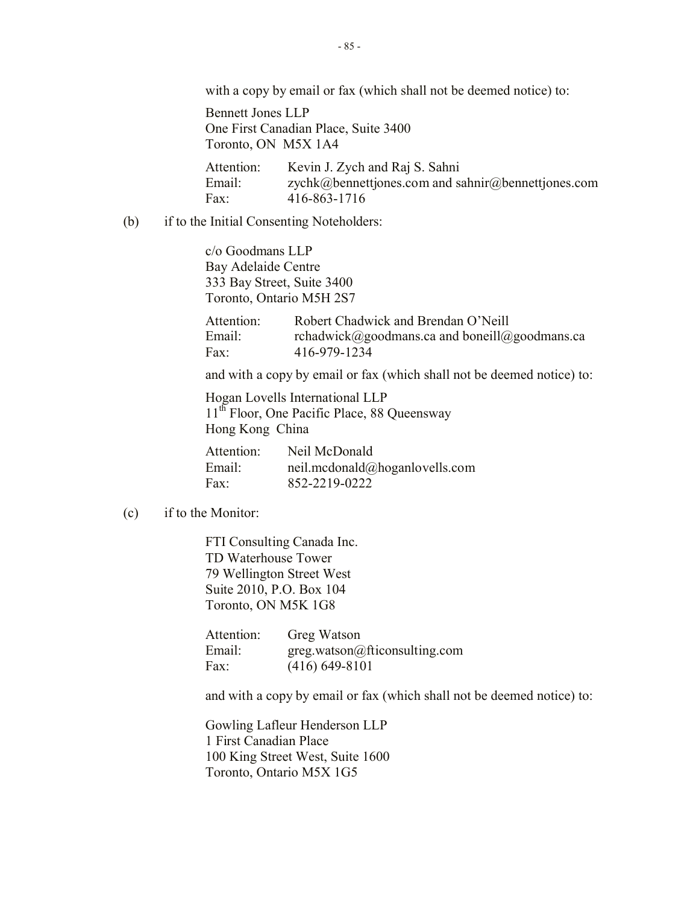with a copy by email or fax (which shall not be deemed notice) to:

Bennett Jones LLP
One First Canadian Place, Suite 3400
Toronto, ON M5X 1A4

Attention: Kevin J. Zych and Raj S. Sahni
Email: zychk@bennettjones.com and sahnir@bennettjones.com
Fax: 416-863-1716

(b) if to the Initial Consenting Noteholders:

c/o Goodmans LLP
Bay Adelaide Centre
333 Bay Street, Suite 3400
Toronto, Ontario M5H 2S7

Attention: Robert Chadwick and Brendan O'Neill
Email: rchadwick@goodmans.ca and boneill@goodmans.ca
Fax: 416-979-1234

and with a copy by email or fax (which shall not be deemed notice) to:

Hogan Lovells International LLP
11th Floor, One Pacific Place, 88 Queensway
Hong Kong China

Attention: Neil McDonald
Email: neil.mcdonald@hoganlovells.com
Fax: 852-2219-0222

(c) if to the Monitor:

FTI Consulting Canada Inc.
TD Waterhouse Tower
79 Wellington Street West
Suite 2010, P.O. Box 104
Toronto, ON M5K 1G8

Attention: Greg Watson
Email: greg.watson@fticonsulting.com
Fax: (416) 649-8101

and with a copy by email or fax (which shall not be deemed notice) to:

Gowling Lafleur Henderson LLP
1 First Canadian Place
100 King Street West, Suite 1600
Toronto, Ontario M5X 1G5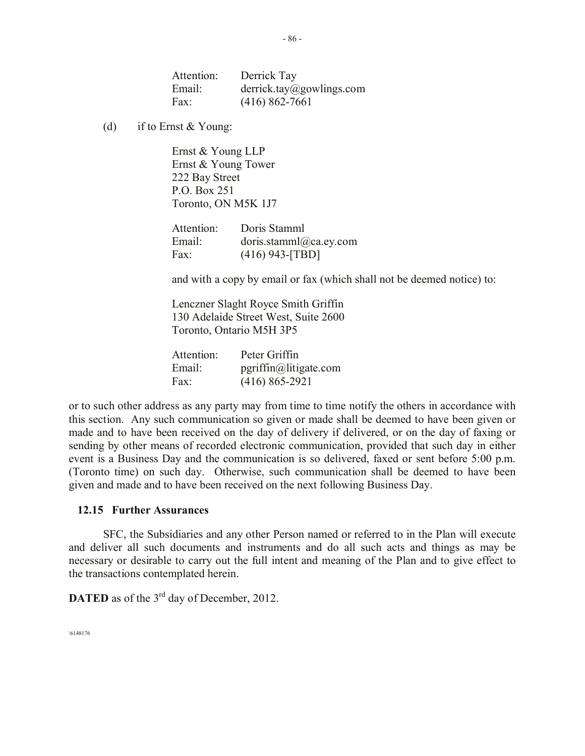Attention: Derrick Tay
Email: derrick.tay@gowlings.com
Fax: (416) 862-7661

(d) if to Ernst & Young:

Ernst & Young LLP
Ernst & Young Tower
222 Bay Street
P.O. Box 251
Toronto, ON M5K 1J7

Attention: Doris Stamml
Email: doris.stamml@ca.ey.com
Fax: (416) 943-[TBD]

and with a copy by email or fax (which shall not be deemed notice) to:

Lenczner Slaght Royce Smith Griffin
130 Adelaide Street West, Suite 2600
Toronto, Ontario M5H 3P5

Attention: Peter Griffin
Email: pgriffin@litigate.com
Fax: (416) 865-2921

or to such other address as any party may from time to time notify the others in accordance with this section. Any such communication so given or made shall be deemed to have been given or made and to have been received on the day of delivery if delivered, or on the day of faxing or sending by other means of recorded electronic communication, provided that such day in either event is a Business Day and the communication is so delivered, faxed or sent before 5:00 p.m. (Toronto time) on such day. Otherwise, such communication shall be deemed to have been given and made and to have been received on the next following Business Day.

### 12.15 Further Assurances

SFC, the Subsidiaries and any other Person named or referred to in the Plan will execute and deliver all such documents and instruments and do all such acts and things as may be necessary or desirable to carry out the full intent and meaning of the Plan and to give effect to the transactions contemplated herein.

**DATED** as of the 3rd day of December, 2012.

\6148176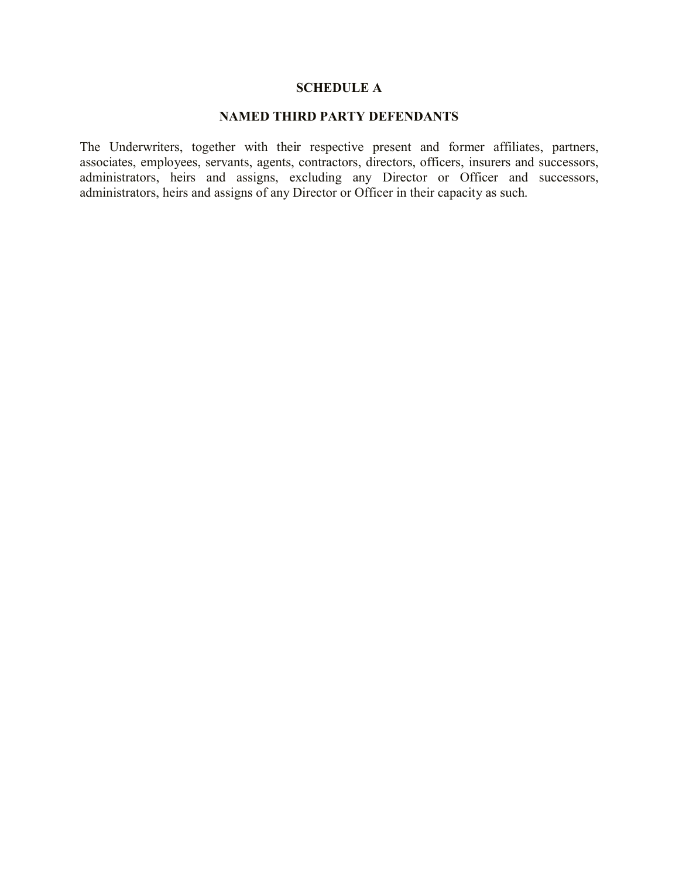## SCHEDULE A

## NAMED THIRD PARTY DEFENDANTS

The Underwriters, together with their respective present and former affiliates, partners, associates, employees, servants, agents, contractors, directors, officers, insurers and successors, administrators, heirs and assigns, excluding any Director or Officer and successors, administrators, heirs and assigns of any Director or Officer in their capacity as such.